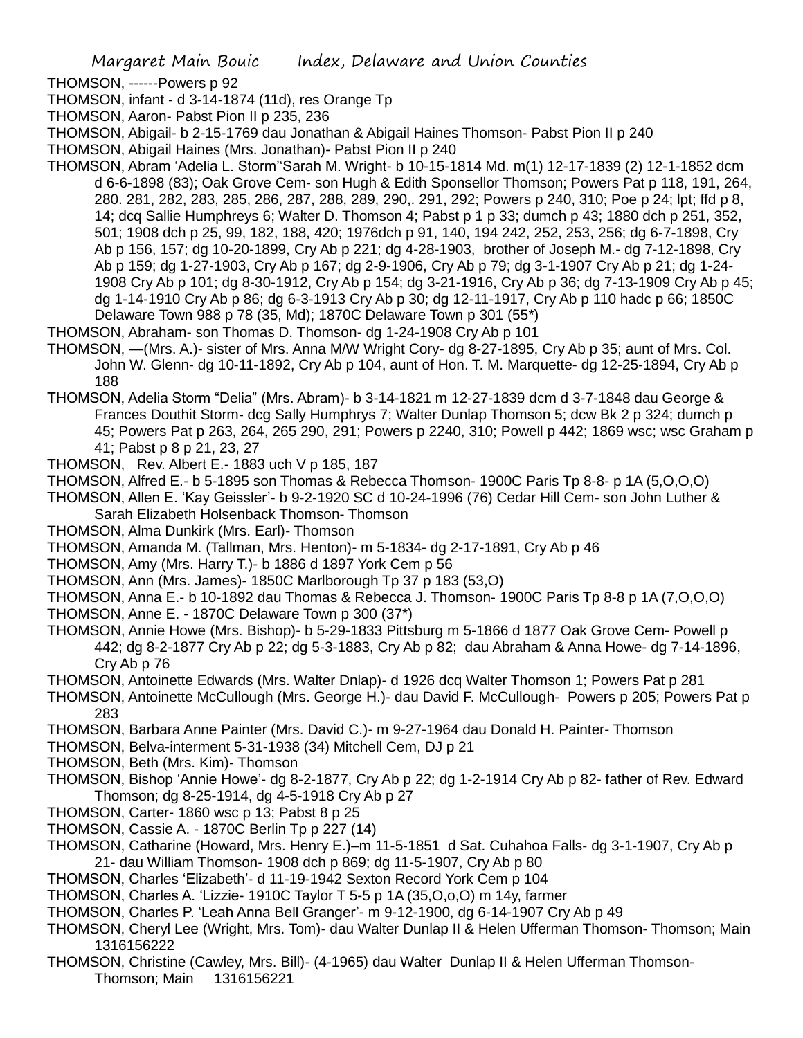THOMSON, ------Powers p 92

THOMSON, infant - d 3-14-1874 (11d), res Orange Tp

THOMSON, Aaron- Pabst Pion II p 235, 236

THOMSON, Abigail- b 2-15-1769 dau Jonathan & Abigail Haines Thomson- Pabst Pion II p 240

THOMSON, Abigail Haines (Mrs. Jonathan)- Pabst Pion II p 240

THOMSON, Abram 'Adelia L. Storm''Sarah M. Wright- b 10-15-1814 Md. m(1) 12-17-1839 (2) 12-1-1852 dcm d 6-6-1898 (83); Oak Grove Cem- son Hugh & Edith Sponsellor Thomson; Powers Pat p 118, 191, 264, 280. 281, 282, 283, 285, 286, 287, 288, 289, 290,. 291, 292; Powers p 240, 310; Poe p 24; lpt; ffd p 8, 14; dcq Sallie Humphreys 6; Walter D. Thomson 4; Pabst p 1 p 33; dumch p 43; 1880 dch p 251, 352, 501; 1908 dch p 25, 99, 182, 188, 420; 1976dch p 91, 140, 194 242, 252, 253, 256; dg 6-7-1898, Cry Ab p 156, 157; dg 10-20-1899, Cry Ab p 221; dg 4-28-1903, brother of Joseph M.- dg 7-12-1898, Cry Ab p 159; dg 1-27-1903, Cry Ab p 167; dg 2-9-1906, Cry Ab p 79; dg 3-1-1907 Cry Ab p 21; dg 1-24-1908 Cry Ab p 101; dg 8-30-1912, Cry Ab p 154; dg 3-21-1916, Cry Ab p 36; dg 7-13-1909 Cry Ab p 45; dg 1-14-1910 Cry Ab p 86; dg 6-3-1913 Cry Ab p 30; dg 12-11-1917, Cry Ab p 110 hadc p 66; 1850C Delaware Town 988 p 78 (35, Md); 1870C Delaware Town p 301 (55*)

THOMSON, Abraham- son Thomas D. Thomson- dg 1-24-1908 Cry Ab p 101

THOMSON, —(Mrs. A.)- sister of Mrs. Anna M/W Wright Cory- dg 8-27-1895, Cry Ab p 35; aunt of Mrs. Col. John W. Glenn- dg 10-11-1892, Cry Ab p 104, aunt of Hon. T. M. Marquette- dg 12-25-1894, Cry Ab p 188

THOMSON, Adelia Storm "Delia" (Mrs. Abram)- b 3-14-1821 m 12-27-1839 dcm d 3-7-1848 dau George & Frances Douthit Storm- dcg Sally Humphrys 7; Walter Dunlap Thomson 5; dcw Bk 2 p 324; dumch p 45; Powers Pat p 263, 264, 265 290, 291; Powers p 2240, 310; Powell p 442; 1869 wsc; wsc Graham p 41; Pabst p 8 p 21, 23, 27

THOMSON, Rev. Albert E.- 1883 uch V p 185, 187

THOMSON, Alfred E.- b 5-1895 son Thomas & Rebecca Thomson- 1900C Paris Tp 8-8- p 1A (5,O,O,O)

THOMSON, Allen E. 'Kay Geissler'- b 9-2-1920 SC d 10-24-1996 (76) Cedar Hill Cem- son John Luther & Sarah Elizabeth Holsenback Thomson- Thomson

THOMSON, Alma Dunkirk (Mrs. Earl)- Thomson

THOMSON, Amanda M. (Tallman, Mrs. Henton)- m 5-1834- dg 2-17-1891, Cry Ab p 46

THOMSON, Amy (Mrs. Harry T.)- b 1886 d 1897 York Cem p 56

THOMSON, Ann (Mrs. James)- 1850C Marlborough Tp 37 p 183 (53,O)

THOMSON, Anna E.- b 10-1892 dau Thomas & Rebecca J. Thomson- 1900C Paris Tp 8-8 p 1A (7,O,O,O)

THOMSON, Anne E. - 1870C Delaware Town p 300 (37*)

THOMSON, Annie Howe (Mrs. Bishop)- b 5-29-1833 Pittsburg m 5-1866 d 1877 Oak Grove Cem- Powell p 442; dg 8-2-1877 Cry Ab p 22; dg 5-3-1883, Cry Ab p 82; dau Abraham & Anna Howe- dg 7-14-1896, Cry Ab p 76

THOMSON, Antoinette Edwards (Mrs. Walter Dnlap)- d 1926 dcq Walter Thomson 1; Powers Pat p 281

THOMSON, Antoinette McCullough (Mrs. George H.)- dau David F. McCullough- Powers p 205; Powers Pat p 283

THOMSON, Barbara Anne Painter (Mrs. David C.)- m 9-27-1964 dau Donald H. Painter- Thomson

THOMSON, Belva-interment 5-31-1938 (34) Mitchell Cem, DJ p 21

THOMSON, Beth (Mrs. Kim)- Thomson

THOMSON, Bishop 'Annie Howe'- dg 8-2-1877, Cry Ab p 22; dg 1-2-1914 Cry Ab p 82- father of Rev. Edward Thomson; dg 8-25-1914, dg 4-5-1918 Cry Ab p 27

THOMSON, Carter- 1860 wsc p 13; Pabst 8 p 25

THOMSON, Cassie A. - 1870C Berlin Tp p 227 (14)

THOMSON, Catharine (Howard, Mrs. Henry E.)–m 11-5-1851 d Sat. Cuhahoa Falls- dg 3-1-1907, Cry Ab p 21- dau William Thomson- 1908 dch p 869; dg 11-5-1907, Cry Ab p 80

THOMSON, Charles 'Elizabeth'- d 11-19-1942 Sexton Record York Cem p 104

THOMSON, Charles A. 'Lizzie- 1910C Taylor T 5-5 p 1A (35,O,o,O) m 14y, farmer

THOMSON, Charles P. 'Leah Anna Bell Granger'- m 9-12-1900, dg 6-14-1907 Cry Ab p 49

THOMSON, Cheryl Lee (Wright, Mrs. Tom)- dau Walter Dunlap II & Helen Ufferman Thomson- Thomson; Main 1316156222

THOMSON, Christine (Cawley, Mrs. Bill)- (4-1965) dau Walter Dunlap II & Helen Ufferman Thomson- Thomson; Main 1316156221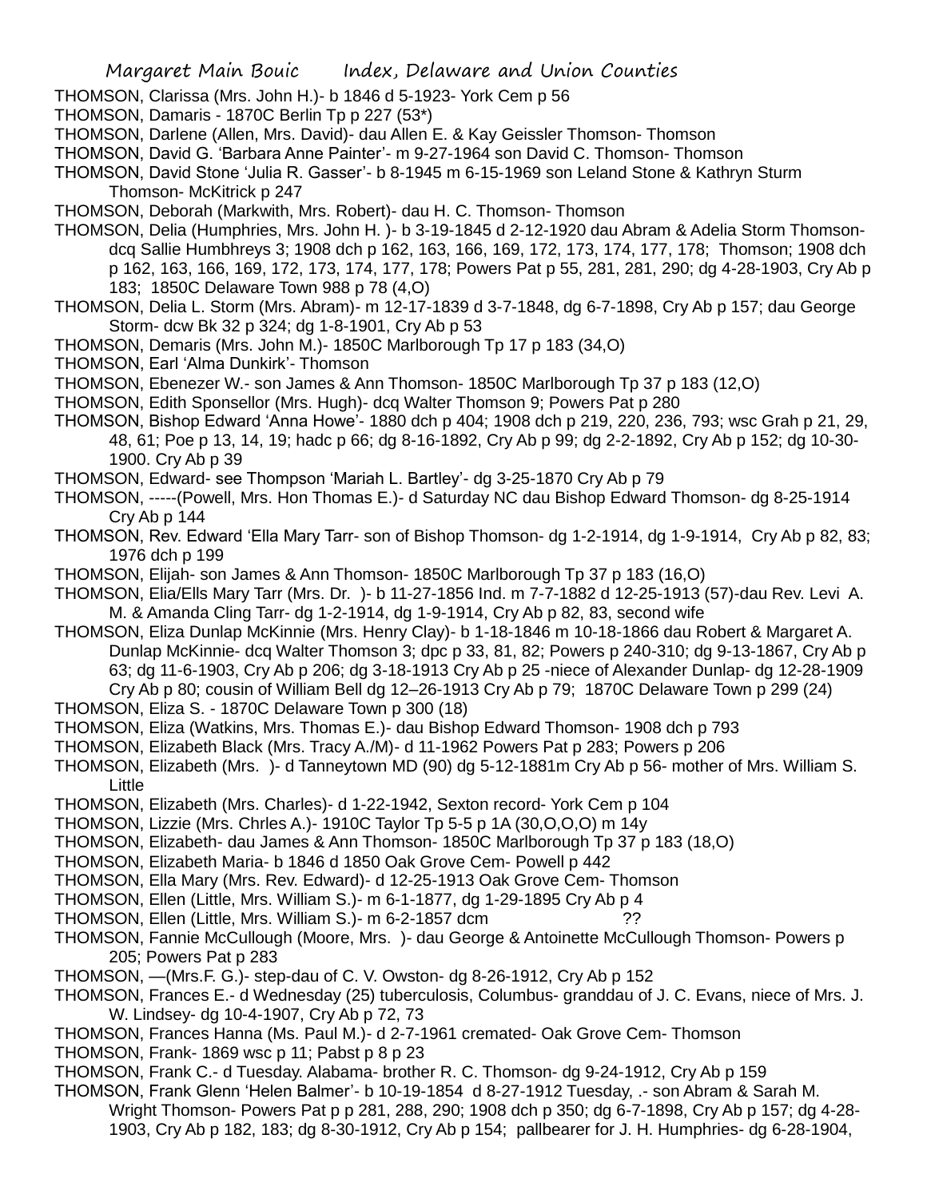THOMSON, Clarissa (Mrs. John H.)- b 1846 d 5-1923- York Cem p 56

THOMSON, Damaris - 1870C Berlin Tp p 227 (53*)

THOMSON, Darlene (Allen, Mrs. David)- dau Allen E. & Kay Geissler Thomson- Thomson

THOMSON, David G. 'Barbara Anne Painter'- m 9-27-1964 son David C. Thomson- Thomson

THOMSON, David Stone 'Julia R. Gasser'- b 8-1945 m 6-15-1969 son Leland Stone & Kathryn Sturm Thomson- McKitrick p 247

THOMSON, Deborah (Markwith, Mrs. Robert)- dau H. C. Thomson- Thomson

THOMSON, Delia (Humphries, Mrs. John H. )- b 3-19-1845 d 2-12-1920 dau Abram & Adelia Storm Thomson- dcq Sallie Humbhreys 3; 1908 dch p 162, 163, 166, 169, 172, 173, 174, 177, 178; Thomson; 1908 dch p 162, 163, 166, 169, 172, 173, 174, 177, 178; Powers Pat p 55, 281, 281, 290; dg 4-28-1903, Cry Ab p 183; 1850C Delaware Town 988 p 78 (4,O)

THOMSON, Delia L. Storm (Mrs. Abram)- m 12-17-1839 d 3-7-1848, dg 6-7-1898, Cry Ab p 157; dau George Storm- dcw Bk 32 p 324; dg 1-8-1901, Cry Ab p 53

THOMSON, Demaris (Mrs. John M.)- 1850C Marlborough Tp 17 p 183 (34,O)

THOMSON, Earl 'Alma Dunkirk'- Thomson

THOMSON, Ebenezer W.- son James & Ann Thomson- 1850C Marlborough Tp 37 p 183 (12,O)

THOMSON, Edith Sponsellor (Mrs. Hugh)- dcq Walter Thomson 9; Powers Pat p 280

THOMSON, Bishop Edward 'Anna Howe'- 1880 dch p 404; 1908 dch p 219, 220, 236, 793; wsc Grah p 21, 29, 48, 61; Poe p 13, 14, 19; hadc p 66; dg 8-16-1892, Cry Ab p 99; dg 2-2-1892, Cry Ab p 152; dg 10-30-1900. Cry Ab p 39

THOMSON, Edward- see Thompson 'Mariah L. Bartley'- dg 3-25-1870 Cry Ab p 79

THOMSON, -----(Powell, Mrs. Hon Thomas E.)- d Saturday NC dau Bishop Edward Thomson- dg 8-25-1914 Cry Ab p 144

THOMSON, Rev. Edward 'Ella Mary Tarr- son of Bishop Thomson- dg 1-2-1914, dg 1-9-1914, Cry Ab p 82, 83; 1976 dch p 199

THOMSON, Elijah- son James & Ann Thomson- 1850C Marlborough Tp 37 p 183 (16,O)

THOMSON, Elia/Ells Mary Tarr (Mrs. Dr. )- b 11-27-1856 Ind. m 7-7-1882 d 12-25-1913 (57)-dau Rev. Levi A. M. & Amanda Cling Tarr- dg 1-2-1914, dg 1-9-1914, Cry Ab p 82, 83, second wife

THOMSON, Eliza Dunlap McKinnie (Mrs. Henry Clay)- b 1-18-1846 m 10-18-1866 dau Robert & Margaret A. Dunlap McKinnie- dcq Walter Thomson 3; dpc p 33, 81, 82; Powers p 240-310; dg 9-13-1867, Cry Ab p 63; dg 11-6-1903, Cry Ab p 206; dg 3-18-1913 Cry Ab p 25 -niece of Alexander Dunlap- dg 12-28-1909 Cry Ab p 80; cousin of William Bell dg 12–26-1913 Cry Ab p 79; 1870C Delaware Town p 299 (24)

THOMSON, Eliza S. - 1870C Delaware Town p 300 (18)

THOMSON, Eliza (Watkins, Mrs. Thomas E.)- dau Bishop Edward Thomson- 1908 dch p 793

THOMSON, Elizabeth Black (Mrs. Tracy A./M)- d 11-1962 Powers Pat p 283; Powers p 206

THOMSON, Elizabeth (Mrs. )- d Tanneytown MD (90) dg 5-12-1881m Cry Ab p 56- mother of Mrs. William S. Little

THOMSON, Elizabeth (Mrs. Charles)- d 1-22-1942, Sexton record- York Cem p 104

THOMSON, Lizzie (Mrs. Chrles A.)- 1910C Taylor Tp 5-5 p 1A (30,O,O,O) m 14y

THOMSON, Elizabeth- dau James & Ann Thomson- 1850C Marlborough Tp 37 p 183 (18,O)

THOMSON, Elizabeth Maria- b 1846 d 1850 Oak Grove Cem- Powell p 442

THOMSON, Ella Mary (Mrs. Rev. Edward)- d 12-25-1913 Oak Grove Cem- Thomson

THOMSON, Ellen (Little, Mrs. William S.)- m 6-1-1877, dg 1-29-1895 Cry Ab p 4

THOMSON, Ellen (Little, Mrs. William S.)- m 6-2-1857 dcm ??

THOMSON, Fannie McCullough (Moore, Mrs. )- dau George & Antoinette McCullough Thomson- Powers p 205; Powers Pat p 283

THOMSON, —(Mrs.F. G.)- step-dau of C. V. Owston- dg 8-26-1912, Cry Ab p 152

THOMSON, Frances E.- d Wednesday (25) tuberculosis, Columbus- granddau of J. C. Evans, niece of Mrs. J. W. Lindsey- dg 10-4-1907, Cry Ab p 72, 73

THOMSON, Frances Hanna (Ms. Paul M.)- d 2-7-1961 cremated- Oak Grove Cem- Thomson

THOMSON, Frank- 1869 wsc p 11; Pabst p 8 p 23

THOMSON, Frank C.- d Tuesday. Alabama- brother R. C. Thomson- dg 9-24-1912, Cry Ab p 159

THOMSON, Frank Glenn 'Helen Balmer'- b 10-19-1854 d 8-27-1912 Tuesday, .- son Abram & Sarah M. Wright Thomson- Powers Pat p p 281, 288, 290; 1908 dch p 350; dg 6-7-1898, Cry Ab p 157; dg 4-28-1903, Cry Ab p 182, 183; dg 8-30-1912, Cry Ab p 154; pallbearer for J. H. Humphries- dg 6-28-1904,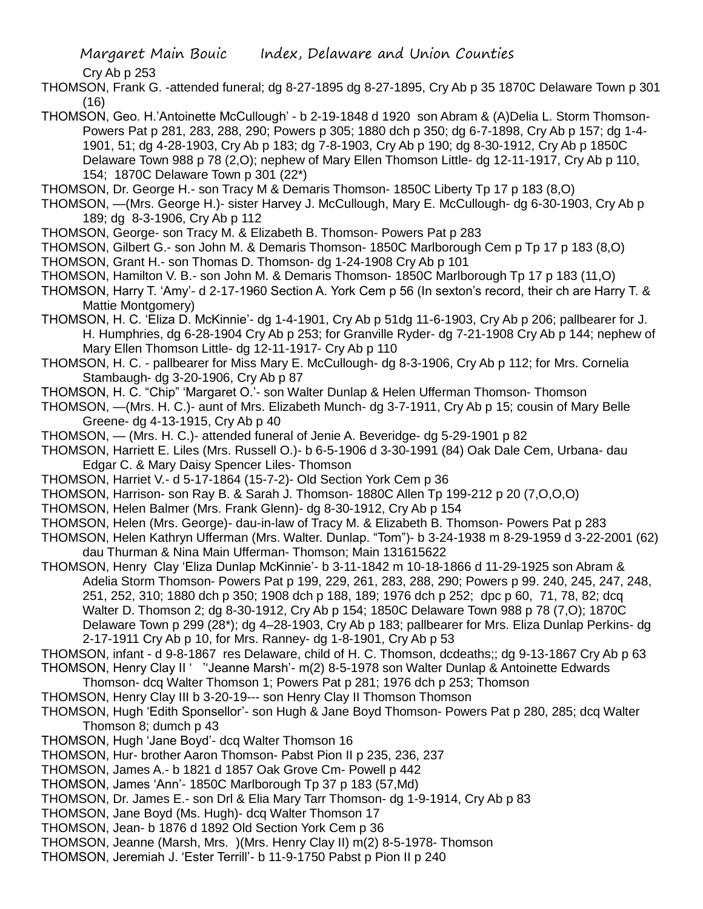Cry Ab p 253

THOMSON, Frank G. -attended funeral; dg 8-27-1895 dg 8-27-1895, Cry Ab p 35 1870C Delaware Town p 301 (16)

THOMSON, Geo. H.'Antoinette McCullough' - b 2-19-1848 d 1920 son Abram & (A)Delia L. Storm Thomson- Powers Pat p 281, 283, 288, 290; Powers p 305; 1880 dch p 350; dg 6-7-1898, Cry Ab p 157; dg 1-4-1901, 51; dg 4-28-1903, Cry Ab p 183; dg 7-8-1903, Cry Ab p 190; dg 8-30-1912, Cry Ab p 1850C Delaware Town 988 p 78 (2,O); nephew of Mary Ellen Thomson Little- dg 12-11-1917, Cry Ab p 110, 154; 1870C Delaware Town p 301 (22*)

THOMSON, Dr. George H.- son Tracy M & Demaris Thomson- 1850C Liberty Tp 17 p 183 (8,O)

THOMSON, —(Mrs. George H.)- sister Harvey J. McCullough, Mary E. McCullough- dg 6-30-1903, Cry Ab p 189; dg 8-3-1906, Cry Ab p 112

THOMSON, George- son Tracy M. & Elizabeth B. Thomson- Powers Pat p 283

THOMSON, Gilbert G.- son John M. & Demaris Thomson- 1850C Marlborough Cem p Tp 17 p 183 (8,O)

THOMSON, Grant H.- son Thomas D. Thomson- dg 1-24-1908 Cry Ab p 101

THOMSON, Hamilton V. B.- son John M. & Demaris Thomson- 1850C Marlborough Tp 17 p 183 (11,O)

THOMSON, Harry T. 'Amy'- d 2-17-1960 Section A. York Cem p 56 (In sexton's record, their ch are Harry T. & Mattie Montgomery)

THOMSON, H. C. 'Eliza D. McKinnie'- dg 1-4-1901, Cry Ab p 51dg 11-6-1903, Cry Ab p 206; pallbearer for J. H. Humphries, dg 6-28-1904 Cry Ab p 253; for Granville Ryder- dg 7-21-1908 Cry Ab p 144; nephew of Mary Ellen Thomson Little- dg 12-11-1917- Cry Ab p 110

THOMSON, H. C. - pallbearer for Miss Mary E. McCullough- dg 8-3-1906, Cry Ab p 112; for Mrs. Cornelia Stambaugh- dg 3-20-1906, Cry Ab p 87

THOMSON, H. C. "Chip" 'Margaret O.'- son Walter Dunlap & Helen Ufferman Thomson- Thomson

THOMSON, —(Mrs. H. C.)- aunt of Mrs. Elizabeth Munch- dg 3-7-1911, Cry Ab p 15; cousin of Mary Belle Greene- dg 4-13-1915, Cry Ab p 40

THOMSON, — (Mrs. H. C.)- attended funeral of Jenie A. Beveridge- dg 5-29-1901 p 82

THOMSON, Harriett E. Liles (Mrs. Russell O.)- b 6-5-1906 d 3-30-1991 (84) Oak Dale Cem, Urbana- dau Edgar C. & Mary Daisy Spencer Liles- Thomson

THOMSON, Harriet V.- d 5-17-1864 (15-7-2)- Old Section York Cem p 36

THOMSON, Harrison- son Ray B. & Sarah J. Thomson- 1880C Allen Tp 199-212 p 20 (7,O,O,O)

THOMSON, Helen Balmer (Mrs. Frank Glenn)- dg 8-30-1912, Cry Ab p 154

THOMSON, Helen (Mrs. George)- dau-in-law of Tracy M. & Elizabeth B. Thomson- Powers Pat p 283

THOMSON, Helen Kathryn Ufferman (Mrs. Walter. Dunlap. "Tom")- b 3-24-1938 m 8-29-1959 d 3-22-2001 (62) dau Thurman & Nina Main Ufferman- Thomson; Main 131615622

THOMSON, Henry Clay 'Eliza Dunlap McKinnie'- b 3-11-1842 m 10-18-1866 d 11-29-1925 son Abram & Adelia Storm Thomson- Powers Pat p 199, 229, 261, 283, 288, 290; Powers p 99. 240, 245, 247, 248, 251, 252, 310; 1880 dch p 350; 1908 dch p 188, 189; 1976 dch p 252; dpc p 60, 71, 78, 82; dcq Walter D. Thomson 2; dg 8-30-1912, Cry Ab p 154; 1850C Delaware Town 988 p 78 (7,O); 1870C Delaware Town p 299 (28*); dg 4–28-1903, Cry Ab p 183; pallbearer for Mrs. Eliza Dunlap Perkins- dg 2-17-1911 Cry Ab p 10, for Mrs. Ranney- dg 1-8-1901, Cry Ab p 53

THOMSON, infant - d 9-8-1867 res Delaware, child of H. C. Thomson, dcdeaths;; dg 9-13-1867 Cry Ab p 63

THOMSON, Henry Clay II ' ''Jeanne Marsh'- m(2) 8-5-1978 son Walter Dunlap & Antoinette Edwards Thomson- dcq Walter Thomson 1; Powers Pat p 281; 1976 dch p 253; Thomson

THOMSON, Henry Clay III b 3-20-19--- son Henry Clay II Thomson Thomson

THOMSON, Hugh 'Edith Sponsellor'- son Hugh & Jane Boyd Thomson- Powers Pat p 280, 285; dcq Walter Thomson 8; dumch p 43

THOMSON, Hugh 'Jane Boyd'- dcq Walter Thomson 16

THOMSON, Hur- brother Aaron Thomson- Pabst Pion II p 235, 236, 237

THOMSON, James A.- b 1821 d 1857 Oak Grove Cm- Powell p 442

THOMSON, James 'Ann'- 1850C Marlborough Tp 37 p 183 (57,Md)

THOMSON, Dr. James E.- son Drl & Elia Mary Tarr Thomson- dg 1-9-1914, Cry Ab p 83

THOMSON, Jane Boyd (Ms. Hugh)- dcq Walter Thomson 17

THOMSON, Jean- b 1876 d 1892 Old Section York Cem p 36

THOMSON, Jeanne (Marsh, Mrs. )(Mrs. Henry Clay II) m(2) 8-5-1978- Thomson

THOMSON, Jeremiah J. 'Ester Terrill'- b 11-9-1750 Pabst p Pion II p 240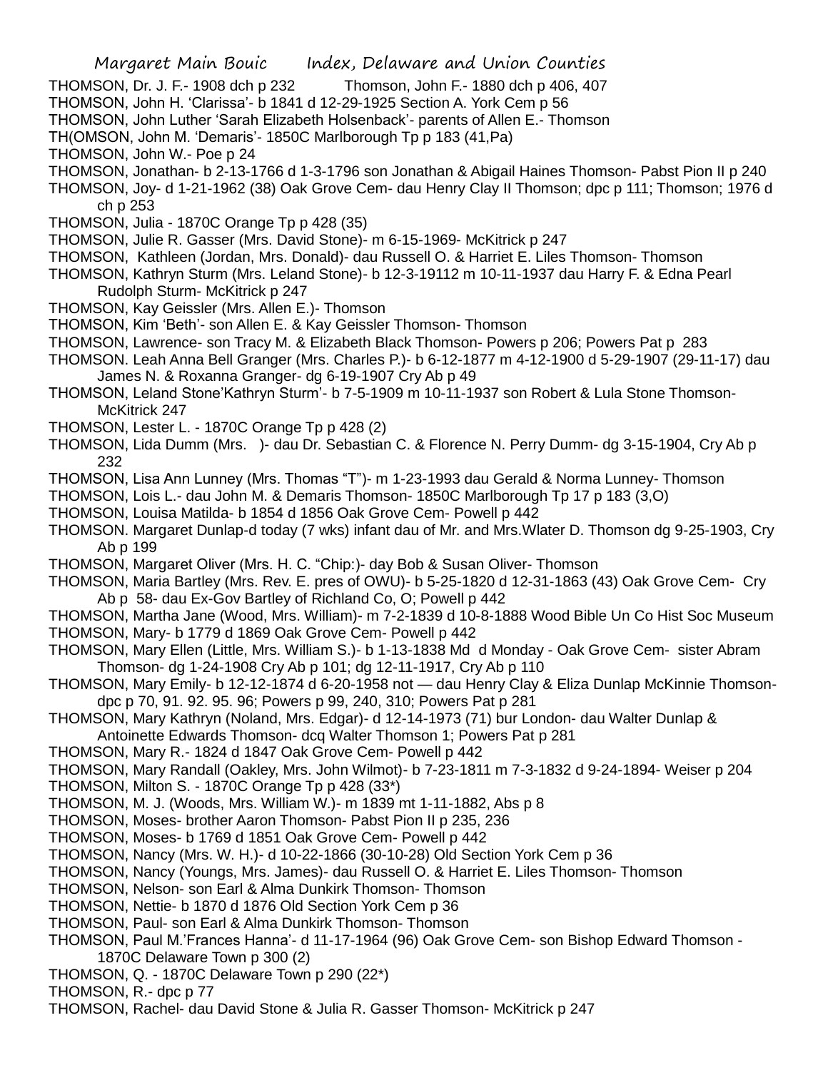THOMSON, Dr. J. F.- 1908 dch p 232 Thomson, John F.- 1880 dch p 406, 407

THOMSON, John H. 'Clarissa'- b 1841 d 12-29-1925 Section A. York Cem p 56

THOMSON, John Luther 'Sarah Elizabeth Holsenback'- parents of Allen E.- Thomson

TH(OMSON, John M. 'Demaris'- 1850C Marlborough Tp p 183 (41,Pa)

THOMSON, John W.- Poe p 24

THOMSON, Jonathan- b 2-13-1766 d 1-3-1796 son Jonathan & Abigail Haines Thomson- Pabst Pion II p 240

THOMSON, Joy- d 1-21-1962 (38) Oak Grove Cem- dau Henry Clay II Thomson; dpc p 111; Thomson; 1976 d ch p 253

THOMSON, Julia - 1870C Orange Tp p 428 (35)

THOMSON, Julie R. Gasser (Mrs. David Stone)- m 6-15-1969- McKitrick p 247

THOMSON, Kathleen (Jordan, Mrs. Donald)- dau Russell O. & Harriet E. Liles Thomson- Thomson

THOMSON, Kathryn Sturm (Mrs. Leland Stone)- b 12-3-19112 m 10-11-1937 dau Harry F. & Edna Pearl Rudolph Sturm- McKitrick p 247

THOMSON, Kay Geissler (Mrs. Allen E.)- Thomson

THOMSON, Kim 'Beth'- son Allen E. & Kay Geissler Thomson- Thomson

THOMSON, Lawrence- son Tracy M. & Elizabeth Black Thomson- Powers p 206; Powers Pat p 283

THOMSON. Leah Anna Bell Granger (Mrs. Charles P.)- b 6-12-1877 m 4-12-1900 d 5-29-1907 (29-11-17) dau James N. & Roxanna Granger- dg 6-19-1907 Cry Ab p 49

THOMSON, Leland Stone'Kathryn Sturm'- b 7-5-1909 m 10-11-1937 son Robert & Lula Stone Thomson- McKitrick 247

THOMSON, Lester L. - 1870C Orange Tp p 428 (2)

THOMSON, Lida Dumm (Mrs. )- dau Dr. Sebastian C. & Florence N. Perry Dumm- dg 3-15-1904, Cry Ab p 232

THOMSON, Lisa Ann Lunney (Mrs. Thomas "T")- m 1-23-1993 dau Gerald & Norma Lunney- Thomson

THOMSON, Lois L.- dau John M. & Demaris Thomson- 1850C Marlborough Tp 17 p 183 (3,O)

THOMSON, Louisa Matilda- b 1854 d 1856 Oak Grove Cem- Powell p 442

THOMSON. Margaret Dunlap-d today (7 wks) infant dau of Mr. and Mrs.Wlater D. Thomson dg 9-25-1903, Cry Ab p 199

THOMSON, Margaret Oliver (Mrs. H. C. "Chip:)- day Bob & Susan Oliver- Thomson

THOMSON, Maria Bartley (Mrs. Rev. E. pres of OWU)- b 5-25-1820 d 12-31-1863 (43) Oak Grove Cem- Cry Ab p 58- dau Ex-Gov Bartley of Richland Co, O; Powell p 442

THOMSON, Martha Jane (Wood, Mrs. William)- m 7-2-1839 d 10-8-1888 Wood Bible Un Co Hist Soc Museum

THOMSON, Mary- b 1779 d 1869 Oak Grove Cem- Powell p 442

THOMSON, Mary Ellen (Little, Mrs. William S.)- b 1-13-1838 Md d Monday - Oak Grove Cem- sister Abram Thomson- dg 1-24-1908 Cry Ab p 101; dg 12-11-1917, Cry Ab p 110

THOMSON, Mary Emily- b 12-12-1874 d 6-20-1958 not — dau Henry Clay & Eliza Dunlap McKinnie Thomson- dpc p 70, 91. 92. 95. 96; Powers p 99, 240, 310; Powers Pat p 281

THOMSON, Mary Kathryn (Noland, Mrs. Edgar)- d 12-14-1973 (71) bur London- dau Walter Dunlap & Antoinette Edwards Thomson- dcq Walter Thomson 1; Powers Pat p 281

THOMSON, Mary R.- 1824 d 1847 Oak Grove Cem- Powell p 442

THOMSON, Mary Randall (Oakley, Mrs. John Wilmot)- b 7-23-1811 m 7-3-1832 d 9-24-1894- Weiser p 204

THOMSON, Milton S. - 1870C Orange Tp p 428 (33*)

THOMSON, M. J. (Woods, Mrs. William W.)- m 1839 mt 1-11-1882, Abs p 8

THOMSON, Moses- brother Aaron Thomson- Pabst Pion II p 235, 236

THOMSON, Moses- b 1769 d 1851 Oak Grove Cem- Powell p 442

THOMSON, Nancy (Mrs. W. H.)- d 10-22-1866 (30-10-28) Old Section York Cem p 36

THOMSON, Nancy (Youngs, Mrs. James)- dau Russell O. & Harriet E. Liles Thomson- Thomson

THOMSON, Nelson- son Earl & Alma Dunkirk Thomson- Thomson

THOMSON, Nettie- b 1870 d 1876 Old Section York Cem p 36

THOMSON, Paul- son Earl & Alma Dunkirk Thomson- Thomson

THOMSON, Paul M.'Frances Hanna'- d 11-17-1964 (96) Oak Grove Cem- son Bishop Edward Thomson - 1870C Delaware Town p 300 (2)

THOMSON, Q. - 1870C Delaware Town p 290 (22*)

THOMSON, R.- dpc p 77

THOMSON, Rachel- dau David Stone & Julia R. Gasser Thomson- McKitrick p 247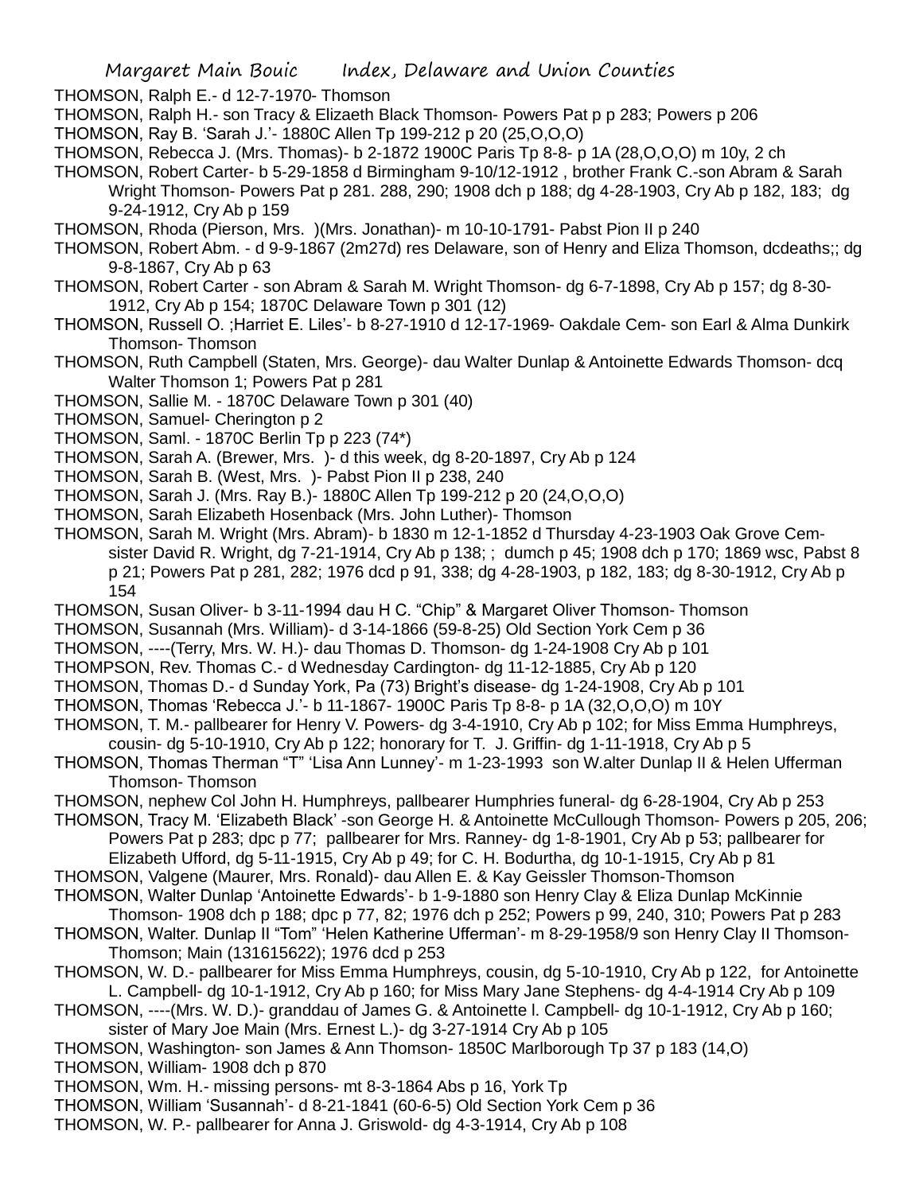THOMSON, Ralph E.- d 12-7-1970- Thomson

THOMSON, Ralph H.- son Tracy & Elizaeth Black Thomson- Powers Pat p p 283; Powers p 206

THOMSON, Ray B. 'Sarah J.'- 1880C Allen Tp 199-212 p 20 (25,O,O,O)

THOMSON, Rebecca J. (Mrs. Thomas)- b 2-1872 1900C Paris Tp 8-8- p 1A (28,O,O,O) m 10y, 2 ch

THOMSON, Robert Carter- b 5-29-1858 d Birmingham 9-10/12-1912 , brother Frank C.-son Abram & Sarah Wright Thomson- Powers Pat p 281. 288, 290; 1908 dch p 188; dg 4-28-1903, Cry Ab p 182, 183; dg 9-24-1912, Cry Ab p 159

THOMSON, Rhoda (Pierson, Mrs. )(Mrs. Jonathan)- m 10-10-1791- Pabst Pion II p 240

THOMSON, Robert Abm. - d 9-9-1867 (2m27d) res Delaware, son of Henry and Eliza Thomson, dcdeaths;; dg 9-8-1867, Cry Ab p 63

THOMSON, Robert Carter - son Abram & Sarah M. Wright Thomson- dg 6-7-1898, Cry Ab p 157; dg 8-30-1912, Cry Ab p 154; 1870C Delaware Town p 301 (12)

THOMSON, Russell O. ;Harriet E. Liles'- b 8-27-1910 d 12-17-1969- Oakdale Cem- son Earl & Alma Dunkirk Thomson- Thomson

THOMSON, Ruth Campbell (Staten, Mrs. George)- dau Walter Dunlap & Antoinette Edwards Thomson- dcq Walter Thomson 1; Powers Pat p 281

THOMSON, Sallie M. - 1870C Delaware Town p 301 (40)

THOMSON, Samuel- Cherington p 2

THOMSON, Saml. - 1870C Berlin Tp p 223 (74*)

THOMSON, Sarah A. (Brewer, Mrs. )- d this week, dg 8-20-1897, Cry Ab p 124

THOMSON, Sarah B. (West, Mrs. )- Pabst Pion II p 238, 240

THOMSON, Sarah J. (Mrs. Ray B.)- 1880C Allen Tp 199-212 p 20 (24,O,O,O)

THOMSON, Sarah Elizabeth Hosenback (Mrs. John Luther)- Thomson

THOMSON, Sarah M. Wright (Mrs. Abram)- b 1830 m 12-1-1852 d Thursday 4-23-1903 Oak Grove Cem- sister David R. Wright, dg 7-21-1914, Cry Ab p 138; ; dumch p 45; 1908 dch p 170; 1869 wsc, Pabst 8 p 21; Powers Pat p 281, 282; 1976 dcd p 91, 338; dg 4-28-1903, p 182, 183; dg 8-30-1912, Cry Ab p 154

THOMSON, Susan Oliver- b 3-11-1994 dau H C. "Chip" & Margaret Oliver Thomson- Thomson

THOMSON, Susannah (Mrs. William)- d 3-14-1866 (59-8-25) Old Section York Cem p 36

THOMSON, ----(Terry, Mrs. W. H.)- dau Thomas D. Thomson- dg 1-24-1908 Cry Ab p 101

THOMPSON, Rev. Thomas C.- d Wednesday Cardington- dg 11-12-1885, Cry Ab p 120

THOMSON, Thomas D.- d Sunday York, Pa (73) Bright's disease- dg 1-24-1908, Cry Ab p 101

THOMSON, Thomas 'Rebecca J.'- b 11-1867- 1900C Paris Tp 8-8- p 1A (32,O,O,O) m 10Y

THOMSON, T. M.- pallbearer for Henry V. Powers- dg 3-4-1910, Cry Ab p 102; for Miss Emma Humphreys, cousin- dg 5-10-1910, Cry Ab p 122; honorary for T. J. Griffin- dg 1-11-1918, Cry Ab p 5

THOMSON, Thomas Therman "T" 'Lisa Ann Lunney'- m 1-23-1993 son W.alter Dunlap II & Helen Ufferman Thomson- Thomson

THOMSON, nephew Col John H. Humphreys, pallbearer Humphries funeral- dg 6-28-1904, Cry Ab p 253

THOMSON, Tracy M. 'Elizabeth Black' -son George H. & Antoinette McCullough Thomson- Powers p 205, 206; Powers Pat p 283; dpc p 77; pallbearer for Mrs. Ranney- dg 1-8-1901, Cry Ab p 53; pallbearer for Elizabeth Ufford, dg 5-11-1915, Cry Ab p 49; for C. H. Bodurtha, dg 10-1-1915, Cry Ab p 81

THOMSON, Valgene (Maurer, Mrs. Ronald)- dau Allen E. & Kay Geissler Thomson-Thomson

THOMSON, Walter Dunlap 'Antoinette Edwards'- b 1-9-1880 son Henry Clay & Eliza Dunlap McKinnie Thomson- 1908 dch p 188; dpc p 77, 82; 1976 dch p 252; Powers p 99, 240, 310; Powers Pat p 283

THOMSON, Walter. Dunlap II "Tom" 'Helen Katherine Ufferman'- m 8-29-1958/9 son Henry Clay II Thomson- Thomson; Main (131615622); 1976 dcd p 253

THOMSON, W. D.- pallbearer for Miss Emma Humphreys, cousin, dg 5-10-1910, Cry Ab p 122, for Antoinette L. Campbell- dg 10-1-1912, Cry Ab p 160; for Miss Mary Jane Stephens- dg 4-4-1914 Cry Ab p 109

THOMSON, ----(Mrs. W. D.)- granddau of James G. & Antoinette l. Campbell- dg 10-1-1912, Cry Ab p 160; sister of Mary Joe Main (Mrs. Ernest L.)- dg 3-27-1914 Cry Ab p 105

THOMSON, Washington- son James & Ann Thomson- 1850C Marlborough Tp 37 p 183 (14,O)

THOMSON, William- 1908 dch p 870

THOMSON, Wm. H.- missing persons- mt 8-3-1864 Abs p 16, York Tp

THOMSON, William 'Susannah'- d 8-21-1841 (60-6-5) Old Section York Cem p 36

THOMSON, W. P.- pallbearer for Anna J. Griswold- dg 4-3-1914, Cry Ab p 108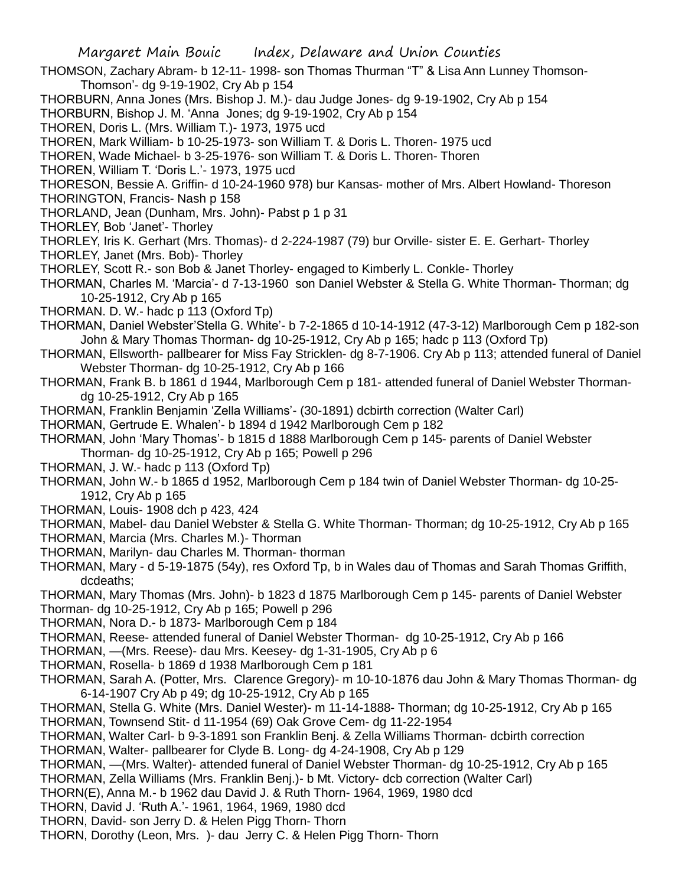THOMSON, Zachary Abram- b 12-11- 1998- son Thomas Thurman "T" & Lisa Ann Lunney Thomson- Thomson'- dg 9-19-1902, Cry Ab p 154

THORBURN, Anna Jones (Mrs. Bishop J. M.)- dau Judge Jones- dg 9-19-1902, Cry Ab p 154

THORBURN, Bishop J. M. 'Anna Jones; dg 9-19-1902, Cry Ab p 154

THOREN, Doris L. (Mrs. William T.)- 1973, 1975 ucd

THOREN, Mark William- b 10-25-1973- son William T. & Doris L. Thoren- 1975 ucd

THOREN, Wade Michael- b 3-25-1976- son William T. & Doris L. Thoren- Thoren

THOREN, William T. 'Doris L.'- 1973, 1975 ucd

THORESON, Bessie A. Griffin- d 10-24-1960 978) bur Kansas- mother of Mrs. Albert Howland- Thoreson

THORINGTON, Francis- Nash p 158

THORLAND, Jean (Dunham, Mrs. John)- Pabst p 1 p 31

THORLEY, Bob 'Janet'- Thorley

THORLEY, Iris K. Gerhart (Mrs. Thomas)- d 2-224-1987 (79) bur Orville- sister E. E. Gerhart- Thorley

THORLEY, Janet (Mrs. Bob)- Thorley

THORLEY, Scott R.- son Bob & Janet Thorley- engaged to Kimberly L. Conkle- Thorley

THORMAN, Charles M. 'Marcia'- d 7-13-1960 son Daniel Webster & Stella G. White Thorman- Thorman; dg 10-25-1912, Cry Ab p 165

THORMAN. D. W.- hadc p 113 (Oxford Tp)

THORMAN, Daniel Webster'Stella G. White'- b 7-2-1865 d 10-14-1912 (47-3-12) Marlborough Cem p 182-son John & Mary Thomas Thorman- dg 10-25-1912, Cry Ab p 165; hadc p 113 (Oxford Tp)

THORMAN, Ellsworth- pallbearer for Miss Fay Stricklen- dg 8-7-1906. Cry Ab p 113; attended funeral of Daniel Webster Thorman- dg 10-25-1912, Cry Ab p 166

THORMAN, Frank B. b 1861 d 1944, Marlborough Cem p 181- attended funeral of Daniel Webster Thorman- dg 10-25-1912, Cry Ab p 165

THORMAN, Franklin Benjamin 'Zella Williams'- (30-1891) dcbirth correction (Walter Carl)

THORMAN, Gertrude E. Whalen'- b 1894 d 1942 Marlborough Cem p 182

THORMAN, John 'Mary Thomas'- b 1815 d 1888 Marlborough Cem p 145- parents of Daniel Webster Thorman- dg 10-25-1912, Cry Ab p 165; Powell p 296

THORMAN, J. W.- hadc p 113 (Oxford Tp)

THORMAN, John W.- b 1865 d 1952, Marlborough Cem p 184 twin of Daniel Webster Thorman- dg 10-25-1912, Cry Ab p 165

THORMAN, Louis- 1908 dch p 423, 424

THORMAN, Mabel- dau Daniel Webster & Stella G. White Thorman- Thorman; dg 10-25-1912, Cry Ab p 165

THORMAN, Marcia (Mrs. Charles M.)- Thorman

THORMAN, Marilyn- dau Charles M. Thorman- thorman

THORMAN, Mary - d 5-19-1875 (54y), res Oxford Tp, b in Wales dau of Thomas and Sarah Thomas Griffith, dcdeaths;

THORMAN, Mary Thomas (Mrs. John)- b 1823 d 1875 Marlborough Cem p 145- parents of Daniel Webster Thorman- dg 10-25-1912, Cry Ab p 165; Powell p 296

THORMAN, Nora D.- b 1873- Marlborough Cem p 184

THORMAN, Reese- attended funeral of Daniel Webster Thorman- dg 10-25-1912, Cry Ab p 166

THORMAN, —(Mrs. Reese)- dau Mrs. Keesey- dg 1-31-1905, Cry Ab p 6

THORMAN, Rosella- b 1869 d 1938 Marlborough Cem p 181

THORMAN, Sarah A. (Potter, Mrs. Clarence Gregory)- m 10-10-1876 dau John & Mary Thomas Thorman- dg 6-14-1907 Cry Ab p 49; dg 10-25-1912, Cry Ab p 165

THORMAN, Stella G. White (Mrs. Daniel Wester)- m 11-14-1888- Thorman; dg 10-25-1912, Cry Ab p 165

THORMAN, Townsend Stit- d 11-1954 (69) Oak Grove Cem- dg 11-22-1954

THORMAN, Walter Carl- b 9-3-1891 son Franklin Benj. & Zella Williams Thorman- dcbirth correction

THORMAN, Walter- pallbearer for Clyde B. Long- dg 4-24-1908, Cry Ab p 129

THORMAN, —(Mrs. Walter)- attended funeral of Daniel Webster Thorman- dg 10-25-1912, Cry Ab p 165

THORMAN, Zella Williams (Mrs. Franklin Benj.)- b Mt. Victory- dcb correction (Walter Carl)

THORN(E), Anna M.- b 1962 dau David J. & Ruth Thorn- 1964, 1969, 1980 dcd

THORN, David J. 'Ruth A.'- 1961, 1964, 1969, 1980 dcd

THORN, David- son Jerry D. & Helen Pigg Thorn- Thorn

THORN, Dorothy (Leon, Mrs. )- dau Jerry C. & Helen Pigg Thorn- Thorn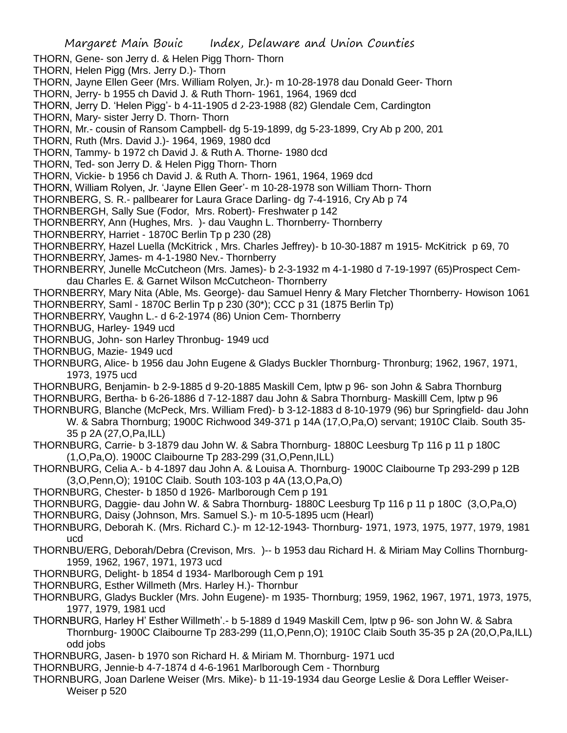THORN, Gene- son Jerry d. & Helen Pigg Thorn- Thorn

THORN, Helen Pigg (Mrs. Jerry D.)- Thorn

THORN, Jayne Ellen Geer (Mrs. William Rolyen, Jr.)- m 10-28-1978 dau Donald Geer- Thorn

THORN, Jerry- b 1955 ch David J. & Ruth Thorn- 1961, 1964, 1969 dcd

THORN, Jerry D. 'Helen Pigg'- b 4-11-1905 d 2-23-1988 (82) Glendale Cem, Cardington

THORN, Mary- sister Jerry D. Thorn- Thorn

THORN, Mr.- cousin of Ransom Campbell- dg 5-19-1899, dg 5-23-1899, Cry Ab p 200, 201

THORN, Ruth (Mrs. David J.)- 1964, 1969, 1980 dcd

THORN, Tammy- b 1972 ch David J. & Ruth A. Thorne- 1980 dcd

THORN, Ted- son Jerry D. & Helen Pigg Thorn- Thorn

THORN, Vickie- b 1956 ch David J. & Ruth A. Thorn- 1961, 1964, 1969 dcd

THORN, William Rolyen, Jr. 'Jayne Ellen Geer'- m 10-28-1978 son William Thorn- Thorn

THORNBERG, S. R.- pallbearer for Laura Grace Darling- dg 7-4-1916, Cry Ab p 74

THORNBERGH, Sally Sue (Fodor, Mrs. Robert)- Freshwater p 142

THORNBERRY, Ann (Hughes, Mrs. )- dau Vaughn L. Thornberry- Thornberry

THORNBERRY, Harriet - 1870C Berlin Tp p 230 (28)

THORNBERRY, Hazel Luella (McKitrick , Mrs. Charles Jeffrey)- b 10-30-1887 m 1915- McKitrick p 69, 70

THORNBERRY, James- m 4-1-1980 Nev.- Thornberry

THORNBERRY, Junelle McCutcheon (Mrs. James)- b 2-3-1932 m 4-1-1980 d 7-19-1997 (65)Prospect Cem- dau Charles E. & Garnet Wilson McCutcheon- Thornberry

THORNBERRY, Mary Nita (Able, Ms. George)- dau Samuel Henry & Mary Fletcher Thornberry- Howison 1061

THORNBERRY, Saml - 1870C Berlin Tp p 230 (30*); CCC p 31 (1875 Berlin Tp)

THORNBERRY, Vaughn L.- d 6-2-1974 (86) Union Cem- Thornberry

THORNBUG, Harley- 1949 ucd

THORNBUG, John- son Harley Thronbug- 1949 ucd

THORNBUG, Mazie- 1949 ucd

THORNBURG, Alice- b 1956 dau John Eugene & Gladys Buckler Thornburg- Thronburg; 1962, 1967, 1971, 1973, 1975 ucd

THORNBURG, Benjamin- b 2-9-1885 d 9-20-1885 Maskill Cem, lptw p 96- son John & Sabra Thornburg

THORNBURG, Bertha- b 6-26-1886 d 7-12-1887 dau John & Sabra Thornburg- Maskilll Cem, lptw p 96

THORNBURG, Blanche (McPeck, Mrs. William Fred)- b 3-12-1883 d 8-10-1979 (96) bur Springfield- dau John W. & Sabra Thornburg; 1900C Richwood 349-371 p 14A (17,O,Pa,O) servant; 1910C Claib. South 35-35 p 2A (27,O,Pa,ILL)

THORNBURG, Carrie- b 3-1879 dau John W. & Sabra Thornburg- 1880C Leesburg Tp 116 p 11 p 180C (1,O,Pa,O). 1900C Claibourne Tp 283-299 (31,O,Penn,ILL)

THORNBURG, Celia A.- b 4-1897 dau John A. & Louisa A. Thornburg- 1900C Claibourne Tp 293-299 p 12B (3,O,Penn,O); 1910C Claib. South 103-103 p 4A (13,O,Pa,O)

THORNBURG, Chester- b 1850 d 1926- Marlborough Cem p 191

THORNBURG, Daggie- dau John W. & Sabra Thornburg- 1880C Leesburg Tp 116 p 11 p 180C (3,O,Pa,O)

THORNBURG, Daisy (Johnson, Mrs. Samuel S.)- m 10-5-1895 ucm (Hearl)

THORNBURG, Deborah K. (Mrs. Richard C.)- m 12-12-1943- Thornburg- 1971, 1973, 1975, 1977, 1979, 1981 ucd

THORNBU/ERG, Deborah/Debra (Crevison, Mrs. )-- b 1953 dau Richard H. & Miriam May Collins Thornburg- 1959, 1962, 1967, 1971, 1973 ucd

THORNBURG, Delight- b 1854 d 1934- Marlborough Cem p 191

THORNBURG, Esther Willmeth (Mrs. Harley H.)- Thornbur

THORNBURG, Gladys Buckler (Mrs. John Eugene)- m 1935- Thornburg; 1959, 1962, 1967, 1971, 1973, 1975, 1977, 1979, 1981 ucd

THORNBURG, Harley H' Esther Willmeth'.- b 5-1889 d 1949 Maskill Cem, lptw p 96- son John W. & Sabra Thornburg- 1900C Claibourne Tp 283-299 (11,O,Penn,O); 1910C Claib South 35-35 p 2A (20,O,Pa,ILL) odd jobs

THORNBURG, Jasen- b 1970 son Richard H. & Miriam M. Thornburg- 1971 ucd

THORNBURG, Jennie-b 4-7-1874 d 4-6-1961 Marlborough Cem - Thornburg

THORNBURG, Joan Darlene Weiser (Mrs. Mike)- b 11-19-1934 dau George Leslie & Dora Leffler Weiser- Weiser p 520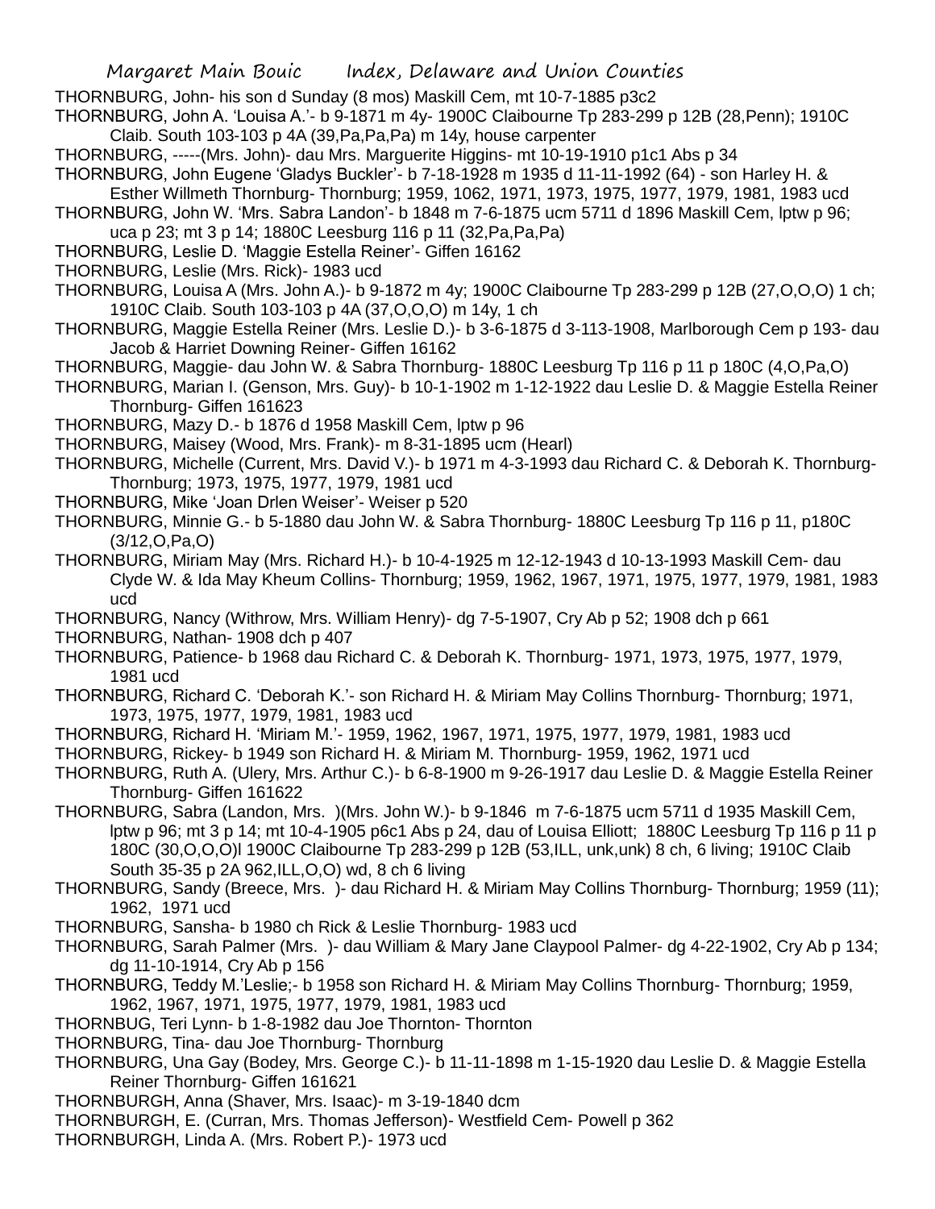THORNBURG, John- his son d Sunday (8 mos) Maskill Cem, mt 10-7-1885 p3c2

THORNBURG, John A. 'Louisa A.'- b 9-1871 m 4y- 1900C Claibourne Tp 283-299 p 12B (28,Penn); 1910C Claib. South 103-103 p 4A (39,Pa,Pa,Pa) m 14y, house carpenter

THORNBURG, -----(Mrs. John)- dau Mrs. Marguerite Higgins- mt 10-19-1910 p1c1 Abs p 34

THORNBURG, John Eugene 'Gladys Buckler'- b 7-18-1928 m 1935 d 11-11-1992 (64) - son Harley H. & Esther Willmeth Thornburg- Thornburg; 1959, 1062, 1971, 1973, 1975, 1977, 1979, 1981, 1983 ucd

THORNBURG, John W. 'Mrs. Sabra Landon'- b 1848 m 7-6-1875 ucm 5711 d 1896 Maskill Cem, lptw p 96; uca p 23; mt 3 p 14; 1880C Leesburg 116 p 11 (32,Pa,Pa,Pa)

THORNBURG, Leslie D. 'Maggie Estella Reiner'- Giffen 16162

THORNBURG, Leslie (Mrs. Rick)- 1983 ucd

THORNBURG, Louisa A (Mrs. John A.)- b 9-1872 m 4y; 1900C Claibourne Tp 283-299 p 12B (27,O,O,O) 1 ch; 1910C Claib. South 103-103 p 4A (37,O,O,O) m 14y, 1 ch

THORNBURG, Maggie Estella Reiner (Mrs. Leslie D.)- b 3-6-1875 d 3-113-1908, Marlborough Cem p 193- dau Jacob & Harriet Downing Reiner- Giffen 16162

THORNBURG, Maggie- dau John W. & Sabra Thornburg- 1880C Leesburg Tp 116 p 11 p 180C (4,O,Pa,O)

THORNBURG, Marian I. (Genson, Mrs. Guy)- b 10-1-1902 m 1-12-1922 dau Leslie D. & Maggie Estella Reiner Thornburg- Giffen 161623

THORNBURG, Mazy D.- b 1876 d 1958 Maskill Cem, lptw p 96

THORNBURG, Maisey (Wood, Mrs. Frank)- m 8-31-1895 ucm (Hearl)

THORNBURG, Michelle (Current, Mrs. David V.)- b 1971 m 4-3-1993 dau Richard C. & Deborah K. Thornburg- Thornburg; 1973, 1975, 1977, 1979, 1981 ucd

THORNBURG, Mike 'Joan Drlen Weiser'- Weiser p 520

THORNBURG, Minnie G.- b 5-1880 dau John W. & Sabra Thornburg- 1880C Leesburg Tp 116 p 11, p180C (3/12,O,Pa,O)

THORNBURG, Miriam May (Mrs. Richard H.)- b 10-4-1925 m 12-12-1943 d 10-13-1993 Maskill Cem- dau Clyde W. & Ida May Kheum Collins- Thornburg; 1959, 1962, 1967, 1971, 1975, 1977, 1979, 1981, 1983 ucd

THORNBURG, Nancy (Withrow, Mrs. William Henry)- dg 7-5-1907, Cry Ab p 52; 1908 dch p 661

THORNBURG, Nathan- 1908 dch p 407

THORNBURG, Patience- b 1968 dau Richard C. & Deborah K. Thornburg- 1971, 1973, 1975, 1977, 1979, 1981 ucd

THORNBURG, Richard C. 'Deborah K.'- son Richard H. & Miriam May Collins Thornburg- Thornburg; 1971, 1973, 1975, 1977, 1979, 1981, 1983 ucd

THORNBURG, Richard H. 'Miriam M.'- 1959, 1962, 1967, 1971, 1975, 1977, 1979, 1981, 1983 ucd

THORNBURG, Rickey- b 1949 son Richard H. & Miriam M. Thornburg- 1959, 1962, 1971 ucd

THORNBURG, Ruth A. (Ulery, Mrs. Arthur C.)- b 6-8-1900 m 9-26-1917 dau Leslie D. & Maggie Estella Reiner Thornburg- Giffen 161622

THORNBURG, Sabra (Landon, Mrs. )(Mrs. John W.)- b 9-1846 m 7-6-1875 ucm 5711 d 1935 Maskill Cem, lptw p 96; mt 3 p 14; mt 10-4-1905 p6c1 Abs p 24, dau of Louisa Elliott; 1880C Leesburg Tp 116 p 11 p 180C (30,O,O,O)l 1900C Claibourne Tp 283-299 p 12B (53,ILL, unk,unk) 8 ch, 6 living; 1910C Claib South 35-35 p 2A 962,ILL,O,O) wd, 8 ch 6 living

THORNBURG, Sandy (Breece, Mrs. )- dau Richard H. & Miriam May Collins Thornburg- Thornburg; 1959 (11); 1962, 1971 ucd

THORNBURG, Sansha- b 1980 ch Rick & Leslie Thornburg- 1983 ucd

THORNBURG, Sarah Palmer (Mrs. )- dau William & Mary Jane Claypool Palmer- dg 4-22-1902, Cry Ab p 134; dg 11-10-1914, Cry Ab p 156

THORNBURG, Teddy M.'Leslie;- b 1958 son Richard H. & Miriam May Collins Thornburg- Thornburg; 1959, 1962, 1967, 1971, 1975, 1977, 1979, 1981, 1983 ucd

THORNBUG, Teri Lynn- b 1-8-1982 dau Joe Thornton- Thornton

THORNBURG, Tina- dau Joe Thornburg- Thornburg

THORNBURG, Una Gay (Bodey, Mrs. George C.)- b 11-11-1898 m 1-15-1920 dau Leslie D. & Maggie Estella Reiner Thornburg- Giffen 161621

THORNBURGH, Anna (Shaver, Mrs. Isaac)- m 3-19-1840 dcm

THORNBURGH, E. (Curran, Mrs. Thomas Jefferson)- Westfield Cem- Powell p 362

THORNBURGH, Linda A. (Mrs. Robert P.)- 1973 ucd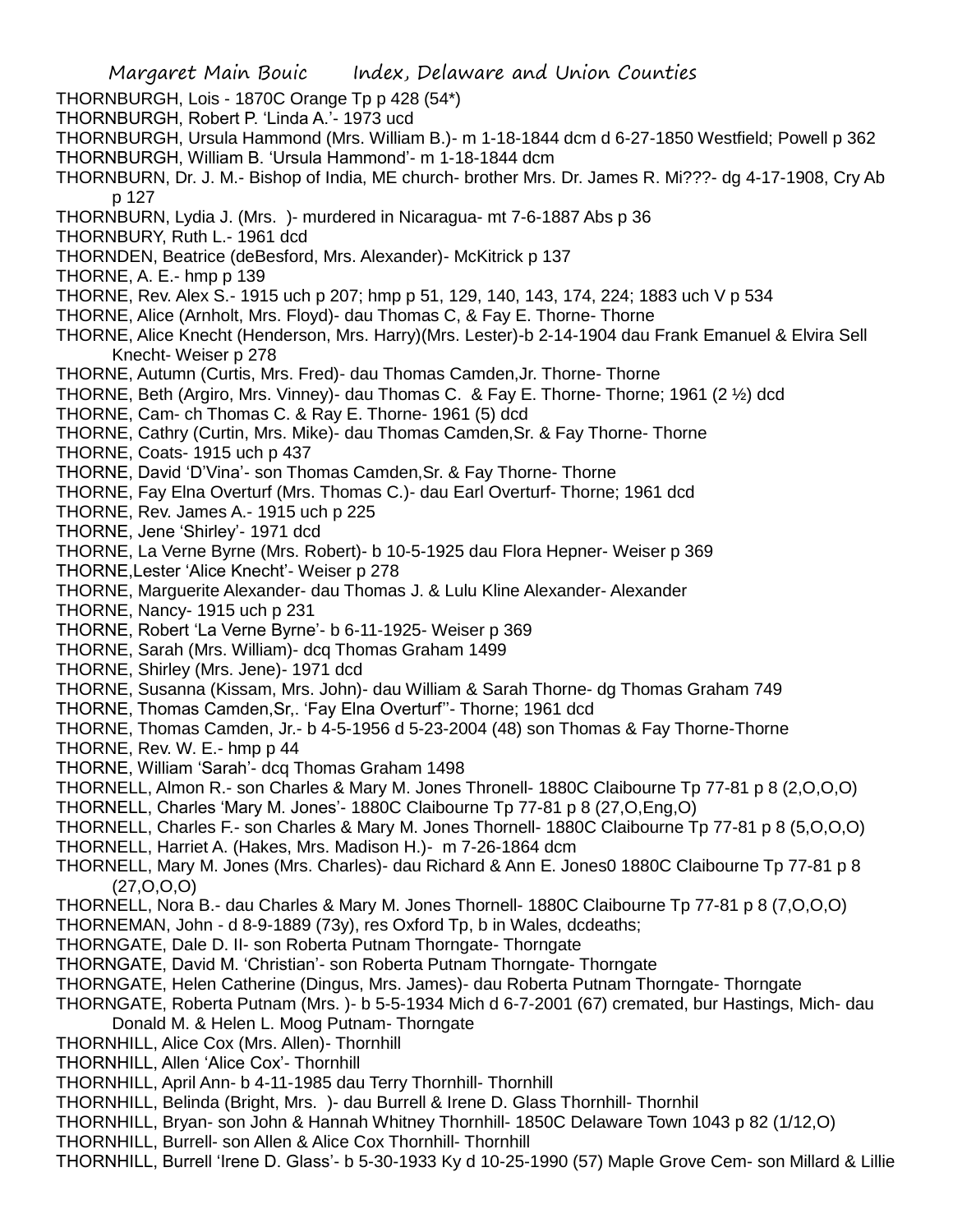THORNBURGH, Lois - 1870C Orange Tp p 428 (54*)
THORNBURGH, Robert P. 'Linda A.'- 1973 ucd
THORNBURGH, Ursula Hammond (Mrs. William B.)- m 1-18-1844 dcm d 6-27-1850 Westfield; Powell p 362
THORNBURGH, William B. 'Ursula Hammond'- m 1-18-1844 dcm
THORNBURN, Dr. J. M.- Bishop of India, ME church- brother Mrs. Dr. James R. Mi???- dg 4-17-1908, Cry Ab p 127
THORNBURN, Lydia J. (Mrs. )- murdered in Nicaragua- mt 7-6-1887 Abs p 36
THORNBURY, Ruth L.- 1961 dcd
THORNDEN, Beatrice (deBesford, Mrs. Alexander)- McKitrick p 137
THORNE, A. E.- hmp p 139
THORNE, Rev. Alex S.- 1915 uch p 207; hmp p 51, 129, 140, 143, 174, 224; 1883 uch V p 534
THORNE, Alice (Arnholt, Mrs. Floyd)- dau Thomas C, & Fay E. Thorne- Thorne
THORNE, Alice Knecht (Henderson, Mrs. Harry)(Mrs. Lester)-b 2-14-1904 dau Frank Emanuel & Elvira Sell Knecht- Weiser p 278
THORNE, Autumn (Curtis, Mrs. Fred)- dau Thomas Camden,Jr. Thorne- Thorne
THORNE, Beth (Argiro, Mrs. Vinney)- dau Thomas C. & Fay E. Thorne- Thorne; 1961 (2 ½) dcd
THORNE, Cam- ch Thomas C. & Ray E. Thorne- 1961 (5) dcd
THORNE, Cathry (Curtin, Mrs. Mike)- dau Thomas Camden,Sr. & Fay Thorne- Thorne
THORNE, Coats- 1915 uch p 437
THORNE, David 'D'Vina'- son Thomas Camden,Sr. & Fay Thorne- Thorne
THORNE, Fay Elna Overturf (Mrs. Thomas C.)- dau Earl Overturf- Thorne; 1961 dcd
THORNE, Rev. James A.- 1915 uch p 225
THORNE, Jene 'Shirley'- 1971 dcd
THORNE, La Verne Byrne (Mrs. Robert)- b 10-5-1925 dau Flora Hepner- Weiser p 369
THORNE,Lester 'Alice Knecht'- Weiser p 278
THORNE, Marguerite Alexander- dau Thomas J. & Lulu Kline Alexander- Alexander
THORNE, Nancy- 1915 uch p 231
THORNE, Robert 'La Verne Byrne'- b 6-11-1925- Weiser p 369
THORNE, Sarah (Mrs. William)- dcq Thomas Graham 1499
THORNE, Shirley (Mrs. Jene)- 1971 dcd
THORNE, Susanna (Kissam, Mrs. John)- dau William & Sarah Thorne- dg Thomas Graham 749
THORNE, Thomas Camden,Sr,. 'Fay Elna Overturf''- Thorne; 1961 dcd
THORNE, Thomas Camden, Jr.- b 4-5-1956 d 5-23-2004 (48) son Thomas & Fay Thorne-Thorne
THORNE, Rev. W. E.- hmp p 44
THORNE, William 'Sarah'- dcq Thomas Graham 1498
THORNELL, Almon R.- son Charles & Mary M. Jones Thronell- 1880C Claibourne Tp 77-81 p 8 (2,O,O,O)
THORNELL, Charles 'Mary M. Jones'- 1880C Claibourne Tp 77-81 p 8 (27,O,Eng,O)
THORNELL, Charles F.- son Charles & Mary M. Jones Thornell- 1880C Claibourne Tp 77-81 p 8 (5,O,O,O)
THORNELL, Harriet A. (Hakes, Mrs. Madison H.)- m 7-26-1864 dcm
THORNELL, Mary M. Jones (Mrs. Charles)- dau Richard & Ann E. Jones0 1880C Claibourne Tp 77-81 p 8 (27,O,O,O)
THORNELL, Nora B.- dau Charles & Mary M. Jones Thornell- 1880C Claibourne Tp 77-81 p 8 (7,O,O,O)
THORNEMAN, John - d 8-9-1889 (73y), res Oxford Tp, b in Wales, dcdeaths;
THORNGATE, Dale D. II- son Roberta Putnam Thorngate- Thorngate
THORNGATE, David M. 'Christian'- son Roberta Putnam Thorngate- Thorngate
THORNGATE, Helen Catherine (Dingus, Mrs. James)- dau Roberta Putnam Thorngate- Thorngate
THORNGATE, Roberta Putnam (Mrs. )- b 5-5-1934 Mich d 6-7-2001 (67) cremated, bur Hastings, Mich- dau Donald M. & Helen L. Moog Putnam- Thorngate
THORNHILL, Alice Cox (Mrs. Allen)- Thornhill
THORNHILL, Allen 'Alice Cox'- Thornhill
THORNHILL, April Ann- b 4-11-1985 dau Terry Thornhill- Thornhill
THORNHILL, Belinda (Bright, Mrs. )- dau Burrell & Irene D. Glass Thornhill- Thornhil
THORNHILL, Bryan- son John & Hannah Whitney Thornhill- 1850C Delaware Town 1043 p 82 (1/12,O)
THORNHILL, Burrell- son Allen & Alice Cox Thornhill- Thornhill
THORNHILL, Burrell 'Irene D. Glass'- b 5-30-1933 Ky d 10-25-1990 (57) Maple Grove Cem- son Millard & Lillie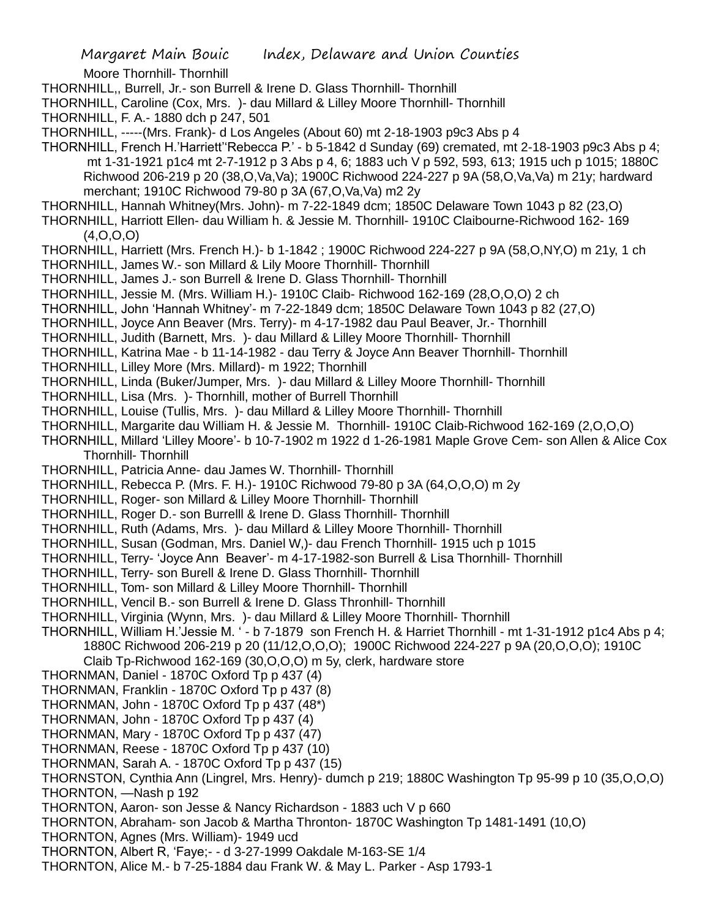Moore Thornhill- Thornhill

THORNHILL,, Burrell, Jr.- son Burrell & Irene D. Glass Thornhill- Thornhill

THORNHILL, Caroline (Cox, Mrs. )- dau Millard & Lilley Moore Thornhill- Thornhill

THORNHILL, F. A.- 1880 dch p 247, 501

THORNHILL, -----(Mrs. Frank)- d Los Angeles (About 60) mt 2-18-1903 p9c3 Abs p 4

THORNHILL, French H.'Harriett''Rebecca P.' - b 5-1842 d Sunday (69) cremated, mt 2-18-1903 p9c3 Abs p 4; mt 1-31-1921 p1c4 mt 2-7-1912 p 3 Abs p 4, 6; 1883 uch V p 592, 593, 613; 1915 uch p 1015; 1880C Richwood 206-219 p 20 (38,O,Va,Va); 1900C Richwood 224-227 p 9A (58,O,Va,Va) m 21y; hardward merchant; 1910C Richwood 79-80 p 3A (67,O,Va,Va) m2 2y

THORNHILL, Hannah Whitney(Mrs. John)- m 7-22-1849 dcm; 1850C Delaware Town 1043 p 82 (23,O)

THORNHILL, Harriott Ellen- dau William h. & Jessie M. Thornhill- 1910C Claibourne-Richwood 162- 169 (4,O,O,O)

THORNHILL, Harriett (Mrs. French H.)- b 1-1842 ; 1900C Richwood 224-227 p 9A (58,O,NY,O) m 21y, 1 ch

THORNHILL, James W.- son Millard & Lily Moore Thornhill- Thornhill

THORNHILL, James J.- son Burrell & Irene D. Glass Thornhill- Thornhill

THORNHILL, Jessie M. (Mrs. William H.)- 1910C Claib- Richwood 162-169 (28,O,O,O) 2 ch

THORNHILL, John 'Hannah Whitney'- m 7-22-1849 dcm; 1850C Delaware Town 1043 p 82 (27,O)

THORNHILL, Joyce Ann Beaver (Mrs. Terry)- m 4-17-1982 dau Paul Beaver, Jr.- Thornhill

THORNHILL, Judith (Barnett, Mrs. )- dau Millard & Lilley Moore Thornhill- Thornhill

THORNHILL, Katrina Mae - b 11-14-1982 - dau Terry & Joyce Ann Beaver Thornhill- Thornhill

THORNHILL, Lilley More (Mrs. Millard)- m 1922; Thornhill

THORNHILL, Linda (Buker/Jumper, Mrs. )- dau Millard & Lilley Moore Thornhill- Thornhill

THORNHILL, Lisa (Mrs. )- Thornhill, mother of Burrell Thornhill

THORNHILL, Louise (Tullis, Mrs. )- dau Millard & Lilley Moore Thornhill- Thornhill

THORNHILL, Margarite dau William H. & Jessie M. Thornhill- 1910C Claib-Richwood 162-169 (2,O,O,O)

THORNHILL, Millard 'Lilley Moore'- b 10-7-1902 m 1922 d 1-26-1981 Maple Grove Cem- son Allen & Alice Cox Thornhill- Thornhill

THORNHILL, Patricia Anne- dau James W. Thornhill- Thornhill

THORNHILL, Rebecca P. (Mrs. F. H.)- 1910C Richwood 79-80 p 3A (64,O,O,O) m 2y

THORNHILL, Roger- son Millard & Lilley Moore Thornhill- Thornhill

THORNHILL, Roger D.- son Burrelll & Irene D. Glass Thornhill- Thornhill

THORNHILL, Ruth (Adams, Mrs. )- dau Millard & Lilley Moore Thornhill- Thornhill

THORNHILL, Susan (Godman, Mrs. Daniel W,)- dau French Thornhill- 1915 uch p 1015

THORNHILL, Terry- 'Joyce Ann Beaver'- m 4-17-1982-son Burrell & Lisa Thornhill- Thornhill

THORNHILL, Terry- son Burell & Irene D. Glass Thornhill- Thornhill

THORNHILL, Tom- son Millard & Lilley Moore Thornhill- Thornhill

THORNHILL, Vencil B.- son Burrell & Irene D. Glass Thronhill- Thornhill

THORNHILL, Virginia (Wynn, Mrs. )- dau Millard & Lilley Moore Thornhill- Thornhill

THORNHILL, William H.'Jessie M. ' - b 7-1879 son French H. & Harriet Thornhill - mt 1-31-1912 p1c4 Abs p 4; 1880C Richwood 206-219 p 20 (11/12,O,O,O); 1900C Richwood 224-227 p 9A (20,O,O,O); 1910C Claib Tp-Richwood 162-169 (30,O,O,O) m 5y, clerk, hardware store

THORNMAN, Daniel - 1870C Oxford Tp p 437 (4)

THORNMAN, Franklin - 1870C Oxford Tp p 437 (8)

THORNMAN, John - 1870C Oxford Tp p 437 (48*)

THORNMAN, John - 1870C Oxford Tp p 437 (4)

THORNMAN, Mary - 1870C Oxford Tp p 437 (47)

THORNMAN, Reese - 1870C Oxford Tp p 437 (10)

THORNMAN, Sarah A. - 1870C Oxford Tp p 437 (15)

THORNSTON, Cynthia Ann (Lingrel, Mrs. Henry)- dumch p 219; 1880C Washington Tp 95-99 p 10 (35,O,O,O)

THORNTON, —Nash p 192

THORNTON, Aaron- son Jesse & Nancy Richardson - 1883 uch V p 660

THORNTON, Abraham- son Jacob & Martha Thronton- 1870C Washington Tp 1481-1491 (10,O)

THORNTON, Agnes (Mrs. William)- 1949 ucd

THORNTON, Albert R, 'Faye;- - d 3-27-1999 Oakdale M-163-SE 1/4

THORNTON, Alice M.- b 7-25-1884 dau Frank W. & May L. Parker - Asp 1793-1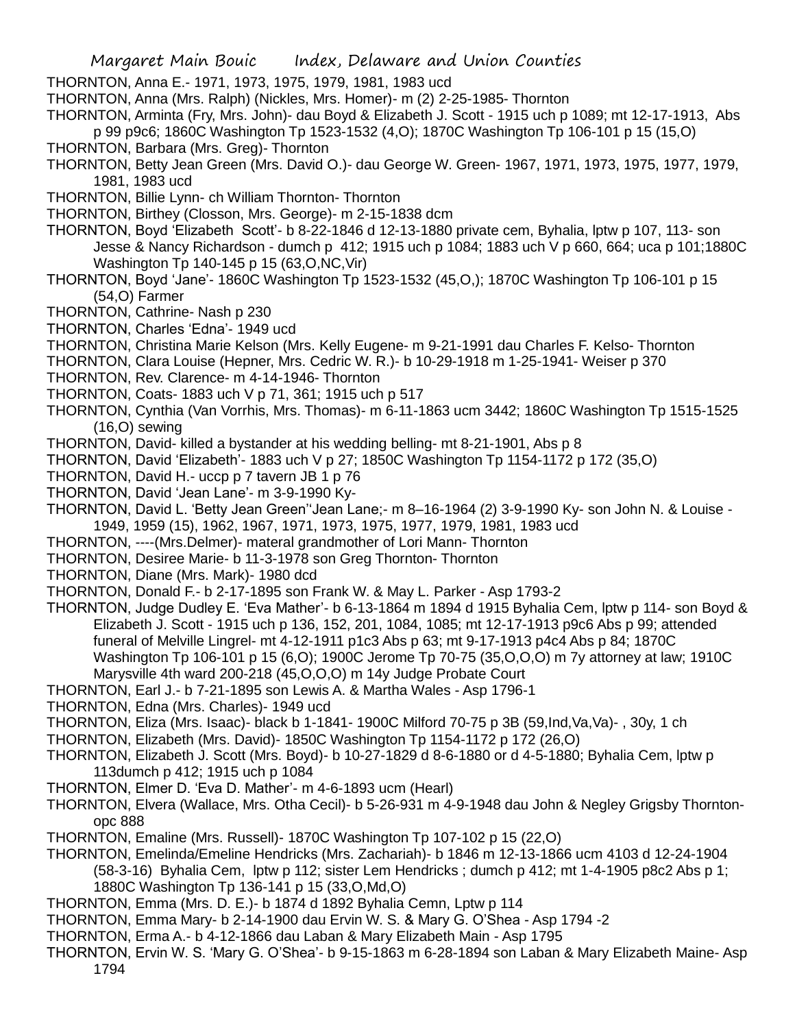THORNTON, Anna E.- 1971, 1973, 1975, 1979, 1981, 1983 ucd

THORNTON, Anna (Mrs. Ralph) (Nickles, Mrs. Homer)- m (2) 2-25-1985- Thornton

THORNTON, Arminta (Fry, Mrs. John)- dau Boyd & Elizabeth J. Scott - 1915 uch p 1089; mt 12-17-1913, Abs p 99 p9c6; 1860C Washington Tp 1523-1532 (4,O); 1870C Washington Tp 106-101 p 15 (15,O)

THORNTON, Barbara (Mrs. Greg)- Thornton

THORNTON, Betty Jean Green (Mrs. David O.)- dau George W. Green- 1967, 1971, 1973, 1975, 1977, 1979, 1981, 1983 ucd

THORNTON, Billie Lynn- ch William Thornton- Thornton

THORNTON, Birthey (Closson, Mrs. George)- m 2-15-1838 dcm

THORNTON, Boyd 'Elizabeth Scott'- b 8-22-1846 d 12-13-1880 private cem, Byhalia, lptw p 107, 113- son Jesse & Nancy Richardson - dumch p 412; 1915 uch p 1084; 1883 uch V p 660, 664; uca p 101;1880C Washington Tp 140-145 p 15 (63,O,NC,Vir)

THORNTON, Boyd 'Jane'- 1860C Washington Tp 1523-1532 (45,O,); 1870C Washington Tp 106-101 p 15 (54,O) Farmer

THORNTON, Cathrine- Nash p 230

THORNTON, Charles 'Edna'- 1949 ucd

THORNTON, Christina Marie Kelson (Mrs. Kelly Eugene- m 9-21-1991 dau Charles F. Kelso- Thornton

THORNTON, Clara Louise (Hepner, Mrs. Cedric W. R.)- b 10-29-1918 m 1-25-1941- Weiser p 370

THORNTON, Rev. Clarence- m 4-14-1946- Thornton

THORNTON, Coats- 1883 uch V p 71, 361; 1915 uch p 517

THORNTON, Cynthia (Van Vorrhis, Mrs. Thomas)- m 6-11-1863 ucm 3442; 1860C Washington Tp 1515-1525 (16,O) sewing

THORNTON, David- killed a bystander at his wedding belling- mt 8-21-1901, Abs p 8

THORNTON, David 'Elizabeth'- 1883 uch V p 27; 1850C Washington Tp 1154-1172 p 172 (35,O)

THORNTON, David H.- uccp p 7 tavern JB 1 p 76

THORNTON, David 'Jean Lane'- m 3-9-1990 Ky-

THORNTON, David L. 'Betty Jean Green''Jean Lane;- m 8–16-1964 (2) 3-9-1990 Ky- son John N. & Louise - 1949, 1959 (15), 1962, 1967, 1971, 1973, 1975, 1977, 1979, 1981, 1983 ucd

THORNTON, ----(Mrs.Delmer)- materal grandmother of Lori Mann- Thornton

THORNTON, Desiree Marie- b 11-3-1978 son Greg Thornton- Thornton

THORNTON, Diane (Mrs. Mark)- 1980 dcd

THORNTON, Donald F.- b 2-17-1895 son Frank W. & May L. Parker - Asp 1793-2

THORNTON, Judge Dudley E. 'Eva Mather'- b 6-13-1864 m 1894 d 1915 Byhalia Cem, lptw p 114- son Boyd & Elizabeth J. Scott - 1915 uch p 136, 152, 201, 1084, 1085; mt 12-17-1913 p9c6 Abs p 99; attended funeral of Melville Lingrel- mt 4-12-1911 p1c3 Abs p 63; mt 9-17-1913 p4c4 Abs p 84; 1870C Washington Tp 106-101 p 15 (6,O); 1900C Jerome Tp 70-75 (35,O,O,O) m 7y attorney at law; 1910C Marysville 4th ward 200-218 (45,O,O,O) m 14y Judge Probate Court

THORNTON, Earl J.- b 7-21-1895 son Lewis A. & Martha Wales - Asp 1796-1

THORNTON, Edna (Mrs. Charles)- 1949 ucd

THORNTON, Eliza (Mrs. Isaac)- black b 1-1841- 1900C Milford 70-75 p 3B (59,Ind,Va,Va)- , 30y, 1 ch

THORNTON, Elizabeth (Mrs. David)- 1850C Washington Tp 1154-1172 p 172 (26,O)

THORNTON, Elizabeth J. Scott (Mrs. Boyd)- b 10-27-1829 d 8-6-1880 or d 4-5-1880; Byhalia Cem, lptw p 113dumch p 412; 1915 uch p 1084

THORNTON, Elmer D. 'Eva D. Mather'- m 4-6-1893 ucm (Hearl)

THORNTON, Elvera (Wallace, Mrs. Otha Cecil)- b 5-26-931 m 4-9-1948 dau John & Negley Grigsby Thornton- opc 888

THORNTON, Emaline (Mrs. Russell)- 1870C Washington Tp 107-102 p 15 (22,O)

THORNTON, Emelinda/Emeline Hendricks (Mrs. Zachariah)- b 1846 m 12-13-1866 ucm 4103 d 12-24-1904 (58-3-16) Byhalia Cem, lptw p 112; sister Lem Hendricks ; dumch p 412; mt 1-4-1905 p8c2 Abs p 1; 1880C Washington Tp 136-141 p 15 (33,O,Md,O)

THORNTON, Emma (Mrs. D. E.)- b 1874 d 1892 Byhalia Cemn, Lptw p 114

THORNTON, Emma Mary- b 2-14-1900 dau Ervin W. S. & Mary G. O'Shea - Asp 1794 -2

THORNTON, Erma A.- b 4-12-1866 dau Laban & Mary Elizabeth Main - Asp 1795

THORNTON, Ervin W. S. 'Mary G. O'Shea'- b 9-15-1863 m 6-28-1894 son Laban & Mary Elizabeth Maine- Asp 1794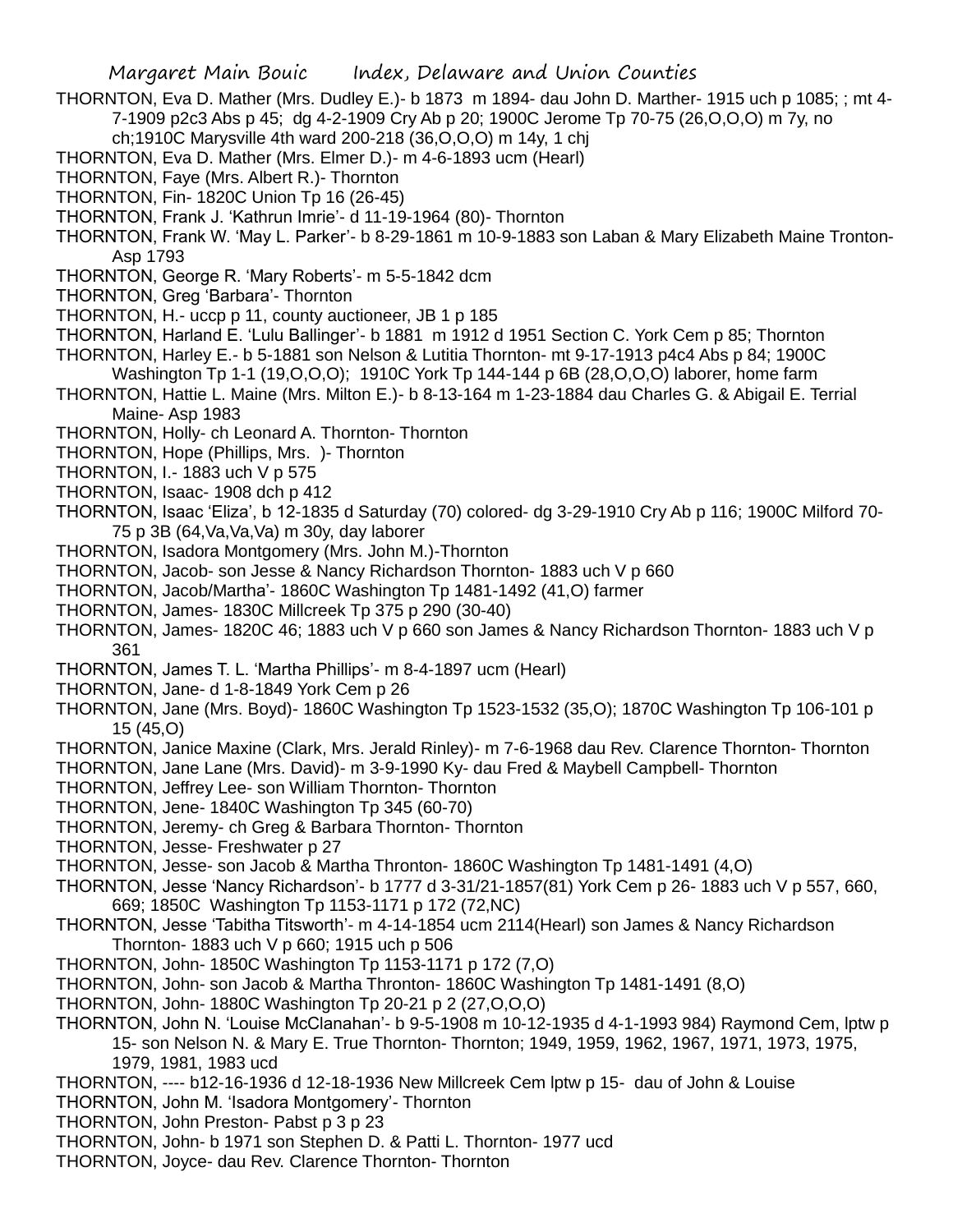THORNTON, Eva D. Mather (Mrs. Dudley E.)- b 1873 m 1894- dau John D. Marther- 1915 uch p 1085; ; mt 4-7-1909 p2c3 Abs p 45; dg 4-2-1909 Cry Ab p 20; 1900C Jerome Tp 70-75 (26,O,O,O) m 7y, no ch;1910C Marysville 4th ward 200-218 (36,O,O,O) m 14y, 1 chj

THORNTON, Eva D. Mather (Mrs. Elmer D.)- m 4-6-1893 ucm (Hearl)

THORNTON, Faye (Mrs. Albert R.)- Thornton

THORNTON, Fin- 1820C Union Tp 16 (26-45)

THORNTON, Frank J. 'Kathrun Imrie'- d 11-19-1964 (80)- Thornton

THORNTON, Frank W. 'May L. Parker'- b 8-29-1861 m 10-9-1883 son Laban & Mary Elizabeth Maine Tronton- Asp 1793

THORNTON, George R. 'Mary Roberts'- m 5-5-1842 dcm

THORNTON, Greg 'Barbara'- Thornton

THORNTON, H.- uccp p 11, county auctioneer, JB 1 p 185

THORNTON, Harland E. 'Lulu Ballinger'- b 1881 m 1912 d 1951 Section C. York Cem p 85; Thornton

THORNTON, Harley E.- b 5-1881 son Nelson & Lutitia Thornton- mt 9-17-1913 p4c4 Abs p 84; 1900C Washington Tp 1-1 (19,O,O,O); 1910C York Tp 144-144 p 6B (28,O,O,O) laborer, home farm

THORNTON, Hattie L. Maine (Mrs. Milton E.)- b 8-13-164 m 1-23-1884 dau Charles G. & Abigail E. Terrial Maine- Asp 1983

THORNTON, Holly- ch Leonard A. Thornton- Thornton

THORNTON, Hope (Phillips, Mrs. )- Thornton

THORNTON, I.- 1883 uch V p 575

THORNTON, Isaac- 1908 dch p 412

THORNTON, Isaac 'Eliza', b 12-1835 d Saturday (70) colored- dg 3-29-1910 Cry Ab p 116; 1900C Milford 70-75 p 3B (64,Va,Va,Va) m 30y, day laborer

THORNTON, Isadora Montgomery (Mrs. John M.)-Thornton

THORNTON, Jacob- son Jesse & Nancy Richardson Thornton- 1883 uch V p 660

THORNTON, Jacob/Martha'- 1860C Washington Tp 1481-1492 (41,O) farmer

THORNTON, James- 1830C Millcreek Tp 375 p 290 (30-40)

THORNTON, James- 1820C 46; 1883 uch V p 660 son James & Nancy Richardson Thornton- 1883 uch V p 361

THORNTON, James T. L. 'Martha Phillips'- m 8-4-1897 ucm (Hearl)

THORNTON, Jane- d 1-8-1849 York Cem p 26

THORNTON, Jane (Mrs. Boyd)- 1860C Washington Tp 1523-1532 (35,O); 1870C Washington Tp 106-101 p 15 (45,O)

THORNTON, Janice Maxine (Clark, Mrs. Jerald Rinley)- m 7-6-1968 dau Rev. Clarence Thornton- Thornton

THORNTON, Jane Lane (Mrs. David)- m 3-9-1990 Ky- dau Fred & Maybell Campbell- Thornton

THORNTON, Jeffrey Lee- son William Thornton- Thornton

THORNTON, Jene- 1840C Washington Tp 345 (60-70)

THORNTON, Jeremy- ch Greg & Barbara Thornton- Thornton

THORNTON, Jesse- Freshwater p 27

THORNTON, Jesse- son Jacob & Martha Thronton- 1860C Washington Tp 1481-1491 (4,O)

THORNTON, Jesse 'Nancy Richardson'- b 1777 d 3-31/21-1857(81) York Cem p 26- 1883 uch V p 557, 660, 669; 1850C Washington Tp 1153-1171 p 172 (72,NC)

THORNTON, Jesse 'Tabitha Titsworth'- m 4-14-1854 ucm 2114(Hearl) son James & Nancy Richardson Thornton- 1883 uch V p 660; 1915 uch p 506

THORNTON, John- 1850C Washington Tp 1153-1171 p 172 (7,O)

THORNTON, John- son Jacob & Martha Thronton- 1860C Washington Tp 1481-1491 (8,O)

THORNTON, John- 1880C Washington Tp 20-21 p 2 (27,O,O,O)

THORNTON, John N. 'Louise McClanahan'- b 9-5-1908 m 10-12-1935 d 4-1-1993 984) Raymond Cem, lptw p 15- son Nelson N. & Mary E. True Thornton- Thornton; 1949, 1959, 1962, 1967, 1971, 1973, 1975, 1979, 1981, 1983 ucd

THORNTON, ---- b12-16-1936 d 12-18-1936 New Millcreek Cem lptw p 15- dau of John & Louise

THORNTON, John M. 'Isadora Montgomery'- Thornton

THORNTON, John Preston- Pabst p 3 p 23

THORNTON, John- b 1971 son Stephen D. & Patti L. Thornton- 1977 ucd

THORNTON, Joyce- dau Rev. Clarence Thornton- Thornton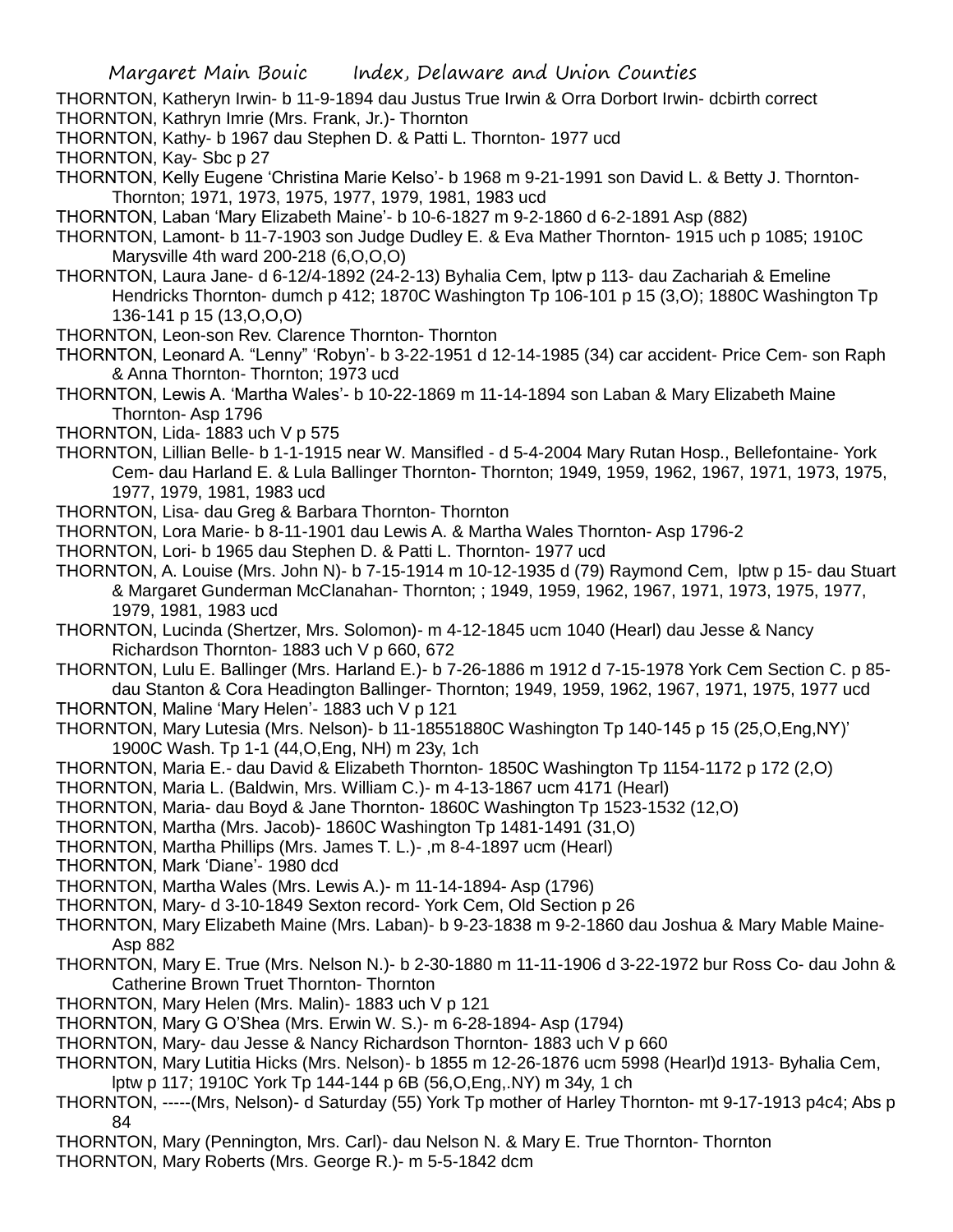THORNTON, Katheryn Irwin- b 11-9-1894 dau Justus True Irwin & Orra Dorbort Irwin- dcbirth correct

THORNTON, Kathryn Imrie (Mrs. Frank, Jr.)- Thornton

THORNTON, Kathy- b 1967 dau Stephen D. & Patti L. Thornton- 1977 ucd

THORNTON, Kay- Sbc p 27

THORNTON, Kelly Eugene 'Christina Marie Kelso'- b 1968 m 9-21-1991 son David L. & Betty J. Thornton- Thornton; 1971, 1973, 1975, 1977, 1979, 1981, 1983 ucd

THORNTON, Laban 'Mary Elizabeth Maine'- b 10-6-1827 m 9-2-1860 d 6-2-1891 Asp (882)

THORNTON, Lamont- b 11-7-1903 son Judge Dudley E. & Eva Mather Thornton- 1915 uch p 1085; 1910C Marysville 4th ward 200-218 (6,O,O,O)

THORNTON, Laura Jane- d 6-12/4-1892 (24-2-13) Byhalia Cem, lptw p 113- dau Zachariah & Emeline Hendricks Thornton- dumch p 412; 1870C Washington Tp 106-101 p 15 (3,O); 1880C Washington Tp 136-141 p 15 (13,O,O,O)

THORNTON, Leon-son Rev. Clarence Thornton- Thornton

THORNTON, Leonard A. "Lenny" 'Robyn'- b 3-22-1951 d 12-14-1985 (34) car accident- Price Cem- son Raph & Anna Thornton- Thornton; 1973 ucd

THORNTON, Lewis A. 'Martha Wales'- b 10-22-1869 m 11-14-1894 son Laban & Mary Elizabeth Maine Thornton- Asp 1796

THORNTON, Lida- 1883 uch V p 575

THORNTON, Lillian Belle- b 1-1-1915 near W. Mansifled - d 5-4-2004 Mary Rutan Hosp., Bellefontaine- York Cem- dau Harland E. & Lula Ballinger Thornton- Thornton; 1949, 1959, 1962, 1967, 1971, 1973, 1975, 1977, 1979, 1981, 1983 ucd

THORNTON, Lisa- dau Greg & Barbara Thornton- Thornton

THORNTON, Lora Marie- b 8-11-1901 dau Lewis A. & Martha Wales Thornton- Asp 1796-2

THORNTON, Lori- b 1965 dau Stephen D. & Patti L. Thornton- 1977 ucd

THORNTON, A. Louise (Mrs. John N)- b 7-15-1914 m 10-12-1935 d (79) Raymond Cem, lptw p 15- dau Stuart & Margaret Gunderman McClanahan- Thornton; ; 1949, 1959, 1962, 1967, 1971, 1973, 1975, 1977, 1979, 1981, 1983 ucd

THORNTON, Lucinda (Shertzer, Mrs. Solomon)- m 4-12-1845 ucm 1040 (Hearl) dau Jesse & Nancy Richardson Thornton- 1883 uch V p 660, 672

THORNTON, Lulu E. Ballinger (Mrs. Harland E.)- b 7-26-1886 m 1912 d 7-15-1978 York Cem Section C. p 85- dau Stanton & Cora Headington Ballinger- Thornton; 1949, 1959, 1962, 1967, 1971, 1975, 1977 ucd

THORNTON, Maline 'Mary Helen'- 1883 uch V p 121

THORNTON, Mary Lutesia (Mrs. Nelson)- b 11-18551880C Washington Tp 140-145 p 15 (25,O,Eng,NY)' 1900C Wash. Tp 1-1 (44,O,Eng, NH) m 23y, 1ch

THORNTON, Maria E.- dau David & Elizabeth Thornton- 1850C Washington Tp 1154-1172 p 172 (2,O)

THORNTON, Maria L. (Baldwin, Mrs. William C.)- m 4-13-1867 ucm 4171 (Hearl)

THORNTON, Maria- dau Boyd & Jane Thornton- 1860C Washington Tp 1523-1532 (12,O)

THORNTON, Martha (Mrs. Jacob)- 1860C Washington Tp 1481-1491 (31,O)

THORNTON, Martha Phillips (Mrs. James T. L.)- ,m 8-4-1897 ucm (Hearl)

THORNTON, Mark 'Diane'- 1980 dcd

THORNTON, Martha Wales (Mrs. Lewis A.)- m 11-14-1894- Asp (1796)

THORNTON, Mary- d 3-10-1849 Sexton record- York Cem, Old Section p 26

THORNTON, Mary Elizabeth Maine (Mrs. Laban)- b 9-23-1838 m 9-2-1860 dau Joshua & Mary Mable Maine- Asp 882

THORNTON, Mary E. True (Mrs. Nelson N.)- b 2-30-1880 m 11-11-1906 d 3-22-1972 bur Ross Co- dau John & Catherine Brown Truet Thornton- Thornton

THORNTON, Mary Helen (Mrs. Malin)- 1883 uch V p 121

THORNTON, Mary G O'Shea (Mrs. Erwin W. S.)- m 6-28-1894- Asp (1794)

THORNTON, Mary- dau Jesse & Nancy Richardson Thornton- 1883 uch V p 660

THORNTON, Mary Lutitia Hicks (Mrs. Nelson)- b 1855 m 12-26-1876 ucm 5998 (Hearl)d 1913- Byhalia Cem, lptw p 117; 1910C York Tp 144-144 p 6B (56,O,Eng,.NY) m 34y, 1 ch

THORNTON, -----(Mrs, Nelson)- d Saturday (55) York Tp mother of Harley Thornton- mt 9-17-1913 p4c4; Abs p 84

THORNTON, Mary (Pennington, Mrs. Carl)- dau Nelson N. & Mary E. True Thornton- Thornton

THORNTON, Mary Roberts (Mrs. George R.)- m 5-5-1842 dcm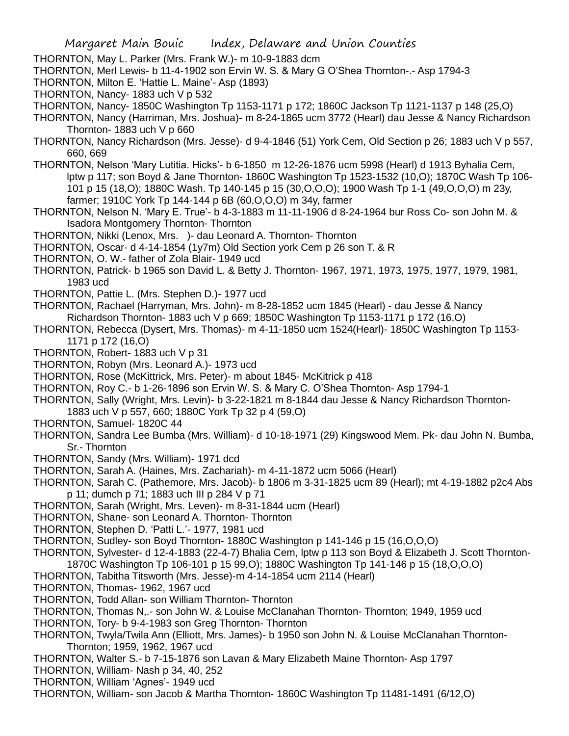THORNTON, May L. Parker (Mrs. Frank W.)- m 10-9-1883 dcm

THORNTON, Merl Lewis- b 11-4-1902 son Ervin W. S. & Mary G O'Shea Thornton-.- Asp 1794-3

THORNTON, Milton E. 'Hattie L. Maine'- Asp (1893)

THORNTON, Nancy- 1883 uch V p 532

THORNTON, Nancy- 1850C Washington Tp 1153-1171 p 172; 1860C Jackson Tp 1121-1137 p 148 (25,O)

THORNTON, Nancy (Harriman, Mrs. Joshua)- m 8-24-1865 ucm 3772 (Hearl) dau Jesse & Nancy Richardson Thornton- 1883 uch V p 660

THORNTON, Nancy Richardson (Mrs. Jesse)- d 9-4-1846 (51) York Cem, Old Section p 26; 1883 uch V p 557, 660, 669

THORNTON, Nelson 'Mary Lutitia. Hicks'- b 6-1850 m 12-26-1876 ucm 5998 (Hearl) d 1913 Byhalia Cem, lptw p 117; son Boyd & Jane Thornton- 1860C Washington Tp 1523-1532 (10,O); 1870C Wash Tp 106-101 p 15 (18,O); 1880C Wash. Tp 140-145 p 15 (30,O,O,O); 1900 Wash Tp 1-1 (49,O,O,O) m 23y, farmer; 1910C York Tp 144-144 p 6B (60,O,O,O) m 34y, farmer

THORNTON, Nelson N. 'Mary E. True'- b 4-3-1883 m 11-11-1906 d 8-24-1964 bur Ross Co- son John M. & Isadora Montgomery Thornton- Thornton

THORNTON, Nikki (Lenox, Mrs. )- dau Leonard A. Thornton- Thornton

THORNTON, Oscar- d 4-14-1854 (1y7m) Old Section york Cem p 26 son T. & R

THORNTON, O. W.- father of Zola Blair- 1949 ucd

THORNTON, Patrick- b 1965 son David L. & Betty J. Thornton- 1967, 1971, 1973, 1975, 1977, 1979, 1981, 1983 ucd

THORNTON, Pattie L. (Mrs. Stephen D.)- 1977 ucd

THORNTON, Rachael (Harryman, Mrs. John)- m 8-28-1852 ucm 1845 (Hearl) - dau Jesse & Nancy Richardson Thornton- 1883 uch V p 669; 1850C Washington Tp 1153-1171 p 172 (16,O)

THORNTON, Rebecca (Dysert, Mrs. Thomas)- m 4-11-1850 ucm 1524(Hearl)- 1850C Washington Tp 1153-1171 p 172 (16,O)

THORNTON, Robert- 1883 uch V p 31

THORNTON, Robyn (Mrs. Leonard A.)- 1973 ucd

THORNTON, Rose (McKittrick, Mrs. Peter)- m about 1845- McKitrick p 418

THORNTON, Roy C.- b 1-26-1896 son Ervin W. S. & Mary C. O'Shea Thornton- Asp 1794-1

THORNTON, Sally (Wright, Mrs. Levin)- b 3-22-1821 m 8-1844 dau Jesse & Nancy Richardson Thornton- 1883 uch V p 557, 660; 1880C York Tp 32 p 4 (59,O)

THORNTON, Samuel- 1820C 44

THORNTON, Sandra Lee Bumba (Mrs. William)- d 10-18-1971 (29) Kingswood Mem. Pk- dau John N. Bumba, Sr.- Thornton

THORNTON, Sandy (Mrs. William)- 1971 dcd

THORNTON, Sarah A. (Haines, Mrs. Zachariah)- m 4-11-1872 ucm 5066 (Hearl)

THORNTON, Sarah C. (Pathemore, Mrs. Jacob)- b 1806 m 3-31-1825 ucm 89 (Hearl); mt 4-19-1882 p2c4 Abs p 11; dumch p 71; 1883 uch III p 284 V p 71

THORNTON, Sarah (Wright, Mrs. Leven)- m 8-31-1844 ucm (Hearl)

THORNTON, Shane- son Leonard A. Thornton- Thornton

THORNTON, Stephen D. 'Patti L.'- 1977, 1981 ucd

THORNTON, Sudley- son Boyd Thornton- 1880C Washington p 141-146 p 15 (16,O,O,O)

THORNTON, Sylvester- d 12-4-1883 (22-4-7) Bhalia Cem, lptw p 113 son Boyd & Elizabeth J. Scott Thornton- 1870C Washington Tp 106-101 p 15 99,O); 1880C Washington Tp 141-146 p 15 (18,O,O,O)

THORNTON, Tabitha Titsworth (Mrs. Jesse)-m 4-14-1854 ucm 2114 (Hearl)

THORNTON, Thomas- 1962, 1967 ucd

THORNTON, Todd Allan- son William Thornton- Thornton

THORNTON, Thomas N,.- son John W. & Louise McClanahan Thornton- Thornton; 1949, 1959 ucd

THORNTON, Tory- b 9-4-1983 son Greg Thornton- Thornton

THORNTON, Twyla/Twila Ann (Elliott, Mrs. James)- b 1950 son John N. & Louise McClanahan Thornton- Thornton; 1959, 1962, 1967 ucd

THORNTON, Walter S.- b 7-15-1876 son Lavan & Mary Elizabeth Maine Thornton- Asp 1797

THORNTON, William- Nash p 34, 40, 252

THORNTON, William 'Agnes'- 1949 ucd

THORNTON, William- son Jacob & Martha Thornton- 1860C Washington Tp 11481-1491 (6/12,O)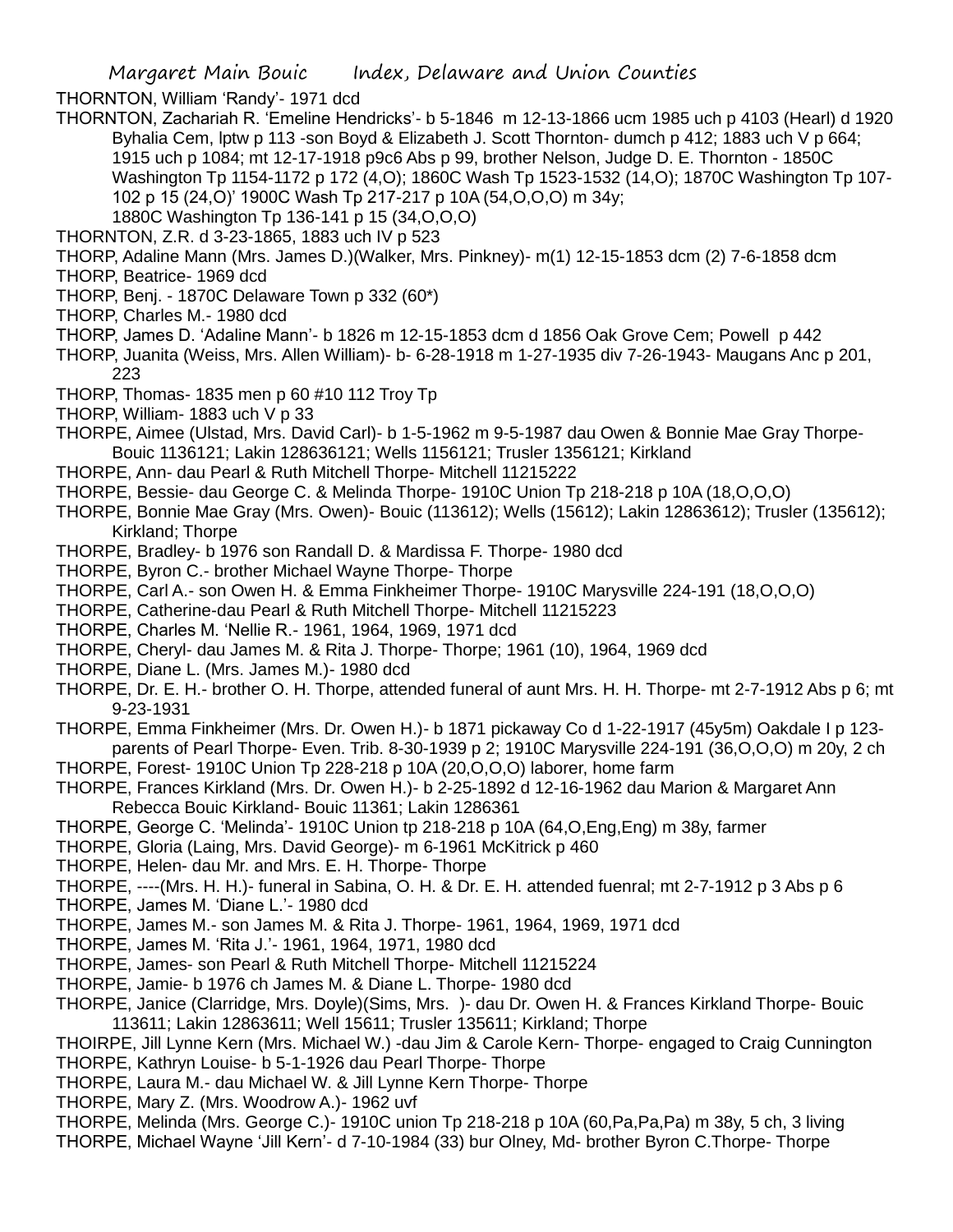THORNTON, William 'Randy'- 1971 dcd

THORNTON, Zachariah R. 'Emeline Hendricks'- b 5-1846 m 12-13-1866 ucm 1985 uch p 4103 (Hearl) d 1920 Byhalia Cem, lptw p 113 -son Boyd & Elizabeth J. Scott Thornton- dumch p 412; 1883 uch V p 664; 1915 uch p 1084; mt 12-17-1918 p9c6 Abs p 99, brother Nelson, Judge D. E. Thornton - 1850C Washington Tp 1154-1172 p 172 (4,O); 1860C Wash Tp 1523-1532 (14,O); 1870C Washington Tp 107-102 p 15 (24,O)' 1900C Wash Tp 217-217 p 10A (54,O,O,O) m 34y; 1880C Washington Tp 136-141 p 15 (34,O,O,O)

THORNTON, Z.R. d 3-23-1865, 1883 uch IV p 523

THORP, Adaline Mann (Mrs. James D.)(Walker, Mrs. Pinkney)- m(1) 12-15-1853 dcm (2) 7-6-1858 dcm

THORP, Beatrice- 1969 dcd

THORP, Benj. - 1870C Delaware Town p 332 (60*)

THORP, Charles M.- 1980 dcd

THORP, James D. 'Adaline Mann'- b 1826 m 12-15-1853 dcm d 1856 Oak Grove Cem; Powell p 442

THORP, Juanita (Weiss, Mrs. Allen William)- b- 6-28-1918 m 1-27-1935 div 7-26-1943- Maugans Anc p 201, 223

THORP, Thomas- 1835 men p 60 #10 112 Troy Tp

THORP, William- 1883 uch V p 33

THORPE, Aimee (Ulstad, Mrs. David Carl)- b 1-5-1962 m 9-5-1987 dau Owen & Bonnie Mae Gray Thorpe- Bouic 1136121; Lakin 128636121; Wells 1156121; Trusler 1356121; Kirkland

THORPE, Ann- dau Pearl & Ruth Mitchell Thorpe- Mitchell 11215222

THORPE, Bessie- dau George C. & Melinda Thorpe- 1910C Union Tp 218-218 p 10A (18,O,O,O)

THORPE, Bonnie Mae Gray (Mrs. Owen)- Bouic (113612); Wells (15612); Lakin 12863612); Trusler (135612); Kirkland; Thorpe

THORPE, Bradley- b 1976 son Randall D. & Mardissa F. Thorpe- 1980 dcd

THORPE, Byron C.- brother Michael Wayne Thorpe- Thorpe

THORPE, Carl A.- son Owen H. & Emma Finkheimer Thorpe- 1910C Marysville 224-191 (18,O,O,O)

THORPE, Catherine-dau Pearl & Ruth Mitchell Thorpe- Mitchell 11215223

THORPE, Charles M. 'Nellie R.- 1961, 1964, 1969, 1971 dcd

THORPE, Cheryl- dau James M. & Rita J. Thorpe- Thorpe; 1961 (10), 1964, 1969 dcd

THORPE, Diane L. (Mrs. James M.)- 1980 dcd

THORPE, Dr. E. H.- brother O. H. Thorpe, attended funeral of aunt Mrs. H. H. Thorpe- mt 2-7-1912 Abs p 6; mt 9-23-1931

THORPE, Emma Finkheimer (Mrs. Dr. Owen H.)- b 1871 pickaway Co d 1-22-1917 (45y5m) Oakdale I p 123- parents of Pearl Thorpe- Even. Trib. 8-30-1939 p 2; 1910C Marysville 224-191 (36,O,O,O) m 20y, 2 ch

THORPE, Forest- 1910C Union Tp 228-218 p 10A (20,O,O,O) laborer, home farm

THORPE, Frances Kirkland (Mrs. Dr. Owen H.)- b 2-25-1892 d 12-16-1962 dau Marion & Margaret Ann Rebecca Bouic Kirkland- Bouic 11361; Lakin 1286361

THORPE, George C. 'Melinda'- 1910C Union tp 218-218 p 10A (64,O,Eng,Eng) m 38y, farmer

THORPE, Gloria (Laing, Mrs. David George)- m 6-1961 McKitrick p 460

THORPE, Helen- dau Mr. and Mrs. E. H. Thorpe- Thorpe

THORPE, ----(Mrs. H. H.)- funeral in Sabina, O. H. & Dr. E. H. attended fuenral; mt 2-7-1912 p 3 Abs p 6

THORPE, James M. 'Diane L.'- 1980 dcd

THORPE, James M.- son James M. & Rita J. Thorpe- 1961, 1964, 1969, 1971 dcd

THORPE, James M. 'Rita J.'- 1961, 1964, 1971, 1980 dcd

THORPE, James- son Pearl & Ruth Mitchell Thorpe- Mitchell 11215224

THORPE, Jamie- b 1976 ch James M. & Diane L. Thorpe- 1980 dcd

THORPE, Janice (Clarridge, Mrs. Doyle)(Sims, Mrs. )- dau Dr. Owen H. & Frances Kirkland Thorpe- Bouic 113611; Lakin 12863611; Well 15611; Trusler 135611; Kirkland; Thorpe

THOIRPE, Jill Lynne Kern (Mrs. Michael W.) -dau Jim & Carole Kern- Thorpe- engaged to Craig Cunnington

THORPE, Kathryn Louise- b 5-1-1926 dau Pearl Thorpe- Thorpe

THORPE, Laura M.- dau Michael W. & Jill Lynne Kern Thorpe- Thorpe

THORPE, Mary Z. (Mrs. Woodrow A.)- 1962 uvf

THORPE, Melinda (Mrs. George C.)- 1910C union Tp 218-218 p 10A (60,Pa,Pa,Pa) m 38y, 5 ch, 3 living

THORPE, Michael Wayne 'Jill Kern'- d 7-10-1984 (33) bur Olney, Md- brother Byron C.Thorpe- Thorpe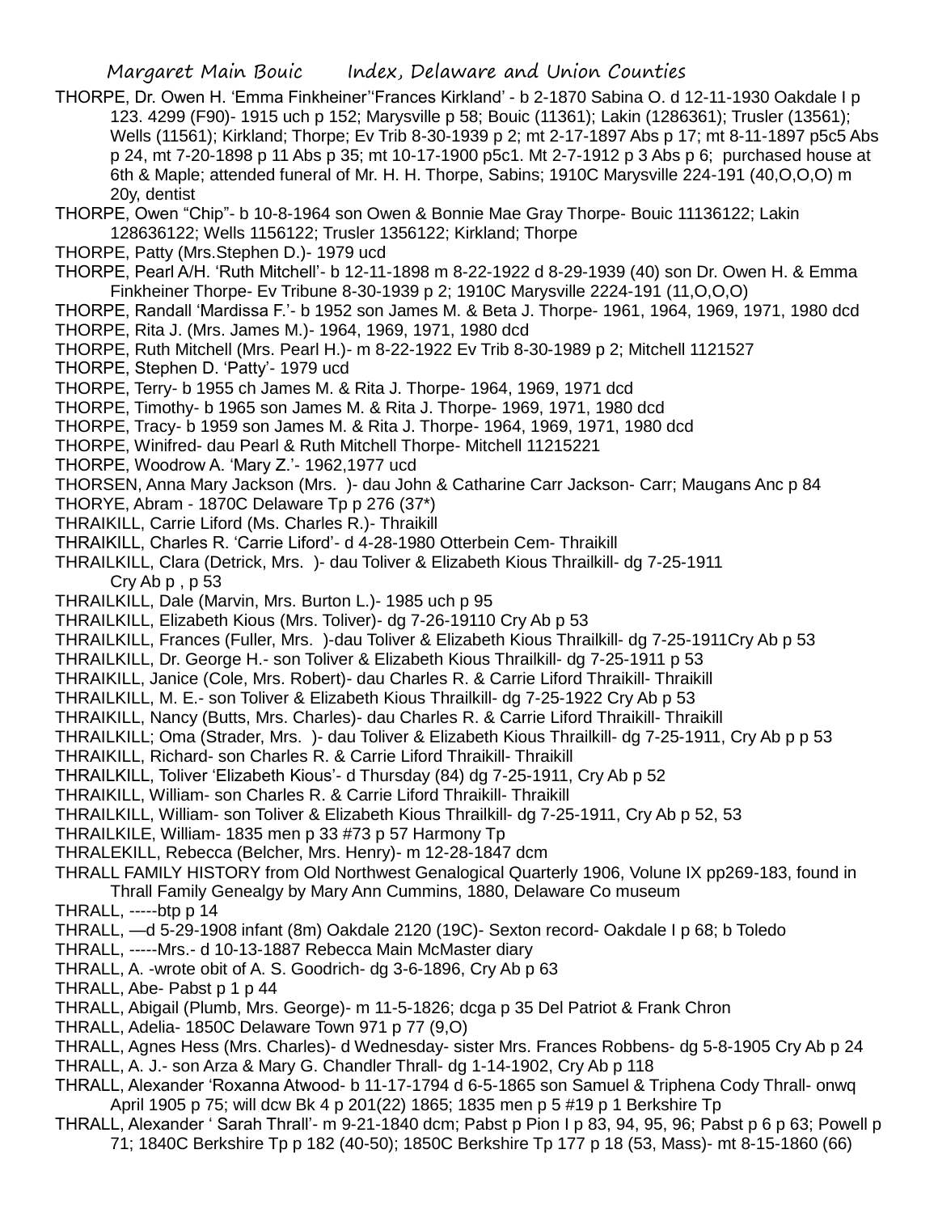THORPE, Dr. Owen H. 'Emma Finkheiner''Frances Kirkland' - b 2-1870 Sabina O. d 12-11-1930 Oakdale I p 123. 4299 (F90)- 1915 uch p 152; Marysville p 58; Bouic (11361); Lakin (1286361); Trusler (13561); Wells (11561); Kirkland; Thorpe; Ev Trib 8-30-1939 p 2; mt 2-17-1897 Abs p 17; mt 8-11-1897 p5c5 Abs p 24, mt 7-20-1898 p 11 Abs p 35; mt 10-17-1900 p5c1. Mt 2-7-1912 p 3 Abs p 6; purchased house at 6th & Maple; attended funeral of Mr. H. H. Thorpe, Sabins; 1910C Marysville 224-191 (40,O,O,O) m 20y, dentist

THORPE, Owen "Chip"- b 10-8-1964 son Owen & Bonnie Mae Gray Thorpe- Bouic 11136122; Lakin 128636122; Wells 1156122; Trusler 1356122; Kirkland; Thorpe

THORPE, Patty (Mrs.Stephen D.)- 1979 ucd

THORPE, Pearl A/H. 'Ruth Mitchell'- b 12-11-1898 m 8-22-1922 d 8-29-1939 (40) son Dr. Owen H. & Emma Finkheiner Thorpe- Ev Tribune 8-30-1939 p 2; 1910C Marysville 2224-191 (11,O,O,O)

THORPE, Randall 'Mardissa F.'- b 1952 son James M. & Beta J. Thorpe- 1961, 1964, 1969, 1971, 1980 dcd

THORPE, Rita J. (Mrs. James M.)- 1964, 1969, 1971, 1980 dcd

THORPE, Ruth Mitchell (Mrs. Pearl H.)- m 8-22-1922 Ev Trib 8-30-1989 p 2; Mitchell 1121527

THORPE, Stephen D. 'Patty'- 1979 ucd

THORPE, Terry- b 1955 ch James M. & Rita J. Thorpe- 1964, 1969, 1971 dcd

THORPE, Timothy- b 1965 son James M. & Rita J. Thorpe- 1969, 1971, 1980 dcd

THORPE, Tracy- b 1959 son James M. & Rita J. Thorpe- 1964, 1969, 1971, 1980 dcd

THORPE, Winifred- dau Pearl & Ruth Mitchell Thorpe- Mitchell 11215221

THORPE, Woodrow A. 'Mary Z.'- 1962,1977 ucd

THORSEN, Anna Mary Jackson (Mrs. )- dau John & Catharine Carr Jackson- Carr; Maugans Anc p 84

THORYE, Abram - 1870C Delaware Tp p 276 (37*)

THRAIKILL, Carrie Liford (Ms. Charles R.)- Thraikill

THRAIKILL, Charles R. 'Carrie Liford'- d 4-28-1980 Otterbein Cem- Thraikill

THRAILKILL, Clara (Detrick, Mrs. )- dau Toliver & Elizabeth Kious Thrailkill- dg 7-25-1911 Cry Ab p , p 53

THRAILKILL, Dale (Marvin, Mrs. Burton L.)- 1985 uch p 95

THRAILKILL, Elizabeth Kious (Mrs. Toliver)- dg 7-26-19110 Cry Ab p 53

THRAILKILL, Frances (Fuller, Mrs. )-dau Toliver & Elizabeth Kious Thrailkill- dg 7-25-1911Cry Ab p 53

THRAILKILL, Dr. George H.- son Toliver & Elizabeth Kious Thrailkill- dg 7-25-1911 p 53

THRAIKILL, Janice (Cole, Mrs. Robert)- dau Charles R. & Carrie Liford Thraikill- Thraikill

THRAILKILL, M. E.- son Toliver & Elizabeth Kious Thrailkill- dg 7-25-1922 Cry Ab p 53

THRAIKILL, Nancy (Butts, Mrs. Charles)- dau Charles R. & Carrie Liford Thraikill- Thraikill

THRAILKILL; Oma (Strader, Mrs. )- dau Toliver & Elizabeth Kious Thrailkill- dg 7-25-1911, Cry Ab p p 53

THRAIKILL, Richard- son Charles R. & Carrie Liford Thraikill- Thraikill

THRAILKILL, Toliver 'Elizabeth Kious'- d Thursday (84) dg 7-25-1911, Cry Ab p 52

THRAIKILL, William- son Charles R. & Carrie Liford Thraikill- Thraikill

THRAILKILL, William- son Toliver & Elizabeth Kious Thrailkill- dg 7-25-1911, Cry Ab p 52, 53

THRAILKILE, William- 1835 men p 33 #73 p 57 Harmony Tp

THRALEKILL, Rebecca (Belcher, Mrs. Henry)- m 12-28-1847 dcm

THRALL FAMILY HISTORY from Old Northwest Genalogical Quarterly 1906, Volume IX pp269-183, found in Thrall Family Genealgy by Mary Ann Cummins, 1880, Delaware Co museum

THRALL, -----btp p 14

THRALL, —d 5-29-1908 infant (8m) Oakdale 2120 (19C)- Sexton record- Oakdale I p 68; b Toledo

THRALL, -----Mrs.- d 10-13-1887 Rebecca Main McMaster diary

THRALL, A. -wrote obit of A. S. Goodrich- dg 3-6-1896, Cry Ab p 63

THRALL, Abe- Pabst p 1 p 44

THRALL, Abigail (Plumb, Mrs. George)- m 11-5-1826; dcga p 35 Del Patriot & Frank Chron

THRALL, Adelia- 1850C Delaware Town 971 p 77 (9,O)

THRALL, Agnes Hess (Mrs. Charles)- d Wednesday- sister Mrs. Frances Robbens- dg 5-8-1905 Cry Ab p 24

THRALL, A. J.- son Arza & Mary G. Chandler Thrall- dg 1-14-1902, Cry Ab p 118

THRALL, Alexander 'Roxanna Atwood- b 11-17-1794 d 6-5-1865 son Samuel & Triphena Cody Thrall- onwq April 1905 p 75; will dcw Bk 4 p 201(22) 1865; 1835 men p 5 #19 p 1 Berkshire Tp

THRALL, Alexander ' Sarah Thrall'- m 9-21-1840 dcm; Pabst p Pion I p 83, 94, 95, 96; Pabst p 6 p 63; Powell p 71; 1840C Berkshire Tp p 182 (40-50); 1850C Berkshire Tp 177 p 18 (53, Mass)- mt 8-15-1860 (66)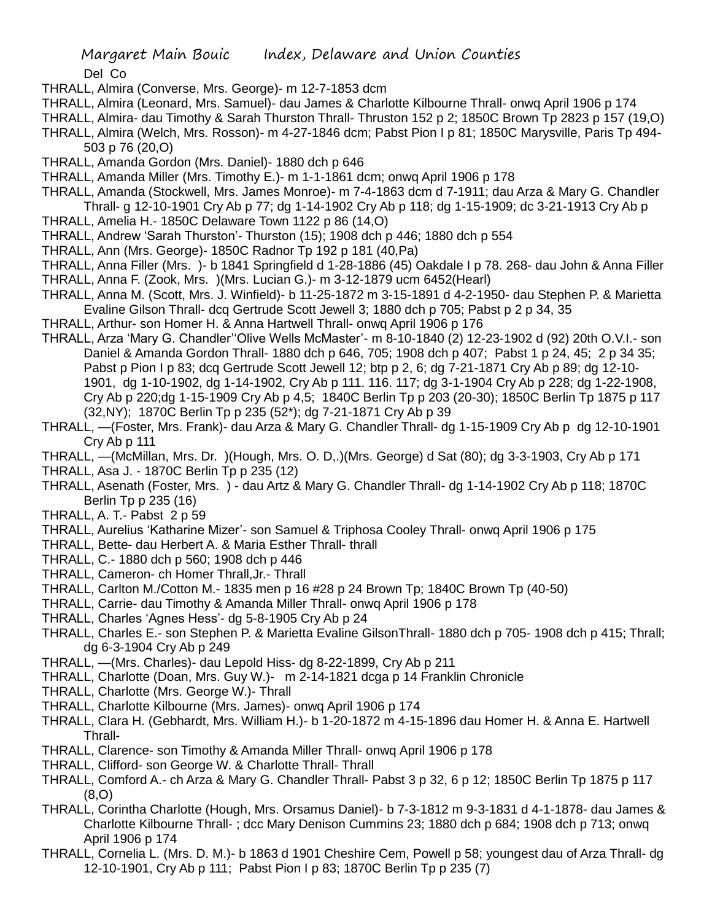Del Co

THRALL, Almira (Converse, Mrs. George)- m 12-7-1853 dcm

THRALL, Almira (Leonard, Mrs. Samuel)- dau James & Charlotte Kilbourne Thrall- onwq April 1906 p 174

THRALL, Almira- dau Timothy & Sarah Thurston Thrall- Thruston 152 p 2; 1850C Brown Tp 2823 p 157 (19,O)

THRALL, Almira (Welch, Mrs. Rosson)- m 4-27-1846 dcm; Pabst Pion I p 81; 1850C Marysville, Paris Tp 494-503 p 76 (20,O)

THRALL, Amanda Gordon (Mrs. Daniel)- 1880 dch p 646

THRALL, Amanda Miller (Mrs. Timothy E.)- m 1-1-1861 dcm; onwq April 1906 p 178

THRALL, Amanda (Stockwell, Mrs. James Monroe)- m 7-4-1863 dcm d 7-1911; dau Arza & Mary G. Chandler Thrall- g 12-10-1901 Cry Ab p 77; dg 1-14-1902 Cry Ab p 118; dg 1-15-1909; dc 3-21-1913 Cry Ab p

THRALL, Amelia H.- 1850C Delaware Town 1122 p 86 (14,O)

THRALL, Andrew 'Sarah Thurston'- Thurston (15); 1908 dch p 446; 1880 dch p 554

THRALL, Ann (Mrs. George)- 1850C Radnor Tp 192 p 181 (40,Pa)

THRALL, Anna Filler (Mrs. )- b 1841 Springfield d 1-28-1886 (45) Oakdale I p 78. 268- dau John & Anna Filler

THRALL, Anna F. (Zook, Mrs. )(Mrs. Lucian G.)- m 3-12-1879 ucm 6452(Hearl)

THRALL, Anna M. (Scott, Mrs. J. Winfield)- b 11-25-1872 m 3-15-1891 d 4-2-1950- dau Stephen P. & Marietta Evaline Gilson Thrall- dcq Gertrude Scott Jewell 3; 1880 dch p 705; Pabst p 2 p 34, 35

THRALL, Arthur- son Homer H. & Anna Hartwell Thrall- onwq April 1906 p 176

THRALL, Arza 'Mary G. Chandler''Olive Wells McMaster'- m 8-10-1840 (2) 12-23-1902 d (92) 20th O.V.I.- son Daniel & Amanda Gordon Thrall- 1880 dch p 646, 705; 1908 dch p 407; Pabst 1 p 24, 45; 2 p 34 35; Pabst p Pion I p 83; dcq Gertrude Scott Jewell 12; btp p 2, 6; dg 7-21-1871 Cry Ab p 89; dg 12-10-1901, dg 1-10-1902, dg 1-14-1902, Cry Ab p 111. 116. 117; dg 3-1-1904 Cry Ab p 228; dg 1-22-1908, Cry Ab p 220;dg 1-15-1909 Cry Ab p 4,5; 1840C Berlin Tp p 203 (20-30); 1850C Berlin Tp 1875 p 117 (32,NY); 1870C Berlin Tp p 235 (52*); dg 7-21-1871 Cry Ab p 39

THRALL, —(Foster, Mrs. Frank)- dau Arza & Mary G. Chandler Thrall- dg 1-15-1909 Cry Ab p dg 12-10-1901 Cry Ab p 111

THRALL, —(McMillan, Mrs. Dr. )(Hough, Mrs. O. D,.)(Mrs. George) d Sat (80); dg 3-3-1903, Cry Ab p 171

THRALL, Asa J. - 1870C Berlin Tp p 235 (12)

THRALL, Asenath (Foster, Mrs. ) - dau Artz & Mary G. Chandler Thrall- dg 1-14-1902 Cry Ab p 118; 1870C Berlin Tp p 235 (16)

THRALL, A. T.- Pabst 2 p 59

THRALL, Aurelius 'Katharine Mizer'- son Samuel & Triphosa Cooley Thrall- onwq April 1906 p 175

THRALL, Bette- dau Herbert A. & Maria Esther Thrall- thrall

THRALL, C.- 1880 dch p 560; 1908 dch p 446

THRALL, Cameron- ch Homer Thrall,Jr.- Thrall

THRALL, Carlton M./Cotton M.- 1835 men p 16 #28 p 24 Brown Tp; 1840C Brown Tp (40-50)

THRALL, Carrie- dau Timothy & Amanda Miller Thrall- onwq April 1906 p 178

THRALL, Charles 'Agnes Hess'- dg 5-8-1905 Cry Ab p 24

THRALL, Charles E.- son Stephen P. & Marietta Evaline GilsonThrall- 1880 dch p 705- 1908 dch p 415; Thrall; dg 6-3-1904 Cry Ab p 249

THRALL, —(Mrs. Charles)- dau Lepold Hiss- dg 8-22-1899, Cry Ab p 211

THRALL, Charlotte (Doan, Mrs. Guy W.)- m 2-14-1821 dcga p 14 Franklin Chronicle

THRALL, Charlotte (Mrs. George W.)- Thrall

THRALL, Charlotte Kilbourne (Mrs. James)- onwq April 1906 p 174

THRALL, Clara H. (Gebhardt, Mrs. William H.)- b 1-20-1872 m 4-15-1896 dau Homer H. & Anna E. Hartwell Thrall-

THRALL, Clarence- son Timothy & Amanda Miller Thrall- onwq April 1906 p 178

THRALL, Clifford- son George W. & Charlotte Thrall- Thrall

THRALL, Comford A.- ch Arza & Mary G. Chandler Thrall- Pabst 3 p 32, 6 p 12; 1850C Berlin Tp 1875 p 117 (8,O)

THRALL, Corintha Charlotte (Hough, Mrs. Orsamus Daniel)- b 7-3-1812 m 9-3-1831 d 4-1-1878- dau James & Charlotte Kilbourne Thrall- ; dcc Mary Denison Cummins 23; 1880 dch p 684; 1908 dch p 713; onwq April 1906 p 174

THRALL, Cornelia L. (Mrs. D. M.)- b 1863 d 1901 Cheshire Cem, Powell p 58; youngest dau of Arza Thrall- dg 12-10-1901, Cry Ab p 111; Pabst Pion I p 83; 1870C Berlin Tp p 235 (7)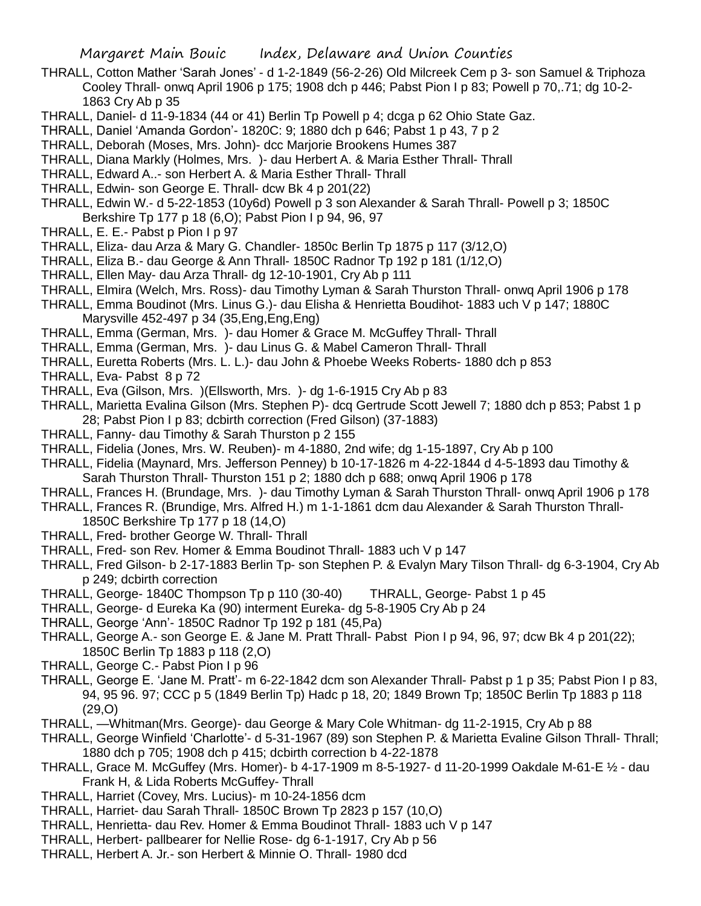THRALL, Cotton Mather 'Sarah Jones' - d 1-2-1849 (56-2-26) Old Milcreek Cem p 3- son Samuel & Triphoza Cooley Thrall- onwq April 1906 p 175; 1908 dch p 446; Pabst Pion I p 83; Powell p 70,.71; dg 10-2-1863 Cry Ab p 35

THRALL, Daniel- d 11-9-1834 (44 or 41) Berlin Tp Powell p 4; dcga p 62 Ohio State Gaz.

THRALL, Daniel 'Amanda Gordon'- 1820C: 9; 1880 dch p 646; Pabst 1 p 43, 7 p 2

THRALL, Deborah (Moses, Mrs. John)- dcc Marjorie Brookens Humes 387

THRALL, Diana Markly (Holmes, Mrs. )- dau Herbert A. & Maria Esther Thrall- Thrall

THRALL, Edward A..- son Herbert A. & Maria Esther Thrall- Thrall

THRALL, Edwin- son George E. Thrall- dcw Bk 4 p 201(22)

THRALL, Edwin W.- d 5-22-1853 (10y6d) Powell p 3 son Alexander & Sarah Thrall- Powell p 3; 1850C Berkshire Tp 177 p 18 (6,O); Pabst Pion I p 94, 96, 97

THRALL, E. E.- Pabst p Pion I p 97

THRALL, Eliza- dau Arza & Mary G. Chandler- 1850c Berlin Tp 1875 p 117 (3/12,O)

THRALL, Eliza B.- dau George & Ann Thrall- 1850C Radnor Tp 192 p 181 (1/12,O)

THRALL, Ellen May- dau Arza Thrall- dg 12-10-1901, Cry Ab p 111

THRALL, Elmira (Welch, Mrs. Ross)- dau Timothy Lyman & Sarah Thurston Thrall- onwq April 1906 p 178

THRALL, Emma Boudinot (Mrs. Linus G.)- dau Elisha & Henrietta Boudihot- 1883 uch V p 147; 1880C Marysville 452-497 p 34 (35,Eng,Eng,Eng)

THRALL, Emma (German, Mrs. )- dau Homer & Grace M. McGuffey Thrall- Thrall

THRALL, Emma (German, Mrs. )- dau Linus G. & Mabel Cameron Thrall- Thrall

THRALL, Euretta Roberts (Mrs. L. L.)- dau John & Phoebe Weeks Roberts- 1880 dch p 853

THRALL, Eva- Pabst 8 p 72

THRALL, Eva (Gilson, Mrs. )(Ellsworth, Mrs. )- dg 1-6-1915 Cry Ab p 83

THRALL, Marietta Evalina Gilson (Mrs. Stephen P)- dcq Gertrude Scott Jewell 7; 1880 dch p 853; Pabst 1 p 28; Pabst Pion I p 83; dcbirth correction (Fred Gilson) (37-1883)

THRALL, Fanny- dau Timothy & Sarah Thurston p 2 155

THRALL, Fidelia (Jones, Mrs. W. Reuben)- m 4-1880, 2nd wife; dg 1-15-1897, Cry Ab p 100

THRALL, Fidelia (Maynard, Mrs. Jefferson Penney) b 10-17-1826 m 4-22-1844 d 4-5-1893 dau Timothy & Sarah Thurston Thrall- Thurston 151 p 2; 1880 dch p 688; onwq April 1906 p 178

THRALL, Frances H. (Brundage, Mrs. )- dau Timothy Lyman & Sarah Thurston Thrall- onwq April 1906 p 178

THRALL, Frances R. (Brundige, Mrs. Alfred H.) m 1-1-1861 dcm dau Alexander & Sarah Thurston Thrall- 1850C Berkshire Tp 177 p 18 (14,O)

THRALL, Fred- brother George W. Thrall- Thrall

THRALL, Fred- son Rev. Homer & Emma Boudinot Thrall- 1883 uch V p 147

THRALL, Fred Gilson- b 2-17-1883 Berlin Tp- son Stephen P. & Evalyn Mary Tilson Thrall- dg 6-3-1904, Cry Ab p 249; dcbirth correction

THRALL, George- 1840C Thompson Tp p 110 (30-40)  THRALL, George- Pabst 1 p 45

THRALL, George- d Eureka Ka (90) interment Eureka- dg 5-8-1905 Cry Ab p 24

THRALL, George 'Ann'- 1850C Radnor Tp 192 p 181 (45,Pa)

THRALL, George A.- son George E. & Jane M. Pratt Thrall- Pabst Pion I p 94, 96, 97; dcw Bk 4 p 201(22); 1850C Berlin Tp 1883 p 118 (2,O)

THRALL, George C.- Pabst Pion I p 96

THRALL, George E. 'Jane M. Pratt'- m 6-22-1842 dcm son Alexander Thrall- Pabst p 1 p 35; Pabst Pion I p 83, 94, 95 96. 97; CCC p 5 (1849 Berlin Tp) Hadc p 18, 20; 1849 Brown Tp; 1850C Berlin Tp 1883 p 118 (29,O)

THRALL, —Whitman(Mrs. George)- dau George & Mary Cole Whitman- dg 11-2-1915, Cry Ab p 88

THRALL, George Winfield 'Charlotte'- d 5-31-1967 (89) son Stephen P. & Marietta Evaline Gilson Thrall- Thrall; 1880 dch p 705; 1908 dch p 415; dcbirth correction b 4-22-1878

THRALL, Grace M. McGuffey (Mrs. Homer)- b 4-17-1909 m 8-5-1927- d 11-20-1999 Oakdale M-61-E ½ - dau Frank H, & Lida Roberts McGuffey- Thrall

THRALL, Harriet (Covey, Mrs. Lucius)- m 10-24-1856 dcm

THRALL, Harriet- dau Sarah Thrall- 1850C Brown Tp 2823 p 157 (10,O)

THRALL, Henrietta- dau Rev. Homer & Emma Boudinot Thrall- 1883 uch V p 147

THRALL, Herbert- pallbearer for Nellie Rose- dg 6-1-1917, Cry Ab p 56

THRALL, Herbert A. Jr.- son Herbert & Minnie O. Thrall- 1980 dcd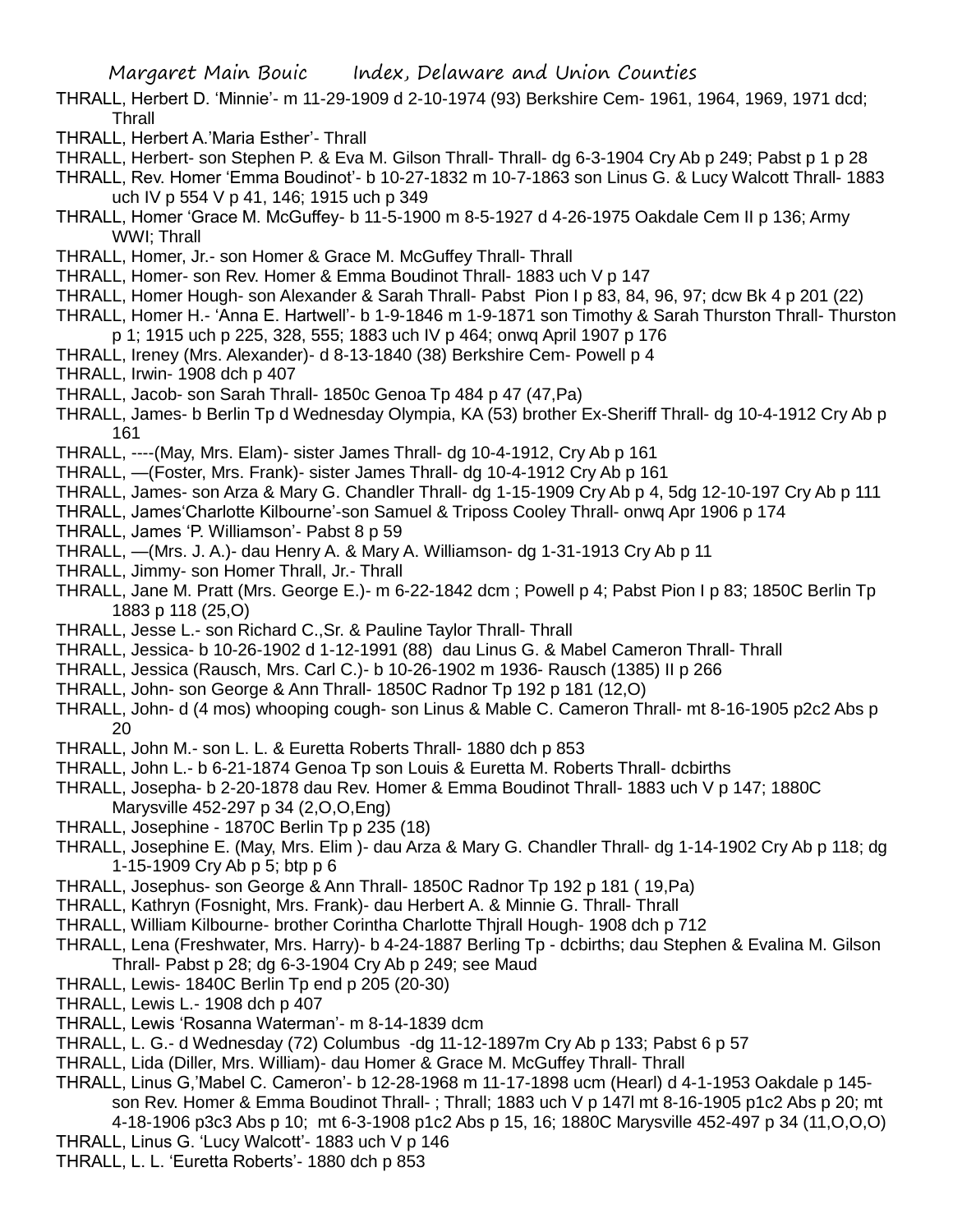THRALL, Herbert D. 'Minnie'- m 11-29-1909 d 2-10-1974 (93) Berkshire Cem- 1961, 1964, 1969, 1971 dcd; Thrall

THRALL, Herbert A.'Maria Esther'- Thrall

THRALL, Herbert- son Stephen P. & Eva M. Gilson Thrall- Thrall- dg 6-3-1904 Cry Ab p 249; Pabst p 1 p 28

THRALL, Rev. Homer 'Emma Boudinot'- b 10-27-1832 m 10-7-1863 son Linus G. & Lucy Walcott Thrall- 1883 uch IV p 554 V p 41, 146; 1915 uch p 349

THRALL, Homer 'Grace M. McGuffey- b 11-5-1900 m 8-5-1927 d 4-26-1975 Oakdale Cem II p 136; Army WWI; Thrall

THRALL, Homer, Jr.- son Homer & Grace M. McGuffey Thrall- Thrall

THRALL, Homer- son Rev. Homer & Emma Boudinot Thrall- 1883 uch V p 147

THRALL, Homer Hough- son Alexander & Sarah Thrall- Pabst Pion I p 83, 84, 96, 97; dcw Bk 4 p 201 (22)

THRALL, Homer H.- 'Anna E. Hartwell'- b 1-9-1846 m 1-9-1871 son Timothy & Sarah Thurston Thrall- Thurston p 1; 1915 uch p 225, 328, 555; 1883 uch IV p 464; onwq April 1907 p 176

THRALL, Ireney (Mrs. Alexander)- d 8-13-1840 (38) Berkshire Cem- Powell p 4

THRALL, Irwin- 1908 dch p 407

THRALL, Jacob- son Sarah Thrall- 1850c Genoa Tp 484 p 47 (47,Pa)

THRALL, James- b Berlin Tp d Wednesday Olympia, KA (53) brother Ex-Sheriff Thrall- dg 10-4-1912 Cry Ab p 161

THRALL, ----(May, Mrs. Elam)- sister James Thrall- dg 10-4-1912, Cry Ab p 161

THRALL, —(Foster, Mrs. Frank)- sister James Thrall- dg 10-4-1912 Cry Ab p 161

THRALL, James- son Arza & Mary G. Chandler Thrall- dg 1-15-1909 Cry Ab p 4, 5dg 12-10-197 Cry Ab p 111

THRALL, James'Charlotte Kilbourne'-son Samuel & Triposs Cooley Thrall- onwq Apr 1906 p 174

THRALL, James 'P. Williamson'- Pabst 8 p 59

THRALL, —(Mrs. J. A.)- dau Henry A. & Mary A. Williamson- dg 1-31-1913 Cry Ab p 11

THRALL, Jimmy- son Homer Thrall, Jr.- Thrall

THRALL, Jane M. Pratt (Mrs. George E.)- m 6-22-1842 dcm ; Powell p 4; Pabst Pion I p 83; 1850C Berlin Tp 1883 p 118 (25,O)

THRALL, Jesse L.- son Richard C.,Sr. & Pauline Taylor Thrall- Thrall

THRALL, Jessica- b 10-26-1902 d 1-12-1991 (88) dau Linus G. & Mabel Cameron Thrall- Thrall

THRALL, Jessica (Rausch, Mrs. Carl C.)- b 10-26-1902 m 1936- Rausch (1385) II p 266

THRALL, John- son George & Ann Thrall- 1850C Radnor Tp 192 p 181 (12,O)

THRALL, John- d (4 mos) whooping cough- son Linus & Mable C. Cameron Thrall- mt 8-16-1905 p2c2 Abs p 20

THRALL, John M.- son L. L. & Euretta Roberts Thrall- 1880 dch p 853

THRALL, John L.- b 6-21-1874 Genoa Tp son Louis & Euretta M. Roberts Thrall- dcbirths

THRALL, Josepha- b 2-20-1878 dau Rev. Homer & Emma Boudinot Thrall- 1883 uch V p 147; 1880C Marysville 452-297 p 34 (2,O,O,Eng)

THRALL, Josephine - 1870C Berlin Tp p 235 (18)

THRALL, Josephine E. (May, Mrs. Elim )- dau Arza & Mary G. Chandler Thrall- dg 1-14-1902 Cry Ab p 118; dg 1-15-1909 Cry Ab p 5; btp p 6

THRALL, Josephus- son George & Ann Thrall- 1850C Radnor Tp 192 p 181 ( 19,Pa)

THRALL, Kathryn (Fosnight, Mrs. Frank)- dau Herbert A. & Minnie G. Thrall- Thrall

THRALL, William Kilbourne- brother Corintha Charlotte Thjrall Hough- 1908 dch p 712

THRALL, Lena (Freshwater, Mrs. Harry)- b 4-24-1887 Berling Tp - dcbirths; dau Stephen & Evalina M. Gilson Thrall- Pabst p 28; dg 6-3-1904 Cry Ab p 249; see Maud

THRALL, Lewis- 1840C Berlin Tp end p 205 (20-30)

THRALL, Lewis L.- 1908 dch p 407

THRALL, Lewis 'Rosanna Waterman'- m 8-14-1839 dcm

THRALL, L. G.- d Wednesday (72) Columbus -dg 11-12-1897m Cry Ab p 133; Pabst 6 p 57

THRALL, Lida (Diller, Mrs. William)- dau Homer & Grace M. McGuffey Thrall- Thrall

THRALL, Linus G,'Mabel C. Cameron'- b 12-28-1968 m 11-17-1898 ucm (Hearl) d 4-1-1953 Oakdale p 145- son Rev. Homer & Emma Boudinot Thrall- ; Thrall; 1883 uch V p 147l mt 8-16-1905 p1c2 Abs p 20; mt 4-18-1906 p3c3 Abs p 10; mt 6-3-1908 p1c2 Abs p 15, 16; 1880C Marysville 452-497 p 34 (11,O,O,O)

THRALL, Linus G. 'Lucy Walcott'- 1883 uch V p 146

THRALL, L. L. 'Euretta Roberts'- 1880 dch p 853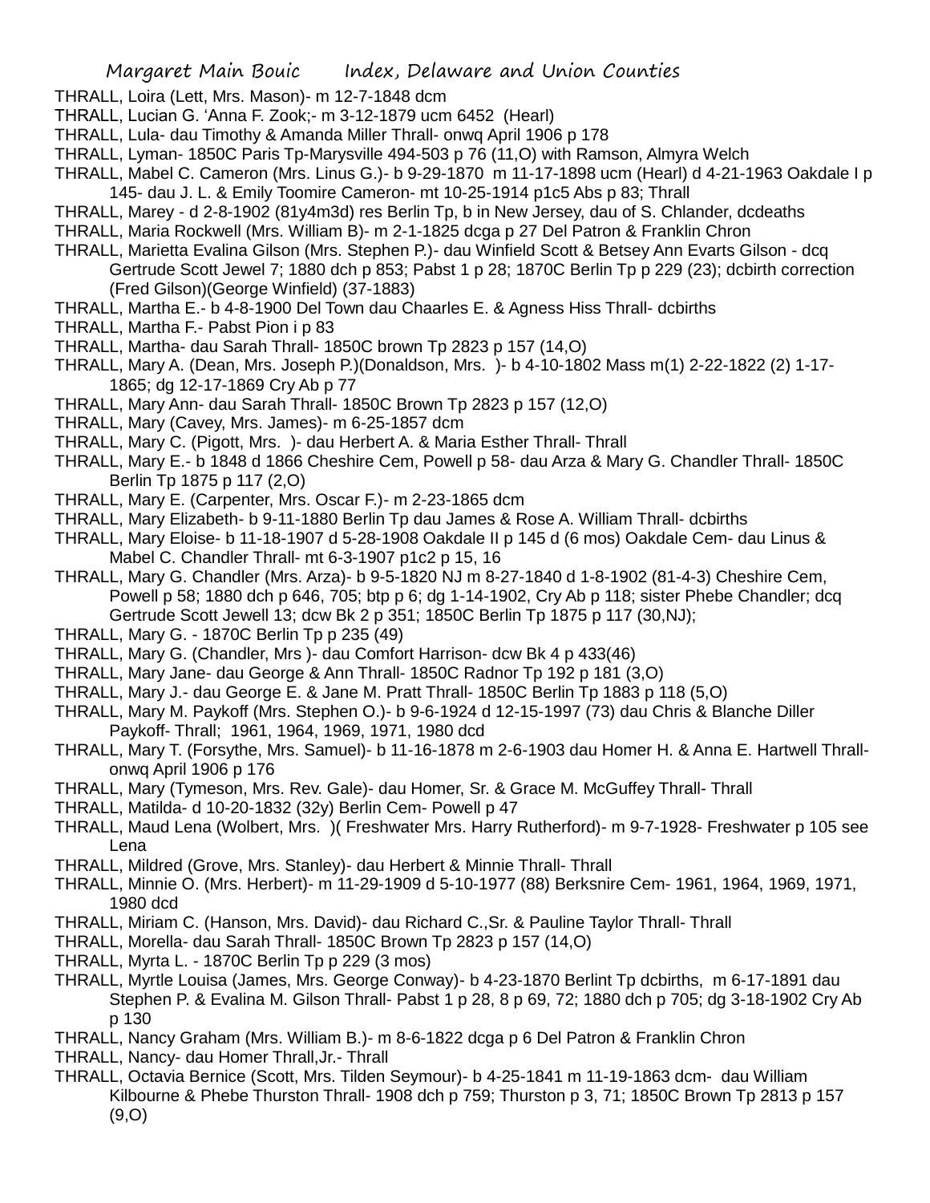THRALL, Loira (Lett, Mrs. Mason)- m 12-7-1848 dcm

THRALL, Lucian G. 'Anna F. Zook;- m 3-12-1879 ucm 6452 (Hearl)

THRALL, Lula- dau Timothy & Amanda Miller Thrall- onwq April 1906 p 178

THRALL, Lyman- 1850C Paris Tp-Marysville 494-503 p 76 (11,O) with Ramson, Almyra Welch

THRALL, Mabel C. Cameron (Mrs. Linus G.)- b 9-29-1870 m 11-17-1898 ucm (Hearl) d 4-21-1963 Oakdale I p 145- dau J. L. & Emily Toomire Cameron- mt 10-25-1914 p1c5 Abs p 83; Thrall

THRALL, Marey - d 2-8-1902 (81y4m3d) res Berlin Tp, b in New Jersey, dau of S. Chlander, dcdeaths

THRALL, Maria Rockwell (Mrs. William B)- m 2-1-1825 dcga p 27 Del Patron & Franklin Chron

THRALL, Marietta Evalina Gilson (Mrs. Stephen P.)- dau Winfield Scott & Betsey Ann Evarts Gilson - dcq Gertrude Scott Jewel 7; 1880 dch p 853; Pabst 1 p 28; 1870C Berlin Tp p 229 (23); dcbirth correction (Fred Gilson)(George Winfield) (37-1883)

THRALL, Martha E.- b 4-8-1900 Del Town dau Chaarles E. & Agness Hiss Thrall- dcbirths

THRALL, Martha F.- Pabst Pion i p 83

THRALL, Martha- dau Sarah Thrall- 1850C brown Tp 2823 p 157 (14,O)

THRALL, Mary A. (Dean, Mrs. Joseph P.)(Donaldson, Mrs. )- b 4-10-1802 Mass m(1) 2-22-1822 (2) 1-17-1865; dg 12-17-1869 Cry Ab p 77

THRALL, Mary Ann- dau Sarah Thrall- 1850C Brown Tp 2823 p 157 (12,O)

THRALL, Mary (Cavey, Mrs. James)- m 6-25-1857 dcm

THRALL, Mary C. (Pigott, Mrs. )- dau Herbert A. & Maria Esther Thrall- Thrall

THRALL, Mary E.- b 1848 d 1866 Cheshire Cem, Powell p 58- dau Arza & Mary G. Chandler Thrall- 1850C Berlin Tp 1875 p 117 (2,O)

THRALL, Mary E. (Carpenter, Mrs. Oscar F.)- m 2-23-1865 dcm

THRALL, Mary Elizabeth- b 9-11-1880 Berlin Tp dau James & Rose A. William Thrall- dcbirths

THRALL, Mary Eloise- b 11-18-1907 d 5-28-1908 Oakdale II p 145 d (6 mos) Oakdale Cem- dau Linus & Mabel C. Chandler Thrall- mt 6-3-1907 p1c2 p 15, 16

THRALL, Mary G. Chandler (Mrs. Arza)- b 9-5-1820 NJ m 8-27-1840 d 1-8-1902 (81-4-3) Cheshire Cem, Powell p 58; 1880 dch p 646, 705; btp p 6; dg 1-14-1902, Cry Ab p 118; sister Phebe Chandler; dcq Gertrude Scott Jewell 13; dcw Bk 2 p 351; 1850C Berlin Tp 1875 p 117 (30,NJ);

THRALL, Mary G. - 1870C Berlin Tp p 235 (49)

THRALL, Mary G. (Chandler, Mrs )- dau Comfort Harrison- dcw Bk 4 p 433(46)

THRALL, Mary Jane- dau George & Ann Thrall- 1850C Radnor Tp 192 p 181 (3,O)

THRALL, Mary J.- dau George E. & Jane M. Pratt Thrall- 1850C Berlin Tp 1883 p 118 (5,O)

THRALL, Mary M. Paykoff (Mrs. Stephen O.)- b 9-6-1924 d 12-15-1997 (73) dau Chris & Blanche Diller Paykoff- Thrall; 1961, 1964, 1969, 1971, 1980 dcd

THRALL, Mary T. (Forsythe, Mrs. Samuel)- b 11-16-1878 m 2-6-1903 dau Homer H. & Anna E. Hartwell Thrall- onwq April 1906 p 176

THRALL, Mary (Tymeson, Mrs. Rev. Gale)- dau Homer, Sr. & Grace M. McGuffey Thrall- Thrall

THRALL, Matilda- d 10-20-1832 (32y) Berlin Cem- Powell p 47

THRALL, Maud Lena (Wolbert, Mrs. )( Freshwater Mrs. Harry Rutherford)- m 9-7-1928- Freshwater p 105 see Lena

THRALL, Mildred (Grove, Mrs. Stanley)- dau Herbert & Minnie Thrall- Thrall

THRALL, Minnie O. (Mrs. Herbert)- m 11-29-1909 d 5-10-1977 (88) Berksnire Cem- 1961, 1964, 1969, 1971, 1980 dcd

THRALL, Miriam C. (Hanson, Mrs. David)- dau Richard C.,Sr. & Pauline Taylor Thrall- Thrall

THRALL, Morella- dau Sarah Thrall- 1850C Brown Tp 2823 p 157 (14,O)

THRALL, Myrta L. - 1870C Berlin Tp p 229 (3 mos)

THRALL, Myrtle Louisa (James, Mrs. George Conway)- b 4-23-1870 Berlint Tp dcbirths, m 6-17-1891 dau Stephen P. & Evalina M. Gilson Thrall- Pabst 1 p 28, 8 p 69, 72; 1880 dch p 705; dg 3-18-1902 Cry Ab p 130

THRALL, Nancy Graham (Mrs. William B.)- m 8-6-1822 dcga p 6 Del Patron & Franklin Chron

THRALL, Nancy- dau Homer Thrall,Jr.- Thrall

THRALL, Octavia Bernice (Scott, Mrs. Tilden Seymour)- b 4-25-1841 m 11-19-1863 dcm- dau William Kilbourne & Phebe Thurston Thrall- 1908 dch p 759; Thurston p 3, 71; 1850C Brown Tp 2813 p 157 (9,O)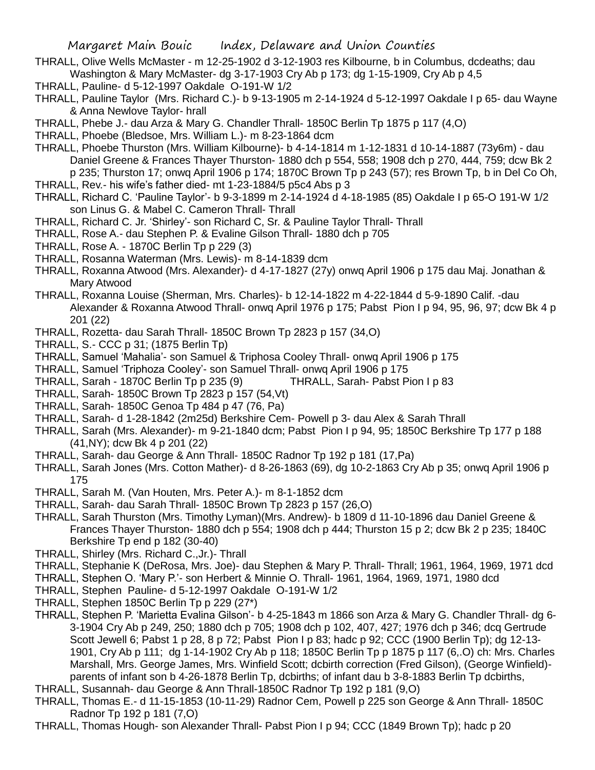THRALL, Olive Wells McMaster - m 12-25-1902 d 3-12-1903 res Kilbourne, b in Columbus, dcdeaths; dau Washington & Mary McMaster- dg 3-17-1903 Cry Ab p 173; dg 1-15-1909, Cry Ab p 4,5

THRALL, Pauline- d 5-12-1997 Oakdale O-191-W 1/2

THRALL, Pauline Taylor (Mrs. Richard C.)- b 9-13-1905 m 2-14-1924 d 5-12-1997 Oakdale I p 65- dau Wayne & Anna Newlove Taylor- hrall

THRALL, Phebe J.- dau Arza & Mary G. Chandler Thrall- 1850C Berlin Tp 1875 p 117 (4,O)

THRALL, Phoebe (Bledsoe, Mrs. William L.)- m 8-23-1864 dcm

THRALL, Phoebe Thurston (Mrs. William Kilbourne)- b 4-14-1814 m 1-12-1831 d 10-14-1887 (73y6m) - dau Daniel Greene & Frances Thayer Thurston- 1880 dch p 554, 558; 1908 dch p 270, 444, 759; dcw Bk 2 p 235; Thurston 17; onwq April 1906 p 174; 1870C Brown Tp p 243 (57); res Brown Tp, b in Del Co Oh,

THRALL, Rev.- his wife's father died- mt 1-23-1884/5 p5c4 Abs p 3

THRALL, Richard C. 'Pauline Taylor'- b 9-3-1899 m 2-14-1924 d 4-18-1985 (85) Oakdale I p 65-O 191-W 1/2 son Linus G. & Mabel C. Cameron Thrall- Thrall

THRALL, Richard C. Jr. 'Shirley'- son Richard C, Sr. & Pauline Taylor Thrall- Thrall

THRALL, Rose A.- dau Stephen P. & Evaline Gilson Thrall- 1880 dch p 705

THRALL, Rose A. - 1870C Berlin Tp p 229 (3)

THRALL, Rosanna Waterman (Mrs. Lewis)- m 8-14-1839 dcm

THRALL, Roxanna Atwood (Mrs. Alexander)- d 4-17-1827 (27y) onwq April 1906 p 175 dau Maj. Jonathan & Mary Atwood

THRALL, Roxanna Louise (Sherman, Mrs. Charles)- b 12-14-1822 m 4-22-1844 d 5-9-1890 Calif. -dau Alexander & Roxanna Atwood Thrall- onwq April 1976 p 175; Pabst Pion I p 94, 95, 96, 97; dcw Bk 4 p 201 (22)

THRALL, Rozetta- dau Sarah Thrall- 1850C Brown Tp 2823 p 157 (34,O)

THRALL, S.- CCC p 31; (1875 Berlin Tp)

THRALL, Samuel 'Mahalia'- son Samuel & Triphosa Cooley Thrall- onwq April 1906 p 175

THRALL, Samuel 'Triphoza Cooley'- son Samuel Thrall- onwq April 1906 p 175

THRALL, Sarah - 1870C Berlin Tp p 235 (9)

THRALL, Sarah- Pabst Pion I p 83

THRALL, Sarah- 1850C Brown Tp 2823 p 157 (54,Vt)

THRALL, Sarah- 1850C Genoa Tp 484 p 47 (76, Pa)

THRALL, Sarah- d 1-28-1842 (2m25d) Berkshire Cem- Powell p 3- dau Alex & Sarah Thrall

THRALL, Sarah (Mrs. Alexander)- m 9-21-1840 dcm; Pabst Pion I p 94, 95; 1850C Berkshire Tp 177 p 188 (41,NY); dcw Bk 4 p 201 (22)

THRALL, Sarah- dau George & Ann Thrall- 1850C Radnor Tp 192 p 181 (17,Pa)

THRALL, Sarah Jones (Mrs. Cotton Mather)- d 8-26-1863 (69), dg 10-2-1863 Cry Ab p 35; onwq April 1906 p 175

THRALL, Sarah M. (Van Houten, Mrs. Peter A.)- m 8-1-1852 dcm

THRALL, Sarah- dau Sarah Thrall- 1850C Brown Tp 2823 p 157 (26,O)

THRALL, Sarah Thurston (Mrs. Timothy Lyman)(Mrs. Andrew)- b 1809 d 11-10-1896 dau Daniel Greene & Frances Thayer Thurston- 1880 dch p 554; 1908 dch p 444; Thurston 15 p 2; dcw Bk 2 p 235; 1840C Berkshire Tp end p 182 (30-40)

THRALL, Shirley (Mrs. Richard C.,Jr.)- Thrall

THRALL, Stephanie K (DeRosa, Mrs. Joe)- dau Stephen & Mary P. Thrall- Thrall; 1961, 1964, 1969, 1971 dcd

THRALL, Stephen O. 'Mary P.'- son Herbert & Minnie O. Thrall- 1961, 1964, 1969, 1971, 1980 dcd

THRALL, Stephen Pauline- d 5-12-1997 Oakdale O-191-W 1/2

THRALL, Stephen 1850C Berlin Tp p 229 (27*)

THRALL, Stephen P. 'Marietta Evalina Gilson'- b 4-25-1843 m 1866 son Arza & Mary G. Chandler Thrall- dg 6-3-1904 Cry Ab p 249, 250; 1880 dch p 705; 1908 dch p 102, 407, 427; 1976 dch p 346; dcq Gertrude Scott Jewell 6; Pabst 1 p 28, 8 p 72; Pabst Pion I p 83; hadc p 92; CCC (1900 Berlin Tp); dg 12-13-1901, Cry Ab p 111; dg 1-14-1902 Cry Ab p 118; 1850C Berlin Tp p 1875 p 117 (6,.O) ch: Mrs. Charles Marshall, Mrs. George James, Mrs. Winfield Scott; dcbirth correction (Fred Gilson), (George Winfield)- parents of infant son b 4-26-1878 Berlin Tp, dcbirths; of infant dau b 3-8-1883 Berlin Tp dcbirths,

THRALL, Susannah- dau George & Ann Thrall-1850C Radnor Tp 192 p 181 (9,O)

THRALL, Thomas E.- d 11-15-1853 (10-11-29) Radnor Cem, Powell p 225 son George & Ann Thrall- 1850C Radnor Tp 192 p 181 (7,O)

THRALL, Thomas Hough- son Alexander Thrall- Pabst Pion I p 94; CCC (1849 Brown Tp); hadc p 20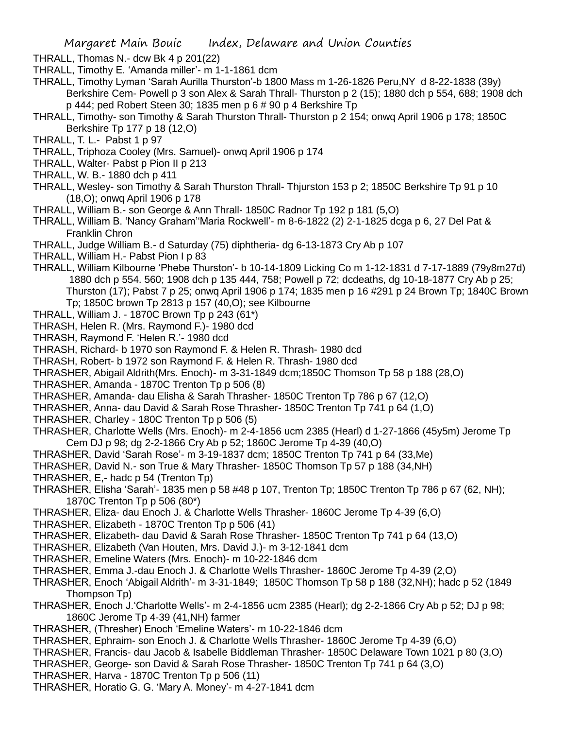THRALL, Thomas N.- dcw Bk 4 p 201(22)

THRALL, Timothy E. 'Amanda miller'- m 1-1-1861 dcm

THRALL, Timothy Lyman 'Sarah Aurilla Thurston'-b 1800 Mass m 1-26-1826 Peru,NY d 8-22-1838 (39y) Berkshire Cem- Powell p 3 son Alex & Sarah Thrall- Thurston p 2 (15); 1880 dch p 554, 688; 1908 dch p 444; ped Robert Steen 30; 1835 men p 6 # 90 p 4 Berkshire Tp

THRALL, Timothy- son Timothy & Sarah Thurston Thrall- Thurston p 2 154; onwq April 1906 p 178; 1850C Berkshire Tp 177 p 18 (12,O)

THRALL, T. L.- Pabst 1 p 97

THRALL, Triphoza Cooley (Mrs. Samuel)- onwq April 1906 p 174

THRALL, Walter- Pabst p Pion II p 213

THRALL, W. B.- 1880 dch p 411

THRALL, Wesley- son Timothy & Sarah Thurston Thrall- Thjurston 153 p 2; 1850C Berkshire Tp 91 p 10 (18,O); onwq April 1906 p 178

THRALL, William B.- son George & Ann Thrall- 1850C Radnor Tp 192 p 181 (5,O)

THRALL, William B. 'Nancy Graham''Maria Rockwell'- m 8-6-1822 (2) 2-1-1825 dcga p 6, 27 Del Pat & Franklin Chron

THRALL, Judge William B.- d Saturday (75) diphtheria- dg 6-13-1873 Cry Ab p 107

THRALL, William H.- Pabst Pion I p 83

THRALL, William Kilbourne 'Phebe Thurston'- b 10-14-1809 Licking Co m 1-12-1831 d 7-17-1889 (79y8m27d) 1880 dch p 554. 560; 1908 dch p 135 444, 758; Powell p 72; dcdeaths, dg 10-18-1877 Cry Ab p 25; Thurston (17); Pabst 7 p 25; onwq April 1906 p 174; 1835 men p 16 #291 p 24 Brown Tp; 1840C Brown Tp; 1850C brown Tp 2813 p 157 (40,O); see Kilbourne

THRALL, William J. - 1870C Brown Tp p 243 (61*)

THRASH, Helen R. (Mrs. Raymond F.)- 1980 dcd

THRASH, Raymond F. 'Helen R.'- 1980 dcd

THRASH, Richard- b 1970 son Raymond F. & Helen R. Thrash- 1980 dcd

THRASH, Robert- b 1972 son Raymond F. & Helen R. Thrash- 1980 dcd

THRASHER, Abigail Aldrith(Mrs. Enoch)- m 3-31-1849 dcm;1850C Thomson Tp 58 p 188 (28,O)

THRASHER, Amanda - 1870C Trenton Tp p 506 (8)

THRASHER, Amanda- dau Elisha & Sarah Thrasher- 1850C Trenton Tp 786 p 67 (12,O)

THRASHER, Anna- dau David & Sarah Rose Thrasher- 1850C Trenton Tp 741 p 64 (1,O)

THRASHER, Charley - 180C Trenton Tp p 506 (5)

THRASHER, Charlotte Wells (Mrs. Enoch)- m 2-4-1856 ucm 2385 (Hearl) d 1-27-1866 (45y5m) Jerome Tp Cem DJ p 98; dg 2-2-1866 Cry Ab p 52; 1860C Jerome Tp 4-39 (40,O)

THRASHER, David 'Sarah Rose'- m 3-19-1837 dcm; 1850C Trenton Tp 741 p 64 (33,Me)

THRASHER, David N.- son True & Mary Thrasher- 1850C Thomson Tp 57 p 188 (34,NH)

THRASHER, E,- hadc p 54 (Trenton Tp)

THRASHER, Elisha 'Sarah'- 1835 men p 58 #48 p 107, Trenton Tp; 1850C Trenton Tp 786 p 67 (62, NH); 1870C Trenton Tp p 506 (80*)

THRASHER, Eliza- dau Enoch J. & Charlotte Wells Thrasher- 1860C Jerome Tp 4-39 (6,O)

THRASHER, Elizabeth - 1870C Trenton Tp p 506 (41)

THRASHER, Elizabeth- dau David & Sarah Rose Thrasher- 1850C Trenton Tp 741 p 64 (13,O)

THRASHER, Elizabeth (Van Houten, Mrs. David J.)- m 3-12-1841 dcm

THRASHER, Emeline Waters (Mrs. Enoch)- m 10-22-1846 dcm

THRASHER, Emma J.-dau Enoch J. & Charlotte Wells Thrasher- 1860C Jerome Tp 4-39 (2,O)

THRASHER, Enoch 'Abigail Aldrith'- m 3-31-1849; 1850C Thomson Tp 58 p 188 (32,NH); hadc p 52 (1849 Thompson Tp)

THRASHER, Enoch J.'Charlotte Wells'- m 2-4-1856 ucm 2385 (Hearl); dg 2-2-1866 Cry Ab p 52; DJ p 98; 1860C Jerome Tp 4-39 (41,NH) farmer

THRASHER, (Thresher) Enoch 'Emeline Waters'- m 10-22-1846 dcm

THRASHER, Ephraim- son Enoch J. & Charlotte Wells Thrasher- 1860C Jerome Tp 4-39 (6,O)

THRASHER, Francis- dau Jacob & Isabelle Biddleman Thrasher- 1850C Delaware Town 1021 p 80 (3,O)

THRASHER, George- son David & Sarah Rose Thrasher- 1850C Trenton Tp 741 p 64 (3,O)

THRASHER, Harva - 1870C Trenton Tp p 506 (11)

THRASHER, Horatio G. G. 'Mary A. Money'- m 4-27-1841 dcm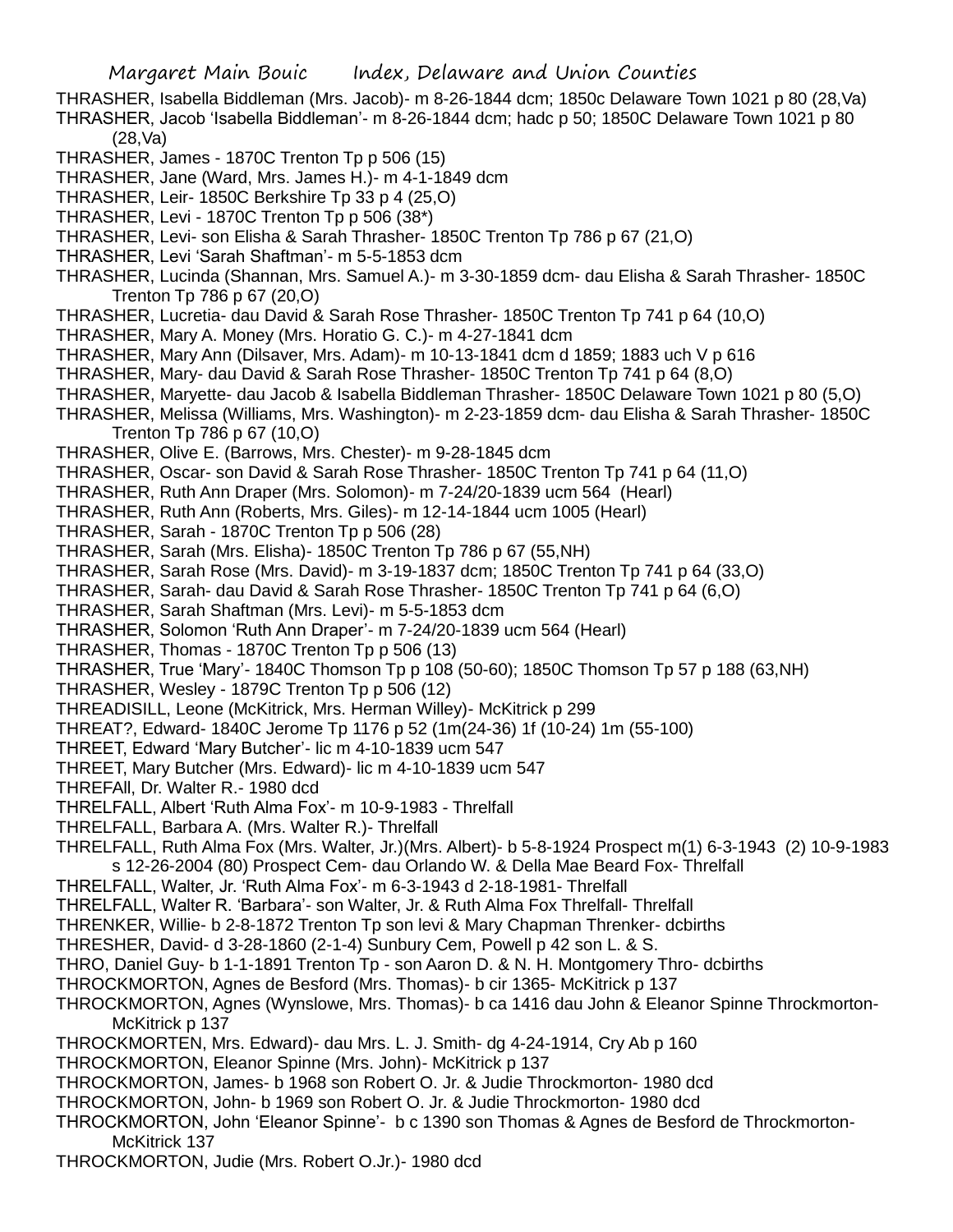THRASHER, Isabella Biddleman (Mrs. Jacob)- m 8-26-1844 dcm; 1850c Delaware Town 1021 p 80 (28,Va)

THRASHER, Jacob 'Isabella Biddleman'- m 8-26-1844 dcm; hadc p 50; 1850C Delaware Town 1021 p 80 (28,Va)

THRASHER, James - 1870C Trenton Tp p 506 (15)

THRASHER, Jane (Ward, Mrs. James H.)- m 4-1-1849 dcm

THRASHER, Leir- 1850C Berkshire Tp 33 p 4 (25,O)

THRASHER, Levi - 1870C Trenton Tp p 506 (38*)

THRASHER, Levi- son Elisha & Sarah Thrasher- 1850C Trenton Tp 786 p 67 (21,O)

THRASHER, Levi 'Sarah Shaftman'- m 5-5-1853 dcm

THRASHER, Lucinda (Shannan, Mrs. Samuel A.)- m 3-30-1859 dcm- dau Elisha & Sarah Thrasher- 1850C Trenton Tp 786 p 67 (20,O)

THRASHER, Lucretia- dau David & Sarah Rose Thrasher- 1850C Trenton Tp 741 p 64 (10,O)

THRASHER, Mary A. Money (Mrs. Horatio G. C.)- m 4-27-1841 dcm

THRASHER, Mary Ann (Dilsaver, Mrs. Adam)- m 10-13-1841 dcm d 1859; 1883 uch V p 616

THRASHER, Mary- dau David & Sarah Rose Thrasher- 1850C Trenton Tp 741 p 64 (8,O)

THRASHER, Maryette- dau Jacob & Isabella Biddleman Thrasher- 1850C Delaware Town 1021 p 80 (5,O)

THRASHER, Melissa (Williams, Mrs. Washington)- m 2-23-1859 dcm- dau Elisha & Sarah Thrasher- 1850C Trenton Tp 786 p 67 (10,O)

THRASHER, Olive E. (Barrows, Mrs. Chester)- m 9-28-1845 dcm

THRASHER, Oscar- son David & Sarah Rose Thrasher- 1850C Trenton Tp 741 p 64 (11,O)

THRASHER, Ruth Ann Draper (Mrs. Solomon)- m 7-24/20-1839 ucm 564 (Hearl)

THRASHER, Ruth Ann (Roberts, Mrs. Giles)- m 12-14-1844 ucm 1005 (Hearl)

THRASHER, Sarah - 1870C Trenton Tp p 506 (28)

THRASHER, Sarah (Mrs. Elisha)- 1850C Trenton Tp 786 p 67 (55,NH)

THRASHER, Sarah Rose (Mrs. David)- m 3-19-1837 dcm; 1850C Trenton Tp 741 p 64 (33,O)

THRASHER, Sarah- dau David & Sarah Rose Thrasher- 1850C Trenton Tp 741 p 64 (6,O)

THRASHER, Sarah Shaftman (Mrs. Levi)- m 5-5-1853 dcm

THRASHER, Solomon 'Ruth Ann Draper'- m 7-24/20-1839 ucm 564 (Hearl)

THRASHER, Thomas - 1870C Trenton Tp p 506 (13)

THRASHER, True 'Mary'- 1840C Thomson Tp p 108 (50-60); 1850C Thomson Tp 57 p 188 (63,NH)

THRASHER, Wesley - 1879C Trenton Tp p 506 (12)

THREADISILL, Leone (McKitrick, Mrs. Herman Willey)- McKitrick p 299

THREAT?, Edward- 1840C Jerome Tp 1176 p 52 (1m(24-36) 1f (10-24) 1m (55-100)

THREET, Edward 'Mary Butcher'- lic m 4-10-1839 ucm 547

THREET, Mary Butcher (Mrs. Edward)- lic m 4-10-1839 ucm 547

THREFAll, Dr. Walter R.- 1980 dcd

THRELFALL, Albert 'Ruth Alma Fox'- m 10-9-1983 - Threlfall

THRELFALL, Barbara A. (Mrs. Walter R.)- Threlfall

THRELFALL, Ruth Alma Fox (Mrs. Walter, Jr.)(Mrs. Albert)- b 5-8-1924 Prospect m(1) 6-3-1943 (2) 10-9-1983 s 12-26-2004 (80) Prospect Cem- dau Orlando W. & Della Mae Beard Fox- Threlfall

THRELFALL, Walter, Jr. 'Ruth Alma Fox'- m 6-3-1943 d 2-18-1981- Threlfall

THRELFALL, Walter R. 'Barbara'- son Walter, Jr. & Ruth Alma Fox Threlfall- Threlfall

THRENKER, Willie- b 2-8-1872 Trenton Tp son levi & Mary Chapman Threnker- dcbirths

THRESHER, David- d 3-28-1860 (2-1-4) Sunbury Cem, Powell p 42 son L. & S.

THRO, Daniel Guy- b 1-1-1891 Trenton Tp - son Aaron D. & N. H. Montgomery Thro- dcbirths

THROCKMORTON, Agnes de Besford (Mrs. Thomas)- b cir 1365- McKitrick p 137

THROCKMORTON, Agnes (Wynslowe, Mrs. Thomas)- b ca 1416 dau John & Eleanor Spinne Throckmorton- McKitrick p 137

THROCKMORTEN, Mrs. Edward)- dau Mrs. L. J. Smith- dg 4-24-1914, Cry Ab p 160

THROCKMORTON, Eleanor Spinne (Mrs. John)- McKitrick p 137

THROCKMORTON, James- b 1968 son Robert O. Jr. & Judie Throckmorton- 1980 dcd

THROCKMORTON, John- b 1969 son Robert O. Jr. & Judie Throckmorton- 1980 dcd

THROCKMORTON, John 'Eleanor Spinne'- b c 1390 son Thomas & Agnes de Besford de Throckmorton- McKitrick 137

THROCKMORTON, Judie (Mrs. Robert O.Jr.)- 1980 dcd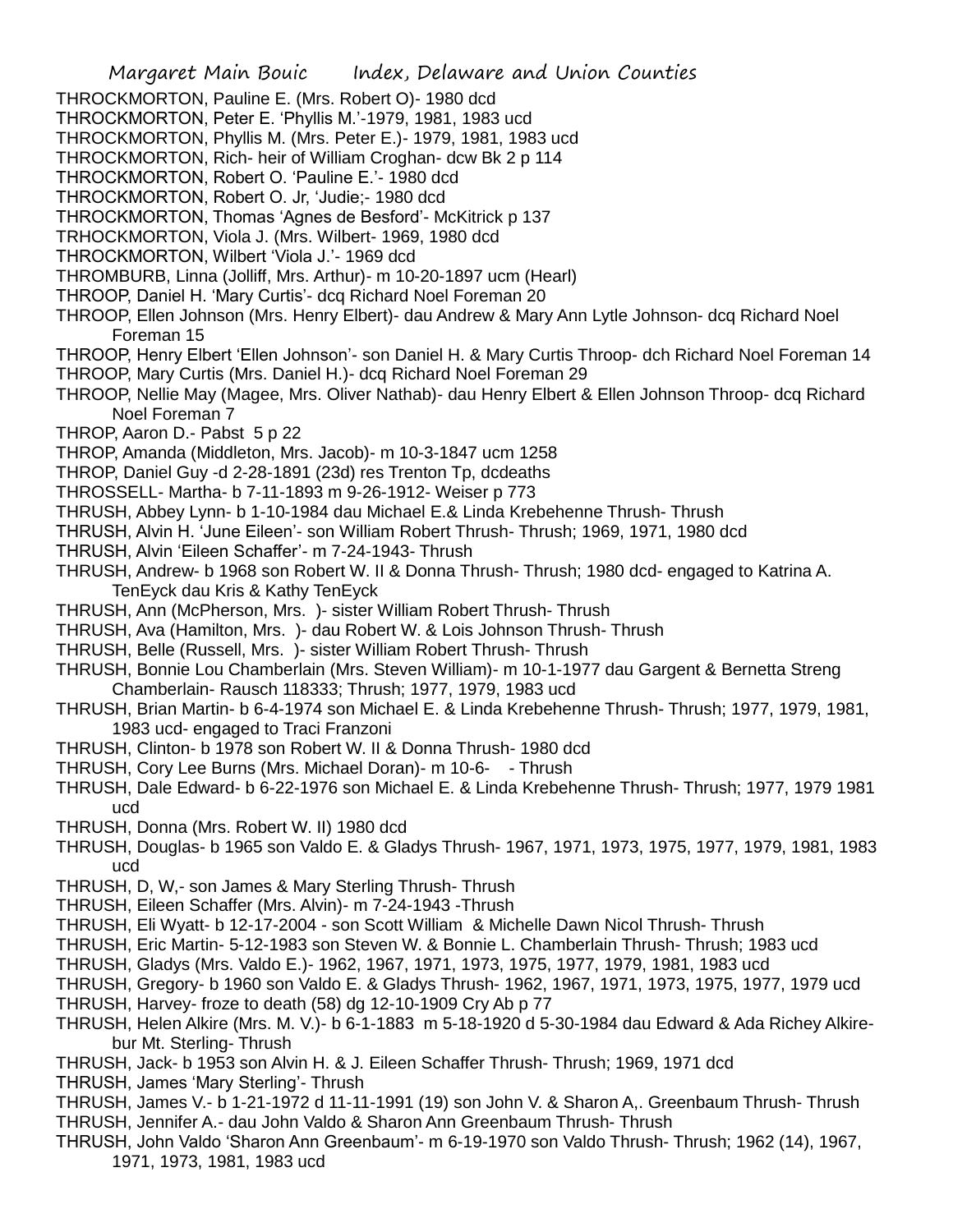THROCKMORTON, Pauline E. (Mrs. Robert O)- 1980 dcd
THROCKMORTON, Peter E. 'Phyllis M.'-1979, 1981, 1983 ucd
THROCKMORTON, Phyllis M. (Mrs. Peter E.)- 1979, 1981, 1983 ucd
THROCKMORTON, Rich- heir of William Croghan- dcw Bk 2 p 114
THROCKMORTON, Robert O. 'Pauline E.'- 1980 dcd
THROCKMORTON, Robert O. Jr, 'Judie;- 1980 dcd
THROCKMORTON, Thomas 'Agnes de Besford'- McKitrick p 137
TRHOCKMORTON, Viola J. (Mrs. Wilbert- 1969, 1980 dcd
THROCKMORTON, Wilbert 'Viola J.'- 1969 dcd
THROMBURB, Linna (Jolliff, Mrs. Arthur)- m 10-20-1897 ucm (Hearl)
THROOP, Daniel H. 'Mary Curtis'- dcq Richard Noel Foreman 20
THROOP, Ellen Johnson (Mrs. Henry Elbert)- dau Andrew & Mary Ann Lytle Johnson- dcq Richard Noel Foreman 15
THROOP, Henry Elbert 'Ellen Johnson'- son Daniel H. & Mary Curtis Throop- dch Richard Noel Foreman 14
THROOP, Mary Curtis (Mrs. Daniel H.)- dcq Richard Noel Foreman 29
THROOP, Nellie May (Magee, Mrs. Oliver Nathab)- dau Henry Elbert & Ellen Johnson Throop- dcq Richard Noel Foreman 7
THROP, Aaron D.- Pabst 5 p 22
THROP, Amanda (Middleton, Mrs. Jacob)- m 10-3-1847 ucm 1258
THROP, Daniel Guy -d 2-28-1891 (23d) res Trenton Tp, dcdeaths
THROSSELL- Martha- b 7-11-1893 m 9-26-1912- Weiser p 773
THRUSH, Abbey Lynn- b 1-10-1984 dau Michael E.& Linda Krebehenne Thrush- Thrush
THRUSH, Alvin H. 'June Eileen'- son William Robert Thrush- Thrush; 1969, 1971, 1980 dcd
THRUSH, Alvin 'Eileen Schaffer'- m 7-24-1943- Thrush
THRUSH, Andrew- b 1968 son Robert W. II & Donna Thrush- Thrush; 1980 dcd- engaged to Katrina A. TenEyck dau Kris & Kathy TenEyck
THRUSH, Ann (McPherson, Mrs. )- sister William Robert Thrush- Thrush
THRUSH, Ava (Hamilton, Mrs. )- dau Robert W. & Lois Johnson Thrush- Thrush
THRUSH, Belle (Russell, Mrs. )- sister William Robert Thrush- Thrush
THRUSH, Bonnie Lou Chamberlain (Mrs. Steven William)- m 10-1-1977 dau Gargent & Bernetta Streng Chamberlain- Rausch 118333; Thrush; 1977, 1979, 1983 ucd
THRUSH, Brian Martin- b 6-4-1974 son Michael E. & Linda Krebehenne Thrush- Thrush; 1977, 1979, 1981, 1983 ucd- engaged to Traci Franzoni
THRUSH, Clinton- b 1978 son Robert W. II & Donna Thrush- 1980 dcd
THRUSH, Cory Lee Burns (Mrs. Michael Doran)- m 10-6- - Thrush
THRUSH, Dale Edward- b 6-22-1976 son Michael E. & Linda Krebehenne Thrush- Thrush; 1977, 1979 1981 ucd
THRUSH, Donna (Mrs. Robert W. II) 1980 dcd
THRUSH, Douglas- b 1965 son Valdo E. & Gladys Thrush- 1967, 1971, 1973, 1975, 1977, 1979, 1981, 1983 ucd
THRUSH, D, W,- son James & Mary Sterling Thrush- Thrush
THRUSH, Eileen Schaffer (Mrs. Alvin)- m 7-24-1943 -Thrush
THRUSH, Eli Wyatt- b 12-17-2004 - son Scott William & Michelle Dawn Nicol Thrush- Thrush
THRUSH, Eric Martin- 5-12-1983 son Steven W. & Bonnie L. Chamberlain Thrush- Thrush; 1983 ucd
THRUSH, Gladys (Mrs. Valdo E.)- 1962, 1967, 1971, 1973, 1975, 1977, 1979, 1981, 1983 ucd
THRUSH, Gregory- b 1960 son Valdo E. & Gladys Thrush- 1962, 1967, 1971, 1973, 1975, 1977, 1979 ucd
THRUSH, Harvey- froze to death (58) dg 12-10-1909 Cry Ab p 77
THRUSH, Helen Alkire (Mrs. M. V.)- b 6-1-1883 m 5-18-1920 d 5-30-1984 dau Edward & Ada Richey Alkire- bur Mt. Sterling- Thrush
THRUSH, Jack- b 1953 son Alvin H. & J. Eileen Schaffer Thrush- Thrush; 1969, 1971 dcd
THRUSH, James 'Mary Sterling'- Thrush
THRUSH, James V.- b 1-21-1972 d 11-11-1991 (19) son John V. & Sharon A,. Greenbaum Thrush- Thrush
THRUSH, Jennifer A.- dau John Valdo & Sharon Ann Greenbaum Thrush- Thrush
THRUSH, John Valdo 'Sharon Ann Greenbaum'- m 6-19-1970 son Valdo Thrush- Thrush; 1962 (14), 1967, 1971, 1973, 1981, 1983 ucd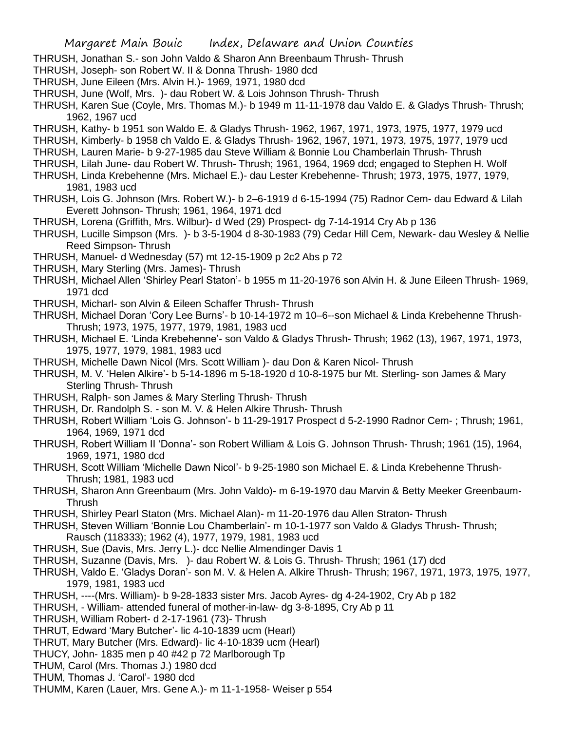THRUSH, Jonathan S.- son John Valdo & Sharon Ann Breenbaum Thrush- Thrush

THRUSH, Joseph- son Robert W. II & Donna Thrush- 1980 dcd

THRUSH, June Eileen (Mrs. Alvin H.)- 1969, 1971, 1980 dcd

THRUSH, June (Wolf, Mrs. )- dau Robert W. & Lois Johnson Thrush- Thrush

THRUSH, Karen Sue (Coyle, Mrs. Thomas M.)- b 1949 m 11-11-1978 dau Valdo E. & Gladys Thrush- Thrush; 1962, 1967 ucd

THRUSH, Kathy- b 1951 son Waldo E. & Gladys Thrush- 1962, 1967, 1971, 1973, 1975, 1977, 1979 ucd

THRUSH, Kimberly- b 1958 ch Valdo E. & Gladys Thrush- 1962, 1967, 1971, 1973, 1975, 1977, 1979 ucd

THRUSH, Lauren Marie- b 9-27-1985 dau Steve William & Bonnie Lou Chamberlain Thrush- Thrush

THRUSH, Lilah June- dau Robert W. Thrush- Thrush; 1961, 1964, 1969 dcd; engaged to Stephen H. Wolf

THRUSH, Linda Krebehenne (Mrs. Michael E.)- dau Lester Krebehenne- Thrush; 1973, 1975, 1977, 1979, 1981, 1983 ucd

THRUSH, Lois G. Johnson (Mrs. Robert W.)- b 2–6-1919 d 6-15-1994 (75) Radnor Cem- dau Edward & Lilah Everett Johnson- Thrush; 1961, 1964, 1971 dcd

THRUSH, Lorena (Griffith, Mrs. Wilbur)- d Wed (29) Prospect- dg 7-14-1914 Cry Ab p 136

THRUSH, Lucille Simpson (Mrs. )- b 3-5-1904 d 8-30-1983 (79) Cedar Hill Cem, Newark- dau Wesley & Nellie Reed Simpson- Thrush

THRUSH, Manuel- d Wednesday (57) mt 12-15-1909 p 2c2 Abs p 72

THRUSH, Mary Sterling (Mrs. James)- Thrush

THRUSH, Michael Allen 'Shirley Pearl Staton'- b 1955 m 11-20-1976 son Alvin H. & June Eileen Thrush- 1969, 1971 dcd

THRUSH, Micharl- son Alvin & Eileen Schaffer Thrush- Thrush

THRUSH, Michael Doran 'Cory Lee Burns'- b 10-14-1972 m 10–6--son Michael & Linda Krebehenne Thrush- Thrush; 1973, 1975, 1977, 1979, 1981, 1983 ucd

THRUSH, Michael E. 'Linda Krebehenne'- son Valdo & Gladys Thrush- Thrush; 1962 (13), 1967, 1971, 1973, 1975, 1977, 1979, 1981, 1983 ucd

THRUSH, Michelle Dawn Nicol (Mrs. Scott William )- dau Don & Karen Nicol- Thrush

THRUSH, M. V. 'Helen Alkire'- b 5-14-1896 m 5-18-1920 d 10-8-1975 bur Mt. Sterling- son James & Mary Sterling Thrush- Thrush

THRUSH, Ralph- son James & Mary Sterling Thrush- Thrush

THRUSH, Dr. Randolph S. - son M. V. & Helen Alkire Thrush- Thrush

THRUSH, Robert William 'Lois G. Johnson'- b 11-29-1917 Prospect d 5-2-1990 Radnor Cem- ; Thrush; 1961, 1964, 1969, 1971 dcd

THRUSH, Robert William II 'Donna'- son Robert William & Lois G. Johnson Thrush- Thrush; 1961 (15), 1964, 1969, 1971, 1980 dcd

THRUSH, Scott William 'Michelle Dawn Nicol'- b 9-25-1980 son Michael E. & Linda Krebehenne Thrush- Thrush; 1981, 1983 ucd

THRUSH, Sharon Ann Greenbaum (Mrs. John Valdo)- m 6-19-1970 dau Marvin & Betty Meeker Greenbaum- Thrush

THRUSH, Shirley Pearl Staton (Mrs. Michael Alan)- m 11-20-1976 dau Allen Straton- Thrush

THRUSH, Steven William 'Bonnie Lou Chamberlain'- m 10-1-1977 son Valdo & Gladys Thrush- Thrush; Rausch (118333); 1962 (4), 1977, 1979, 1981, 1983 ucd

THRUSH, Sue (Davis, Mrs. Jerry L.)- dcc Nellie Almendinger Davis 1

THRUSH, Suzanne (Davis, Mrs. )- dau Robert W. & Lois G. Thrush- Thrush; 1961 (17) dcd

THRUSH, Valdo E. 'Gladys Doran'- son M. V. & Helen A. Alkire Thrush- Thrush; 1967, 1971, 1973, 1975, 1977, 1979, 1981, 1983 ucd

THRUSH, ----(Mrs. William)- b 9-28-1833 sister Mrs. Jacob Ayres- dg 4-24-1902, Cry Ab p 182

THRUSH, - William- attended funeral of mother-in-law- dg 3-8-1895, Cry Ab p 11

THRUSH, William Robert- d 2-17-1961 (73)- Thrush

THRUT, Edward 'Mary Butcher'- lic 4-10-1839 ucm (Hearl)

THRUT, Mary Butcher (Mrs. Edward)- lic 4-10-1839 ucm (Hearl)

THUCY, John- 1835 men p 40 #42 p 72 Marlborough Tp

THUM, Carol (Mrs. Thomas J.) 1980 dcd

THUM, Thomas J. 'Carol'- 1980 dcd

THUMM, Karen (Lauer, Mrs. Gene A.)- m 11-1-1958- Weiser p 554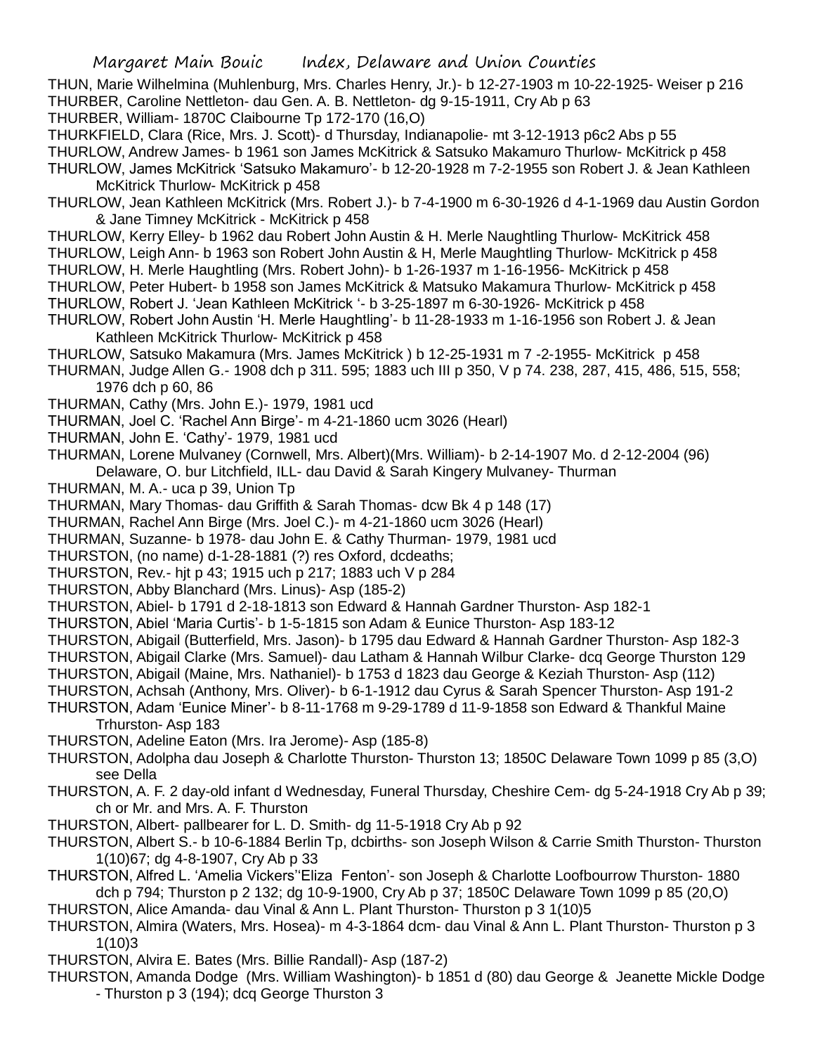THUN, Marie Wilhelmina (Muhlenburg, Mrs. Charles Henry, Jr.)- b 12-27-1903 m 10-22-1925- Weiser p 216

THURBER, Caroline Nettleton- dau Gen. A. B. Nettleton- dg 9-15-1911, Cry Ab p 63

THURBER, William- 1870C Claibourne Tp 172-170 (16,O)

THURKFIELD, Clara (Rice, Mrs. J. Scott)- d Thursday, Indianapolie- mt 3-12-1913 p6c2 Abs p 55

THURLOW, Andrew James- b 1961 son James McKitrick & Satsuko Makamuro Thurlow- McKitrick p 458

THURLOW, James McKitrick 'Satsuko Makamuro'- b 12-20-1928 m 7-2-1955 son Robert J. & Jean Kathleen McKitrick Thurlow- McKitrick p 458

THURLOW, Jean Kathleen McKitrick (Mrs. Robert J.)- b 7-4-1900 m 6-30-1926 d 4-1-1969 dau Austin Gordon & Jane Timney McKitrick - McKitrick p 458

THURLOW, Kerry Elley- b 1962 dau Robert John Austin & H. Merle Naughtling Thurlow- McKitrick 458

THURLOW, Leigh Ann- b 1963 son Robert John Austin & H, Merle Maughtling Thurlow- McKitrick p 458

THURLOW, H. Merle Haughtling (Mrs. Robert John)- b 1-26-1937 m 1-16-1956- McKitrick p 458

THURLOW, Peter Hubert- b 1958 son James McKitrick & Matsuko Makamura Thurlow- McKitrick p 458

THURLOW, Robert J. 'Jean Kathleen McKitrick '- b 3-25-1897 m 6-30-1926- McKitrick p 458

THURLOW, Robert John Austin 'H. Merle Haughtling'- b 11-28-1933 m 1-16-1956 son Robert J. & Jean Kathleen McKitrick Thurlow- McKitrick p 458

THURLOW, Satsuko Makamura (Mrs. James McKitrick ) b 12-25-1931 m 7 -2-1955- McKitrick p 458

THURMAN, Judge Allen G.- 1908 dch p 311. 595; 1883 uch III p 350, V p 74. 238, 287, 415, 486, 515, 558; 1976 dch p 60, 86

THURMAN, Cathy (Mrs. John E.)- 1979, 1981 ucd

THURMAN, Joel C. 'Rachel Ann Birge'- m 4-21-1860 ucm 3026 (Hearl)

THURMAN, John E. 'Cathy'- 1979, 1981 ucd

THURMAN, Lorene Mulvaney (Cornwell, Mrs. Albert)(Mrs. William)- b 2-14-1907 Mo. d 2-12-2004 (96) Delaware, O. bur Litchfield, ILL- dau David & Sarah Kingery Mulvaney- Thurman

THURMAN, M. A.- uca p 39, Union Tp

THURMAN, Mary Thomas- dau Griffith & Sarah Thomas- dcw Bk 4 p 148 (17)

THURMAN, Rachel Ann Birge (Mrs. Joel C.)- m 4-21-1860 ucm 3026 (Hearl)

THURMAN, Suzanne- b 1978- dau John E. & Cathy Thurman- 1979, 1981 ucd

THURSTON, (no name) d-1-28-1881 (?) res Oxford, dcdeaths;

THURSTON, Rev.- hjt p 43; 1915 uch p 217; 1883 uch V p 284

THURSTON, Abby Blanchard (Mrs. Linus)- Asp (185-2)

THURSTON, Abiel- b 1791 d 2-18-1813 son Edward & Hannah Gardner Thurston- Asp 182-1

THURSTON, Abiel 'Maria Curtis'- b 1-5-1815 son Adam & Eunice Thurston- Asp 183-12

THURSTON, Abigail (Butterfield, Mrs. Jason)- b 1795 dau Edward & Hannah Gardner Thurston- Asp 182-3

THURSTON, Abigail Clarke (Mrs. Samuel)- dau Latham & Hannah Wilbur Clarke- dcq George Thurston 129

THURSTON, Abigail (Maine, Mrs. Nathaniel)- b 1753 d 1823 dau George & Keziah Thurston- Asp (112)

THURSTON, Achsah (Anthony, Mrs. Oliver)- b 6-1-1912 dau Cyrus & Sarah Spencer Thurston- Asp 191-2

THURSTON, Adam 'Eunice Miner'- b 8-11-1768 m 9-29-1789 d 11-9-1858 son Edward & Thankful Maine Trhurston- Asp 183

THURSTON, Adeline Eaton (Mrs. Ira Jerome)- Asp (185-8)

THURSTON, Adolpha dau Joseph & Charlotte Thurston- Thurston 13; 1850C Delaware Town 1099 p 85 (3,O) see Della

THURSTON, A. F. 2 day-old infant d Wednesday, Funeral Thursday, Cheshire Cem- dg 5-24-1918 Cry Ab p 39; ch or Mr. and Mrs. A. F. Thurston

THURSTON, Albert- pallbearer for L. D. Smith- dg 11-5-1918 Cry Ab p 92

THURSTON, Albert S.- b 10-6-1884 Berlin Tp, dcbirths- son Joseph Wilson & Carrie Smith Thurston- Thurston 1(10)67; dg 4-8-1907, Cry Ab p 33

THURSTON, Alfred L. 'Amelia Vickers''Eliza Fenton'- son Joseph & Charlotte Loofbourrow Thurston- 1880 dch p 794; Thurston p 2 132; dg 10-9-1900, Cry Ab p 37; 1850C Delaware Town 1099 p 85 (20,O)

THURSTON, Alice Amanda- dau Vinal & Ann L. Plant Thurston- Thurston p 3 1(10)5

THURSTON, Almira (Waters, Mrs. Hosea)- m 4-3-1864 dcm- dau Vinal & Ann L. Plant Thurston- Thurston p 3 1(10)3

THURSTON, Alvira E. Bates (Mrs. Billie Randall)- Asp (187-2)

THURSTON, Amanda Dodge (Mrs. William Washington)- b 1851 d (80) dau George & Jeanette Mickle Dodge - Thurston p 3 (194); dcq George Thurston 3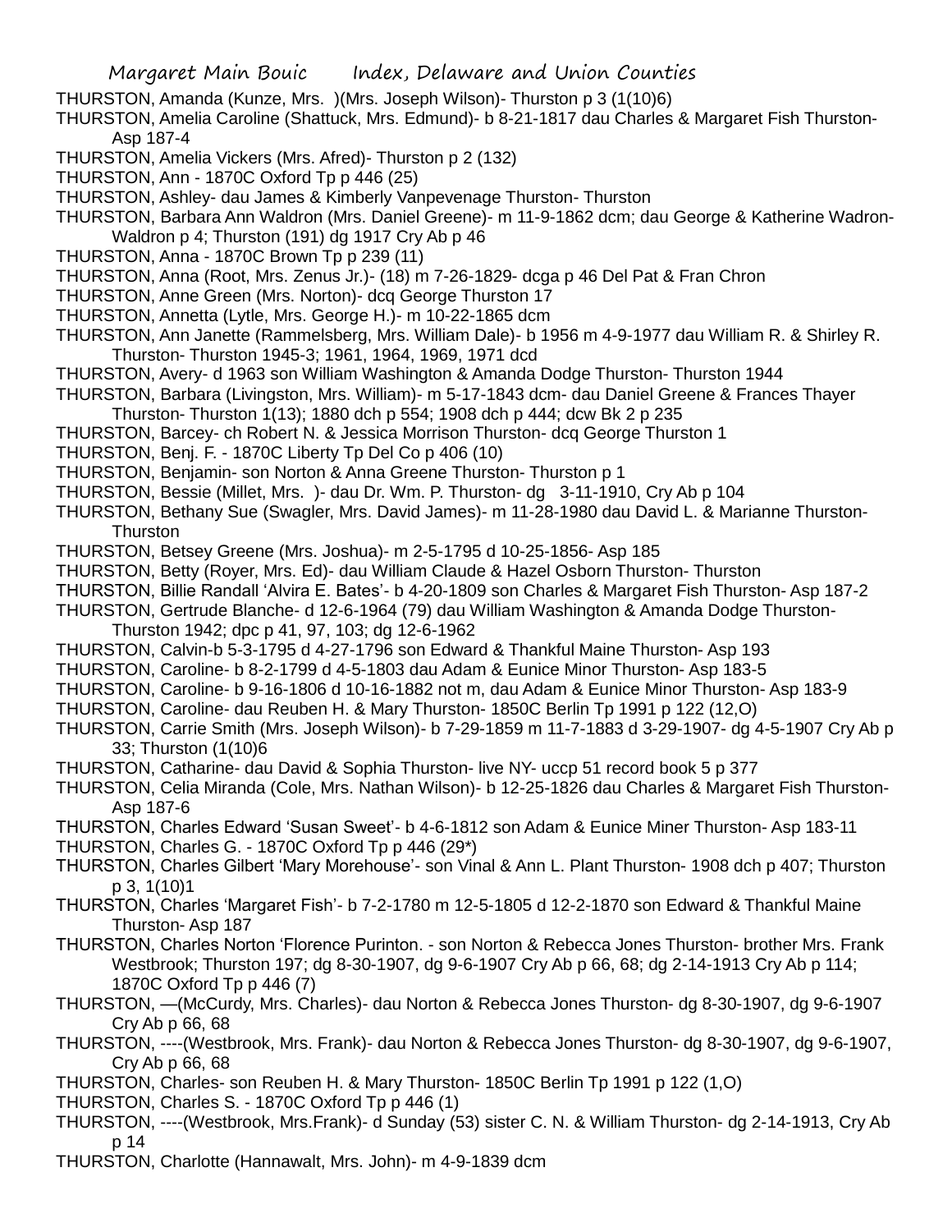THURSTON, Amanda (Kunze, Mrs. )(Mrs. Joseph Wilson)- Thurston p 3 (1(10)6)

THURSTON, Amelia Caroline (Shattuck, Mrs. Edmund)- b 8-21-1817 dau Charles & Margaret Fish Thurston- Asp 187-4

THURSTON, Amelia Vickers (Mrs. Afred)- Thurston p 2 (132)

THURSTON, Ann - 1870C Oxford Tp p 446 (25)

THURSTON, Ashley- dau James & Kimberly Vanpevenage Thurston- Thurston

THURSTON, Barbara Ann Waldron (Mrs. Daniel Greene)- m 11-9-1862 dcm; dau George & Katherine Wadron- Waldron p 4; Thurston (191) dg 1917 Cry Ab p 46

THURSTON, Anna - 1870C Brown Tp p 239 (11)

THURSTON, Anna (Root, Mrs. Zenus Jr.)- (18) m 7-26-1829- dcga p 46 Del Pat & Fran Chron

THURSTON, Anne Green (Mrs. Norton)- dcq George Thurston 17

THURSTON, Annetta (Lytle, Mrs. George H.)- m 10-22-1865 dcm

THURSTON, Ann Janette (Rammelsberg, Mrs. William Dale)- b 1956 m 4-9-1977 dau William R. & Shirley R. Thurston- Thurston 1945-3; 1961, 1964, 1969, 1971 dcd

THURSTON, Avery- d 1963 son William Washington & Amanda Dodge Thurston- Thurston 1944

THURSTON, Barbara (Livingston, Mrs. William)- m 5-17-1843 dcm- dau Daniel Greene & Frances Thayer Thurston- Thurston 1(13); 1880 dch p 554; 1908 dch p 444; dcw Bk 2 p 235

THURSTON, Barcey- ch Robert N. & Jessica Morrison Thurston- dcq George Thurston 1

THURSTON, Benj. F. - 1870C Liberty Tp Del Co p 406 (10)

THURSTON, Benjamin- son Norton & Anna Greene Thurston- Thurston p 1

THURSTON, Bessie (Millet, Mrs. )- dau Dr. Wm. P. Thurston- dg 3-11-1910, Cry Ab p 104

THURSTON, Bethany Sue (Swagler, Mrs. David James)- m 11-28-1980 dau David L. & Marianne Thurston- Thurston

THURSTON, Betsey Greene (Mrs. Joshua)- m 2-5-1795 d 10-25-1856- Asp 185

THURSTON, Betty (Royer, Mrs. Ed)- dau William Claude & Hazel Osborn Thurston- Thurston

THURSTON, Billie Randall 'Alvira E. Bates'- b 4-20-1809 son Charles & Margaret Fish Thurston- Asp 187-2

THURSTON, Gertrude Blanche- d 12-6-1964 (79) dau William Washington & Amanda Dodge Thurston- Thurston 1942; dpc p 41, 97, 103; dg 12-6-1962

THURSTON, Calvin-b 5-3-1795 d 4-27-1796 son Edward & Thankful Maine Thurston- Asp 193

THURSTON, Caroline- b 8-2-1799 d 4-5-1803 dau Adam & Eunice Minor Thurston- Asp 183-5

THURSTON, Caroline- b 9-16-1806 d 10-16-1882 not m, dau Adam & Eunice Minor Thurston- Asp 183-9

THURSTON, Caroline- dau Reuben H. & Mary Thurston- 1850C Berlin Tp 1991 p 122 (12,O)

THURSTON, Carrie Smith (Mrs. Joseph Wilson)- b 7-29-1859 m 11-7-1883 d 3-29-1907- dg 4-5-1907 Cry Ab p 33; Thurston (1(10)6

THURSTON, Catharine- dau David & Sophia Thurston- live NY- uccp 51 record book 5 p 377

THURSTON, Celia Miranda (Cole, Mrs. Nathan Wilson)- b 12-25-1826 dau Charles & Margaret Fish Thurston- Asp 187-6

THURSTON, Charles Edward 'Susan Sweet'- b 4-6-1812 son Adam & Eunice Miner Thurston- Asp 183-11

THURSTON, Charles G. - 1870C Oxford Tp p 446 (29*)

THURSTON, Charles Gilbert 'Mary Morehouse'- son Vinal & Ann L. Plant Thurston- 1908 dch p 407; Thurston p 3, 1(10)1

THURSTON, Charles 'Margaret Fish'- b 7-2-1780 m 12-5-1805 d 12-2-1870 son Edward & Thankful Maine Thurston- Asp 187

THURSTON, Charles Norton 'Florence Purinton. - son Norton & Rebecca Jones Thurston- brother Mrs. Frank Westbrook; Thurston 197; dg 8-30-1907, dg 9-6-1907 Cry Ab p 66, 68; dg 2-14-1913 Cry Ab p 114; 1870C Oxford Tp p 446 (7)

THURSTON, —(McCurdy, Mrs. Charles)- dau Norton & Rebecca Jones Thurston- dg 8-30-1907, dg 9-6-1907 Cry Ab p 66, 68

THURSTON, ----(Westbrook, Mrs. Frank)- dau Norton & Rebecca Jones Thurston- dg 8-30-1907, dg 9-6-1907, Cry Ab p 66, 68

THURSTON, Charles- son Reuben H. & Mary Thurston- 1850C Berlin Tp 1991 p 122 (1,O)

THURSTON, Charles S. - 1870C Oxford Tp p 446 (1)

THURSTON, ----(Westbrook, Mrs.Frank)- d Sunday (53) sister C. N. & William Thurston- dg 2-14-1913, Cry Ab p 14

THURSTON, Charlotte (Hannawalt, Mrs. John)- m 4-9-1839 dcm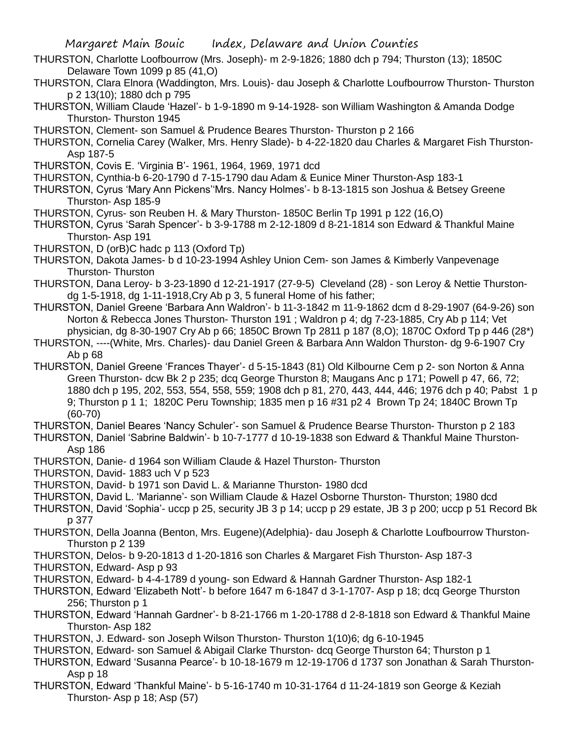THURSTON, Charlotte Loofbourrow (Mrs. Joseph)- m 2-9-1826; 1880 dch p 794; Thurston (13); 1850C Delaware Town 1099 p 85 (41,O)

THURSTON, Clara Elnora (Waddington, Mrs. Louis)- dau Joseph & Charlotte Loufbourrow Thurston- Thurston p 2 13(10); 1880 dch p 795

THURSTON, William Claude 'Hazel'- b 1-9-1890 m 9-14-1928- son William Washington & Amanda Dodge Thurston- Thurston 1945

THURSTON, Clement- son Samuel & Prudence Beares Thurston- Thurston p 2 166

THURSTON, Cornelia Carey (Walker, Mrs. Henry Slade)- b 4-22-1820 dau Charles & Margaret Fish Thurston- Asp 187-5

THURSTON, Covis E. 'Virginia B'- 1961, 1964, 1969, 1971 dcd

THURSTON, Cynthia-b 6-20-1790 d 7-15-1790 dau Adam & Eunice Miner Thurston-Asp 183-1

THURSTON, Cyrus 'Mary Ann Pickens''Mrs. Nancy Holmes'- b 8-13-1815 son Joshua & Betsey Greene Thurston- Asp 185-9

THURSTON, Cyrus- son Reuben H. & Mary Thurston- 1850C Berlin Tp 1991 p 122 (16,O)

THURSTON, Cyrus 'Sarah Spencer'- b 3-9-1788 m 2-12-1809 d 8-21-1814 son Edward & Thankful Maine Thurston- Asp 191

THURSTON, D (orB)C hadc p 113 (Oxford Tp)

THURSTON, Dakota James- b d 10-23-1994 Ashley Union Cem- son James & Kimberly Vanpevenage Thurston- Thurston

THURSTON, Dana Leroy- b 3-23-1890 d 12-21-1917 (27-9-5) Cleveland (28) - son Leroy & Nettie Thurston- dg 1-5-1918, dg 1-11-1918,Cry Ab p 3, 5 funeral Home of his father;

THURSTON, Daniel Greene 'Barbara Ann Waldron'- b 11-3-1842 m 11-9-1862 dcm d 8-29-1907 (64-9-26) son Norton & Rebecca Jones Thurston- Thurston 191 ; Waldron p 4; dg 7-23-1885, Cry Ab p 114; Vet physician, dg 8-30-1907 Cry Ab p 66; 1850C Brown Tp 2811 p 187 (8,O); 1870C Oxford Tp p 446 (28*)

THURSTON, ----(White, Mrs. Charles)- dau Daniel Green & Barbara Ann Waldon Thurston- dg 9-6-1907 Cry Ab p 68

THURSTON, Daniel Greene 'Frances Thayer'- d 5-15-1843 (81) Old Kilbourne Cem p 2- son Norton & Anna Green Thurston- dcw Bk 2 p 235; dcq George Thurston 8; Maugans Anc p 171; Powell p 47, 66, 72; 1880 dch p 195, 202, 553, 554, 558, 559; 1908 dch p 81, 270, 443, 444, 446; 1976 dch p 40; Pabst 1 p 9; Thurston p 1 1; 1820C Peru Township; 1835 men p 16 #31 p2 4 Brown Tp 24; 1840C Brown Tp (60-70)

THURSTON, Daniel Beares 'Nancy Schuler'- son Samuel & Prudence Bearse Thurston- Thurston p 2 183

THURSTON, Daniel 'Sabrine Baldwin'- b 10-7-1777 d 10-19-1838 son Edward & Thankful Maine Thurston- Asp 186

THURSTON, Danie- d 1964 son William Claude & Hazel Thurston- Thurston

THURSTON, David- 1883 uch V p 523

THURSTON, David- b 1971 son David L. & Marianne Thurston- 1980 dcd

THURSTON, David L. 'Marianne'- son William Claude & Hazel Osborne Thurston- Thurston; 1980 dcd

THURSTON, David 'Sophia'- uccp p 25, security JB 3 p 14; uccp p 29 estate, JB 3 p 200; uccp p 51 Record Bk p 377

THURSTON, Della Joanna (Benton, Mrs. Eugene)(Adelphia)- dau Joseph & Charlotte Loufbourrow Thurston- Thurston p 2 139

THURSTON, Delos- b 9-20-1813 d 1-20-1816 son Charles & Margaret Fish Thurston- Asp 187-3

THURSTON, Edward- Asp p 93

THURSTON, Edward- b 4-4-1789 d young- son Edward & Hannah Gardner Thurston- Asp 182-1

THURSTON, Edward 'Elizabeth Nott'- b before 1647 m 6-1847 d 3-1-1707- Asp p 18; dcq George Thurston 256; Thurston p 1

THURSTON, Edward 'Hannah Gardner'- b 8-21-1766 m 1-20-1788 d 2-8-1818 son Edward & Thankful Maine Thurston- Asp 182

THURSTON, J. Edward- son Joseph Wilson Thurston- Thurston 1(10)6; dg 6-10-1945

THURSTON, Edward- son Samuel & Abigail Clarke Thurston- dcq George Thurston 64; Thurston p 1

THURSTON, Edward 'Susanna Pearce'- b 10-18-1679 m 12-19-1706 d 1737 son Jonathan & Sarah Thurston- Asp p 18

THURSTON, Edward 'Thankful Maine'- b 5-16-1740 m 10-31-1764 d 11-24-1819 son George & Keziah Thurston- Asp p 18; Asp (57)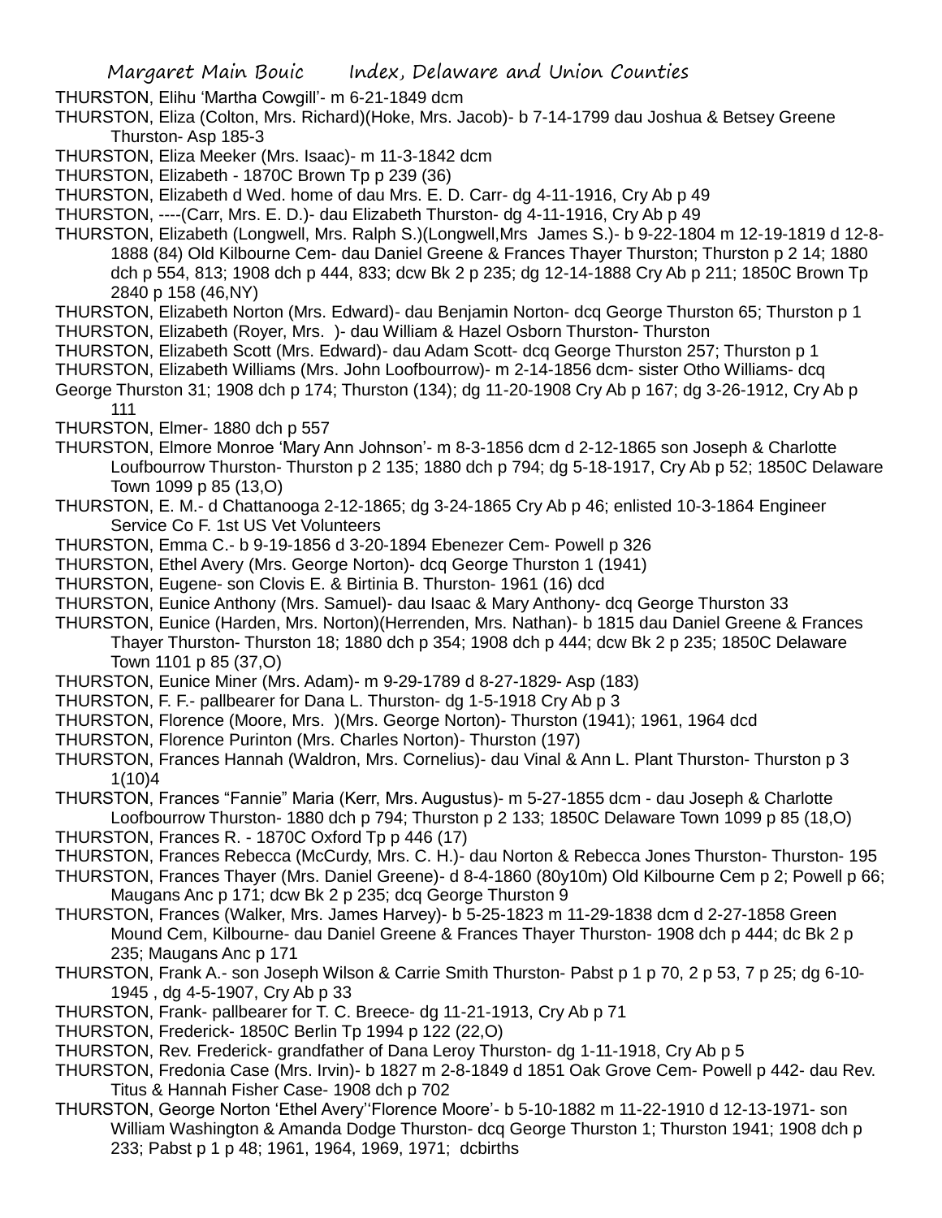THURSTON, Elihu 'Martha Cowgill'- m 6-21-1849 dcm

THURSTON, Eliza (Colton, Mrs. Richard)(Hoke, Mrs. Jacob)- b 7-14-1799 dau Joshua & Betsey Greene Thurston- Asp 185-3

THURSTON, Eliza Meeker (Mrs. Isaac)- m 11-3-1842 dcm

THURSTON, Elizabeth - 1870C Brown Tp p 239 (36)

THURSTON, Elizabeth d Wed. home of dau Mrs. E. D. Carr- dg 4-11-1916, Cry Ab p 49

THURSTON, ----(Carr, Mrs. E. D.)- dau Elizabeth Thurston- dg 4-11-1916, Cry Ab p 49

THURSTON, Elizabeth (Longwell, Mrs. Ralph S.)(Longwell,Mrs James S.)- b 9-22-1804 m 12-19-1819 d 12-8-1888 (84) Old Kilbourne Cem- dau Daniel Greene & Frances Thayer Thurston; Thurston p 2 14; 1880 dch p 554, 813; 1908 dch p 444, 833; dcw Bk 2 p 235; dg 12-14-1888 Cry Ab p 211; 1850C Brown Tp 2840 p 158 (46,NY)

THURSTON, Elizabeth Norton (Mrs. Edward)- dau Benjamin Norton- dcq George Thurston 65; Thurston p 1

THURSTON, Elizabeth (Royer, Mrs. )- dau William & Hazel Osborn Thurston- Thurston

THURSTON, Elizabeth Scott (Mrs. Edward)- dau Adam Scott- dcq George Thurston 257; Thurston p 1

THURSTON, Elizabeth Williams (Mrs. John Loofbourrow)- m 2-14-1856 dcm- sister Otho Williams- dcq George Thurston 31; 1908 dch p 174; Thurston (134); dg 11-20-1908 Cry Ab p 167; dg 3-26-1912, Cry Ab p 111

THURSTON, Elmer- 1880 dch p 557

THURSTON, Elmore Monroe 'Mary Ann Johnson'- m 8-3-1856 dcm d 2-12-1865 son Joseph & Charlotte Loufbourrow Thurston- Thurston p 2 135; 1880 dch p 794; dg 5-18-1917, Cry Ab p 52; 1850C Delaware Town 1099 p 85 (13,O)

THURSTON, E. M.- d Chattanooga 2-12-1865; dg 3-24-1865 Cry Ab p 46; enlisted 10-3-1864 Engineer Service Co F. 1st US Vet Volunteers

THURSTON, Emma C.- b 9-19-1856 d 3-20-1894 Ebenezer Cem- Powell p 326

THURSTON, Ethel Avery (Mrs. George Norton)- dcq George Thurston 1 (1941)

THURSTON, Eugene- son Clovis E. & Birtinia B. Thurston- 1961 (16) dcd

THURSTON, Eunice Anthony (Mrs. Samuel)- dau Isaac & Mary Anthony- dcq George Thurston 33

THURSTON, Eunice (Harden, Mrs. Norton)(Herrenden, Mrs. Nathan)- b 1815 dau Daniel Greene & Frances Thayer Thurston- Thurston 18; 1880 dch p 354; 1908 dch p 444; dcw Bk 2 p 235; 1850C Delaware Town 1101 p 85 (37,O)

THURSTON, Eunice Miner (Mrs. Adam)- m 9-29-1789 d 8-27-1829- Asp (183)

THURSTON, F. F.- pallbearer for Dana L. Thurston- dg 1-5-1918 Cry Ab p 3

THURSTON, Florence (Moore, Mrs. )(Mrs. George Norton)- Thurston (1941); 1961, 1964 dcd

THURSTON, Florence Purinton (Mrs. Charles Norton)- Thurston (197)

THURSTON, Frances Hannah (Waldron, Mrs. Cornelius)- dau Vinal & Ann L. Plant Thurston- Thurston p 3 1(10)4

THURSTON, Frances "Fannie" Maria (Kerr, Mrs. Augustus)- m 5-27-1855 dcm - dau Joseph & Charlotte Loofbourrow Thurston- 1880 dch p 794; Thurston p 2 133; 1850C Delaware Town 1099 p 85 (18,O)

THURSTON, Frances R. - 1870C Oxford Tp p 446 (17)

THURSTON, Frances Rebecca (McCurdy, Mrs. C. H.)- dau Norton & Rebecca Jones Thurston- Thurston- 195

THURSTON, Frances Thayer (Mrs. Daniel Greene)- d 8-4-1860 (80y10m) Old Kilbourne Cem p 2; Powell p 66; Maugans Anc p 171; dcw Bk 2 p 235; dcq George Thurston 9

THURSTON, Frances (Walker, Mrs. James Harvey)- b 5-25-1823 m 11-29-1838 dcm d 2-27-1858 Green Mound Cem, Kilbourne- dau Daniel Greene & Frances Thayer Thurston- 1908 dch p 444; dc Bk 2 p 235; Maugans Anc p 171

THURSTON, Frank A.- son Joseph Wilson & Carrie Smith Thurston- Pabst p 1 p 70, 2 p 53, 7 p 25; dg 6-10-1945 , dg 4-5-1907, Cry Ab p 33

THURSTON, Frank- pallbearer for T. C. Breece- dg 11-21-1913, Cry Ab p 71

THURSTON, Frederick- 1850C Berlin Tp 1994 p 122 (22,O)

THURSTON, Rev. Frederick- grandfather of Dana Leroy Thurston- dg 1-11-1918, Cry Ab p 5

THURSTON, Fredonia Case (Mrs. Irvin)- b 1827 m 2-8-1849 d 1851 Oak Grove Cem- Powell p 442- dau Rev. Titus & Hannah Fisher Case- 1908 dch p 702

THURSTON, George Norton 'Ethel Avery''Florence Moore'- b 5-10-1882 m 11-22-1910 d 12-13-1971- son William Washington & Amanda Dodge Thurston- dcq George Thurston 1; Thurston 1941; 1908 dch p 233; Pabst p 1 p 48; 1961, 1964, 1969, 1971; dcbirths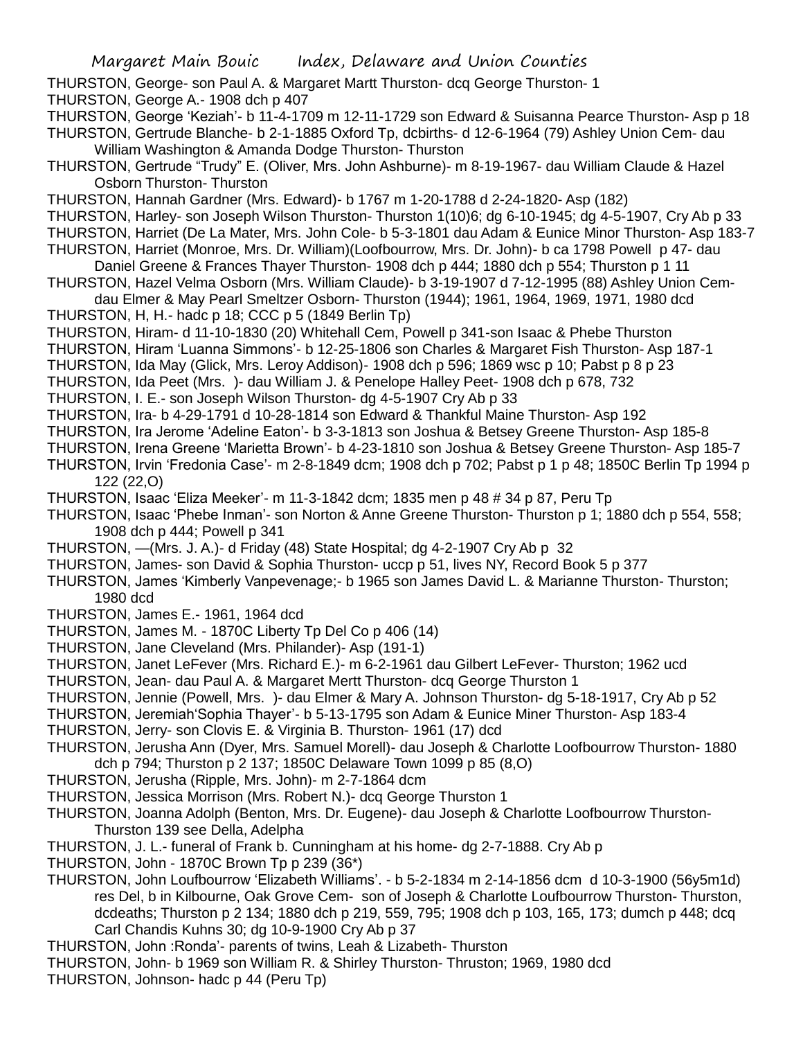THURSTON, George- son Paul A. & Margaret Martt Thurston- dcq George Thurston- 1

THURSTON, George A.- 1908 dch p 407

THURSTON, George 'Keziah'- b 11-4-1709 m 12-11-1729 son Edward & Suisanna Pearce Thurston- Asp p 18

THURSTON, Gertrude Blanche- b 2-1-1885 Oxford Tp, dcbirths- d 12-6-1964 (79) Ashley Union Cem- dau William Washington & Amanda Dodge Thurston- Thurston

THURSTON, Gertrude "Trudy" E. (Oliver, Mrs. John Ashburne)- m 8-19-1967- dau William Claude & Hazel Osborn Thurston- Thurston

THURSTON, Hannah Gardner (Mrs. Edward)- b 1767 m 1-20-1788 d 2-24-1820- Asp (182)

THURSTON, Harley- son Joseph Wilson Thurston- Thurston 1(10)6; dg 6-10-1945; dg 4-5-1907, Cry Ab p 33

THURSTON, Harriet (De La Mater, Mrs. John Cole- b 5-3-1801 dau Adam & Eunice Minor Thurston- Asp 183-7

THURSTON, Harriet (Monroe, Mrs. Dr. William)(Loofbourrow, Mrs. Dr. John)- b ca 1798 Powell p 47- dau Daniel Greene & Frances Thayer Thurston- 1908 dch p 444; 1880 dch p 554; Thurston p 1 11

THURSTON, Hazel Velma Osborn (Mrs. William Claude)- b 3-19-1907 d 7-12-1995 (88) Ashley Union Cem- dau Elmer & May Pearl Smeltzer Osborn- Thurston (1944); 1961, 1964, 1969, 1971, 1980 dcd

THURSTON, H, H.- hadc p 18; CCC p 5 (1849 Berlin Tp)

THURSTON, Hiram- d 11-10-1830 (20) Whitehall Cem, Powell p 341-son Isaac & Phebe Thurston

THURSTON, Hiram 'Luanna Simmons'- b 12-25-1806 son Charles & Margaret Fish Thurston- Asp 187-1

THURSTON, Ida May (Glick, Mrs. Leroy Addison)- 1908 dch p 596; 1869 wsc p 10; Pabst p 8 p 23

THURSTON, Ida Peet (Mrs. )- dau William J. & Penelope Halley Peet- 1908 dch p 678, 732

THURSTON, I. E.- son Joseph Wilson Thurston- dg 4-5-1907 Cry Ab p 33

THURSTON, Ira- b 4-29-1791 d 10-28-1814 son Edward & Thankful Maine Thurston- Asp 192

THURSTON, Ira Jerome 'Adeline Eaton'- b 3-3-1813 son Joshua & Betsey Greene Thurston- Asp 185-8

THURSTON, Irena Greene 'Marietta Brown'- b 4-23-1810 son Joshua & Betsey Greene Thurston- Asp 185-7

THURSTON, Irvin 'Fredonia Case'- m 2-8-1849 dcm; 1908 dch p 702; Pabst p 1 p 48; 1850C Berlin Tp 1994 p 122 (22,O)

THURSTON, Isaac 'Eliza Meeker'- m 11-3-1842 dcm; 1835 men p 48 # 34 p 87, Peru Tp

THURSTON, Isaac 'Phebe Inman'- son Norton & Anne Greene Thurston- Thurston p 1; 1880 dch p 554, 558; 1908 dch p 444; Powell p 341

THURSTON, —(Mrs. J. A.)- d Friday (48) State Hospital; dg 4-2-1907 Cry Ab p 32

THURSTON, James- son David & Sophia Thurston- uccp p 51, lives NY, Record Book 5 p 377

THURSTON, James 'Kimberly Vanpevenage;- b 1965 son James David L. & Marianne Thurston- Thurston; 1980 dcd

THURSTON, James E.- 1961, 1964 dcd

THURSTON, James M. - 1870C Liberty Tp Del Co p 406 (14)

THURSTON, Jane Cleveland (Mrs. Philander)- Asp (191-1)

THURSTON, Janet LeFever (Mrs. Richard E.)- m 6-2-1961 dau Gilbert LeFever- Thurston; 1962 ucd

THURSTON, Jean- dau Paul A. & Margaret Mertt Thurston- dcq George Thurston 1

THURSTON, Jennie (Powell, Mrs. )- dau Elmer & Mary A. Johnson Thurston- dg 5-18-1917, Cry Ab p 52

THURSTON, Jeremiah'Sophia Thayer'- b 5-13-1795 son Adam & Eunice Miner Thurston- Asp 183-4

THURSTON, Jerry- son Clovis E. & Virginia B. Thurston- 1961 (17) dcd

THURSTON, Jerusha Ann (Dyer, Mrs. Samuel Morell)- dau Joseph & Charlotte Loofbourrow Thurston- 1880 dch p 794; Thurston p 2 137; 1850C Delaware Town 1099 p 85 (8,O)

THURSTON, Jerusha (Ripple, Mrs. John)- m 2-7-1864 dcm

THURSTON, Jessica Morrison (Mrs. Robert N.)- dcq George Thurston 1

THURSTON, Joanna Adolph (Benton, Mrs. Dr. Eugene)- dau Joseph & Charlotte Loofbourrow Thurston- Thurston 139 see Della, Adelpha

THURSTON, J. L.- funeral of Frank b. Cunningham at his home- dg 2-7-1888. Cry Ab p

THURSTON, John - 1870C Brown Tp p 239 (36*)

THURSTON, John Loufbourrow 'Elizabeth Williams'. - b 5-2-1834 m 2-14-1856 dcm d 10-3-1900 (56y5m1d) res Del, b in Kilbourne, Oak Grove Cem- son of Joseph & Charlotte Loufbourrow Thurston- Thurston, dcdeaths; Thurston p 2 134; 1880 dch p 219, 559, 795; 1908 dch p 103, 165, 173; dumch p 448; dcq Carl Chandis Kuhns 30; dg 10-9-1900 Cry Ab p 37

THURSTON, John :Ronda'- parents of twins, Leah & Lizabeth- Thurston

THURSTON, John- b 1969 son William R. & Shirley Thurston- Thruston; 1969, 1980 dcd

THURSTON, Johnson- hadc p 44 (Peru Tp)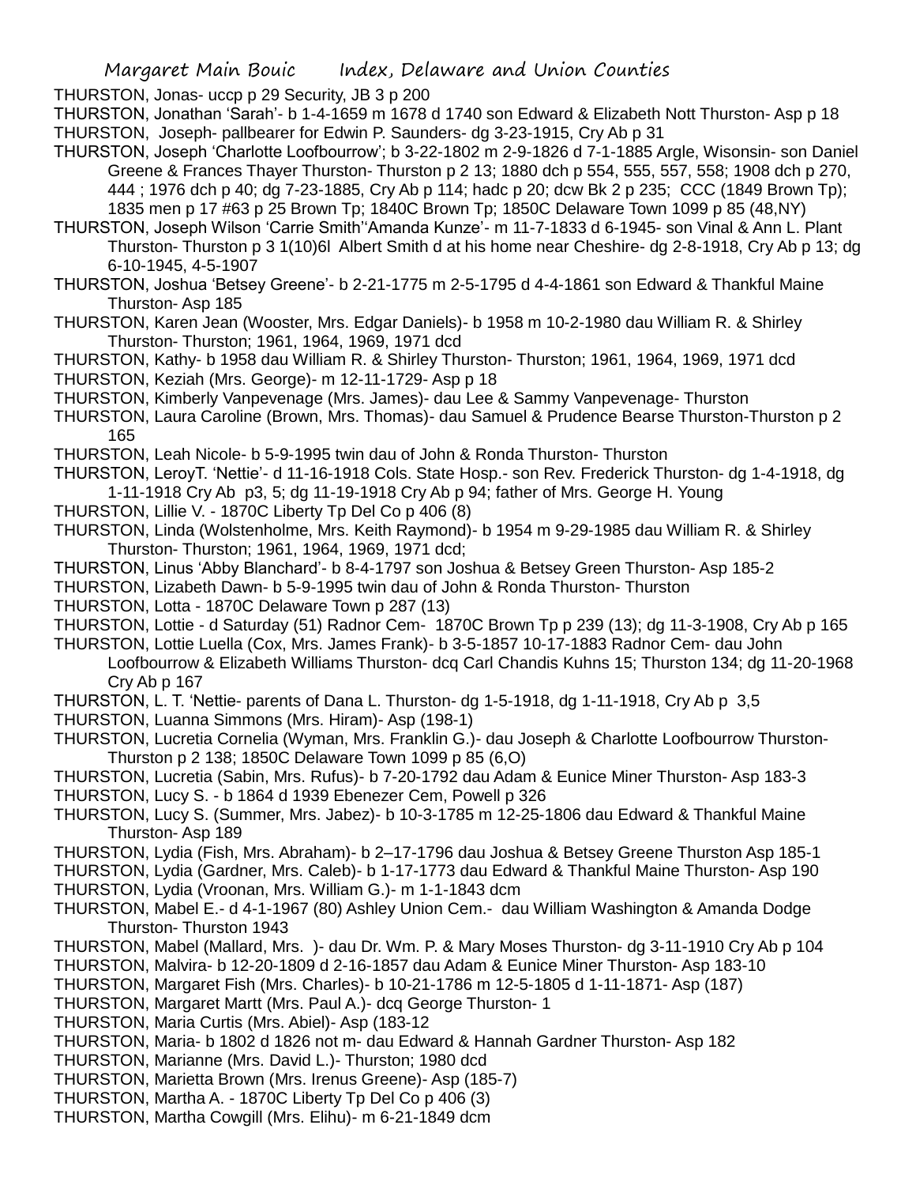THURSTON, Jonas- uccp p 29 Security, JB 3 p 200

THURSTON, Jonathan 'Sarah'- b 1-4-1659 m 1678 d 1740 son Edward & Elizabeth Nott Thurston- Asp p 18

THURSTON, Joseph- pallbearer for Edwin P. Saunders- dg 3-23-1915, Cry Ab p 31

THURSTON, Joseph 'Charlotte Loofbourrow'; b 3-22-1802 m 2-9-1826 d 7-1-1885 Argle, Wisonsin- son Daniel Greene & Frances Thayer Thurston- Thurston p 2 13; 1880 dch p 554, 555, 557, 558; 1908 dch p 270, 444 ; 1976 dch p 40; dg 7-23-1885, Cry Ab p 114; hadc p 20; dcw Bk 2 p 235; CCC (1849 Brown Tp); 1835 men p 17 #63 p 25 Brown Tp; 1840C Brown Tp; 1850C Delaware Town 1099 p 85 (48,NY)

THURSTON, Joseph Wilson 'Carrie Smith''Amanda Kunze'- m 11-7-1833 d 6-1945- son Vinal & Ann L. Plant Thurston- Thurston p 3 1(10)6l Albert Smith d at his home near Cheshire- dg 2-8-1918, Cry Ab p 13; dg 6-10-1945, 4-5-1907

THURSTON, Joshua 'Betsey Greene'- b 2-21-1775 m 2-5-1795 d 4-4-1861 son Edward & Thankful Maine Thurston- Asp 185

THURSTON, Karen Jean (Wooster, Mrs. Edgar Daniels)- b 1958 m 10-2-1980 dau William R. & Shirley Thurston- Thurston; 1961, 1964, 1969, 1971 dcd

THURSTON, Kathy- b 1958 dau William R. & Shirley Thurston- Thurston; 1961, 1964, 1969, 1971 dcd

THURSTON, Keziah (Mrs. George)- m 12-11-1729- Asp p 18

THURSTON, Kimberly Vanpevenage (Mrs. James)- dau Lee & Sammy Vanpevenage- Thurston

THURSTON, Laura Caroline (Brown, Mrs. Thomas)- dau Samuel & Prudence Bearse Thurston-Thurston p 2 165

THURSTON, Leah Nicole- b 5-9-1995 twin dau of John & Ronda Thurston- Thurston

THURSTON, LeroyT. 'Nettie'- d 11-16-1918 Cols. State Hosp.- son Rev. Frederick Thurston- dg 1-4-1918, dg 1-11-1918 Cry Ab p3, 5; dg 11-19-1918 Cry Ab p 94; father of Mrs. George H. Young

THURSTON, Lillie V. - 1870C Liberty Tp Del Co p 406 (8)

THURSTON, Linda (Wolstenholme, Mrs. Keith Raymond)- b 1954 m 9-29-1985 dau William R. & Shirley Thurston- Thurston; 1961, 1964, 1969, 1971 dcd;

THURSTON, Linus 'Abby Blanchard'- b 8-4-1797 son Joshua & Betsey Green Thurston- Asp 185-2

THURSTON, Lizabeth Dawn- b 5-9-1995 twin dau of John & Ronda Thurston- Thurston

THURSTON, Lotta - 1870C Delaware Town p 287 (13)

THURSTON, Lottie - d Saturday (51) Radnor Cem- 1870C Brown Tp p 239 (13); dg 11-3-1908, Cry Ab p 165

THURSTON, Lottie Luella (Cox, Mrs. James Frank)- b 3-5-1857 10-17-1883 Radnor Cem- dau John Loofbourrow & Elizabeth Williams Thurston- dcq Carl Chandis Kuhns 15; Thurston 134; dg 11-20-1968 Cry Ab p 167

THURSTON, L. T. 'Nettie- parents of Dana L. Thurston- dg 1-5-1918, dg 1-11-1918, Cry Ab p 3,5

THURSTON, Luanna Simmons (Mrs. Hiram)- Asp (198-1)

THURSTON, Lucretia Cornelia (Wyman, Mrs. Franklin G.)- dau Joseph & Charlotte Loofbourrow Thurston- Thurston p 2 138; 1850C Delaware Town 1099 p 85 (6,O)

THURSTON, Lucretia (Sabin, Mrs. Rufus)- b 7-20-1792 dau Adam & Eunice Miner Thurston- Asp 183-3

THURSTON, Lucy S. - b 1864 d 1939 Ebenezer Cem, Powell p 326

THURSTON, Lucy S. (Summer, Mrs. Jabez)- b 10-3-1785 m 12-25-1806 dau Edward & Thankful Maine Thurston- Asp 189

THURSTON, Lydia (Fish, Mrs. Abraham)- b 2–17-1796 dau Joshua & Betsey Greene Thurston Asp 185-1

THURSTON, Lydia (Gardner, Mrs. Caleb)- b 1-17-1773 dau Edward & Thankful Maine Thurston- Asp 190

THURSTON, Lydia (Vroonan, Mrs. William G.)- m 1-1-1843 dcm

THURSTON, Mabel E.- d 4-1-1967 (80) Ashley Union Cem.- dau William Washington & Amanda Dodge Thurston- Thurston 1943

THURSTON, Mabel (Mallard, Mrs. )- dau Dr. Wm. P. & Mary Moses Thurston- dg 3-11-1910 Cry Ab p 104

THURSTON, Malvira- b 12-20-1809 d 2-16-1857 dau Adam & Eunice Miner Thurston- Asp 183-10

THURSTON, Margaret Fish (Mrs. Charles)- b 10-21-1786 m 12-5-1805 d 1-11-1871- Asp (187)

THURSTON, Margaret Martt (Mrs. Paul A.)- dcq George Thurston- 1

THURSTON, Maria Curtis (Mrs. Abiel)- Asp (183-12

THURSTON, Maria- b 1802 d 1826 not m- dau Edward & Hannah Gardner Thurston- Asp 182

THURSTON, Marianne (Mrs. David L.)- Thurston; 1980 dcd

THURSTON, Marietta Brown (Mrs. Irenus Greene)- Asp (185-7)

THURSTON, Martha A. - 1870C Liberty Tp Del Co p 406 (3)

THURSTON, Martha Cowgill (Mrs. Elihu)- m 6-21-1849 dcm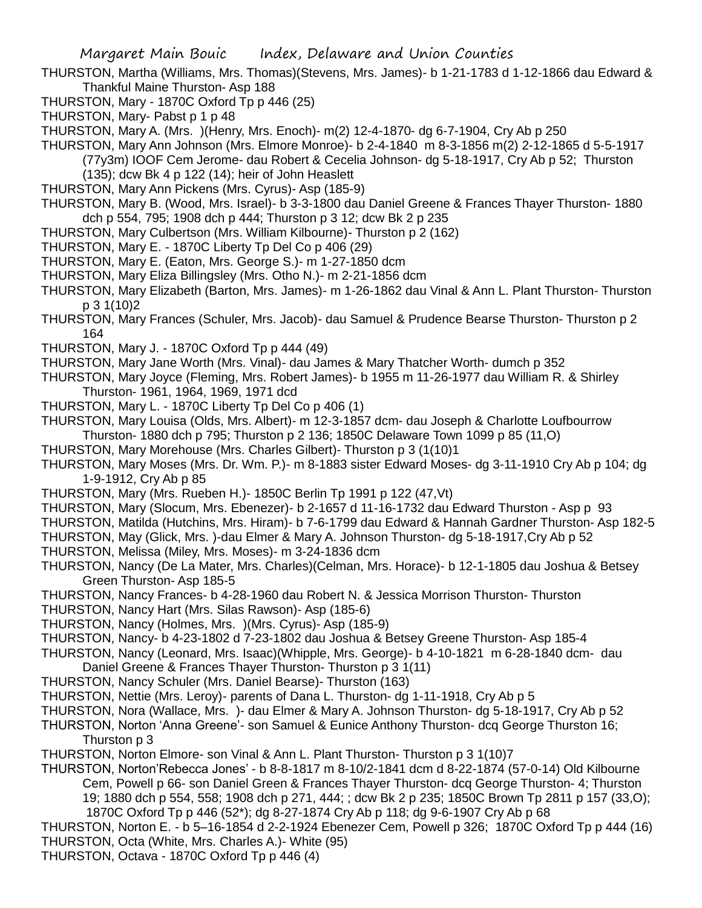THURSTON, Martha (Williams, Mrs. Thomas)(Stevens, Mrs. James)- b 1-21-1783 d 1-12-1866 dau Edward & Thankful Maine Thurston- Asp 188

THURSTON, Mary - 1870C Oxford Tp p 446 (25)

THURSTON, Mary- Pabst p 1 p 48

THURSTON, Mary A. (Mrs. )(Henry, Mrs. Enoch)- m(2) 12-4-1870- dg 6-7-1904, Cry Ab p 250

THURSTON, Mary Ann Johnson (Mrs. Elmore Monroe)- b 2-4-1840 m 8-3-1856 m(2) 2-12-1865 d 5-5-1917 (77y3m) IOOF Cem Jerome- dau Robert & Cecelia Johnson- dg 5-18-1917, Cry Ab p 52; Thurston (135); dcw Bk 4 p 122 (14); heir of John Heaslett

THURSTON, Mary Ann Pickens (Mrs. Cyrus)- Asp (185-9)

THURSTON, Mary B. (Wood, Mrs. Israel)- b 3-3-1800 dau Daniel Greene & Frances Thayer Thurston- 1880 dch p 554, 795; 1908 dch p 444; Thurston p 3 12; dcw Bk 2 p 235

THURSTON, Mary Culbertson (Mrs. William Kilbourne)- Thurston p 2 (162)

THURSTON, Mary E. - 1870C Liberty Tp Del Co p 406 (29)

THURSTON, Mary E. (Eaton, Mrs. George S.)- m 1-27-1850 dcm

THURSTON, Mary Eliza Billingsley (Mrs. Otho N.)- m 2-21-1856 dcm

THURSTON, Mary Elizabeth (Barton, Mrs. James)- m 1-26-1862 dau Vinal & Ann L. Plant Thurston- Thurston p 3 1(10)2

THURSTON, Mary Frances (Schuler, Mrs. Jacob)- dau Samuel & Prudence Bearse Thurston- Thurston p 2 164

THURSTON, Mary J. - 1870C Oxford Tp p 444 (49)

THURSTON, Mary Jane Worth (Mrs. Vinal)- dau James & Mary Thatcher Worth- dumch p 352

THURSTON, Mary Joyce (Fleming, Mrs. Robert James)- b 1955 m 11-26-1977 dau William R. & Shirley Thurston- 1961, 1964, 1969, 1971 dcd

THURSTON, Mary L. - 1870C Liberty Tp Del Co p 406 (1)

THURSTON, Mary Louisa (Olds, Mrs. Albert)- m 12-3-1857 dcm- dau Joseph & Charlotte Loufbourrow Thurston- 1880 dch p 795; Thurston p 2 136; 1850C Delaware Town 1099 p 85 (11,O)

THURSTON, Mary Morehouse (Mrs. Charles Gilbert)- Thurston p 3 (1(10)1

THURSTON, Mary Moses (Mrs. Dr. Wm. P.)- m 8-1883 sister Edward Moses- dg 3-11-1910 Cry Ab p 104; dg 1-9-1912, Cry Ab p 85

THURSTON, Mary (Mrs. Rueben H.)- 1850C Berlin Tp 1991 p 122 (47,Vt)

THURSTON, Mary (Slocum, Mrs. Ebenezer)- b 2-1657 d 11-16-1732 dau Edward Thurston - Asp p 93

THURSTON, Matilda (Hutchins, Mrs. Hiram)- b 7-6-1799 dau Edward & Hannah Gardner Thurston- Asp 182-5

THURSTON, May (Glick, Mrs. )-dau Elmer & Mary A. Johnson Thurston- dg 5-18-1917,Cry Ab p 52

THURSTON, Melissa (Miley, Mrs. Moses)- m 3-24-1836 dcm

THURSTON, Nancy (De La Mater, Mrs. Charles)(Celman, Mrs. Horace)- b 12-1-1805 dau Joshua & Betsey Green Thurston- Asp 185-5

THURSTON, Nancy Frances- b 4-28-1960 dau Robert N. & Jessica Morrison Thurston- Thurston

THURSTON, Nancy Hart (Mrs. Silas Rawson)- Asp (185-6)

THURSTON, Nancy (Holmes, Mrs. )(Mrs. Cyrus)- Asp (185-9)

THURSTON, Nancy- b 4-23-1802 d 7-23-1802 dau Joshua & Betsey Greene Thurston- Asp 185-4

THURSTON, Nancy (Leonard, Mrs. Isaac)(Whipple, Mrs. George)- b 4-10-1821 m 6-28-1840 dcm- dau Daniel Greene & Frances Thayer Thurston- Thurston p 3 1(11)

THURSTON, Nancy Schuler (Mrs. Daniel Bearse)- Thurston (163)

THURSTON, Nettie (Mrs. Leroy)- parents of Dana L. Thurston- dg 1-11-1918, Cry Ab p 5

THURSTON, Nora (Wallace, Mrs. )- dau Elmer & Mary A. Johnson Thurston- dg 5-18-1917, Cry Ab p 52

THURSTON, Norton 'Anna Greene'- son Samuel & Eunice Anthony Thurston- dcq George Thurston 16; Thurston p 3

THURSTON, Norton Elmore- son Vinal & Ann L. Plant Thurston- Thurston p 3 1(10)7

THURSTON, Norton'Rebecca Jones' - b 8-8-1817 m 8-10/2-1841 dcm d 8-22-1874 (57-0-14) Old Kilbourne Cem, Powell p 66- son Daniel Green & Frances Thayer Thurston- dcq George Thurston- 4; Thurston 19; 1880 dch p 554, 558; 1908 dch p 271, 444; ; dcw Bk 2 p 235; 1850C Brown Tp 2811 p 157 (33,O); 1870C Oxford Tp p 446 (52*); dg 8-27-1874 Cry Ab p 118; dg 9-6-1907 Cry Ab p 68

THURSTON, Norton E. - b 5–16-1854 d 2-2-1924 Ebenezer Cem, Powell p 326; 1870C Oxford Tp p 444 (16)

THURSTON, Octa (White, Mrs. Charles A.)- White (95)

THURSTON, Octava - 1870C Oxford Tp p 446 (4)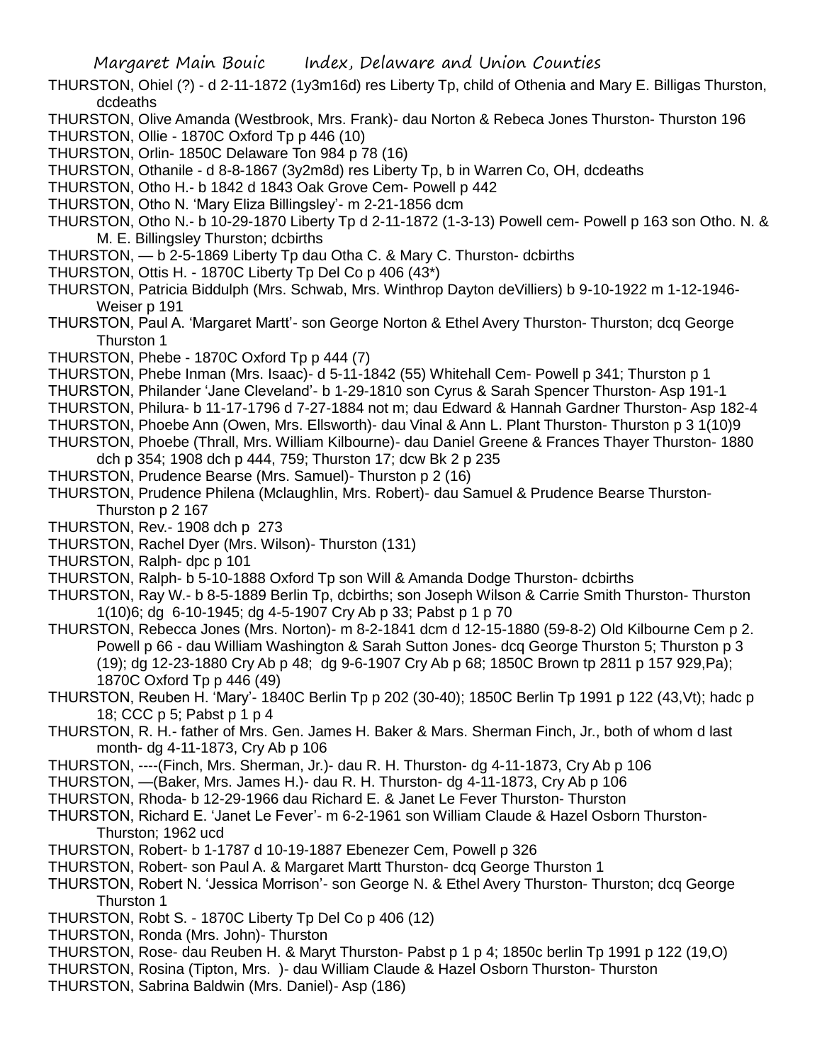THURSTON, Ohiel (?) - d 2-11-1872 (1y3m16d) res Liberty Tp, child of Othenia and Mary E. Billigas Thurston, dcdeaths

THURSTON, Olive Amanda (Westbrook, Mrs. Frank)- dau Norton & Rebeca Jones Thurston- Thurston 196

THURSTON, Ollie - 1870C Oxford Tp p 446 (10)

THURSTON, Orlin- 1850C Delaware Ton 984 p 78 (16)

THURSTON, Othanile - d 8-8-1867 (3y2m8d) res Liberty Tp, b in Warren Co, OH, dcdeaths

THURSTON, Otho H.- b 1842 d 1843 Oak Grove Cem- Powell p 442

THURSTON, Otho N. 'Mary Eliza Billingsley'- m 2-21-1856 dcm

THURSTON, Otho N.- b 10-29-1870 Liberty Tp d 2-11-1872 (1-3-13) Powell cem- Powell p 163 son Otho. N. & M. E. Billingsley Thurston; dcbirths

THURSTON, — b 2-5-1869 Liberty Tp dau Otha C. & Mary C. Thurston- dcbirths

THURSTON, Ottis H. - 1870C Liberty Tp Del Co p 406 (43*)

THURSTON, Patricia Biddulph (Mrs. Schwab, Mrs. Winthrop Dayton deVilliers) b 9-10-1922 m 1-12-1946- Weiser p 191

THURSTON, Paul A. 'Margaret Martt'- son George Norton & Ethel Avery Thurston- Thurston; dcq George Thurston 1

THURSTON, Phebe - 1870C Oxford Tp p 444 (7)

THURSTON, Phebe Inman (Mrs. Isaac)- d 5-11-1842 (55) Whitehall Cem- Powell p 341; Thurston p 1

THURSTON, Philander 'Jane Cleveland'- b 1-29-1810 son Cyrus & Sarah Spencer Thurston- Asp 191-1

THURSTON, Philura- b 11-17-1796 d 7-27-1884 not m; dau Edward & Hannah Gardner Thurston- Asp 182-4

THURSTON, Phoebe Ann (Owen, Mrs. Ellsworth)- dau Vinal & Ann L. Plant Thurston- Thurston p 3 1(10)9

THURSTON, Phoebe (Thrall, Mrs. William Kilbourne)- dau Daniel Greene & Frances Thayer Thurston- 1880 dch p 354; 1908 dch p 444, 759; Thurston 17; dcw Bk 2 p 235

THURSTON, Prudence Bearse (Mrs. Samuel)- Thurston p 2 (16)

THURSTON, Prudence Philena (Mclaughlin, Mrs. Robert)- dau Samuel & Prudence Bearse Thurston- Thurston p 2 167

THURSTON, Rev.- 1908 dch p 273

THURSTON, Rachel Dyer (Mrs. Wilson)- Thurston (131)

THURSTON, Ralph- dpc p 101

THURSTON, Ralph- b 5-10-1888 Oxford Tp son Will & Amanda Dodge Thurston- dcbirths

THURSTON, Ray W.- b 8-5-1889 Berlin Tp, dcbirths; son Joseph Wilson & Carrie Smith Thurston- Thurston 1(10)6; dg 6-10-1945; dg 4-5-1907 Cry Ab p 33; Pabst p 1 p 70

THURSTON, Rebecca Jones (Mrs. Norton)- m 8-2-1841 dcm d 12-15-1880 (59-8-2) Old Kilbourne Cem p 2. Powell p 66 - dau William Washington & Sarah Sutton Jones- dcq George Thurston 5; Thurston p 3 (19); dg 12-23-1880 Cry Ab p 48; dg 9-6-1907 Cry Ab p 68; 1850C Brown tp 2811 p 157 929,Pa); 1870C Oxford Tp p 446 (49)

THURSTON, Reuben H. 'Mary'- 1840C Berlin Tp p 202 (30-40); 1850C Berlin Tp 1991 p 122 (43,Vt); hadc p 18; CCC p 5; Pabst p 1 p 4

THURSTON, R. H.- father of Mrs. Gen. James H. Baker & Mars. Sherman Finch, Jr., both of whom d last month- dg 4-11-1873, Cry Ab p 106

THURSTON, ----(Finch, Mrs. Sherman, Jr.)- dau R. H. Thurston- dg 4-11-1873, Cry Ab p 106

THURSTON, —(Baker, Mrs. James H.)- dau R. H. Thurston- dg 4-11-1873, Cry Ab p 106

THURSTON, Rhoda- b 12-29-1966 dau Richard E. & Janet Le Fever Thurston- Thurston

THURSTON, Richard E. 'Janet Le Fever'- m 6-2-1961 son William Claude & Hazel Osborn Thurston- Thurston; 1962 ucd

THURSTON, Robert- b 1-1787 d 10-19-1887 Ebenezer Cem, Powell p 326

THURSTON, Robert- son Paul A. & Margaret Martt Thurston- dcq George Thurston 1

THURSTON, Robert N. 'Jessica Morrison'- son George N. & Ethel Avery Thurston- Thurston; dcq George Thurston 1

THURSTON, Robt S. - 1870C Liberty Tp Del Co p 406 (12)

THURSTON, Ronda (Mrs. John)- Thurston

THURSTON, Rose- dau Reuben H. & Maryt Thurston- Pabst p 1 p 4; 1850c berlin Tp 1991 p 122 (19,O)

THURSTON, Rosina (Tipton, Mrs. )- dau William Claude & Hazel Osborn Thurston- Thurston

THURSTON, Sabrina Baldwin (Mrs. Daniel)- Asp (186)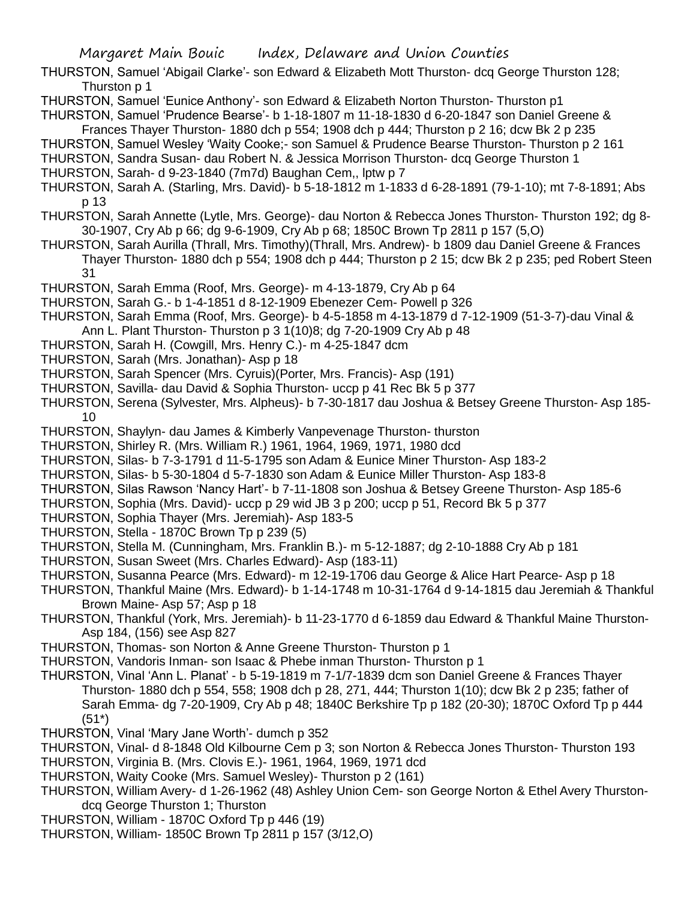THURSTON, Samuel 'Abigail Clarke'- son Edward & Elizabeth Mott Thurston- dcq George Thurston 128; Thurston p 1

THURSTON, Samuel 'Eunice Anthony'- son Edward & Elizabeth Norton Thurston- Thurston p1

THURSTON, Samuel 'Prudence Bearse'- b 1-18-1807 m 11-18-1830 d 6-20-1847 son Daniel Greene & Frances Thayer Thurston- 1880 dch p 554; 1908 dch p 444; Thurston p 2 16; dcw Bk 2 p 235

THURSTON, Samuel Wesley 'Waity Cooke;- son Samuel & Prudence Bearse Thurston- Thurston p 2 161

THURSTON, Sandra Susan- dau Robert N. & Jessica Morrison Thurston- dcq George Thurston 1

THURSTON, Sarah- d 9-23-1840 (7m7d) Baughan Cem,, lptw p 7

THURSTON, Sarah A. (Starling, Mrs. David)- b 5-18-1812 m 1-1833 d 6-28-1891 (79-1-10); mt 7-8-1891; Abs p 13

THURSTON, Sarah Annette (Lytle, Mrs. George)- dau Norton & Rebecca Jones Thurston- Thurston 192; dg 8-30-1907, Cry Ab p 66; dg 9-6-1909, Cry Ab p 68; 1850C Brown Tp 2811 p 157 (5,O)

THURSTON, Sarah Aurilla (Thrall, Mrs. Timothy)(Thrall, Mrs. Andrew)- b 1809 dau Daniel Greene & Frances Thayer Thurston- 1880 dch p 554; 1908 dch p 444; Thurston p 2 15; dcw Bk 2 p 235; ped Robert Steen 31

THURSTON, Sarah Emma (Roof, Mrs. George)- m 4-13-1879, Cry Ab p 64

THURSTON, Sarah G.- b 1-4-1851 d 8-12-1909 Ebenezer Cem- Powell p 326

THURSTON, Sarah Emma (Roof, Mrs. George)- b 4-5-1858 m 4-13-1879 d 7-12-1909 (51-3-7)-dau Vinal & Ann L. Plant Thurston- Thurston p 3 1(10)8; dg 7-20-1909 Cry Ab p 48

THURSTON, Sarah H. (Cowgill, Mrs. Henry C.)- m 4-25-1847 dcm

THURSTON, Sarah (Mrs. Jonathan)- Asp p 18

THURSTON, Sarah Spencer (Mrs. Cyruis)(Porter, Mrs. Francis)- Asp (191)

THURSTON, Savilla- dau David & Sophia Thurston- uccp p 41 Rec Bk 5 p 377

THURSTON, Serena (Sylvester, Mrs. Alpheus)- b 7-30-1817 dau Joshua & Betsey Greene Thurston- Asp 185-10

THURSTON, Shaylyn- dau James & Kimberly Vanpevenage Thurston- thurston

THURSTON, Shirley R. (Mrs. William R.) 1961, 1964, 1969, 1971, 1980 dcd

THURSTON, Silas- b 7-3-1791 d 11-5-1795 son Adam & Eunice Miner Thurston- Asp 183-2

THURSTON, Silas- b 5-30-1804 d 5-7-1830 son Adam & Eunice Miller Thurston- Asp 183-8

THURSTON, Silas Rawson 'Nancy Hart'- b 7-11-1808 son Joshua & Betsey Greene Thurston- Asp 185-6

THURSTON, Sophia (Mrs. David)- uccp p 29 wid JB 3 p 200; uccp p 51, Record Bk 5 p 377

THURSTON, Sophia Thayer (Mrs. Jeremiah)- Asp 183-5

THURSTON, Stella - 1870C Brown Tp p 239 (5)

THURSTON, Stella M. (Cunningham, Mrs. Franklin B.)- m 5-12-1887; dg 2-10-1888 Cry Ab p 181

THURSTON, Susan Sweet (Mrs. Charles Edward)- Asp (183-11)

THURSTON, Susanna Pearce (Mrs. Edward)- m 12-19-1706 dau George & Alice Hart Pearce- Asp p 18

THURSTON, Thankful Maine (Mrs. Edward)- b 1-14-1748 m 10-31-1764 d 9-14-1815 dau Jeremiah & Thankful Brown Maine- Asp 57; Asp p 18

THURSTON, Thankful (York, Mrs. Jeremiah)- b 11-23-1770 d 6-1859 dau Edward & Thankful Maine Thurston- Asp 184, (156) see Asp 827

THURSTON, Thomas- son Norton & Anne Greene Thurston- Thurston p 1

THURSTON, Vandoris Inman- son Isaac & Phebe inman Thurston- Thurston p 1

THURSTON, Vinal 'Ann L. Planat' - b 5-19-1819 m 7-1/7-1839 dcm son Daniel Greene & Frances Thayer Thurston- 1880 dch p 554, 558; 1908 dch p 28, 271, 444; Thurston 1(10); dcw Bk 2 p 235; father of Sarah Emma- dg 7-20-1909, Cry Ab p 48; 1840C Berkshire Tp p 182 (20-30); 1870C Oxford Tp p 444 (51*)

THURSTON, Vinal 'Mary Jane Worth'- dumch p 352

THURSTON, Vinal- d 8-1848 Old Kilbourne Cem p 3; son Norton & Rebecca Jones Thurston- Thurston 193

THURSTON, Virginia B. (Mrs. Clovis E.)- 1961, 1964, 1969, 1971 dcd

THURSTON, Waity Cooke (Mrs. Samuel Wesley)- Thurston p 2 (161)

THURSTON, William Avery- d 1-26-1962 (48) Ashley Union Cem- son George Norton & Ethel Avery Thurston- dcq George Thurston 1; Thurston

THURSTON, William - 1870C Oxford Tp p 446 (19)

THURSTON, William- 1850C Brown Tp 2811 p 157 (3/12,O)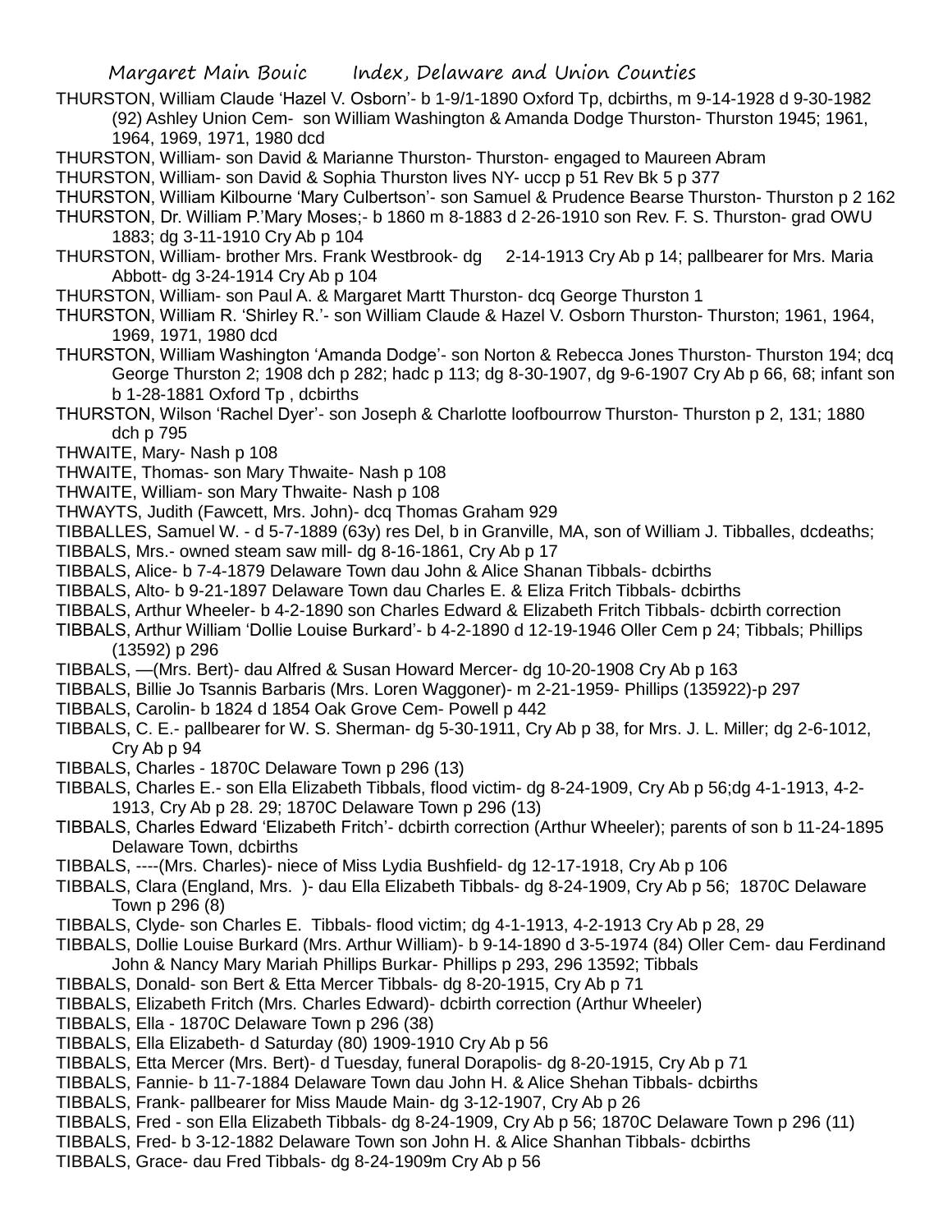THURSTON, William Claude 'Hazel V. Osborn'- b 1-9/1-1890 Oxford Tp, dcbirths, m 9-14-1928 d 9-30-1982 (92) Ashley Union Cem- son William Washington & Amanda Dodge Thurston- Thurston 1945; 1961, 1964, 1969, 1971, 1980 dcd

THURSTON, William- son David & Marianne Thurston- Thurston- engaged to Maureen Abram

THURSTON, William- son David & Sophia Thurston lives NY- uccp p 51 Rev Bk 5 p 377

THURSTON, William Kilbourne 'Mary Culbertson'- son Samuel & Prudence Bearse Thurston- Thurston p 2 162

THURSTON, Dr. William P.'Mary Moses;- b 1860 m 8-1883 d 2-26-1910 son Rev. F. S. Thurston- grad OWU 1883; dg 3-11-1910 Cry Ab p 104

THURSTON, William- brother Mrs. Frank Westbrook- dg 2-14-1913 Cry Ab p 14; pallbearer for Mrs. Maria Abbott- dg 3-24-1914 Cry Ab p 104

THURSTON, William- son Paul A. & Margaret Martt Thurston- dcq George Thurston 1

THURSTON, William R. 'Shirley R.'- son William Claude & Hazel V. Osborn Thurston- Thurston; 1961, 1964, 1969, 1971, 1980 dcd

THURSTON, William Washington 'Amanda Dodge'- son Norton & Rebecca Jones Thurston- Thurston 194; dcq George Thurston 2; 1908 dch p 282; hadc p 113; dg 8-30-1907, dg 9-6-1907 Cry Ab p 66, 68; infant son b 1-28-1881 Oxford Tp , dcbirths

THURSTON, Wilson 'Rachel Dyer'- son Joseph & Charlotte loofbourrow Thurston- Thurston p 2, 131; 1880 dch p 795

THWAITE, Mary- Nash p 108

THWAITE, Thomas- son Mary Thwaite- Nash p 108

THWAITE, William- son Mary Thwaite- Nash p 108

THWAYTS, Judith (Fawcett, Mrs. John)- dcq Thomas Graham 929

TIBBALLES, Samuel W. - d 5-7-1889 (63y) res Del, b in Granville, MA, son of William J. Tibballes, dcdeaths;

TIBBALS, Mrs.- owned steam saw mill- dg 8-16-1861, Cry Ab p 17

TIBBALS, Alice- b 7-4-1879 Delaware Town dau John & Alice Shanan Tibbals- dcbirths

TIBBALS, Alto- b 9-21-1897 Delaware Town dau Charles E. & Eliza Fritch Tibbals- dcbirths

TIBBALS, Arthur Wheeler- b 4-2-1890 son Charles Edward & Elizabeth Fritch Tibbals- dcbirth correction

TIBBALS, Arthur William 'Dollie Louise Burkard'- b 4-2-1890 d 12-19-1946 Oller Cem p 24; Tibbals; Phillips (13592) p 296

TIBBALS, —(Mrs. Bert)- dau Alfred & Susan Howard Mercer- dg 10-20-1908 Cry Ab p 163

TIBBALS, Billie Jo Tsannis Barbaris (Mrs. Loren Waggoner)- m 2-21-1959- Phillips (135922)-p 297

TIBBALS, Carolin- b 1824 d 1854 Oak Grove Cem- Powell p 442

TIBBALS, C. E.- pallbearer for W. S. Sherman- dg 5-30-1911, Cry Ab p 38, for Mrs. J. L. Miller; dg 2-6-1012, Cry Ab p 94

TIBBALS, Charles - 1870C Delaware Town p 296 (13)

TIBBALS, Charles E.- son Ella Elizabeth Tibbals, flood victim- dg 8-24-1909, Cry Ab p 56;dg 4-1-1913, 4-2-1913, Cry Ab p 28. 29; 1870C Delaware Town p 296 (13)

TIBBALS, Charles Edward 'Elizabeth Fritch'- dcbirth correction (Arthur Wheeler); parents of son b 11-24-1895 Delaware Town, dcbirths

TIBBALS, ----(Mrs. Charles)- niece of Miss Lydia Bushfield- dg 12-17-1918, Cry Ab p 106

TIBBALS, Clara (England, Mrs. )- dau Ella Elizabeth Tibbals- dg 8-24-1909, Cry Ab p 56; 1870C Delaware Town p 296 (8)

TIBBALS, Clyde- son Charles E. Tibbals- flood victim; dg 4-1-1913, 4-2-1913 Cry Ab p 28, 29

TIBBALS, Dollie Louise Burkard (Mrs. Arthur William)- b 9-14-1890 d 3-5-1974 (84) Oller Cem- dau Ferdinand John & Nancy Mary Mariah Phillips Burkar- Phillips p 293, 296 13592; Tibbals

TIBBALS, Donald- son Bert & Etta Mercer Tibbals- dg 8-20-1915, Cry Ab p 71

TIBBALS, Elizabeth Fritch (Mrs. Charles Edward)- dcbirth correction (Arthur Wheeler)

TIBBALS, Ella - 1870C Delaware Town p 296 (38)

TIBBALS, Ella Elizabeth- d Saturday (80) 1909-1910 Cry Ab p 56

TIBBALS, Etta Mercer (Mrs. Bert)- d Tuesday, funeral Dorapolis- dg 8-20-1915, Cry Ab p 71

TIBBALS, Fannie- b 11-7-1884 Delaware Town dau John H. & Alice Shehan Tibbals- dcbirths

TIBBALS, Frank- pallbearer for Miss Maude Main- dg 3-12-1907, Cry Ab p 26

TIBBALS, Fred - son Ella Elizabeth Tibbals- dg 8-24-1909, Cry Ab p 56; 1870C Delaware Town p 296 (11)

TIBBALS, Fred- b 3-12-1882 Delaware Town son John H. & Alice Shanhan Tibbals- dcbirths

TIBBALS, Grace- dau Fred Tibbals- dg 8-24-1909m Cry Ab p 56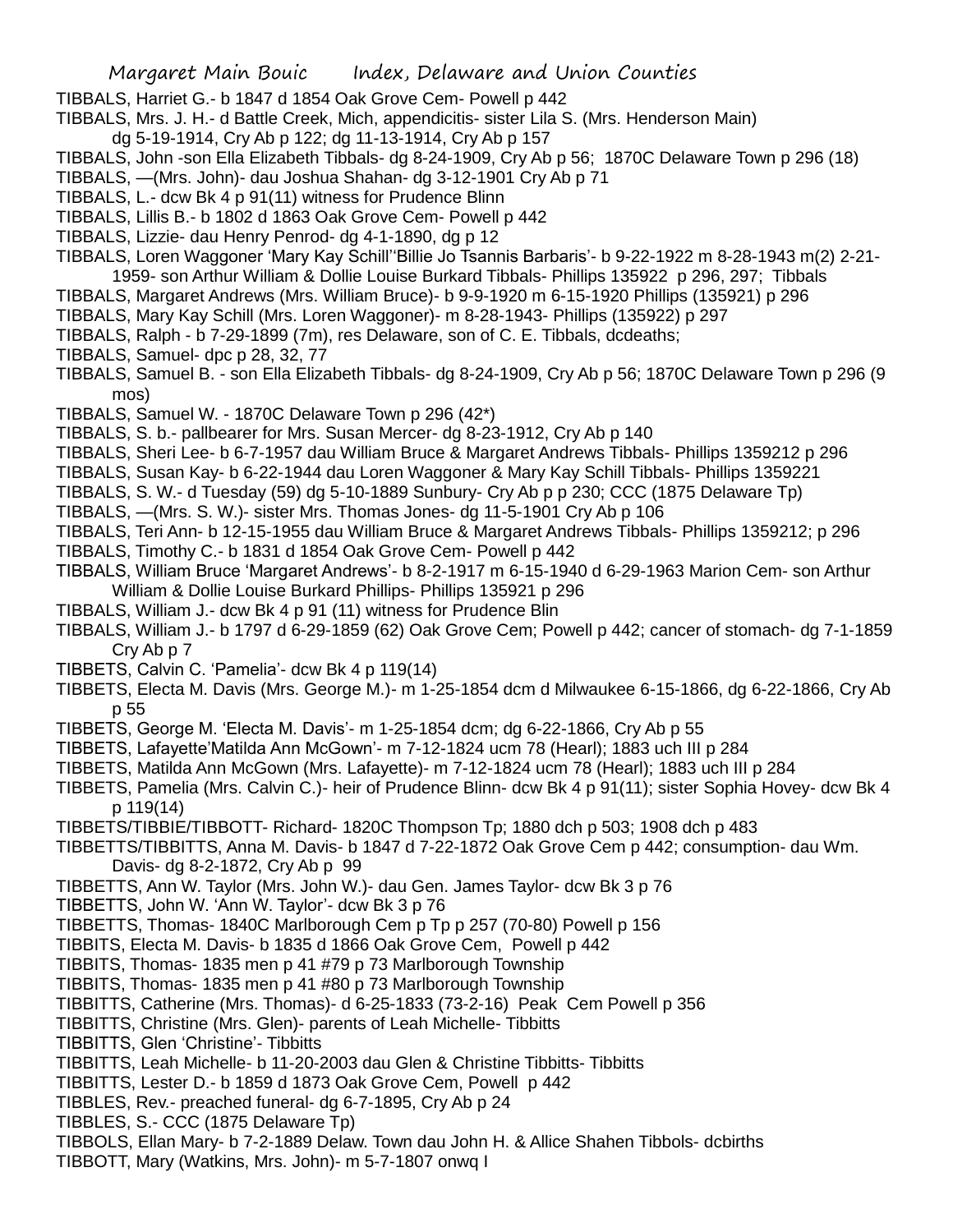TIBBALS, Harriet G.- b 1847 d 1854 Oak Grove Cem- Powell p 442

TIBBALS, Mrs. J. H.- d Battle Creek, Mich, appendicitis- sister Lila S. (Mrs. Henderson Main) dg 5-19-1914, Cry Ab p 122; dg 11-13-1914, Cry Ab p 157

TIBBALS, John -son Ella Elizabeth Tibbals- dg 8-24-1909, Cry Ab p 56; 1870C Delaware Town p 296 (18)

TIBBALS, —(Mrs. John)- dau Joshua Shahan- dg 3-12-1901 Cry Ab p 71

TIBBALS, L.- dcw Bk 4 p 91(11) witness for Prudence Blinn

TIBBALS, Lillis B.- b 1802 d 1863 Oak Grove Cem- Powell p 442

TIBBALS, Lizzie- dau Henry Penrod- dg 4-1-1890, dg p 12

TIBBALS, Loren Waggoner 'Mary Kay Schill''Billie Jo Tsannis Barbaris'- b 9-22-1922 m 8-28-1943 m(2) 2-21-1959- son Arthur William & Dollie Louise Burkard Tibbals- Phillips 135922 p 296, 297; Tibbals

TIBBALS, Margaret Andrews (Mrs. William Bruce)- b 9-9-1920 m 6-15-1920 Phillips (135921) p 296

TIBBALS, Mary Kay Schill (Mrs. Loren Waggoner)- m 8-28-1943- Phillips (135922) p 297

TIBBALS, Ralph - b 7-29-1899 (7m), res Delaware, son of C. E. Tibbals, dcdeaths;

TIBBALS, Samuel- dpc p 28, 32, 77

TIBBALS, Samuel B. - son Ella Elizabeth Tibbals- dg 8-24-1909, Cry Ab p 56; 1870C Delaware Town p 296 (9 mos)

TIBBALS, Samuel W. - 1870C Delaware Town p 296 (42*)

TIBBALS, S. b.- pallbearer for Mrs. Susan Mercer- dg 8-23-1912, Cry Ab p 140

TIBBALS, Sheri Lee- b 6-7-1957 dau William Bruce & Margaret Andrews Tibbals- Phillips 1359212 p 296

TIBBALS, Susan Kay- b 6-22-1944 dau Loren Waggoner & Mary Kay Schill Tibbals- Phillips 1359221

TIBBALS, S. W.- d Tuesday (59) dg 5-10-1889 Sunbury- Cry Ab p p 230; CCC (1875 Delaware Tp)

TIBBALS, —(Mrs. S. W.)- sister Mrs. Thomas Jones- dg 11-5-1901 Cry Ab p 106

TIBBALS, Teri Ann- b 12-15-1955 dau William Bruce & Margaret Andrews Tibbals- Phillips 1359212; p 296

TIBBALS, Timothy C.- b 1831 d 1854 Oak Grove Cem- Powell p 442

TIBBALS, William Bruce 'Margaret Andrews'- b 8-2-1917 m 6-15-1940 d 6-29-1963 Marion Cem- son Arthur William & Dollie Louise Burkard Phillips- Phillips 135921 p 296

TIBBALS, William J.- dcw Bk 4 p 91 (11) witness for Prudence Blin

TIBBALS, William J.- b 1797 d 6-29-1859 (62) Oak Grove Cem; Powell p 442; cancer of stomach- dg 7-1-1859 Cry Ab p 7

TIBBETS, Calvin C. 'Pamelia'- dcw Bk 4 p 119(14)

TIBBETS, Electa M. Davis (Mrs. George M.)- m 1-25-1854 dcm d Milwaukee 6-15-1866, dg 6-22-1866, Cry Ab p 55

TIBBETS, George M. 'Electa M. Davis'- m 1-25-1854 dcm; dg 6-22-1866, Cry Ab p 55

TIBBETS, Lafayette'Matilda Ann McGown'- m 7-12-1824 ucm 78 (Hearl); 1883 uch III p 284

TIBBETS, Matilda Ann McGown (Mrs. Lafayette)- m 7-12-1824 ucm 78 (Hearl); 1883 uch III p 284

TIBBETS, Pamelia (Mrs. Calvin C.)- heir of Prudence Blinn- dcw Bk 4 p 91(11); sister Sophia Hovey- dcw Bk 4 p 119(14)

TIBBETS/TIBBIE/TIBBOTT- Richard- 1820C Thompson Tp; 1880 dch p 503; 1908 dch p 483

TIBBETTS/TIBBITTS, Anna M. Davis- b 1847 d 7-22-1872 Oak Grove Cem p 442; consumption- dau Wm. Davis- dg 8-2-1872, Cry Ab p 99

TIBBETTS, Ann W. Taylor (Mrs. John W.)- dau Gen. James Taylor- dcw Bk 3 p 76

TIBBETTS, John W. 'Ann W. Taylor'- dcw Bk 3 p 76

TIBBETTS, Thomas- 1840C Marlborough Cem p Tp p 257 (70-80) Powell p 156

TIBBITS, Electa M. Davis- b 1835 d 1866 Oak Grove Cem, Powell p 442

TIBBITS, Thomas- 1835 men p 41 #79 p 73 Marlborough Township

TIBBITS, Thomas- 1835 men p 41 #80 p 73 Marlborough Township

TIBBITTS, Catherine (Mrs. Thomas)- d 6-25-1833 (73-2-16) Peak Cem Powell p 356

TIBBITTS, Christine (Mrs. Glen)- parents of Leah Michelle- Tibbitts

TIBBITTS, Glen 'Christine'- Tibbitts

TIBBITTS, Leah Michelle- b 11-20-2003 dau Glen & Christine Tibbitts- Tibbitts

TIBBITTS, Lester D.- b 1859 d 1873 Oak Grove Cem, Powell p 442

TIBBLES, Rev.- preached funeral- dg 6-7-1895, Cry Ab p 24

TIBBLES, S.- CCC (1875 Delaware Tp)

TIBBOLS, Ellan Mary- b 7-2-1889 Delaw. Town dau John H. & Allice Shahen Tibbols- dcbirths

TIBBOTT, Mary (Watkins, Mrs. John)- m 5-7-1807 onwq I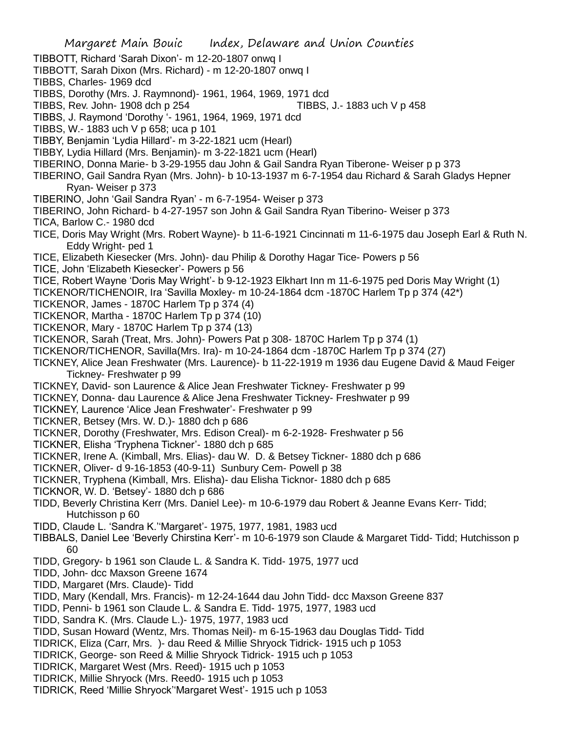TIBBOTT, Richard 'Sarah Dixon'- m 12-20-1807 onwq I
TIBBOTT, Sarah Dixon (Mrs. Richard) - m 12-20-1807 onwq I
TIBBS, Charles- 1969 dcd
TIBBS, Dorothy (Mrs. J. Raymnond)- 1961, 1964, 1969, 1971 dcd
TIBBS, Rev. John- 1908 dch p 254 TIBBS, J.- 1883 uch V p 458
TIBBS, J. Raymond 'Dorothy '- 1961, 1964, 1969, 1971 dcd
TIBBS, W.- 1883 uch V p 658; uca p 101
TIBBY, Benjamin 'Lydia Hillard'- m 3-22-1821 ucm (Hearl)
TIBBY, Lydia Hillard (Mrs. Benjamin)- m 3-22-1821 ucm (Hearl)
TIBERINO, Donna Marie- b 3-29-1955 dau John & Gail Sandra Ryan Tiberone- Weiser p p 373
TIBERINO, Gail Sandra Ryan (Mrs. John)- b 10-13-1937 m 6-7-1954 dau Richard & Sarah Gladys Hepner Ryan- Weiser p 373
TIBERINO, John 'Gail Sandra Ryan' - m 6-7-1954- Weiser p 373
TIBERINO, John Richard- b 4-27-1957 son John & Gail Sandra Ryan Tiberino- Weiser p 373
TICA, Barlow C.- 1980 dcd
TICE, Doris May Wright (Mrs. Robert Wayne)- b 11-6-1921 Cincinnati m 11-6-1975 dau Joseph Earl & Ruth N. Eddy Wright- ped 1
TICE, Elizabeth Kiesecker (Mrs. John)- dau Philip & Dorothy Hagar Tice- Powers p 56
TICE, John 'Elizabeth Kiesecker'- Powers p 56
TICE, Robert Wayne 'Doris May Wright'- b 9-12-1923 Elkhart Inn m 11-6-1975 ped Doris May Wright (1)
TICKENOR/TICHENOIR, Ira 'Savilla Moxley- m 10-24-1864 dcm -1870C Harlem Tp p 374 (42*)
TICKENOR, James - 1870C Harlem Tp p 374 (4)
TICKENOR, Martha - 1870C Harlem Tp p 374 (10)
TICKENOR, Mary - 1870C Harlem Tp p 374 (13)
TICKENOR, Sarah (Treat, Mrs. John)- Powers Pat p 308- 1870C Harlem Tp p 374 (1)
TICKENOR/TICHENOR, Savilla(Mrs. Ira)- m 10-24-1864 dcm -1870C Harlem Tp p 374 (27)
TICKNEY, Alice Jean Freshwater (Mrs. Laurence)- b 11-22-1919 m 1936 dau Eugene David & Maud Feiger Tickney- Freshwater p 99
TICKNEY, David- son Laurence & Alice Jean Freshwater Tickney- Freshwater p 99
TICKNEY, Donna- dau Laurence & Alice Jena Freshwater Tickney- Freshwater p 99
TICKNEY, Laurence 'Alice Jean Freshwater'- Freshwater p 99
TICKNER, Betsey (Mrs. W. D.)- 1880 dch p 686
TICKNER, Dorothy (Freshwater, Mrs. Edison Creal)- m 6-2-1928- Freshwater p 56
TICKNER, Elisha 'Tryphena Tickner'- 1880 dch p 685
TICKNER, Irene A. (Kimball, Mrs. Elias)- dau W. D. & Betsey Tickner- 1880 dch p 686
TICKNER, Oliver- d 9-16-1853 (40-9-11) Sunbury Cem- Powell p 38
TICKNER, Tryphena (Kimball, Mrs. Elisha)- dau Elisha Ticknor- 1880 dch p 685
TICKNOR, W. D. 'Betsey'- 1880 dch p 686
TIDD, Beverly Christina Kerr (Mrs. Daniel Lee)- m 10-6-1979 dau Robert & Jeanne Evans Kerr- Tidd; Hutchisson p 60
TIDD, Claude L. 'Sandra K.''Margaret'- 1975, 1977, 1981, 1983 ucd
TIBBALS, Daniel Lee 'Beverly Chirstina Kerr'- m 10-6-1979 son Claude & Margaret Tidd- Tidd; Hutchisson p 60
TIDD, Gregory- b 1961 son Claude L. & Sandra K. Tidd- 1975, 1977 ucd
TIDD, John- dcc Maxson Greene 1674
TIDD, Margaret (Mrs. Claude)- Tidd
TIDD, Mary (Kendall, Mrs. Francis)- m 12-24-1644 dau John Tidd- dcc Maxson Greene 837
TIDD, Penni- b 1961 son Claude L. & Sandra E. Tidd- 1975, 1977, 1983 ucd
TIDD, Sandra K. (Mrs. Claude L.)- 1975, 1977, 1983 ucd
TIDD, Susan Howard (Wentz, Mrs. Thomas Neil)- m 6-15-1963 dau Douglas Tidd- Tidd
TIDRICK, Eliza (Carr, Mrs. )- dau Reed & Millie Shryock Tidrick- 1915 uch p 1053
TIDRICK, George- son Reed & Millie Shryock Tidrick- 1915 uch p 1053
TIDRICK, Margaret West (Mrs. Reed)- 1915 uch p 1053
TIDRICK, Millie Shryock (Mrs. Reed0- 1915 uch p 1053
TIDRICK, Reed 'Millie Shryock''Margaret West'- 1915 uch p 1053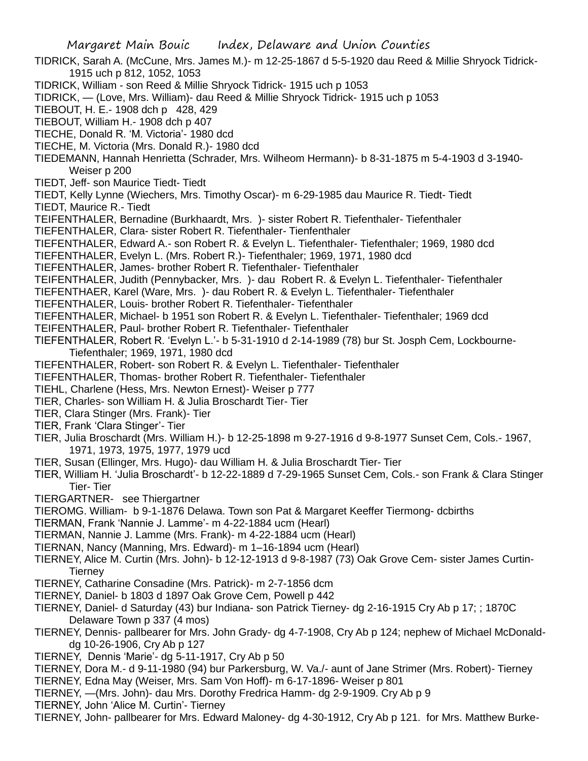TIDRICK, Sarah A. (McCune, Mrs. James M.)- m 12-25-1867 d 5-5-1920 dau Reed & Millie Shryock Tidrick- 1915 uch p 812, 1052, 1053

TIDRICK, William - son Reed & Millie Shryock Tidrick- 1915 uch p 1053

TIDRICK, — (Love, Mrs. William)- dau Reed & Millie Shryock Tidrick- 1915 uch p 1053

TIEBOUT, H. E.- 1908 dch p 428, 429

TIEBOUT, William H.- 1908 dch p 407

TIECHE, Donald R. 'M. Victoria'- 1980 dcd

TIECHE, M. Victoria (Mrs. Donald R.)- 1980 dcd

TIEDEMANN, Hannah Henrietta (Schrader, Mrs. Wilheom Hermann)- b 8-31-1875 m 5-4-1903 d 3-1940- Weiser p 200

TIEDT, Jeff- son Maurice Tiedt- Tiedt

TIEDT, Kelly Lynne (Wiechers, Mrs. Timothy Oscar)- m 6-29-1985 dau Maurice R. Tiedt- Tiedt

TIEDT, Maurice R.- Tiedt

TEIFENTHALER, Bernadine (Burkhaardt, Mrs. )- sister Robert R. Tiefenthaler- Tiefenthaler

TIEFENTHALER, Clara- sister Robert R. Tiefenthaler- Tienfenthaler

TIEFENTHALER, Edward A.- son Robert R. & Evelyn L. Tiefenthaler- Tiefenthaler; 1969, 1980 dcd

TIEFENTHALER, Evelyn L. (Mrs. Robert R.)- Tiefenthaler; 1969, 1971, 1980 dcd

TIEFENTHALER, James- brother Robert R. Tiefenthaler- Tiefenthaler

TEIFENTHALER, Judith (Pennybacker, Mrs. )- dau Robert R. & Evelyn L. Tiefenthaler- Tiefenthaler

TIEFENTHAER, Karel (Ware, Mrs. )- dau Robert R. & Evelyn L. Tiefenthaler- Tiefenthaler

TIEFENTHALER, Louis- brother Robert R. Tiefenthaler- Tiefenthaler

TIEFENTHALER, Michael- b 1951 son Robert R. & Evelyn L. Tiefenthaler- Tiefenthaler; 1969 dcd

TEIFENTHALER, Paul- brother Robert R. Tiefenthaler- Tiefenthaler

TIEFENTHALER, Robert R. 'Evelyn L.'- b 5-31-1910 d 2-14-1989 (78) bur St. Josph Cem, Lockbourne- Tiefenthaler; 1969, 1971, 1980 dcd

TIEFENTHALER, Robert- son Robert R. & Evelyn L. Tiefenthaler- Tiefenthaler

TIEFENTHALER, Thomas- brother Robert R. Tiefenthaler- Tiefenthaler

TIEHL, Charlene (Hess, Mrs. Newton Ernest)- Weiser p 777

TIER, Charles- son William H. & Julia Broschardt Tier- Tier

TIER, Clara Stinger (Mrs. Frank)- Tier

TIER, Frank 'Clara Stinger'- Tier

TIER, Julia Broschardt (Mrs. William H.)- b 12-25-1898 m 9-27-1916 d 9-8-1977 Sunset Cem, Cols.- 1967, 1971, 1973, 1975, 1977, 1979 ucd

TIER, Susan (Ellinger, Mrs. Hugo)- dau William H. & Julia Broschardt Tier- Tier

TIER, William H. 'Julia Broschardt'- b 12-22-1889 d 7-29-1965 Sunset Cem, Cols.- son Frank & Clara Stinger Tier- Tier

TIERGARTNER- see Thiergartner

TIEROMG. William- b 9-1-1876 Delawa. Town son Pat & Margaret Keeffer Tiermong- dcbirths

TIERMAN, Frank 'Nannie J. Lamme'- m 4-22-1884 ucm (Hearl)

TIERMAN, Nannie J. Lamme (Mrs. Frank)- m 4-22-1884 ucm (Hearl)

TIERNAN, Nancy (Manning, Mrs. Edward)- m 1–16-1894 ucm (Hearl)

TIERNEY, Alice M. Curtin (Mrs. John)- b 12-12-1913 d 9-8-1987 (73) Oak Grove Cem- sister James Curtin- Tierney

TIERNEY, Catharine Consadine (Mrs. Patrick)- m 2-7-1856 dcm

TIERNEY, Daniel- b 1803 d 1897 Oak Grove Cem, Powell p 442

TIERNEY, Daniel- d Saturday (43) bur Indiana- son Patrick Tierney- dg 2-16-1915 Cry Ab p 17; ; 1870C Delaware Town p 337 (4 mos)

TIERNEY, Dennis- pallbearer for Mrs. John Grady- dg 4-7-1908, Cry Ab p 124; nephew of Michael McDonald- dg 10-26-1906, Cry Ab p 127

TIERNEY, Dennis 'Marie'- dg 5-11-1917, Cry Ab p 50

TIERNEY, Dora M.- d 9-11-1980 (94) bur Parkersburg, W. Va./- aunt of Jane Strimer (Mrs. Robert)- Tierney

TIERNEY, Edna May (Weiser, Mrs. Sam Von Hoff)- m 6-17-1896- Weiser p 801

TIERNEY, —(Mrs. John)- dau Mrs. Dorothy Fredrica Hamm- dg 2-9-1909. Cry Ab p 9

TIERNEY, John 'Alice M. Curtin'- Tierney

TIERNEY, John- pallbearer for Mrs. Edward Maloney- dg 4-30-1912, Cry Ab p 121. for Mrs. Matthew Burke-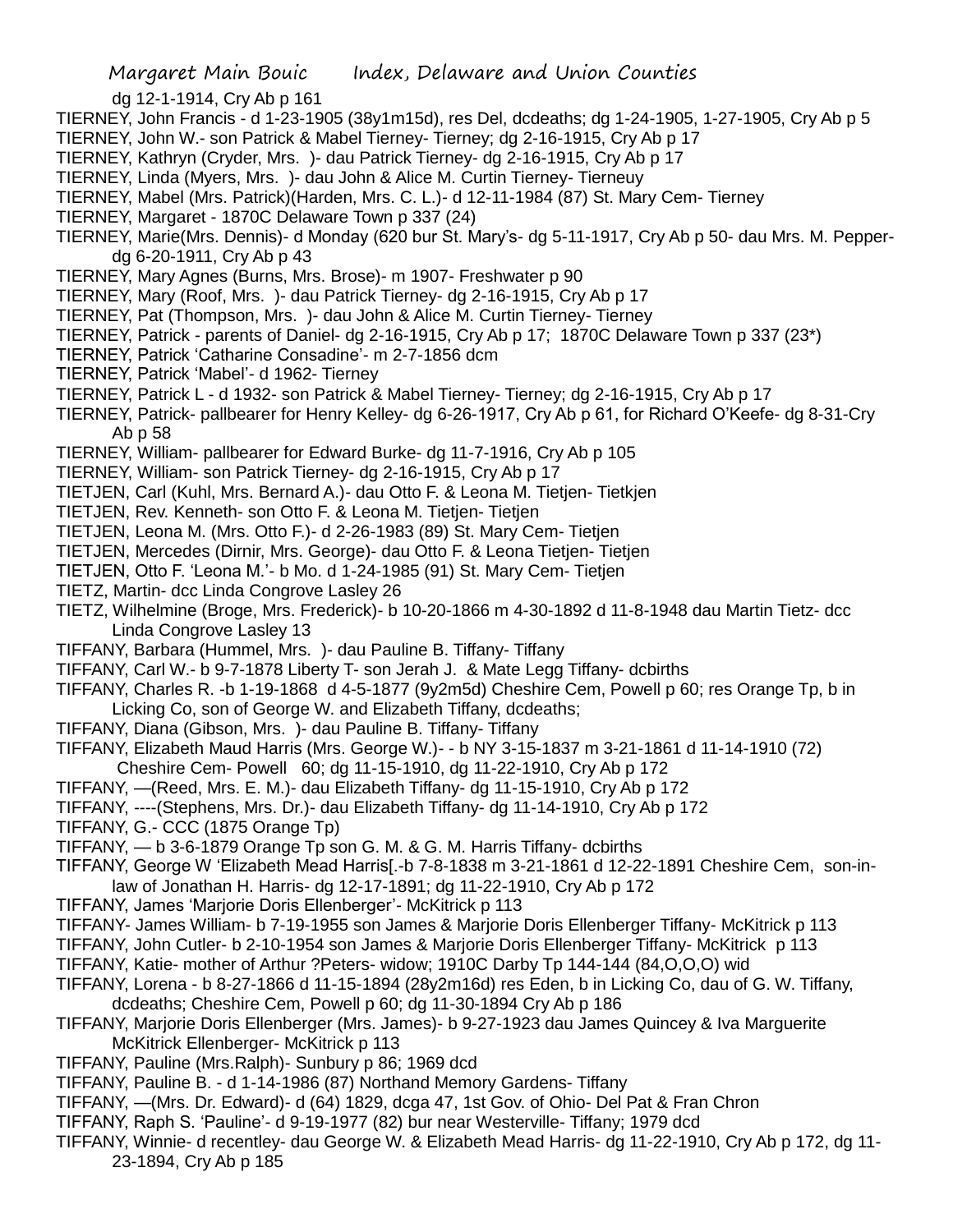dg 12-1-1914, Cry Ab p 161

TIERNEY, John Francis - d 1-23-1905 (38y1m15d), res Del, dcdeaths; dg 1-24-1905, 1-27-1905, Cry Ab p 5

TIERNEY, John W.- son Patrick & Mabel Tierney- Tierney; dg 2-16-1915, Cry Ab p 17

TIERNEY, Kathryn (Cryder, Mrs. )- dau Patrick Tierney- dg 2-16-1915, Cry Ab p 17

TIERNEY, Linda (Myers, Mrs. )- dau John & Alice M. Curtin Tierney- Tierneuy

TIERNEY, Mabel (Mrs. Patrick)(Harden, Mrs. C. L.)- d 12-11-1984 (87) St. Mary Cem- Tierney

TIERNEY, Margaret - 1870C Delaware Town p 337 (24)

TIERNEY, Marie(Mrs. Dennis)- d Monday (620 bur St. Mary's- dg 5-11-1917, Cry Ab p 50- dau Mrs. M. Pepper- dg 6-20-1911, Cry Ab p 43

TIERNEY, Mary Agnes (Burns, Mrs. Brose)- m 1907- Freshwater p 90

TIERNEY, Mary (Roof, Mrs. )- dau Patrick Tierney- dg 2-16-1915, Cry Ab p 17

TIERNEY, Pat (Thompson, Mrs. )- dau John & Alice M. Curtin Tierney- Tierney

TIERNEY, Patrick - parents of Daniel- dg 2-16-1915, Cry Ab p 17; 1870C Delaware Town p 337 (23*)

TIERNEY, Patrick 'Catharine Consadine'- m 2-7-1856 dcm

TIERNEY, Patrick 'Mabel'- d 1962- Tierney

TIERNEY, Patrick L - d 1932- son Patrick & Mabel Tierney- Tierney; dg 2-16-1915, Cry Ab p 17

TIERNEY, Patrick- pallbearer for Henry Kelley- dg 6-26-1917, Cry Ab p 61, for Richard O'Keefe- dg 8-31-Cry Ab p 58

TIERNEY, William- pallbearer for Edward Burke- dg 11-7-1916, Cry Ab p 105

TIERNEY, William- son Patrick Tierney- dg 2-16-1915, Cry Ab p 17

TIETJEN, Carl (Kuhl, Mrs. Bernard A.)- dau Otto F. & Leona M. Tietjen- Tietkjen

TIETJEN, Rev. Kenneth- son Otto F. & Leona M. Tietjen- Tietjen

TIETJEN, Leona M. (Mrs. Otto F.)- d 2-26-1983 (89) St. Mary Cem- Tietjen

TIETJEN, Mercedes (Dirnir, Mrs. George)- dau Otto F. & Leona Tietjen- Tietjen

TIETJEN, Otto F. 'Leona M.'- b Mo. d 1-24-1985 (91) St. Mary Cem- Tietjen

TIETZ, Martin- dcc Linda Congrove Lasley 26

TIETZ, Wilhelmine (Broge, Mrs. Frederick)- b 10-20-1866 m 4-30-1892 d 11-8-1948 dau Martin Tietz- dcc Linda Congrove Lasley 13

TIFFANY, Barbara (Hummel, Mrs. )- dau Pauline B. Tiffany- Tiffany

TIFFANY, Carl W.- b 9-7-1878 Liberty T- son Jerah J. & Mate Legg Tiffany- dcbirths

TIFFANY, Charles R. -b 1-19-1868 d 4-5-1877 (9y2m5d) Cheshire Cem, Powell p 60; res Orange Tp, b in Licking Co, son of George W. and Elizabeth Tiffany, dcdeaths;

TIFFANY, Diana (Gibson, Mrs. )- dau Pauline B. Tiffany- Tiffany

TIFFANY, Elizabeth Maud Harris (Mrs. George W.)- - b NY 3-15-1837 m 3-21-1861 d 11-14-1910 (72) Cheshire Cem- Powell 60; dg 11-15-1910, dg 11-22-1910, Cry Ab p 172

TIFFANY, —(Reed, Mrs. E. M.)- dau Elizabeth Tiffany- dg 11-15-1910, Cry Ab p 172

TIFFANY, ----(Stephens, Mrs. Dr.)- dau Elizabeth Tiffany- dg 11-14-1910, Cry Ab p 172

TIFFANY, G.- CCC (1875 Orange Tp)

TIFFANY, — b 3-6-1879 Orange Tp son G. M. & G. M. Harris Tiffany- dcbirths

TIFFANY, George W 'Elizabeth Mead Harris[.-b 7-8-1838 m 3-21-1861 d 12-22-1891 Cheshire Cem, son-in-law of Jonathan H. Harris- dg 12-17-1891; dg 11-22-1910, Cry Ab p 172

TIFFANY, James 'Marjorie Doris Ellenberger'- McKitrick p 113

TIFFANY- James William- b 7-19-1955 son James & Marjorie Doris Ellenberger Tiffany- McKitrick p 113

TIFFANY, John Cutler- b 2-10-1954 son James & Marjorie Doris Ellenberger Tiffany- McKitrick p 113

TIFFANY, Katie- mother of Arthur ?Peters- widow; 1910C Darby Tp 144-144 (84,O,O,O) wid

TIFFANY, Lorena - b 8-27-1866 d 11-15-1894 (28y2m16d) res Eden, b in Licking Co, dau of G. W. Tiffany, dcdeaths; Cheshire Cem, Powell p 60; dg 11-30-1894 Cry Ab p 186

TIFFANY, Marjorie Doris Ellenberger (Mrs. James)- b 9-27-1923 dau James Quincey & Iva Marguerite McKitrick Ellenberger- McKitrick p 113

TIFFANY, Pauline (Mrs.Ralph)- Sunbury p 86; 1969 dcd

TIFFANY, Pauline B. - d 1-14-1986 (87) Northand Memory Gardens- Tiffany

TIFFANY, —(Mrs. Dr. Edward)- d (64) 1829, dcga 47, 1st Gov. of Ohio- Del Pat & Fran Chron

TIFFANY, Raph S. 'Pauline'- d 9-19-1977 (82) bur near Westerville- Tiffany; 1979 dcd

TIFFANY, Winnie- d recentley- dau George W. & Elizabeth Mead Harris- dg 11-22-1910, Cry Ab p 172, dg 11-23-1894, Cry Ab p 185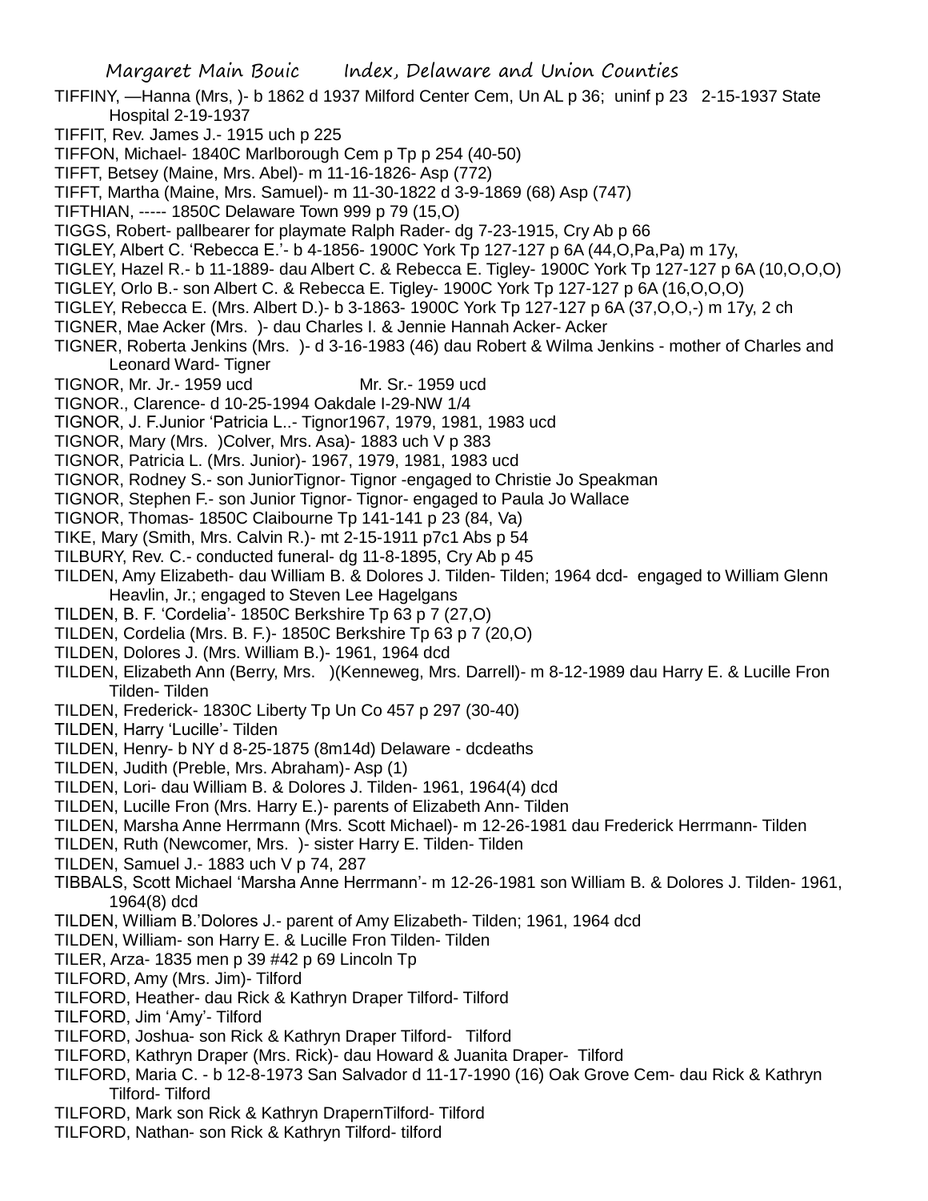TIFFINY, —Hanna (Mrs, )- b 1862 d 1937 Milford Center Cem, Un AL p 36; uninf p 23 2-15-1937 State Hospital 2-19-1937

TIFFIT, Rev. James J.- 1915 uch p 225

TIFFON, Michael- 1840C Marlborough Cem p Tp p 254 (40-50)

TIFFT, Betsey (Maine, Mrs. Abel)- m 11-16-1826- Asp (772)

TIFFT, Martha (Maine, Mrs. Samuel)- m 11-30-1822 d 3-9-1869 (68) Asp (747)

TIFTHIAN, ----- 1850C Delaware Town 999 p 79 (15,O)

TIGGS, Robert- pallbearer for playmate Ralph Rader- dg 7-23-1915, Cry Ab p 66

TIGLEY, Albert C. 'Rebecca E.'- b 4-1856- 1900C York Tp 127-127 p 6A (44,O,Pa,Pa) m 17y,

TIGLEY, Hazel R.- b 11-1889- dau Albert C. & Rebecca E. Tigley- 1900C York Tp 127-127 p 6A (10,O,O,O)

TIGLEY, Orlo B.- son Albert C. & Rebecca E. Tigley- 1900C York Tp 127-127 p 6A (16,O,O,O)

TIGLEY, Rebecca E. (Mrs. Albert D.)- b 3-1863- 1900C York Tp 127-127 p 6A (37,O,O,-) m 17y, 2 ch

TIGNER, Mae Acker (Mrs. )- dau Charles I. & Jennie Hannah Acker- Acker

TIGNER, Roberta Jenkins (Mrs. )- d 3-16-1983 (46) dau Robert & Wilma Jenkins - mother of Charles and Leonard Ward- Tigner

TIGNOR, Mr. Jr.- 1959 ucd Mr. Sr.- 1959 ucd

TIGNOR., Clarence- d 10-25-1994 Oakdale I-29-NW 1/4

TIGNOR, J. F.Junior 'Patricia L..- Tignor1967, 1979, 1981, 1983 ucd

TIGNOR, Mary (Mrs. )Colver, Mrs. Asa)- 1883 uch V p 383

TIGNOR, Patricia L. (Mrs. Junior)- 1967, 1979, 1981, 1983 ucd

TIGNOR, Rodney S.- son JuniorTignor- Tignor -engaged to Christie Jo Speakman

TIGNOR, Stephen F.- son Junior Tignor- Tignor- engaged to Paula Jo Wallace

TIGNOR, Thomas- 1850C Claibourne Tp 141-141 p 23 (84, Va)

TIKE, Mary (Smith, Mrs. Calvin R.)- mt 2-15-1911 p7c1 Abs p 54

TILBURY, Rev. C.- conducted funeral- dg 11-8-1895, Cry Ab p 45

TILDEN, Amy Elizabeth- dau William B. & Dolores J. Tilden- Tilden; 1964 dcd- engaged to William Glenn Heavlin, Jr.; engaged to Steven Lee Hagelgans

TILDEN, B. F. 'Cordelia'- 1850C Berkshire Tp 63 p 7 (27,O)

TILDEN, Cordelia (Mrs. B. F.)- 1850C Berkshire Tp 63 p 7 (20,O)

TILDEN, Dolores J. (Mrs. William B.)- 1961, 1964 dcd

TILDEN, Elizabeth Ann (Berry, Mrs. )(Kenneweg, Mrs. Darrell)- m 8-12-1989 dau Harry E. & Lucille Fron Tilden- Tilden

TILDEN, Frederick- 1830C Liberty Tp Un Co 457 p 297 (30-40)

TILDEN, Harry 'Lucille'- Tilden

TILDEN, Henry- b NY d 8-25-1875 (8m14d) Delaware - dcdeaths

TILDEN, Judith (Preble, Mrs. Abraham)- Asp (1)

TILDEN, Lori- dau William B. & Dolores J. Tilden- 1961, 1964(4) dcd

TILDEN, Lucille Fron (Mrs. Harry E.)- parents of Elizabeth Ann- Tilden

TILDEN, Marsha Anne Herrmann (Mrs. Scott Michael)- m 12-26-1981 dau Frederick Herrmann- Tilden

TILDEN, Ruth (Newcomer, Mrs. )- sister Harry E. Tilden- Tilden

TILDEN, Samuel J.- 1883 uch V p 74, 287

TIBBALS, Scott Michael 'Marsha Anne Herrmann'- m 12-26-1981 son William B. & Dolores J. Tilden- 1961, 1964(8) dcd

TILDEN, William B.'Dolores J.- parent of Amy Elizabeth- Tilden; 1961, 1964 dcd

TILDEN, William- son Harry E. & Lucille Fron Tilden- Tilden

TILER, Arza- 1835 men p 39 #42 p 69 Lincoln Tp

TILFORD, Amy (Mrs. Jim)- Tilford

TILFORD, Heather- dau Rick & Kathryn Draper Tilford- Tilford

TILFORD, Jim 'Amy'- Tilford

TILFORD, Joshua- son Rick & Kathryn Draper Tilford- Tilford

TILFORD, Kathryn Draper (Mrs. Rick)- dau Howard & Juanita Draper- Tilford

TILFORD, Maria C. - b 12-8-1973 San Salvador d 11-17-1990 (16) Oak Grove Cem- dau Rick & Kathryn Tilford- Tilford

TILFORD, Mark son Rick & Kathryn DrapernTilford- Tilford

TILFORD, Nathan- son Rick & Kathryn Tilford- tilford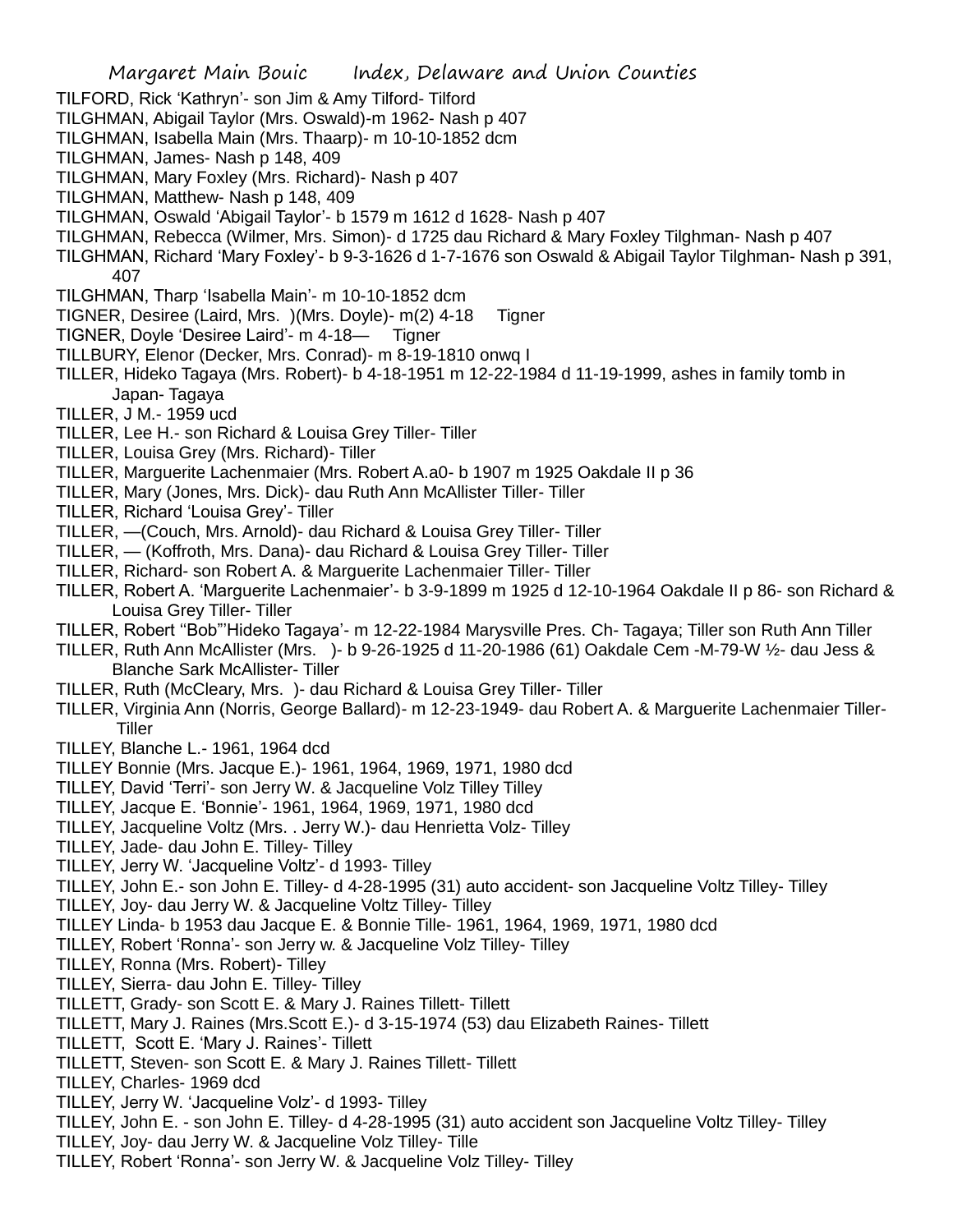TILFORD, Rick 'Kathryn'- son Jim & Amy Tilford- Tilford
TILGHMAN, Abigail Taylor (Mrs. Oswald)-m 1962- Nash p 407
TILGHMAN, Isabella Main (Mrs. Thaarp)- m 10-10-1852 dcm
TILGHMAN, James- Nash p 148, 409
TILGHMAN, Mary Foxley (Mrs. Richard)- Nash p 407
TILGHMAN, Matthew- Nash p 148, 409
TILGHMAN, Oswald 'Abigail Taylor'- b 1579 m 1612 d 1628- Nash p 407
TILGHMAN, Rebecca (Wilmer, Mrs. Simon)- d 1725 dau Richard & Mary Foxley Tilghman- Nash p 407
TILGHMAN, Richard 'Mary Foxley'- b 9-3-1626 d 1-7-1676 son Oswald & Abigail Taylor Tilghman- Nash p 391, 407
TILGHMAN, Tharp 'Isabella Main'- m 10-10-1852 dcm
TIGNER, Desiree (Laird, Mrs. )(Mrs. Doyle)- m(2) 4-18 Tigner
TIGNER, Doyle 'Desiree Laird'- m 4-18— Tigner
TILLBURY, Elenor (Decker, Mrs. Conrad)- m 8-19-1810 onwq I
TILLER, Hideko Tagaya (Mrs. Robert)- b 4-18-1951 m 12-22-1984 d 11-19-1999, ashes in family tomb in Japan- Tagaya
TILLER, J M.- 1959 ucd
TILLER, Lee H.- son Richard & Louisa Grey Tiller- Tiller
TILLER, Louisa Grey (Mrs. Richard)- Tiller
TILLER, Marguerite Lachenmaier (Mrs. Robert A.a0- b 1907 m 1925 Oakdale II p 36
TILLER, Mary (Jones, Mrs. Dick)- dau Ruth Ann McAllister Tiller- Tiller
TILLER, Richard 'Louisa Grey'- Tiller
TILLER, —(Couch, Mrs. Arnold)- dau Richard & Louisa Grey Tiller- Tiller
TILLER, — (Koffroth, Mrs. Dana)- dau Richard & Louisa Grey Tiller- Tiller
TILLER, Richard- son Robert A. & Marguerite Lachenmaier Tiller- Tiller
TILLER, Robert A. 'Marguerite Lachenmaier'- b 3-9-1899 m 1925 d 12-10-1964 Oakdale II p 86- son Richard & Louisa Grey Tiller- Tiller
TILLER, Robert "Bob"'Hideko Tagaya'- m 12-22-1984 Marysville Pres. Ch- Tagaya; Tiller son Ruth Ann Tiller
TILLER, Ruth Ann McAllister (Mrs. )- b 9-26-1925 d 11-20-1986 (61) Oakdale Cem -M-79-W ½- dau Jess & Blanche Sark McAllister- Tiller
TILLER, Ruth (McCleary, Mrs. )- dau Richard & Louisa Grey Tiller- Tiller
TILLER, Virginia Ann (Norris, George Ballard)- m 12-23-1949- dau Robert A. & Marguerite Lachenmaier Tiller- Tiller
TILLEY, Blanche L.- 1961, 1964 dcd
TILLEY Bonnie (Mrs. Jacque E.)- 1961, 1964, 1969, 1971, 1980 dcd
TILLEY, David 'Terri'- son Jerry W. & Jacqueline Volz Tilley Tilley
TILLEY, Jacque E. 'Bonnie'- 1961, 1964, 1969, 1971, 1980 dcd
TILLEY, Jacqueline Voltz (Mrs. . Jerry W.)- dau Henrietta Volz- Tilley
TILLEY, Jade- dau John E. Tilley- Tilley
TILLEY, Jerry W. 'Jacqueline Voltz'- d 1993- Tilley
TILLEY, John E.- son John E. Tilley- d 4-28-1995 (31) auto accident- son Jacqueline Voltz Tilley- Tilley
TILLEY, Joy- dau Jerry W. & Jacqueline Voltz Tilley- Tilley
TILLEY Linda- b 1953 dau Jacque E. & Bonnie Tille- 1961, 1964, 1969, 1971, 1980 dcd
TILLEY, Robert 'Ronna'- son Jerry w. & Jacqueline Volz Tilley- Tilley
TILLEY, Ronna (Mrs. Robert)- Tilley
TILLEY, Sierra- dau John E. Tilley- Tilley
TILLETT, Grady- son Scott E. & Mary J. Raines Tillett- Tillett
TILLETT, Mary J. Raines (Mrs.Scott E.)- d 3-15-1974 (53) dau Elizabeth Raines- Tillett
TILLETT, Scott E. 'Mary J. Raines'- Tillett
TILLETT, Steven- son Scott E. & Mary J. Raines Tillett- Tillett
TILLEY, Charles- 1969 dcd
TILLEY, Jerry W. 'Jacqueline Volz'- d 1993- Tilley
TILLEY, John E. - son John E. Tilley- d 4-28-1995 (31) auto accident son Jacqueline Voltz Tilley- Tilley
TILLEY, Joy- dau Jerry W. & Jacqueline Volz Tilley- Tille
TILLEY, Robert 'Ronna'- son Jerry W. & Jacqueline Volz Tilley- Tilley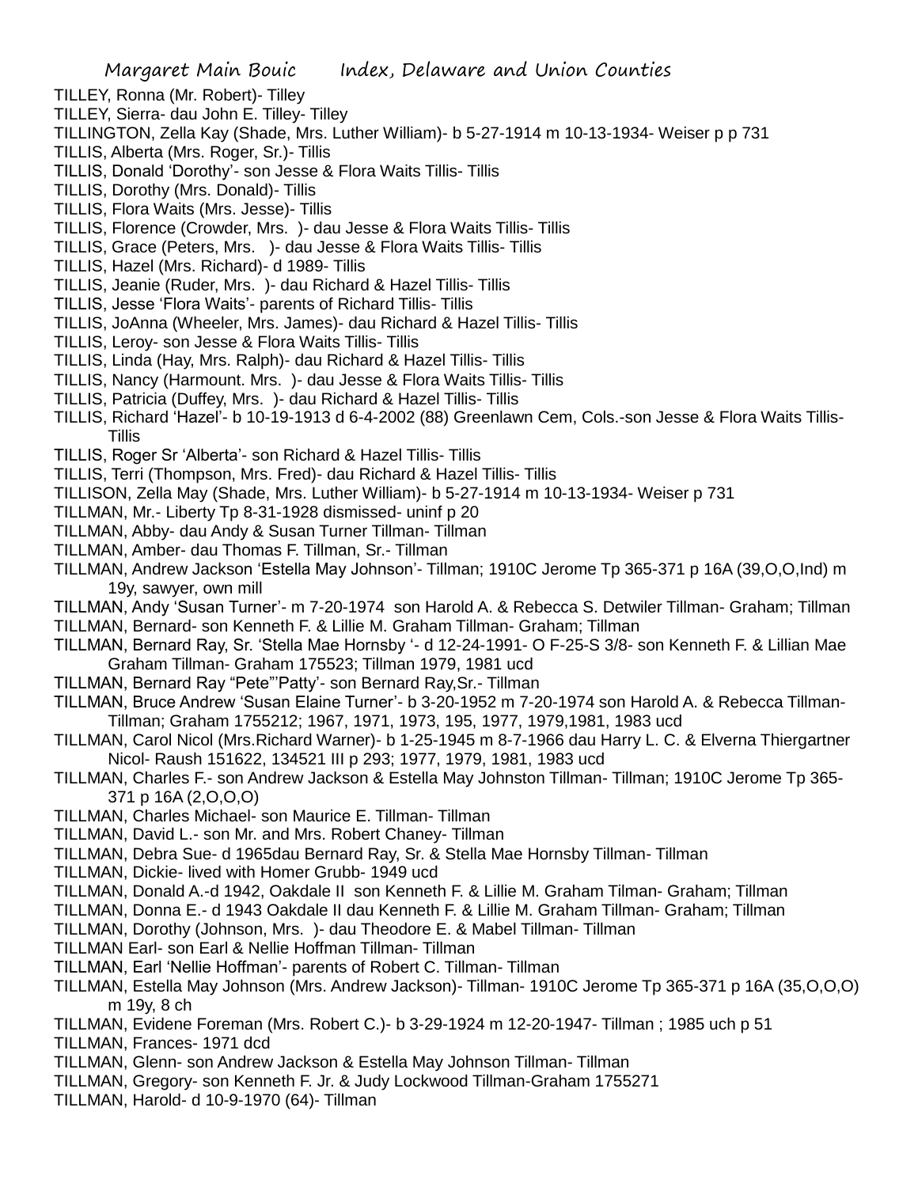TILLEY, Ronna (Mr. Robert)- Tilley

TILLEY, Sierra- dau John E. Tilley- Tilley

TILLINGTON, Zella Kay (Shade, Mrs. Luther William)- b 5-27-1914 m 10-13-1934- Weiser p p 731

TILLIS, Alberta (Mrs. Roger, Sr.)- Tillis

TILLIS, Donald 'Dorothy'- son Jesse & Flora Waits Tillis- Tillis

TILLIS, Dorothy (Mrs. Donald)- Tillis

TILLIS, Flora Waits (Mrs. Jesse)- Tillis

TILLIS, Florence (Crowder, Mrs. )- dau Jesse & Flora Waits Tillis- Tillis

TILLIS, Grace (Peters, Mrs. )- dau Jesse & Flora Waits Tillis- Tillis

TILLIS, Hazel (Mrs. Richard)- d 1989- Tillis

TILLIS, Jeanie (Ruder, Mrs. )- dau Richard & Hazel Tillis- Tillis

TILLIS, Jesse 'Flora Waits'- parents of Richard Tillis- Tillis

TILLIS, JoAnna (Wheeler, Mrs. James)- dau Richard & Hazel Tillis- Tillis

TILLIS, Leroy- son Jesse & Flora Waits Tillis- Tillis

TILLIS, Linda (Hay, Mrs. Ralph)- dau Richard & Hazel Tillis- Tillis

TILLIS, Nancy (Harmount. Mrs. )- dau Jesse & Flora Waits Tillis- Tillis

TILLIS, Patricia (Duffey, Mrs. )- dau Richard & Hazel Tillis- Tillis

TILLIS, Richard 'Hazel'- b 10-19-1913 d 6-4-2002 (88) Greenlawn Cem, Cols.-son Jesse & Flora Waits Tillis- Tillis

TILLIS, Roger Sr 'Alberta'- son Richard & Hazel Tillis- Tillis

TILLIS, Terri (Thompson, Mrs. Fred)- dau Richard & Hazel Tillis- Tillis

TILLISON, Zella May (Shade, Mrs. Luther William)- b 5-27-1914 m 10-13-1934- Weiser p 731

TILLMAN, Mr.- Liberty Tp 8-31-1928 dismissed- uninf p 20

TILLMAN, Abby- dau Andy & Susan Turner Tillman- Tillman

TILLMAN, Amber- dau Thomas F. Tillman, Sr.- Tillman

TILLMAN, Andrew Jackson 'Estella May Johnson'- Tillman; 1910C Jerome Tp 365-371 p 16A (39,O,O,Ind) m 19y, sawyer, own mill

TILLMAN, Andy 'Susan Turner'- m 7-20-1974 son Harold A. & Rebecca S. Detwiler Tillman- Graham; Tillman

TILLMAN, Bernard- son Kenneth F. & Lillie M. Graham Tillman- Graham; Tillman

TILLMAN, Bernard Ray, Sr. 'Stella Mae Hornsby '- d 12-24-1991- O F-25-S 3/8- son Kenneth F. & Lillian Mae Graham Tillman- Graham 175523; Tillman 1979, 1981 ucd

TILLMAN, Bernard Ray "Pete"'Patty'- son Bernard Ray,Sr.- Tillman

TILLMAN, Bruce Andrew 'Susan Elaine Turner'- b 3-20-1952 m 7-20-1974 son Harold A. & Rebecca Tillman- Tillman; Graham 1755212; 1967, 1971, 1973, 195, 1977, 1979,1981, 1983 ucd

TILLMAN, Carol Nicol (Mrs.Richard Warner)- b 1-25-1945 m 8-7-1966 dau Harry L. C. & Elverna Thiergartner Nicol- Raush 151622, 134521 III p 293; 1977, 1979, 1981, 1983 ucd

TILLMAN, Charles F.- son Andrew Jackson & Estella May Johnston Tillman- Tillman; 1910C Jerome Tp 365-371 p 16A (2,O,O,O)

TILLMAN, Charles Michael- son Maurice E. Tillman- Tillman

TILLMAN, David L.- son Mr. and Mrs. Robert Chaney- Tillman

TILLMAN, Debra Sue- d 1965dau Bernard Ray, Sr. & Stella Mae Hornsby Tillman- Tillman

TILLMAN, Dickie- lived with Homer Grubb- 1949 ucd

TILLMAN, Donald A.-d 1942, Oakdale II son Kenneth F. & Lillie M. Graham Tilman- Graham; Tillman

TILLMAN, Donna E.- d 1943 Oakdale II dau Kenneth F. & Lillie M. Graham Tillman- Graham; Tillman

TILLMAN, Dorothy (Johnson, Mrs. )- dau Theodore E. & Mabel Tillman- Tillman

TILLMAN Earl- son Earl & Nellie Hoffman Tillman- Tillman

TILLMAN, Earl 'Nellie Hoffman'- parents of Robert C. Tillman- Tillman

TILLMAN, Estella May Johnson (Mrs. Andrew Jackson)- Tillman- 1910C Jerome Tp 365-371 p 16A (35,O,O,O) m 19y, 8 ch

TILLMAN, Evidene Foreman (Mrs. Robert C.)- b 3-29-1924 m 12-20-1947- Tillman ; 1985 uch p 51

TILLMAN, Frances- 1971 dcd

TILLMAN, Glenn- son Andrew Jackson & Estella May Johnson Tillman- Tillman

TILLMAN, Gregory- son Kenneth F. Jr. & Judy Lockwood Tillman-Graham 1755271

TILLMAN, Harold- d 10-9-1970 (64)- Tillman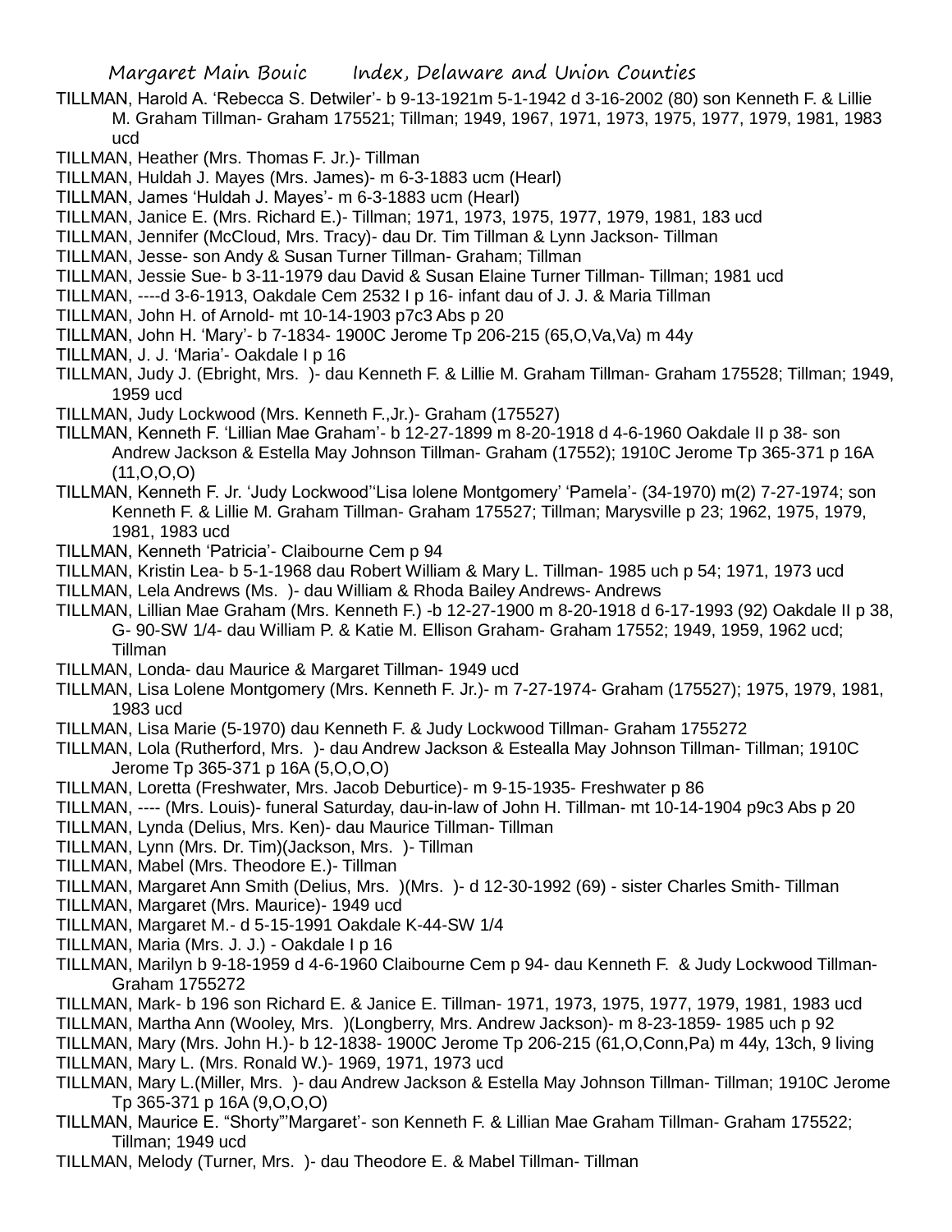TILLMAN, Harold A. 'Rebecca S. Detwiler'- b 9-13-1921m 5-1-1942 d 3-16-2002 (80) son Kenneth F. & Lillie M. Graham Tillman- Graham 175521; Tillman; 1949, 1967, 1971, 1973, 1975, 1977, 1979, 1981, 1983 ucd

TILLMAN, Heather (Mrs. Thomas F. Jr.)- Tillman

TILLMAN, Huldah J. Mayes (Mrs. James)- m 6-3-1883 ucm (Hearl)

TILLMAN, James 'Huldah J. Mayes'- m 6-3-1883 ucm (Hearl)

TILLMAN, Janice E. (Mrs. Richard E.)- Tillman; 1971, 1973, 1975, 1977, 1979, 1981, 183 ucd

TILLMAN, Jennifer (McCloud, Mrs. Tracy)- dau Dr. Tim Tillman & Lynn Jackson- Tillman

TILLMAN, Jesse- son Andy & Susan Turner Tillman- Graham; Tillman

TILLMAN, Jessie Sue- b 3-11-1979 dau David & Susan Elaine Turner Tillman- Tillman; 1981 ucd

TILLMAN, ----d 3-6-1913, Oakdale Cem 2532 I p 16- infant dau of J. J. & Maria Tillman

TILLMAN, John H. of Arnold- mt 10-14-1903 p7c3 Abs p 20

TILLMAN, John H. 'Mary'- b 7-1834- 1900C Jerome Tp 206-215 (65,O,Va,Va) m 44y

TILLMAN, J. J. 'Maria'- Oakdale I p 16

TILLMAN, Judy J. (Ebright, Mrs. )- dau Kenneth F. & Lillie M. Graham Tillman- Graham 175528; Tillman; 1949, 1959 ucd

TILLMAN, Judy Lockwood (Mrs. Kenneth F.,Jr.)- Graham (175527)

TILLMAN, Kenneth F. 'Lillian Mae Graham'- b 12-27-1899 m 8-20-1918 d 4-6-1960 Oakdale II p 38- son Andrew Jackson & Estella May Johnson Tillman- Graham (17552); 1910C Jerome Tp 365-371 p 16A (11,O,O,O)

TILLMAN, Kenneth F. Jr. 'Judy Lockwood''Lisa Iolene Montgomery' 'Pamela'- (34-1970) m(2) 7-27-1974; son Kenneth F. & Lillie M. Graham Tillman- Graham 175527; Tillman; Marysville p 23; 1962, 1975, 1979, 1981, 1983 ucd

TILLMAN, Kenneth 'Patricia'- Claibourne Cem p 94

TILLMAN, Kristin Lea- b 5-1-1968 dau Robert William & Mary L. Tillman- 1985 uch p 54; 1971, 1973 ucd

TILLMAN, Lela Andrews (Ms. )- dau William & Rhoda Bailey Andrews- Andrews

TILLMAN, Lillian Mae Graham (Mrs. Kenneth F.) -b 12-27-1900 m 8-20-1918 d 6-17-1993 (92) Oakdale II p 38, G- 90-SW 1/4- dau William P. & Katie M. Ellison Graham- Graham 17552; 1949, 1959, 1962 ucd; Tillman

TILLMAN, Londa- dau Maurice & Margaret Tillman- 1949 ucd

TILLMAN, Lisa Lolene Montgomery (Mrs. Kenneth F. Jr.)- m 7-27-1974- Graham (175527); 1975, 1979, 1981, 1983 ucd

TILLMAN, Lisa Marie (5-1970) dau Kenneth F. & Judy Lockwood Tillman- Graham 1755272

TILLMAN, Lola (Rutherford, Mrs. )- dau Andrew Jackson & Estealla May Johnson Tillman- Tillman; 1910C Jerome Tp 365-371 p 16A (5,O,O,O)

TILLMAN, Loretta (Freshwater, Mrs. Jacob Deburtice)- m 9-15-1935- Freshwater p 86

TILLMAN, ---- (Mrs. Louis)- funeral Saturday, dau-in-law of John H. Tillman- mt 10-14-1904 p9c3 Abs p 20

TILLMAN, Lynda (Delius, Mrs. Ken)- dau Maurice Tillman- Tillman

TILLMAN, Lynn (Mrs. Dr. Tim)(Jackson, Mrs. )- Tillman

TILLMAN, Mabel (Mrs. Theodore E.)- Tillman

TILLMAN, Margaret Ann Smith (Delius, Mrs. )(Mrs. )- d 12-30-1992 (69) - sister Charles Smith- Tillman

TILLMAN, Margaret (Mrs. Maurice)- 1949 ucd

TILLMAN, Margaret M.- d 5-15-1991 Oakdale K-44-SW 1/4

TILLMAN, Maria (Mrs. J. J.) - Oakdale I p 16

TILLMAN, Marilyn b 9-18-1959 d 4-6-1960 Claibourne Cem p 94- dau Kenneth F. & Judy Lockwood Tillman- Graham 1755272

TILLMAN, Mark- b 196 son Richard E. & Janice E. Tillman- 1971, 1973, 1975, 1977, 1979, 1981, 1983 ucd

TILLMAN, Martha Ann (Wooley, Mrs. )(Longberry, Mrs. Andrew Jackson)- m 8-23-1859- 1985 uch p 92

TILLMAN, Mary (Mrs. John H.)- b 12-1838- 1900C Jerome Tp 206-215 (61,O,Conn,Pa) m 44y, 13ch, 9 living

TILLMAN, Mary L. (Mrs. Ronald W.)- 1969, 1971, 1973 ucd

TILLMAN, Mary L.(Miller, Mrs. )- dau Andrew Jackson & Estella May Johnson Tillman- Tillman; 1910C Jerome Tp 365-371 p 16A (9,O,O,O)

TILLMAN, Maurice E. "Shorty"'Margaret'- son Kenneth F. & Lillian Mae Graham Tillman- Graham 175522; Tillman; 1949 ucd

TILLMAN, Melody (Turner, Mrs. )- dau Theodore E. & Mabel Tillman- Tillman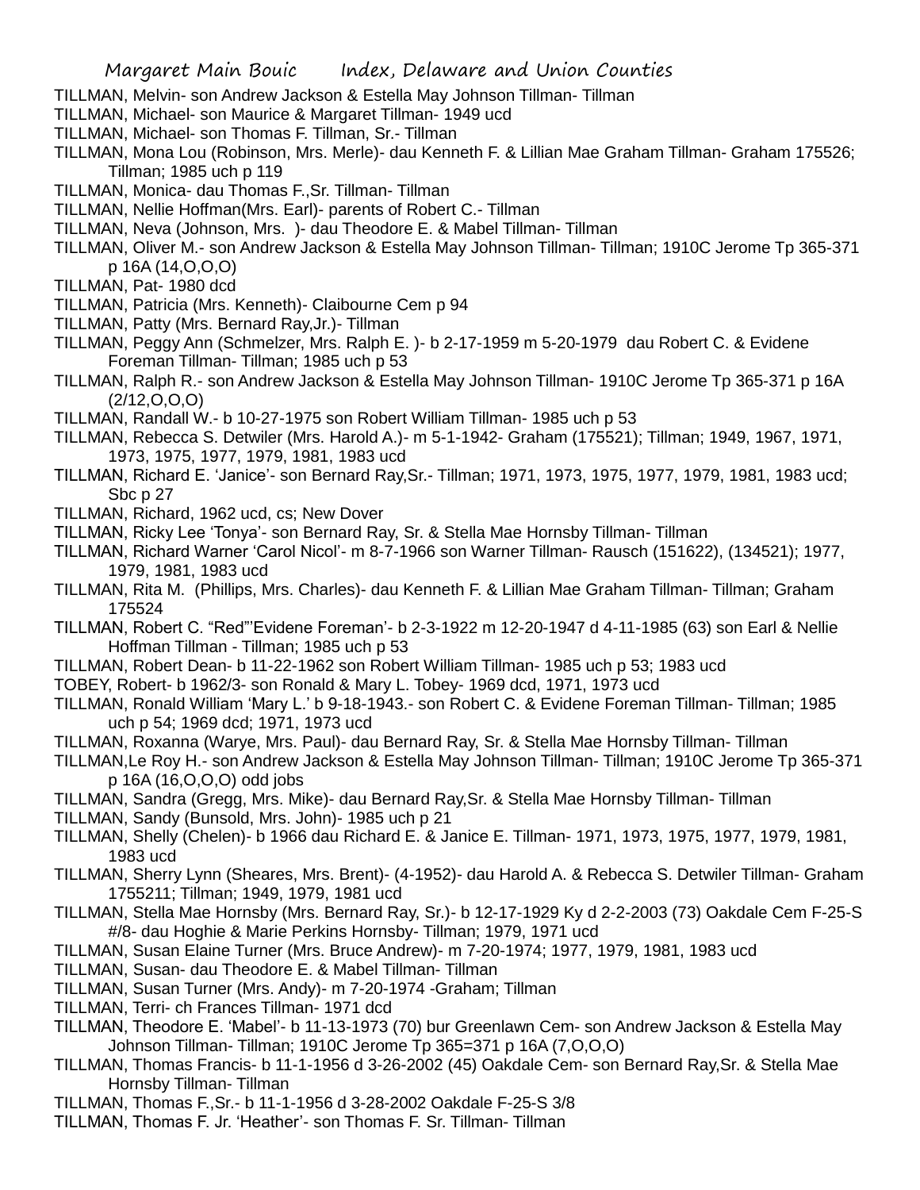TILLMAN, Melvin- son Andrew Jackson & Estella May Johnson Tillman- Tillman

TILLMAN, Michael- son Maurice & Margaret Tillman- 1949 ucd

TILLMAN, Michael- son Thomas F. Tillman, Sr.- Tillman

TILLMAN, Mona Lou (Robinson, Mrs. Merle)- dau Kenneth F. & Lillian Mae Graham Tillman- Graham 175526; Tillman; 1985 uch p 119

TILLMAN, Monica- dau Thomas F.,Sr. Tillman- Tillman

TILLMAN, Nellie Hoffman(Mrs. Earl)- parents of Robert C.- Tillman

TILLMAN, Neva (Johnson, Mrs. )- dau Theodore E. & Mabel Tillman- Tillman

TILLMAN, Oliver M.- son Andrew Jackson & Estella May Johnson Tillman- Tillman; 1910C Jerome Tp 365-371 p 16A (14,O,O,O)

TILLMAN, Pat- 1980 dcd

TILLMAN, Patricia (Mrs. Kenneth)- Claibourne Cem p 94

TILLMAN, Patty (Mrs. Bernard Ray,Jr.)- Tillman

TILLMAN, Peggy Ann (Schmelzer, Mrs. Ralph E. )- b 2-17-1959 m 5-20-1979 dau Robert C. & Evidene Foreman Tillman- Tillman; 1985 uch p 53

TILLMAN, Ralph R.- son Andrew Jackson & Estella May Johnson Tillman- 1910C Jerome Tp 365-371 p 16A (2/12,O,O,O)

TILLMAN, Randall W.- b 10-27-1975 son Robert William Tillman- 1985 uch p 53

TILLMAN, Rebecca S. Detwiler (Mrs. Harold A.)- m 5-1-1942- Graham (175521); Tillman; 1949, 1967, 1971, 1973, 1975, 1977, 1979, 1981, 1983 ucd

TILLMAN, Richard E. 'Janice'- son Bernard Ray,Sr.- Tillman; 1971, 1973, 1975, 1977, 1979, 1981, 1983 ucd; Sbc p 27

TILLMAN, Richard, 1962 ucd, cs; New Dover

TILLMAN, Ricky Lee 'Tonya'- son Bernard Ray, Sr. & Stella Mae Hornsby Tillman- Tillman

TILLMAN, Richard Warner 'Carol Nicol'- m 8-7-1966 son Warner Tillman- Rausch (151622), (134521); 1977, 1979, 1981, 1983 ucd

TILLMAN, Rita M. (Phillips, Mrs. Charles)- dau Kenneth F. & Lillian Mae Graham Tillman- Tillman; Graham 175524

TILLMAN, Robert C. "Red"'Evidene Foreman'- b 2-3-1922 m 12-20-1947 d 4-11-1985 (63) son Earl & Nellie Hoffman Tillman - Tillman; 1985 uch p 53

TILLMAN, Robert Dean- b 11-22-1962 son Robert William Tillman- 1985 uch p 53; 1983 ucd

TOBEY, Robert- b 1962/3- son Ronald & Mary L. Tobey- 1969 dcd, 1971, 1973 ucd

TILLMAN, Ronald William 'Mary L.' b 9-18-1943.- son Robert C. & Evidene Foreman Tillman- Tillman; 1985 uch p 54; 1969 dcd; 1971, 1973 ucd

TILLMAN, Roxanna (Warye, Mrs. Paul)- dau Bernard Ray, Sr. & Stella Mae Hornsby Tillman- Tillman

TILLMAN,Le Roy H.- son Andrew Jackson & Estella May Johnson Tillman- Tillman; 1910C Jerome Tp 365-371 p 16A (16,O,O,O) odd jobs

TILLMAN, Sandra (Gregg, Mrs. Mike)- dau Bernard Ray,Sr. & Stella Mae Hornsby Tillman- Tillman

TILLMAN, Sandy (Bunsold, Mrs. John)- 1985 uch p 21

TILLMAN, Shelly (Chelen)- b 1966 dau Richard E. & Janice E. Tillman- 1971, 1973, 1975, 1977, 1979, 1981, 1983 ucd

TILLMAN, Sherry Lynn (Sheares, Mrs. Brent)- (4-1952)- dau Harold A. & Rebecca S. Detwiler Tillman- Graham 1755211; Tillman; 1949, 1979, 1981 ucd

TILLMAN, Stella Mae Hornsby (Mrs. Bernard Ray, Sr.)- b 12-17-1929 Ky d 2-2-2003 (73) Oakdale Cem F-25-S #/8- dau Hoghie & Marie Perkins Hornsby- Tillman; 1979, 1971 ucd

TILLMAN, Susan Elaine Turner (Mrs. Bruce Andrew)- m 7-20-1974; 1977, 1979, 1981, 1983 ucd

TILLMAN, Susan- dau Theodore E. & Mabel Tillman- Tillman

TILLMAN, Susan Turner (Mrs. Andy)- m 7-20-1974 -Graham; Tillman

TILLMAN, Terri- ch Frances Tillman- 1971 dcd

TILLMAN, Theodore E. 'Mabel'- b 11-13-1973 (70) bur Greenlawn Cem- son Andrew Jackson Estella May Johnson Tillman- Tillman; 1910C Jerome Tp 365=371 p 16A (7,O,O,O)

TILLMAN, Thomas Francis- b 11-1-1956 d 3-26-2002 (45) Oakdale Cem- son Bernard Ray,Sr. & Stella Mae Hornsby Tillman- Tillman

TILLMAN, Thomas F.,Sr.- b 11-1-1956 d 3-28-2002 Oakdale F-25-S 3/8

TILLMAN, Thomas F. Jr. 'Heather'- son Thomas F. Sr. Tillman- Tillman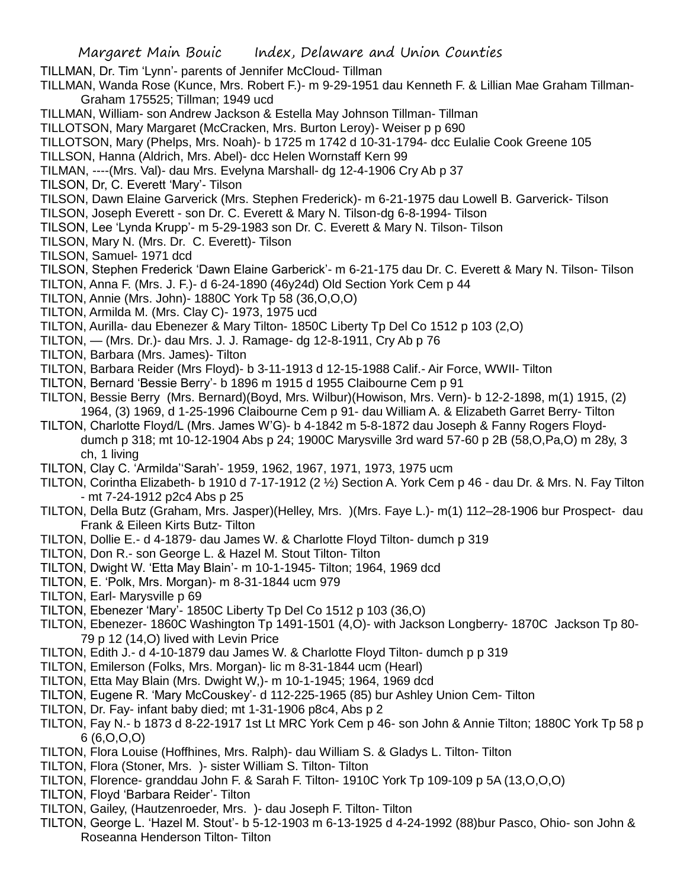TILLMAN, Dr. Tim 'Lynn'- parents of Jennifer McCloud- Tillman

TILLMAN, Wanda Rose (Kunce, Mrs. Robert F.)- m 9-29-1951 dau Kenneth F. & Lillian Mae Graham Tillman- Graham 175525; Tillman; 1949 ucd

TILLMAN, William- son Andrew Jackson & Estella May Johnson Tillman- Tillman

TILLOTSON, Mary Margaret (McCracken, Mrs. Burton Leroy)- Weiser p p 690

TILLOTSON, Mary (Phelps, Mrs. Noah)- b 1725 m 1742 d 10-31-1794- dcc Eulalie Cook Greene 105

TILLSON, Hanna (Aldrich, Mrs. Abel)- dcc Helen Wornstaff Kern 99

TILMAN, ----(Mrs. Val)- dau Mrs. Evelyna Marshall- dg 12-4-1906 Cry Ab p 37

TILSON, Dr, C. Everett 'Mary'- Tilson

TILSON, Dawn Elaine Garverick (Mrs. Stephen Frederick)- m 6-21-1975 dau Lowell B. Garverick- Tilson

TILSON, Joseph Everett - son Dr. C. Everett & Mary N. Tilson-dg 6-8-1994- Tilson

TILSON, Lee 'Lynda Krupp'- m 5-29-1983 son Dr. C. Everett & Mary N. Tilson- Tilson

TILSON, Mary N. (Mrs. Dr. C. Everett)- Tilson

TILSON, Samuel- 1971 dcd

TILSON, Stephen Frederick 'Dawn Elaine Garberick'- m 6-21-175 dau Dr. C. Everett & Mary N. Tilson- Tilson

TILTON, Anna F. (Mrs. J. F.)- d 6-24-1890 (46y24d) Old Section York Cem p 44

TILTON, Annie (Mrs. John)- 1880C York Tp 58 (36,O,O,O)

TILTON, Armilda M. (Mrs. Clay C)- 1973, 1975 ucd

TILTON, Aurilla- dau Ebenezer & Mary Tilton- 1850C Liberty Tp Del Co 1512 p 103 (2,O)

TILTON, — (Mrs. Dr.)- dau Mrs. J. J. Ramage- dg 12-8-1911, Cry Ab p 76

TILTON, Barbara (Mrs. James)- Tilton

TILTON, Barbara Reider (Mrs Floyd)- b 3-11-1913 d 12-15-1988 Calif.- Air Force, WWII- Tilton

TILTON, Bernard 'Bessie Berry'- b 1896 m 1915 d 1955 Claibourne Cem p 91

TILTON, Bessie Berry (Mrs. Bernard)(Boyd, Mrs. Wilbur)(Howison, Mrs. Vern)- b 12-2-1898, m(1) 1915, (2) 1964, (3) 1969, d 1-25-1996 Claibourne Cem p 91- dau William A. & Elizabeth Garret Berry- Tilton

TILTON, Charlotte Floyd/L (Mrs. James W'G)- b 4-1842 m 5-8-1872 dau Joseph & Fanny Rogers Floyd- dumch p 318; mt 10-12-1904 Abs p 24; 1900C Marysville 3rd ward 57-60 p 2B (58,O,Pa,O) m 28y, 3 ch, 1 living

TILTON, Clay C. 'Armilda''Sarah'- 1959, 1962, 1967, 1971, 1973, 1975 ucm

TILTON, Corintha Elizabeth- b 1910 d 7-17-1912 (2 ½) Section A. York Cem p 46 - dau Dr. & Mrs. N. Fay Tilton - mt 7-24-1912 p2c4 Abs p 25

TILTON, Della Butz (Graham, Mrs. Jasper)(Helley, Mrs. )(Mrs. Faye L.)- m(1) 112–28-1906 bur Prospect- dau Frank & Eileen Kirts Butz- Tilton

TILTON, Dollie E.- d 4-1879- dau James W. & Charlotte Floyd Tilton- dumch p 319

TILTON, Don R.- son George L. & Hazel M. Stout Tilton- Tilton

TILTON, Dwight W. 'Etta May Blain'- m 10-1-1945- Tilton; 1964, 1969 dcd

TILTON, E. 'Polk, Mrs. Morgan)- m 8-31-1844 ucm 979

TILTON, Earl- Marysville p 69

TILTON, Ebenezer 'Mary'- 1850C Liberty Tp Del Co 1512 p 103 (36,O)

TILTON, Ebenezer- 1860C Washington Tp 1491-1501 (4,O)- with Jackson Longberry- 1870C Jackson Tp 80-79 p 12 (14,O) lived with Levin Price

TILTON, Edith J.- d 4-10-1879 dau James W. & Charlotte Floyd Tilton- dumch p p 319

TILTON, Emilerson (Folks, Mrs. Morgan)- lic m 8-31-1844 ucm (Hearl)

TILTON, Etta May Blain (Mrs. Dwight W,)- m 10-1-1945; 1964, 1969 dcd

TILTON, Eugene R. 'Mary McCouskey'- d 112-225-1965 (85) bur Ashley Union Cem- Tilton

TILTON, Dr. Fay- infant baby died; mt 1-31-1906 p8c4, Abs p 2

TILTON, Fay N.- b 1873 d 8-22-1917 1st Lt MRC York Cem p 46- son John & Annie Tilton; 1880C York Tp 58 p 6 (6,O,O,O)

TILTON, Flora Louise (Hoffhines, Mrs. Ralph)- dau William S. & Gladys L. Tilton- Tilton

TILTON, Flora (Stoner, Mrs. )- sister William S. Tilton- Tilton

TILTON, Florence- granddau John F. & Sarah F. Tilton- 1910C York Tp 109-109 p 5A (13,O,O,O)

TILTON, Floyd 'Barbara Reider'- Tilton

TILTON, Gailey, (Hautzenroeder, Mrs. )- dau Joseph F. Tilton- Tilton

TILTON, George L. 'Hazel M. Stout'- b 5-12-1903 m 6-13-1925 d 4-24-1992 (88)bur Pasco, Ohio- son John & Roseanna Henderson Tilton- Tilton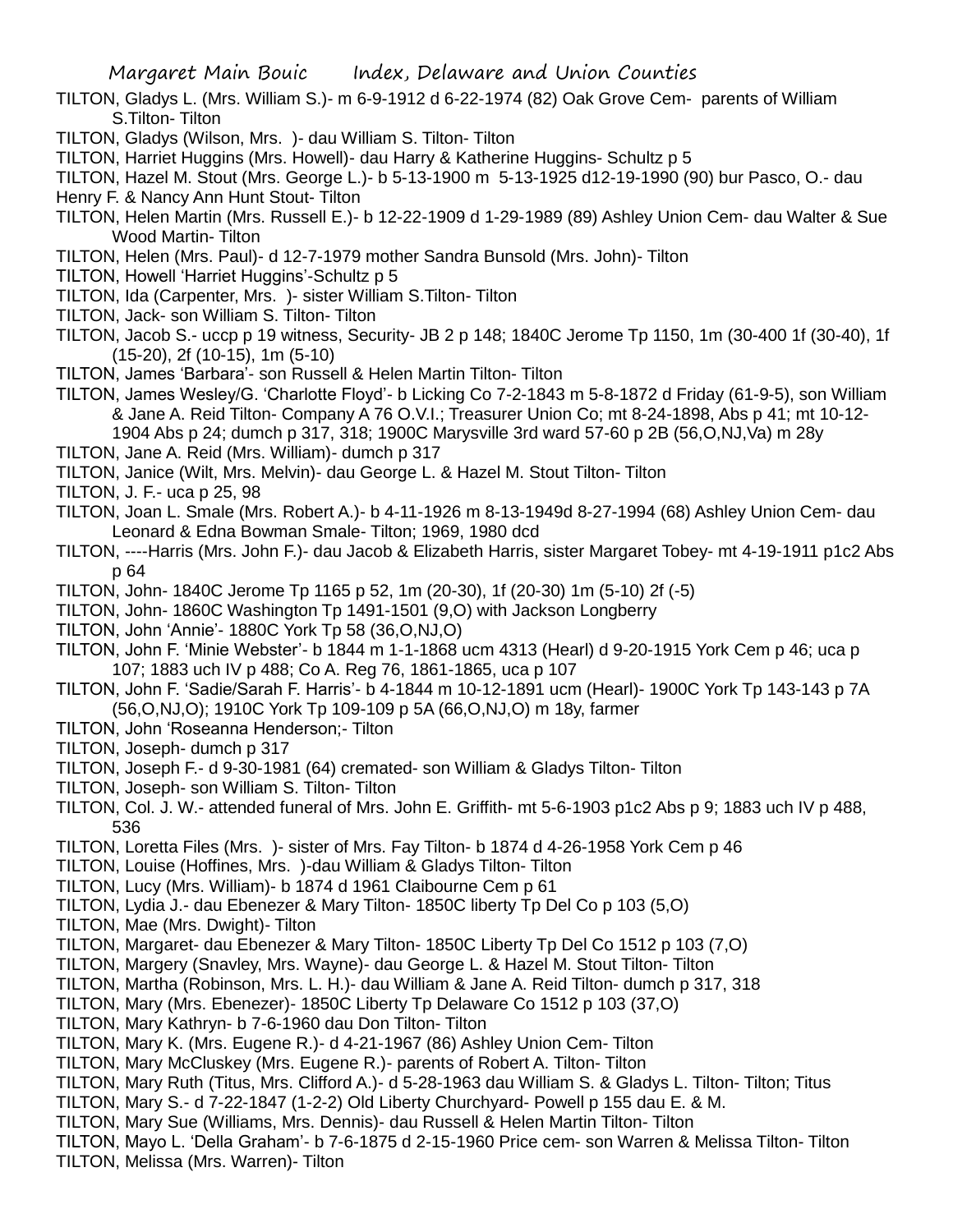TILTON, Gladys L. (Mrs. William S.)- m 6-9-1912 d 6-22-1974 (82) Oak Grove Cem- parents of William S.Tilton- Tilton

TILTON, Gladys (Wilson, Mrs. )- dau William S. Tilton- Tilton

TILTON, Harriet Huggins (Mrs. Howell)- dau Harry & Katherine Huggins- Schultz p 5

TILTON, Hazel M. Stout (Mrs. George L.)- b 5-13-1900 m 5-13-1925 d12-19-1990 (90) bur Pasco, O.- dau Henry F. & Nancy Ann Hunt Stout- Tilton

TILTON, Helen Martin (Mrs. Russell E.)- b 12-22-1909 d 1-29-1989 (89) Ashley Union Cem- dau Walter & Sue Wood Martin- Tilton

TILTON, Helen (Mrs. Paul)- d 12-7-1979 mother Sandra Bunsold (Mrs. John)- Tilton

TILTON, Howell 'Harriet Huggins'-Schultz p 5

TILTON, Ida (Carpenter, Mrs. )- sister William S.Tilton- Tilton

TILTON, Jack- son William S. Tilton- Tilton

TILTON, Jacob S.- uccp p 19 witness, Security- JB 2 p 148; 1840C Jerome Tp 1150, 1m (30-400 1f (30-40), 1f (15-20), 2f (10-15), 1m (5-10)

TILTON, James 'Barbara'- son Russell & Helen Martin Tilton- Tilton

TILTON, James Wesley/G. 'Charlotte Floyd'- b Licking Co 7-2-1843 m 5-8-1872 d Friday (61-9-5), son William & Jane A. Reid Tilton- Company A 76 O.V.I.; Treasurer Union Co; mt 8-24-1898, Abs p 41; mt 10-12-1904 Abs p 24; dumch p 317, 318; 1900C Marysville 3rd ward 57-60 p 2B (56,O,NJ,Va) m 28y

TILTON, Jane A. Reid (Mrs. William)- dumch p 317

TILTON, Janice (Wilt, Mrs. Melvin)- dau George L. & Hazel M. Stout Tilton- Tilton

TILTON, J. F.- uca p 25, 98

TILTON, Joan L. Smale (Mrs. Robert A.)- b 4-11-1926 m 8-13-1949d 8-27-1994 (68) Ashley Union Cem- dau Leonard & Edna Bowman Smale- Tilton; 1969, 1980 dcd

TILTON, ----Harris (Mrs. John F.)- dau Jacob & Elizabeth Harris, sister Margaret Tobey- mt 4-19-1911 p1c2 Abs p 64

TILTON, John- 1840C Jerome Tp 1165 p 52, 1m (20-30), 1f (20-30) 1m (5-10) 2f (-5)

TILTON, John- 1860C Washington Tp 1491-1501 (9,O) with Jackson Longberry

TILTON, John 'Annie'- 1880C York Tp 58 (36,O,NJ,O)

TILTON, John F. 'Minie Webster'- b 1844 m 1-1-1868 ucm 4313 (Hearl) d 9-20-1915 York Cem p 46; uca p 107; 1883 uch IV p 488; Co A. Reg 76, 1861-1865, uca p 107

TILTON, John F. 'Sadie/Sarah F. Harris'- b 4-1844 m 10-12-1891 ucm (Hearl)- 1900C York Tp 143-143 p 7A (56,O,NJ,O); 1910C York Tp 109-109 p 5A (66,O,NJ,O) m 18y, farmer

TILTON, John 'Roseanna Henderson;- Tilton

TILTON, Joseph- dumch p 317

TILTON, Joseph F.- d 9-30-1981 (64) cremated- son William & Gladys Tilton- Tilton

TILTON, Joseph- son William S. Tilton- Tilton

TILTON, Col. J. W.- attended funeral of Mrs. John E. Griffith- mt 5-6-1903 p1c2 Abs p 9; 1883 uch IV p 488, 536

TILTON, Loretta Files (Mrs. )- sister of Mrs. Fay Tilton- b 1874 d 4-26-1958 York Cem p 46

TILTON, Louise (Hoffines, Mrs. )-dau William & Gladys Tilton- Tilton

TILTON, Lucy (Mrs. William)- b 1874 d 1961 Claibourne Cem p 61

TILTON, Lydia J.- dau Ebenezer & Mary Tilton- 1850C liberty Tp Del Co p 103 (5,O)

TILTON, Mae (Mrs. Dwight)- Tilton

TILTON, Margaret- dau Ebenezer & Mary Tilton- 1850C Liberty Tp Del Co 1512 p 103 (7,O)

TILTON, Margery (Snavley, Mrs. Wayne)- dau George L. & Hazel M. Stout Tilton- Tilton

TILTON, Martha (Robinson, Mrs. L. H.)- dau William & Jane A. Reid Tilton- dumch p 317, 318

TILTON, Mary (Mrs. Ebenezer)- 1850C Liberty Tp Delaware Co 1512 p 103 (37,O)

TILTON, Mary Kathryn- b 7-6-1960 dau Don Tilton- Tilton

TILTON, Mary K. (Mrs. Eugene R.)- d 4-21-1967 (86) Ashley Union Cem- Tilton

TILTON, Mary McCluskey (Mrs. Eugene R.)- parents of Robert A. Tilton- Tilton

TILTON, Mary Ruth (Titus, Mrs. Clifford A.)- d 5-28-1963 dau William S. & Gladys L. Tilton- Tilton; Titus

TILTON, Mary S.- d 7-22-1847 (1-2-2) Old Liberty Churchyard- Powell p 155 dau E. & M.

TILTON, Mary Sue (Williams, Mrs. Dennis)- dau Russell & Helen Martin Tilton- Tilton

TILTON, Mayo L. 'Della Graham'- b 7-6-1875 d 2-15-1960 Price cem- son Warren & Melissa Tilton- Tilton

TILTON, Melissa (Mrs. Warren)- Tilton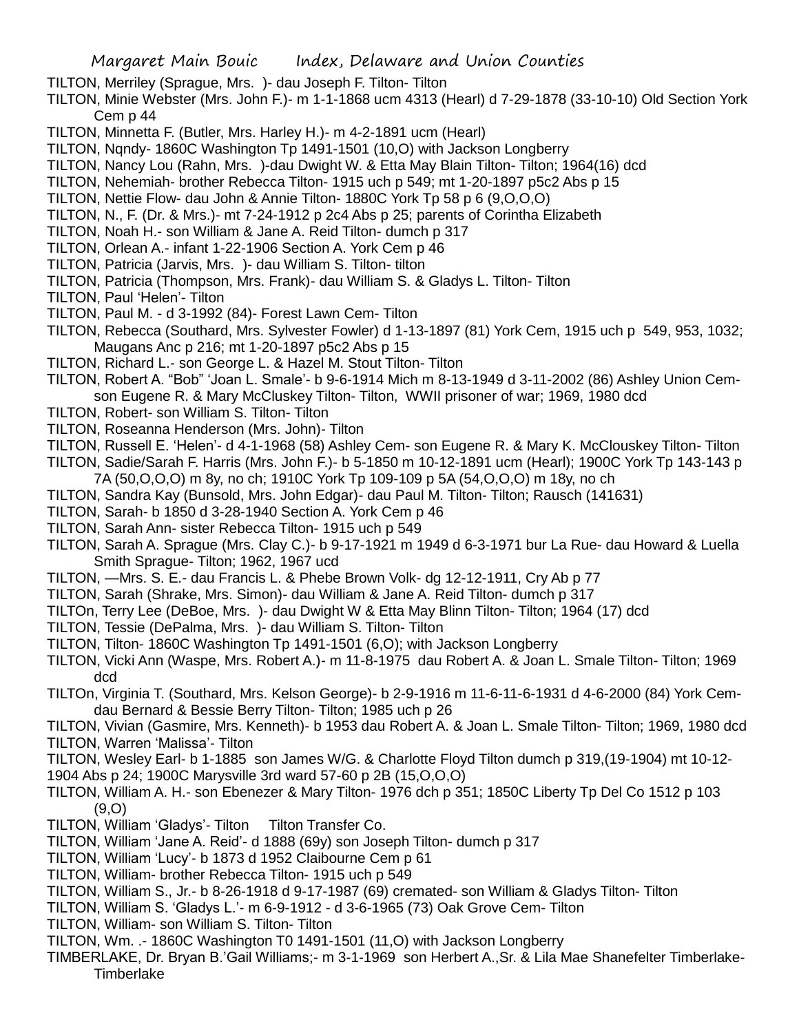TILTON, Merriley (Sprague, Mrs. )- dau Joseph F. Tilton- Tilton

TILTON, Minie Webster (Mrs. John F.)- m 1-1-1868 ucm 4313 (Hearl) d 7-29-1878 (33-10-10) Old Section York Cem p 44

TILTON, Minnetta F. (Butler, Mrs. Harley H.)- m 4-2-1891 ucm (Hearl)

TILTON, Nqndy- 1860C Washington Tp 1491-1501 (10,O) with Jackson Longberry

TILTON, Nancy Lou (Rahn, Mrs. )-dau Dwight W. & Etta May Blain Tilton- Tilton; 1964(16) dcd

TILTON, Nehemiah- brother Rebecca Tilton- 1915 uch p 549; mt 1-20-1897 p5c2 Abs p 15

TILTON, Nettie Flow- dau John & Annie Tilton- 1880C York Tp 58 p 6 (9,O,O,O)

TILTON, N., F. (Dr. & Mrs.)- mt 7-24-1912 p 2c4 Abs p 25; parents of Corintha Elizabeth

TILTON, Noah H.- son William & Jane A. Reid Tilton- dumch p 317

TILTON, Orlean A.- infant 1-22-1906 Section A. York Cem p 46

TILTON, Patricia (Jarvis, Mrs. )- dau William S. Tilton- tilton

TILTON, Patricia (Thompson, Mrs. Frank)- dau William S. & Gladys L. Tilton- Tilton

TILTON, Paul 'Helen'- Tilton

TILTON, Paul M. - d 3-1992 (84)- Forest Lawn Cem- Tilton

TILTON, Rebecca (Southard, Mrs. Sylvester Fowler) d 1-13-1897 (81) York Cem, 1915 uch p 549, 953, 1032; Maugans Anc p 216; mt 1-20-1897 p5c2 Abs p 15

TILTON, Richard L.- son George L. & Hazel M. Stout Tilton- Tilton

TILTON, Robert A. "Bob" 'Joan L. Smale'- b 9-6-1914 Mich m 8-13-1949 d 3-11-2002 (86) Ashley Union Cem- son Eugene R. & Mary McCluskey Tilton- Tilton, WWII prisoner of war; 1969, 1980 dcd

TILTON, Robert- son William S. Tilton- Tilton

TILTON, Roseanna Henderson (Mrs. John)- Tilton

TILTON, Russell E. 'Helen'- d 4-1-1968 (58) Ashley Cem- son Eugene R. & Mary K. McClouskey Tilton- Tilton

TILTON, Sadie/Sarah F. Harris (Mrs. John F.)- b 5-1850 m 10-12-1891 ucm (Hearl); 1900C York Tp 143-143 p 7A (50,O,O,O) m 8y, no ch; 1910C York Tp 109-109 p 5A (54,O,O,O) m 18y, no ch

TILTON, Sandra Kay (Bunsold, Mrs. John Edgar)- dau Paul M. Tilton- Tilton; Rausch (141631)

TILTON, Sarah- b 1850 d 3-28-1940 Section A. York Cem p 46

TILTON, Sarah Ann- sister Rebecca Tilton- 1915 uch p 549

TILTON, Sarah A. Sprague (Mrs. Clay C.)- b 9-17-1921 m 1949 d 6-3-1971 bur La Rue- dau Howard & Luella Smith Sprague- Tilton; 1962, 1967 ucd

TILTON, —Mrs. S. E.- dau Francis L. & Phebe Brown Volk- dg 12-12-1911, Cry Ab p 77

TILTON, Sarah (Shrake, Mrs. Simon)- dau William & Jane A. Reid Tilton- dumch p 317

TILTOn, Terry Lee (DeBoe, Mrs. )- dau Dwight W & Etta May Blinn Tilton- Tilton; 1964 (17) dcd

TILTON, Tessie (DePalma, Mrs. )- dau William S. Tilton- Tilton

TILTON, Tilton- 1860C Washington Tp 1491-1501 (6,O); with Jackson Longberry

TILTON, Vicki Ann (Waspe, Mrs. Robert A.)- m 11-8-1975 dau Robert A. & Joan L. Smale Tilton- Tilton; 1969 dcd

TILTOn, Virginia T. (Southard, Mrs. Kelson George)- b 2-9-1916 m 11-6-11-6-1931 d 4-6-2000 (84) York Cem- dau Bernard & Bessie Berry Tilton- Tilton; 1985 uch p 26

TILTON, Vivian (Gasmire, Mrs. Kenneth)- b 1953 dau Robert A. & Joan L. Smale Tilton- Tilton; 1969, 1980 dcd

TILTON, Warren 'Malissa'- Tilton

TILTON, Wesley Earl- b 1-1885 son James W/G. & Charlotte Floyd Tilton dumch p 319,(19-1904) mt 10-12-1904 Abs p 24; 1900C Marysville 3rd ward 57-60 p 2B (15,O,O,O)

TILTON, William A. H.- son Ebenezer & Mary Tilton- 1976 dch p 351; 1850C Liberty Tp Del Co 1512 p 103 (9,O)

TILTON, William 'Gladys'- Tilton Tilton Transfer Co.

TILTON, William 'Jane A. Reid'- d 1888 (69y) son Joseph Tilton- dumch p 317

TILTON, William 'Lucy'- b 1873 d 1952 Claibourne Cem p 61

TILTON, William- brother Rebecca Tilton- 1915 uch p 549

TILTON, William S., Jr.- b 8-26-1918 d 9-17-1987 (69) cremated- son William & Gladys Tilton- Tilton

TILTON, William S. 'Gladys L.'- m 6-9-1912 - d 3-6-1965 (73) Oak Grove Cem- Tilton

TILTON, William- son William S. Tilton- Tilton

TILTON, Wm. .- 1860C Washington T0 1491-1501 (11,O) with Jackson Longberry

TIMBERLAKE, Dr. Bryan B.'Gail Williams;- m 3-1-1969 son Herbert A.,Sr. & Lila Mae Shanefelter Timberlake- Timberlake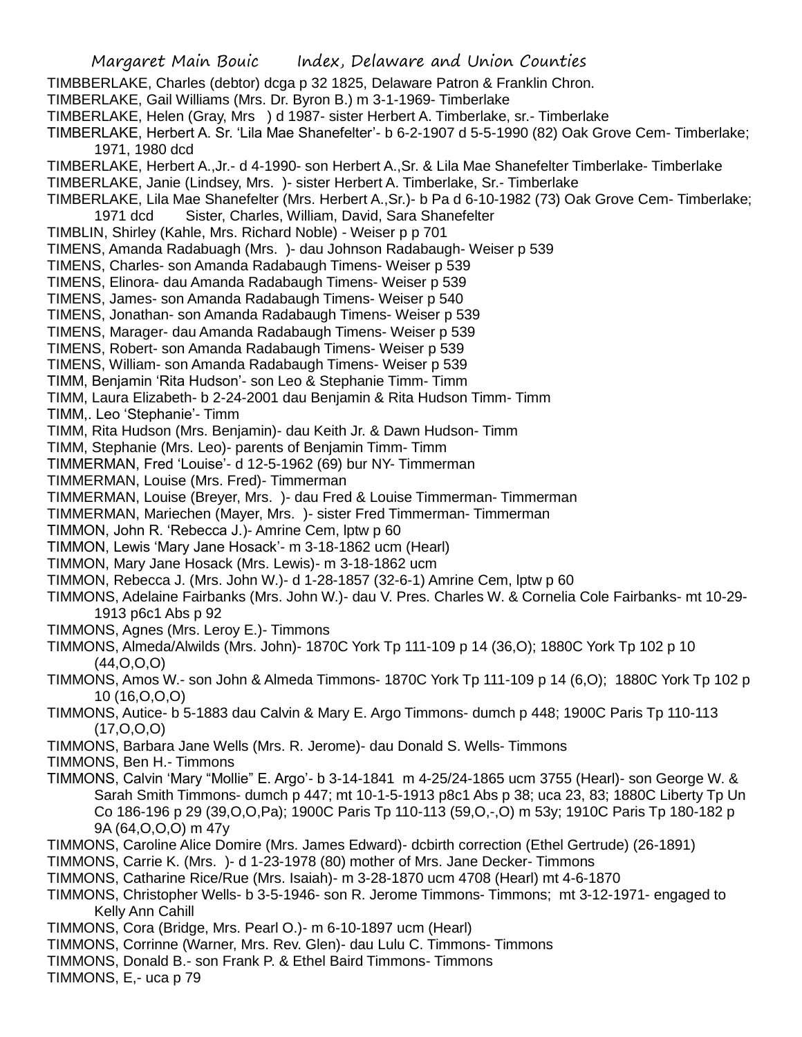TIMBBERLAKE, Charles (debtor) dcga p 32 1825, Delaware Patron & Franklin Chron.

TIMBERLAKE, Gail Williams (Mrs. Dr. Byron B.) m 3-1-1969- Timberlake

TIMBERLAKE, Helen (Gray, Mrs ) d 1987- sister Herbert A. Timberlake, sr.- Timberlake

TIMBERLAKE, Herbert A. Sr. 'Lila Mae Shanefelter'- b 6-2-1907 d 5-5-1990 (82) Oak Grove Cem- Timberlake; 1971, 1980 dcd

TIMBERLAKE, Herbert A.,Jr.- d 4-1990- son Herbert A.,Sr. & Lila Mae Shanefelter Timberlake- Timberlake

TIMBERLAKE, Janie (Lindsey, Mrs. )- sister Herbert A. Timberlake, Sr.- Timberlake

TIMBERLAKE, Lila Mae Shanefelter (Mrs. Herbert A.,Sr.)- b Pa d 6-10-1982 (73) Oak Grove Cem- Timberlake; 1971 dcd Sister, Charles, William, David, Sara Shanefelter

TIMBLIN, Shirley (Kahle, Mrs. Richard Noble) - Weiser p p 701

TIMENS, Amanda Radabuagh (Mrs. )- dau Johnson Radabaugh- Weiser p 539

TIMENS, Charles- son Amanda Radabaugh Timens- Weiser p 539

TIMENS, Elinora- dau Amanda Radabaugh Timens- Weiser p 539

TIMENS, James- son Amanda Radabaugh Timens- Weiser p 540

TIMENS, Jonathan- son Amanda Radabaugh Timens- Weiser p 539

TIMENS, Marager- dau Amanda Radabaugh Timens- Weiser p 539

TIMENS, Robert- son Amanda Radabaugh Timens- Weiser p 539

TIMENS, William- son Amanda Radabaugh Timens- Weiser p 539

TIMM, Benjamin 'Rita Hudson'- son Leo & Stephanie Timm- Timm

TIMM, Laura Elizabeth- b 2-24-2001 dau Benjamin & Rita Hudson Timm- Timm

TIMM,. Leo 'Stephanie'- Timm

TIMM, Rita Hudson (Mrs. Benjamin)- dau Keith Jr. & Dawn Hudson- Timm

TIMM, Stephanie (Mrs. Leo)- parents of Benjamin Timm- Timm

TIMMERMAN, Fred 'Louise'- d 12-5-1962 (69) bur NY- Timmerman

TIMMERMAN, Louise (Mrs. Fred)- Timmerman

TIMMERMAN, Louise (Breyer, Mrs. )- dau Fred & Louise Timmerman- Timmerman

TIMMERMAN, Mariechen (Mayer, Mrs. )- sister Fred Timmerman- Timmerman

TIMMON, John R. 'Rebecca J.)- Amrine Cem, lptw p 60

TIMMON, Lewis 'Mary Jane Hosack'- m 3-18-1862 ucm (Hearl)

TIMMON, Mary Jane Hosack (Mrs. Lewis)- m 3-18-1862 ucm

TIMMON, Rebecca J. (Mrs. John W.)- d 1-28-1857 (32-6-1) Amrine Cem, lptw p 60

TIMMONS, Adelaine Fairbanks (Mrs. John W.)- dau V. Pres. Charles W. & Cornelia Cole Fairbanks- mt 10-29-1913 p6c1 Abs p 92

TIMMONS, Agnes (Mrs. Leroy E.)- Timmons

TIMMONS, Almeda/Alwilds (Mrs. John)- 1870C York Tp 111-109 p 14 (36,O); 1880C York Tp 102 p 10 (44,O,O,O)

TIMMONS, Amos W.- son John & Almeda Timmons- 1870C York Tp 111-109 p 14 (6,O); 1880C York Tp 102 p 10 (16,O,O,O)

TIMMONS, Autice- b 5-1883 dau Calvin & Mary E. Argo Timmons- dumch p 448; 1900C Paris Tp 110-113 (17,O,O,O)

TIMMONS, Barbara Jane Wells (Mrs. R. Jerome)- dau Donald S. Wells- Timmons

TIMMONS, Ben H.- Timmons

TIMMONS, Calvin 'Mary "Mollie" E. Argo'- b 3-14-1841 m 4-25/24-1865 ucm 3755 (Hearl)- son George W. & Sarah Smith Timmons- dumch p 447; mt 10-1-5-1913 p8c1 Abs p 38; uca 23, 83; 1880C Liberty Tp Un Co 186-196 p 29 (39,O,O,Pa); 1900C Paris Tp 110-113 (59,O,-,O) m 53y; 1910C Paris Tp 180-182 p 9A (64,O,O,O) m 47y

TIMMONS, Caroline Alice Domire (Mrs. James Edward)- dcbirth correction (Ethel Gertrude) (26-1891)

TIMMONS, Carrie K. (Mrs. )- d 1-23-1978 (80) mother of Mrs. Jane Decker- Timmons

TIMMONS, Catharine Rice/Rue (Mrs. Isaiah)- m 3-28-1870 ucm 4708 (Hearl) mt 4-6-1870

TIMMONS, Christopher Wells- b 3-5-1946- son R. Jerome Timmons- Timmons; mt 3-12-1971- engaged to Kelly Ann Cahill

TIMMONS, Cora (Bridge, Mrs. Pearl O.)- m 6-10-1897 ucm (Hearl)

TIMMONS, Corrinne (Warner, Mrs. Rev. Glen)- dau Lulu C. Timmons- Timmons

TIMMONS, Donald B.- son Frank P. & Ethel Baird Timmons- Timmons

TIMMONS, E,- uca p 79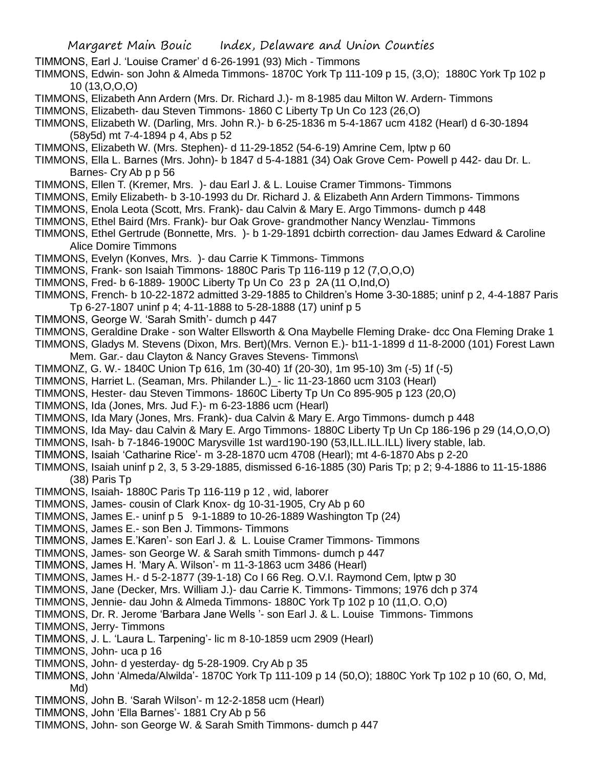TIMMONS, Earl J. 'Louise Cramer' d 6-26-1991 (93) Mich - Timmons

TIMMONS, Edwin- son John & Almeda Timmons- 1870C York Tp 111-109 p 15, (3,O); 1880C York Tp 102 p 10 (13,O,O,O)

TIMMONS, Elizabeth Ann Ardern (Mrs. Dr. Richard J.)- m 8-1985 dau Milton W. Ardern- Timmons

TIMMONS, Elizabeth- dau Steven Timmons- 1860 C Liberty Tp Un Co 123 (26,O)

TIMMONS, Elizabeth W. (Darling, Mrs. John R.)- b 6-25-1836 m 5-4-1867 ucm 4182 (Hearl) d 6-30-1894 (58y5d) mt 7-4-1894 p 4, Abs p 52

TIMMONS, Elizabeth W. (Mrs. Stephen)- d 11-29-1852 (54-6-19) Amrine Cem, lptw p 60

TIMMONS, Ella L. Barnes (Mrs. John)- b 1847 d 5-4-1881 (34) Oak Grove Cem- Powell p 442- dau Dr. L. Barnes- Cry Ab p p 56

TIMMONS, Ellen T. (Kremer, Mrs. )- dau Earl J. & L. Louise Cramer Timmons- Timmons

TIMMONS, Emily Elizabeth- b 3-10-1993 du Dr. Richard J. & Elizabeth Ann Ardern Timmons- Timmons

TIMMONS, Enola Leota (Scott, Mrs. Frank)- dau Calvin & Mary E. Argo Timmons- dumch p 448

TIMMONS, Ethel Baird (Mrs. Frank)- bur Oak Grove- grandmother Nancy Wenzlau- Timmons

TIMMONS, Ethel Gertrude (Bonnette, Mrs. )- b 1-29-1891 dcbirth correction- dau James Edward & Caroline Alice Domire Timmons

TIMMONS, Evelyn (Konves, Mrs. )- dau Carrie K Timmons- Timmons

TIMMONS, Frank- son Isaiah Timmons- 1880C Paris Tp 116-119 p 12 (7,O,O,O)

TIMMONS, Fred- b 6-1889- 1900C Liberty Tp Un Co 23 p 2A (11 O,Ind,O)

TIMMONS, French- b 10-22-1872 admitted 3-29-1885 to Children's Home 3-30-1885; uninf p 2, 4-4-1887 Paris Tp 6-27-1807 uninf p 4; 4-11-1888 to 5-28-1888 (17) uninf p 5

TIMMONS, George W. 'Sarah Smith'- dumch p 447

TIMMONS, Geraldine Drake - son Walter Ellsworth & Ona Maybelle Fleming Drake- dcc Ona Fleming Drake 1

TIMMONS, Gladys M. Stevens (Dixon, Mrs. Bert)(Mrs. Vernon E.)- b11-1-1899 d 11-8-2000 (101) Forest Lawn Mem. Gar.- dau Clayton & Nancy Graves Stevens- Timmons\

TIMMONZ, G. W.- 1840C Union Tp 616, 1m (30-40) 1f (20-30), 1m 95-10) 3m (-5) 1f (-5)

TIMMONS, Harriet L. (Seaman, Mrs. Philander L.)_- lic 11-23-1860 ucm 3103 (Hearl)

TIMMONS, Hester- dau Steven Timmons- 1860C Liberty Tp Un Co 895-905 p 123 (20,O)

TIMMONS, Ida (Jones, Mrs. Jud F.)- m 6-23-1886 ucm (Hearl)

TIMMONS, Ida Mary (Jones, Mrs. Frank)- dua Calvin & Mary E. Argo Timmons- dumch p 448

TIMMONS, Ida May- dau Calvin & Mary E. Argo Timmons- 1880C Liberty Tp Un Cp 186-196 p 29 (14,O,O,O)

TIMMONS, Isah- b 7-1846-1900C Marysville 1st ward190-190 (53,ILL.ILL.ILL) livery stable, lab.

TIMMONS, Isaiah 'Catharine Rice'- m 3-28-1870 ucm 4708 (Hearl); mt 4-6-1870 Abs p 2-20

TIMMONS, Isaiah uninf p 2, 3, 5 3-29-1885, dismissed 6-16-1885 (30) Paris Tp; p 2; 9-4-1886 to 11-15-1886 (38) Paris Tp

TIMMONS, Isaiah- 1880C Paris Tp 116-119 p 12 , wid, laborer

TIMMONS, James- cousin of Clark Knox- dg 10-31-1905, Cry Ab p 60

TIMMONS, James E.- uninf p 5 9-1-1889 to 10-26-1889 Washington Tp (24)

TIMMONS, James E.- son Ben J. Timmons- Timmons

TIMMONS, James E.'Karen'- son Earl J. & L. Louise Cramer Timmons- Timmons

TIMMONS, James- son George W. & Sarah smith Timmons- dumch p 447

TIMMONS, James H. 'Mary A. Wilson'- m 11-3-1863 ucm 3486 (Hearl)

TIMMONS, James H.- d 5-2-1877 (39-1-18) Co I 66 Reg. O.V.I. Raymond Cem, lptw p 30

TIMMONS, Jane (Decker, Mrs. William J.)- dau Carrie K. Timmons- Timmons; 1976 dch p 374

TIMMONS, Jennie- dau John & Almeda Timmons- 1880C York Tp 102 p 10 (11,O. O,O)

TIMMONS, Dr. R. Jerome 'Barbara Jane Wells '- son Earl J. & L. Louise Timmons- Timmons

TIMMONS, Jerry- Timmons

TIMMONS, J. L. 'Laura L. Tarpening'- lic m 8-10-1859 ucm 2909 (Hearl)

TIMMONS, John- uca p 16

TIMMONS, John- d yesterday- dg 5-28-1909. Cry Ab p 35

TIMMONS, John 'Almeda/Alwilda'- 1870C York Tp 111-109 p 14 (50,O); 1880C York Tp 102 p 10 (60, O, Md, Md)

TIMMONS, John B. 'Sarah Wilson'- m 12-2-1858 ucm (Hearl)

TIMMONS, John 'Ella Barnes'- 1881 Cry Ab p 56

TIMMONS, John- son George W. & Sarah Smith Timmons- dumch p 447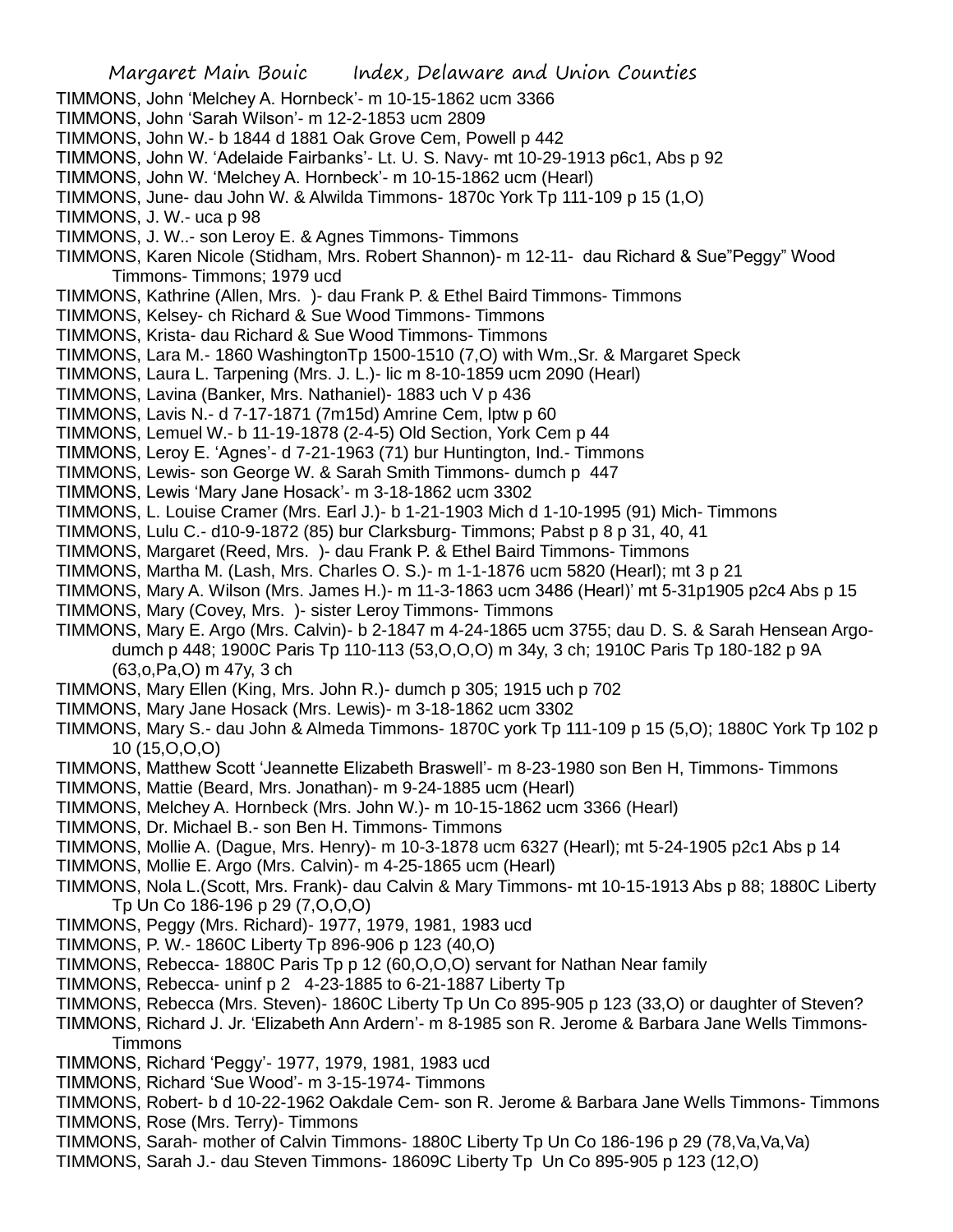TIMMONS, John 'Melchey A. Hornbeck'- m 10-15-1862 ucm 3366
TIMMONS, John 'Sarah Wilson'- m 12-2-1853 ucm 2809
TIMMONS, John W.- b 1844 d 1881 Oak Grove Cem, Powell p 442
TIMMONS, John W. 'Adelaide Fairbanks'- Lt. U. S. Navy- mt 10-29-1913 p6c1, Abs p 92
TIMMONS, John W. 'Melchey A. Hornbeck'- m 10-15-1862 ucm (Hearl)
TIMMONS, June- dau John W. & Alwilda Timmons- 1870c York Tp 111-109 p 15 (1,O)
TIMMONS, J. W.- uca p 98
TIMMONS, J. W..- son Leroy E. & Agnes Timmons- Timmons
TIMMONS, Karen Nicole (Stidham, Mrs. Robert Shannon)- m 12-11- dau Richard & Sue"Peggy" Wood Timmons- Timmons; 1979 ucd
TIMMONS, Kathrine (Allen, Mrs. )- dau Frank P. & Ethel Baird Timmons- Timmons
TIMMONS, Kelsey- ch Richard & Sue Wood Timmons- Timmons
TIMMONS, Krista- dau Richard & Sue Wood Timmons- Timmons
TIMMONS, Lara M.- 1860 WashingtonTp 1500-1510 (7,O) with Wm.,Sr. & Margaret Speck
TIMMONS, Laura L. Tarpening (Mrs. J. L.)- lic m 8-10-1859 ucm 2090 (Hearl)
TIMMONS, Lavina (Banker, Mrs. Nathaniel)- 1883 uch V p 436
TIMMONS, Lavis N.- d 7-17-1871 (7m15d) Amrine Cem, lptw p 60
TIMMONS, Lemuel W.- b 11-19-1878 (2-4-5) Old Section, York Cem p 44
TIMMONS, Leroy E. 'Agnes'- d 7-21-1963 (71) bur Huntington, Ind.- Timmons
TIMMONS, Lewis- son George W. & Sarah Smith Timmons- dumch p 447
TIMMONS, Lewis 'Mary Jane Hosack'- m 3-18-1862 ucm 3302
TIMMONS, L. Louise Cramer (Mrs. Earl J.)- b 1-21-1903 Mich d 1-10-1995 (91) Mich- Timmons
TIMMONS, Lulu C.- d10-9-1872 (85) bur Clarksburg- Timmons; Pabst p 8 p 31, 40, 41
TIMMONS, Margaret (Reed, Mrs. )- dau Frank P. & Ethel Baird Timmons- Timmons
TIMMONS, Martha M. (Lash, Mrs. Charles O. S.)- m 1-1-1876 ucm 5820 (Hearl); mt 3 p 21
TIMMONS, Mary A. Wilson (Mrs. James H.)- m 11-3-1863 ucm 3486 (Hearl)' mt 5-31p1905 p2c4 Abs p 15
TIMMONS, Mary (Covey, Mrs. )- sister Leroy Timmons- Timmons
TIMMONS, Mary E. Argo (Mrs. Calvin)- b 2-1847 m 4-24-1865 ucm 3755; dau D. S. & Sarah Hensean Argo- dumch p 448; 1900C Paris Tp 110-113 (53,O,O,O) m 34y, 3 ch; 1910C Paris Tp 180-182 p 9A (63,o,Pa,O) m 47y, 3 ch
TIMMONS, Mary Ellen (King, Mrs. John R.)- dumch p 305; 1915 uch p 702
TIMMONS, Mary Jane Hosack (Mrs. Lewis)- m 3-18-1862 ucm 3302
TIMMONS, Mary S.- dau John & Almeda Timmons- 1870C york Tp 111-109 p 15 (5,O); 1880C York Tp 102 p 10 (15,O,O,O)
TIMMONS, Matthew Scott 'Jeannette Elizabeth Braswell'- m 8-23-1980 son Ben H, Timmons- Timmons
TIMMONS, Mattie (Beard, Mrs. Jonathan)- m 9-24-1885 ucm (Hearl)
TIMMONS, Melchey A. Hornbeck (Mrs. John W.)- m 10-15-1862 ucm 3366 (Hearl)
TIMMONS, Dr. Michael B.- son Ben H. Timmons- Timmons
TIMMONS, Mollie A. (Dague, Mrs. Henry)- m 10-3-1878 ucm 6327 (Hearl); mt 5-24-1905 p2c1 Abs p 14
TIMMONS, Mollie E. Argo (Mrs. Calvin)- m 4-25-1865 ucm (Hearl)
TIMMONS, Nola L.(Scott, Mrs. Frank)- dau Calvin & Mary Timmons- mt 10-15-1913 Abs p 88; 1880C Liberty Tp Un Co 186-196 p 29 (7,O,O,O)
TIMMONS, Peggy (Mrs. Richard)- 1977, 1979, 1981, 1983 ucd
TIMMONS, P. W.- 1860C Liberty Tp 896-906 p 123 (40,O)
TIMMONS, Rebecca- 1880C Paris Tp p 12 (60,O,O,O) servant for Nathan Near family
TIMMONS, Rebecca- uninf p 2 4-23-1885 to 6-21-1887 Liberty Tp
TIMMONS, Rebecca (Mrs. Steven)- 1860C Liberty Tp Un Co 895-905 p 123 (33,O) or daughter of Steven?
TIMMONS, Richard J. Jr. 'Elizabeth Ann Ardern'- m 8-1985 son R. Jerome & Barbara Jane Wells Timmons- Timmons
TIMMONS, Richard 'Peggy'- 1977, 1979, 1981, 1983 ucd
TIMMONS, Richard 'Sue Wood'- m 3-15-1974- Timmons
TIMMONS, Robert- b d 10-22-1962 Oakdale Cem- son R. Jerome & Barbara Jane Wells Timmons- Timmons
TIMMONS, Rose (Mrs. Terry)- Timmons
TIMMONS, Sarah- mother of Calvin Timmons- 1880C Liberty Tp Un Co 186-196 p 29 (78,Va,Va,Va)
TIMMONS, Sarah J.- dau Steven Timmons- 18609C Liberty Tp Un Co 895-905 p 123 (12,O)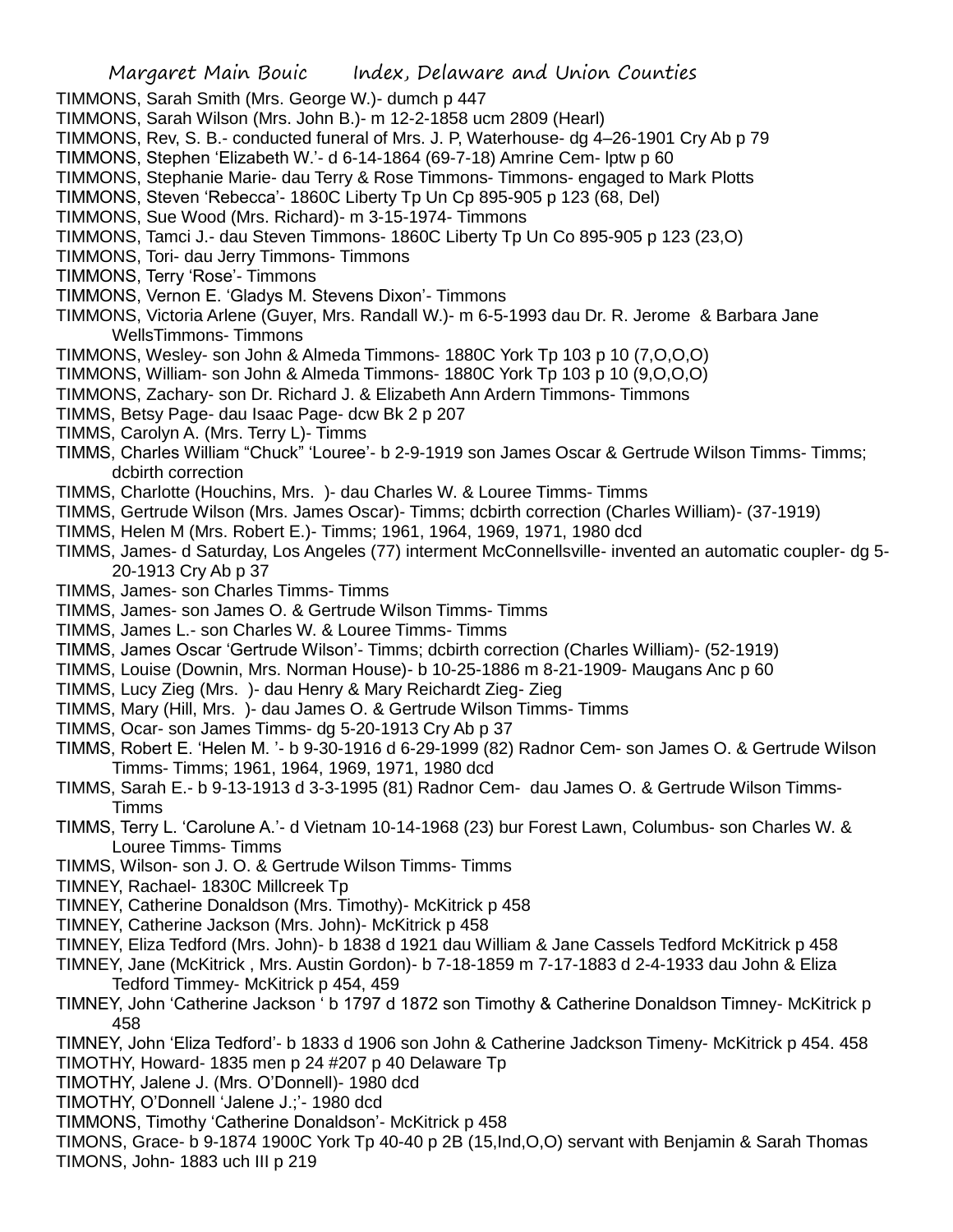TIMMONS, Sarah Smith (Mrs. George W.)- dumch p 447
TIMMONS, Sarah Wilson (Mrs. John B.)- m 12-2-1858 ucm 2809 (Hearl)
TIMMONS, Rev, S. B.- conducted funeral of Mrs. J. P, Waterhouse- dg 4–26-1901 Cry Ab p 79
TIMMONS, Stephen 'Elizabeth W.'- d 6-14-1864 (69-7-18) Amrine Cem- lptw p 60
TIMMONS, Stephanie Marie- dau Terry & Rose Timmons- Timmons- engaged to Mark Plotts
TIMMONS, Steven 'Rebecca'- 1860C Liberty Tp Un Cp 895-905 p 123 (68, Del)
TIMMONS, Sue Wood (Mrs. Richard)- m 3-15-1974- Timmons
TIMMONS, Tamci J.- dau Steven Timmons- 1860C Liberty Tp Un Co 895-905 p 123 (23,O)
TIMMONS, Tori- dau Jerry Timmons- Timmons
TIMMONS, Terry 'Rose'- Timmons
TIMMONS, Vernon E. 'Gladys M. Stevens Dixon'- Timmons
TIMMONS, Victoria Arlene (Guyer, Mrs. Randall W.)- m 6-5-1993 dau Dr. R. Jerome & Barbara Jane WellsTimmons- Timmons
TIMMONS, Wesley- son John & Almeda Timmons- 1880C York Tp 103 p 10 (7,O,O,O)
TIMMONS, William- son John & Almeda Timmons- 1880C York Tp 103 p 10 (9,O,O,O)
TIMMONS, Zachary- son Dr. Richard J. & Elizabeth Ann Ardern Timmons- Timmons
TIMMS, Betsy Page- dau Isaac Page- dcw Bk 2 p 207
TIMMS, Carolyn A. (Mrs. Terry L)- Timms
TIMMS, Charles William "Chuck" 'Louree'- b 2-9-1919 son James Oscar & Gertrude Wilson Timms- Timms; dcbirth correction
TIMMS, Charlotte (Houchins, Mrs. )- dau Charles W. & Louree Timms- Timms
TIMMS, Gertrude Wilson (Mrs. James Oscar)- Timms; dcbirth correction (Charles William)- (37-1919)
TIMMS, Helen M (Mrs. Robert E.)- Timms; 1961, 1964, 1969, 1971, 1980 dcd
TIMMS, James- d Saturday, Los Angeles (77) interment McConnellsville- invented an automatic coupler- dg 5-20-1913 Cry Ab p 37
TIMMS, James- son Charles Timms- Timms
TIMMS, James- son James O. & Gertrude Wilson Timms- Timms
TIMMS, James L.- son Charles W. & Louree Timms- Timms
TIMMS, James Oscar 'Gertrude Wilson'- Timms; dcbirth correction (Charles William)- (52-1919)
TIMMS, Louise (Downin, Mrs. Norman House)- b 10-25-1886 m 8-21-1909- Maugans Anc p 60
TIMMS, Lucy Zieg (Mrs. )- dau Henry & Mary Reichardt Zieg- Zieg
TIMMS, Mary (Hill, Mrs. )- dau James O. & Gertrude Wilson Timms- Timms
TIMMS, Ocar- son James Timms- dg 5-20-1913 Cry Ab p 37
TIMMS, Robert E. 'Helen M. '- b 9-30-1916 d 6-29-1999 (82) Radnor Cem- son James O. & Gertrude Wilson Timms- Timms; 1961, 1964, 1969, 1971, 1980 dcd
TIMMS, Sarah E.- b 9-13-1913 d 3-3-1995 (81) Radnor Cem- dau James O. & Gertrude Wilson Timms- Timms
TIMMS, Terry L. 'Carolune A.'- d Vietnam 10-14-1968 (23) bur Forest Lawn, Columbus- son Charles W. & Louree Timms- Timms
TIMMS, Wilson- son J. O. & Gertrude Wilson Timms- Timms
TIMNEY, Rachael- 1830C Millcreek Tp
TIMNEY, Catherine Donaldson (Mrs. Timothy)- McKitrick p 458
TIMNEY, Catherine Jackson (Mrs. John)- McKitrick p 458
TIMNEY, Eliza Tedford (Mrs. John)- b 1838 d 1921 dau William & Jane Cassels Tedford McKitrick p 458
TIMNEY, Jane (McKitrick , Mrs. Austin Gordon)- b 7-18-1859 m 7-17-1883 d 2-4-1933 dau John & Eliza Tedford Timmey- McKitrick p 454, 459
TIMNEY, John 'Catherine Jackson ' b 1797 d 1872 son Timothy & Catherine Donaldson Timney- McKitrick p 458
TIMNEY, John 'Eliza Tedford'- b 1833 d 1906 son John & Catherine Jadckson Timeny- McKitrick p 454. 458
TIMOTHY, Howard- 1835 men p 24 #207 p 40 Delaware Tp
TIMOTHY, Jalene J. (Mrs. O'Donnell)- 1980 dcd
TIMOTHY, O'Donnell 'Jalene J.;'- 1980 dcd
TIMMONS, Timothy 'Catherine Donaldson'- McKitrick p 458
TIMONS, Grace- b 9-1874 1900C York Tp 40-40 p 2B (15,Ind,O,O) servant with Benjamin & Sarah Thomas
TIMONS, John- 1883 uch III p 219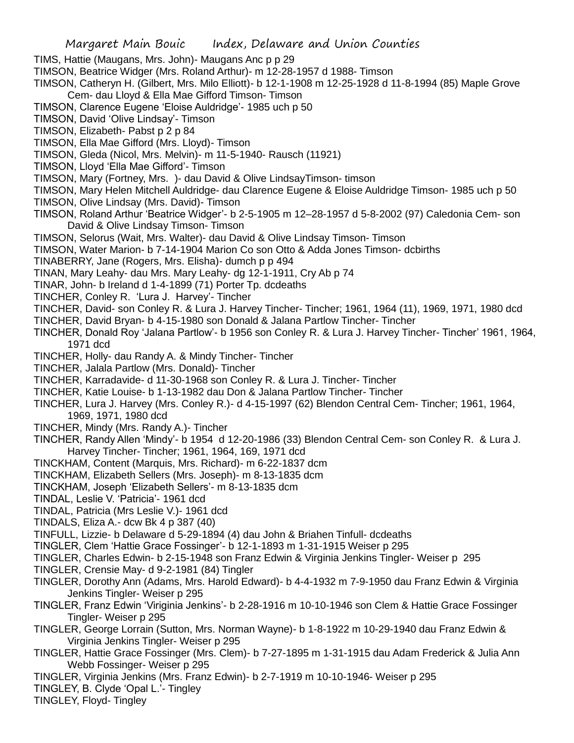TIMS, Hattie (Maugans, Mrs. John)- Maugans Anc p p 29

TIMSON, Beatrice Widger (Mrs. Roland Arthur)- m 12-28-1957 d 1988- Timson

TIMSON, Catheryn H. (Gilbert, Mrs. Milo Elliott)- b 12-1-1908 m 12-25-1928 d 11-8-1994 (85) Maple Grove Cem- dau Lloyd & Ella Mae Gifford Timson- Timson

TIMSON, Clarence Eugene 'Eloise Auldridge'- 1985 uch p 50

TIMSON, David 'Olive Lindsay'- Timson

TIMSON, Elizabeth- Pabst p 2 p 84

TIMSON, Ella Mae Gifford (Mrs. Lloyd)- Timson

TIMSON, Gleda (Nicol, Mrs. Melvin)- m 11-5-1940- Rausch (11921)

TIMSON, Lloyd 'Ella Mae Gifford'- Timson

TIMSON, Mary (Fortney, Mrs. )- dau David & Olive LindsayTimson- timson

TIMSON, Mary Helen Mitchell Auldridge- dau Clarence Eugene & Eloise Auldridge Timson- 1985 uch p 50

TIMSON, Olive Lindsay (Mrs. David)- Timson

TIMSON, Roland Arthur 'Beatrice Widger'- b 2-5-1905 m 12–28-1957 d 5-8-2002 (97) Caledonia Cem- son David & Olive Lindsay Timson- Timson

TIMSON, Selorus (Wait, Mrs. Walter)- dau David & Olive Lindsay Timson- Timson

TIMSON, Water Marion- b 7-14-1904 Marion Co son Otto & Adda Jones Timson- dcbirths

TINABERRY, Jane (Rogers, Mrs. Elisha)- dumch p p 494

TINAN, Mary Leahy- dau Mrs. Mary Leahy- dg 12-1-1911, Cry Ab p 74

TINAR, John- b Ireland d 1-4-1899 (71) Porter Tp. dcdeaths

TINCHER, Conley R. 'Lura J. Harvey'- Tincher

TINCHER, David- son Conley R. & Lura J. Harvey Tincher- Tincher; 1961, 1964 (11), 1969, 1971, 1980 dcd

TINCHER, David Bryan- b 4-15-1980 son Donald & Jalana Partlow Tincher- Tincher

TINCHER, Donald Roy 'Jalana Partlow'- b 1956 son Conley R. & Lura J. Harvey Tincher- Tincher' 1961, 1964, 1971 dcd

TINCHER, Holly- dau Randy A. & Mindy Tincher- Tincher

TINCHER, Jalala Partlow (Mrs. Donald)- Tincher

TINCHER, Karradavide- d 11-30-1968 son Conley R. & Lura J. Tincher- Tincher

TINCHER, Katie Louise- b 1-13-1982 dau Don & Jalana Partlow Tincher- Tincher

TINCHER, Lura J. Harvey (Mrs. Conley R.)- d 4-15-1997 (62) Blendon Central Cem- Tincher; 1961, 1964, 1969, 1971, 1980 dcd

TINCHER, Mindy (Mrs. Randy A.)- Tincher

TINCHER, Randy Allen 'Mindy'- b 1954 d 12-20-1986 (33) Blendon Central Cem- son Conley R. & Lura J. Harvey Tincher- Tincher; 1961, 1964, 169, 1971 dcd

TINCKHAM, Content (Marquis, Mrs. Richard)- m 6-22-1837 dcm

TINCKHAM, Elizabeth Sellers (Mrs. Joseph)- m 8-13-1835 dcm

TINCKHAM, Joseph 'Elizabeth Sellers'- m 8-13-1835 dcm

TINDAL, Leslie V. 'Patricia'- 1961 dcd

TINDAL, Patricia (Mrs Leslie V.)- 1961 dcd

TINDALS, Eliza A.- dcw Bk 4 p 387 (40)

TINFULL, Lizzie- b Delaware d 5-29-1894 (4) dau John & Briahen Tinfull- dcdeaths

TINGLER, Clem 'Hattie Grace Fossinger'- b 12-1-1893 m 1-31-1915 Weiser p 295

TINGLER, Charles Edwin- b 2-15-1948 son Franz Edwin & Virginia Jenkins Tingler- Weiser p 295

TINGLER, Crensie May- d 9-2-1981 (84) Tingler

TINGLER, Dorothy Ann (Adams, Mrs. Harold Edward)- b 4-4-1932 m 7-9-1950 dau Franz Edwin & Virginia Jenkins Tingler- Weiser p 295

TINGLER, Franz Edwin 'Viriginia Jenkins'- b 2-28-1916 m 10-10-1946 son Clem & Hattie Grace Fossinger Tingler- Weiser p 295

TINGLER, George Lorrain (Sutton, Mrs. Norman Wayne)- b 1-8-1922 m 10-29-1940 dau Franz Edwin & Virginia Jenkins Tingler- Weiser p 295

TINGLER, Hattie Grace Fossinger (Mrs. Clem)- b 7-27-1895 m 1-31-1915 dau Adam Frederick & Julia Ann Webb Fossinger- Weiser p 295

TINGLER, Virginia Jenkins (Mrs. Franz Edwin)- b 2-7-1919 m 10-10-1946- Weiser p 295

TINGLEY, B. Clyde 'Opal L.'- Tingley

TINGLEY, Floyd- Tingley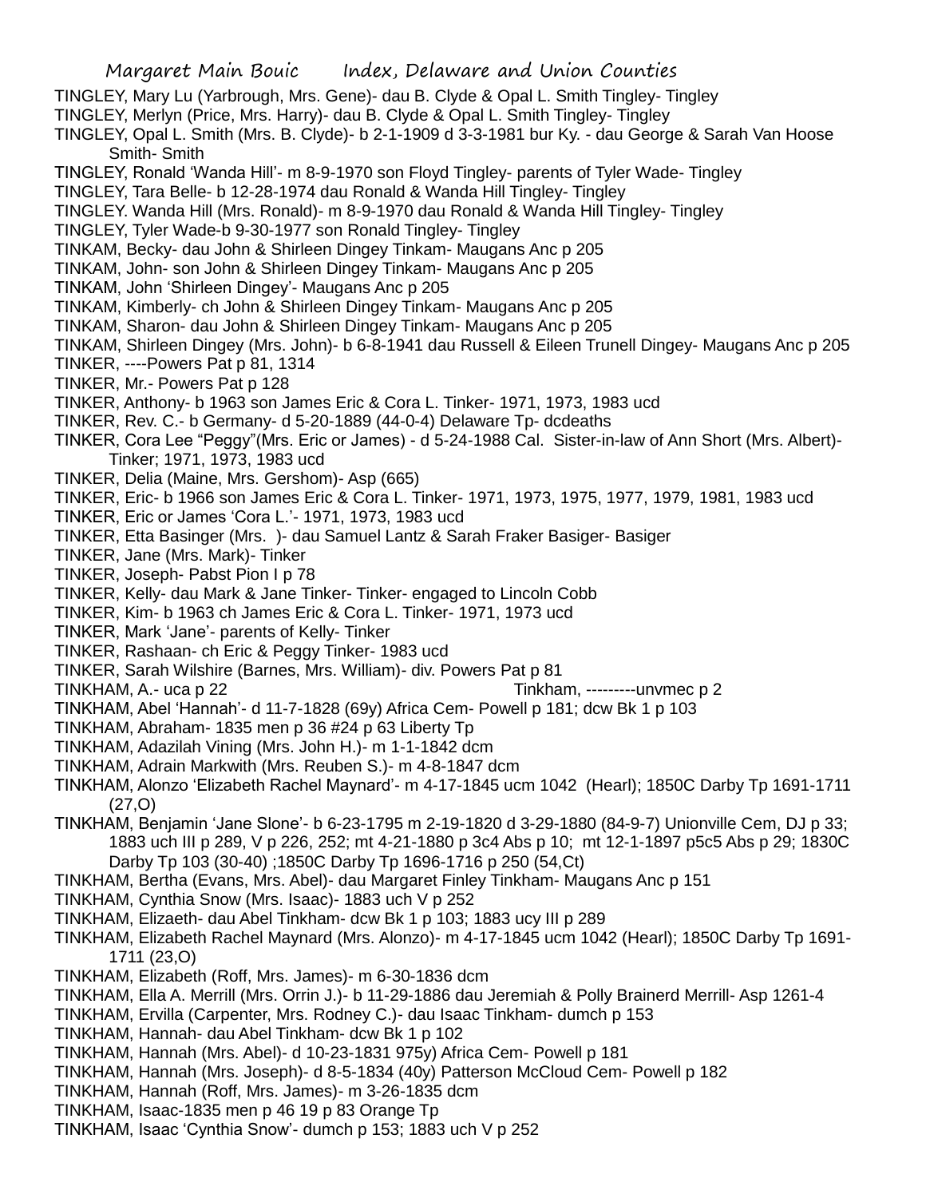TINGLEY, Mary Lu (Yarbrough, Mrs. Gene)- dau B. Clyde & Opal L. Smith Tingley- Tingley

TINGLEY, Merlyn (Price, Mrs. Harry)- dau B. Clyde & Opal L. Smith Tingley- Tingley

TINGLEY, Opal L. Smith (Mrs. B. Clyde)- b 2-1-1909 d 3-3-1981 bur Ky. - dau George & Sarah Van Hoose Smith- Smith

TINGLEY, Ronald 'Wanda Hill'- m 8-9-1970 son Floyd Tingley- parents of Tyler Wade- Tingley

TINGLEY, Tara Belle- b 12-28-1974 dau Ronald & Wanda Hill Tingley- Tingley

TINGLEY. Wanda Hill (Mrs. Ronald)- m 8-9-1970 dau Ronald & Wanda Hill Tingley- Tingley

TINGLEY, Tyler Wade-b 9-30-1977 son Ronald Tingley- Tingley

TINKAM, Becky- dau John & Shirleen Dingey Tinkam- Maugans Anc p 205

TINKAM, John- son John & Shirleen Dingey Tinkam- Maugans Anc p 205

TINKAM, John 'Shirleen Dingey'- Maugans Anc p 205

TINKAM, Kimberly- ch John & Shirleen Dingey Tinkam- Maugans Anc p 205

TINKAM, Sharon- dau John & Shirleen Dingey Tinkam- Maugans Anc p 205

TINKAM, Shirleen Dingey (Mrs. John)- b 6-8-1941 dau Russell & Eileen Trunell Dingey- Maugans Anc p 205

TINKER, ----Powers Pat p 81, 1314

TINKER, Mr.- Powers Pat p 128

TINKER, Anthony- b 1963 son James Eric & Cora L. Tinker- 1971, 1973, 1983 ucd

TINKER, Rev. C.- b Germany- d 5-20-1889 (44-0-4) Delaware Tp- dcdeaths

TINKER, Cora Lee "Peggy"(Mrs. Eric or James) - d 5-24-1988 Cal. Sister-in-law of Ann Short (Mrs. Albert)- Tinker; 1971, 1973, 1983 ucd

TINKER, Delia (Maine, Mrs. Gershom)- Asp (665)

TINKER, Eric- b 1966 son James Eric & Cora L. Tinker- 1971, 1973, 1975, 1977, 1979, 1981, 1983 ucd

TINKER, Eric or James 'Cora L.'- 1971, 1973, 1983 ucd

TINKER, Etta Basinger (Mrs. )- dau Samuel Lantz & Sarah Fraker Basiger- Basiger

TINKER, Jane (Mrs. Mark)- Tinker

TINKER, Joseph- Pabst Pion I p 78

TINKER, Kelly- dau Mark & Jane Tinker- Tinker- engaged to Lincoln Cobb

TINKER, Kim- b 1963 ch James Eric & Cora L. Tinker- 1971, 1973 ucd

TINKER, Mark 'Jane'- parents of Kelly- Tinker

TINKER, Rashaan- ch Eric & Peggy Tinker- 1983 ucd

TINKER, Sarah Wilshire (Barnes, Mrs. William)- div. Powers Pat p 81

TINKHAM, A.- uca p 22

Tinkham, ---------unvmec p 2

TINKHAM, Abel 'Hannah'- d 11-7-1828 (69y) Africa Cem- Powell p 181; dcw Bk 1 p 103

TINKHAM, Abraham- 1835 men p 36 #24 p 63 Liberty Tp

TINKHAM, Adazilah Vining (Mrs. John H.)- m 1-1-1842 dcm

TINKHAM, Adrain Markwith (Mrs. Reuben S.)- m 4-8-1847 dcm

TINKHAM, Alonzo 'Elizabeth Rachel Maynard'- m 4-17-1845 ucm 1042 (Hearl); 1850C Darby Tp 1691-1711 (27,O)

TINKHAM, Benjamin 'Jane Slone'- b 6-23-1795 m 2-19-1820 d 3-29-1880 (84-9-7) Unionville Cem, DJ p 33; 1883 uch III p 289, V p 226, 252; mt 4-21-1880 p 3c4 Abs p 10; mt 12-1-1897 p5c5 Abs p 29; 1830C Darby Tp 103 (30-40) ;1850C Darby Tp 1696-1716 p 250 (54,Ct)

TINKHAM, Bertha (Evans, Mrs. Abel)- dau Margaret Finley Tinkham- Maugans Anc p 151

TINKHAM, Cynthia Snow (Mrs. Isaac)- 1883 uch V p 252

TINKHAM, Elizaeth- dau Abel Tinkham- dcw Bk 1 p 103; 1883 ucy III p 289

TINKHAM, Elizabeth Rachel Maynard (Mrs. Alonzo)- m 4-17-1845 ucm 1042 (Hearl); 1850C Darby Tp 1691-1711 (23,O)

TINKHAM, Elizabeth (Roff, Mrs. James)- m 6-30-1836 dcm

TINKHAM, Ella A. Merrill (Mrs. Orrin J.)- b 11-29-1886 dau Jeremiah & Polly Brainerd Merrill- Asp 1261-4

TINKHAM, Ervilla (Carpenter, Mrs. Rodney C.)- dau Isaac Tinkham- dumch p 153

TINKHAM, Hannah- dau Abel Tinkham- dcw Bk 1 p 102

TINKHAM, Hannah (Mrs. Abel)- d 10-23-1831 975y) Africa Cem- Powell p 181

TINKHAM, Hannah (Mrs. Joseph)- d 8-5-1834 (40y) Patterson McCloud Cem- Powell p 182

TINKHAM, Hannah (Roff, Mrs. James)- m 3-26-1835 dcm

TINKHAM, Isaac-1835 men p 46 19 p 83 Orange Tp

TINKHAM, Isaac 'Cynthia Snow'- dumch p 153; 1883 uch V p 252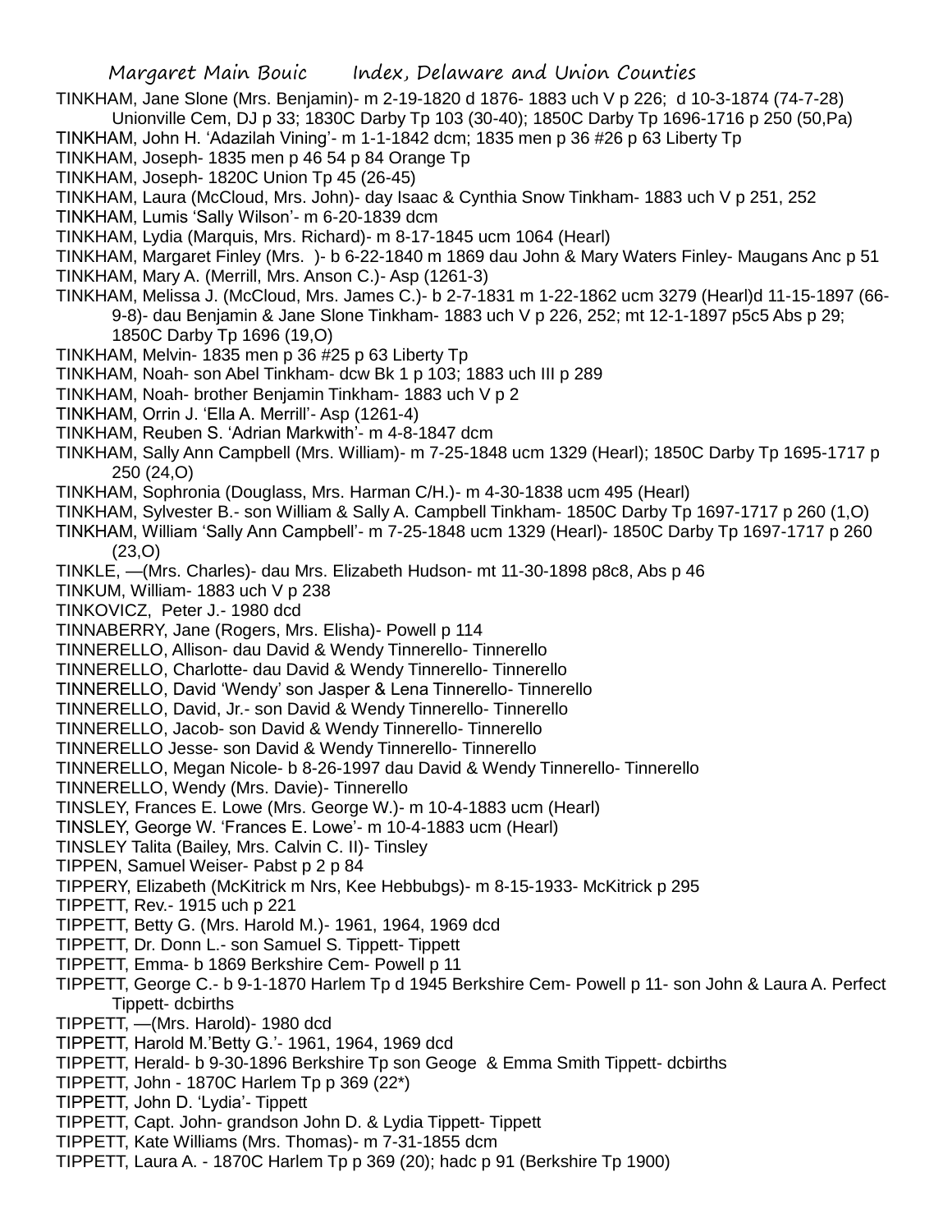TINKHAM, Jane Slone (Mrs. Benjamin)- m 2-19-1820 d 1876- 1883 uch V p 226; d 10-3-1874 (74-7-28) Unionville Cem, DJ p 33; 1830C Darby Tp 103 (30-40); 1850C Darby Tp 1696-1716 p 250 (50,Pa)

TINKHAM, John H. 'Adazilah Vining'- m 1-1-1842 dcm; 1835 men p 36 #26 p 63 Liberty Tp

TINKHAM, Joseph- 1835 men p 46 54 p 84 Orange Tp

TINKHAM, Joseph- 1820C Union Tp 45 (26-45)

TINKHAM, Laura (McCloud, Mrs. John)- day Isaac & Cynthia Snow Tinkham- 1883 uch V p 251, 252

TINKHAM, Lumis 'Sally Wilson'- m 6-20-1839 dcm

TINKHAM, Lydia (Marquis, Mrs. Richard)- m 8-17-1845 ucm 1064 (Hearl)

TINKHAM, Margaret Finley (Mrs. )- b 6-22-1840 m 1869 dau John & Mary Waters Finley- Maugans Anc p 51

TINKHAM, Mary A. (Merrill, Mrs. Anson C.)- Asp (1261-3)

TINKHAM, Melissa J. (McCloud, Mrs. James C.)- b 2-7-1831 m 1-22-1862 ucm 3279 (Hearl)d 11-15-1897 (66-9-8)- dau Benjamin & Jane Slone Tinkham- 1883 uch V p 226, 252; mt 12-1-1897 p5c5 Abs p 29; 1850C Darby Tp 1696 (19,O)

TINKHAM, Melvin- 1835 men p 36 #25 p 63 Liberty Tp

TINKHAM, Noah- son Abel Tinkham- dcw Bk 1 p 103; 1883 uch III p 289

TINKHAM, Noah- brother Benjamin Tinkham- 1883 uch V p 2

TINKHAM, Orrin J. 'Ella A. Merrill'- Asp (1261-4)

TINKHAM, Reuben S. 'Adrian Markwith'- m 4-8-1847 dcm

TINKHAM, Sally Ann Campbell (Mrs. William)- m 7-25-1848 ucm 1329 (Hearl); 1850C Darby Tp 1695-1717 p 250 (24,O)

TINKHAM, Sophronia (Douglass, Mrs. Harman C/H.)- m 4-30-1838 ucm 495 (Hearl)

TINKHAM, Sylvester B.- son William & Sally A. Campbell Tinkham- 1850C Darby Tp 1697-1717 p 260 (1,O)

TINKHAM, William 'Sally Ann Campbell'- m 7-25-1848 ucm 1329 (Hearl)- 1850C Darby Tp 1697-1717 p 260 (23,O)

TINKLE, —(Mrs. Charles)- dau Mrs. Elizabeth Hudson- mt 11-30-1898 p8c8, Abs p 46

TINKUM, William- 1883 uch V p 238

TINKOVICZ, Peter J.- 1980 dcd

TINNABERRY, Jane (Rogers, Mrs. Elisha)- Powell p 114

TINNERELLO, Allison- dau David & Wendy Tinnerello- Tinnerello

TINNERELLO, Charlotte- dau David & Wendy Tinnerello- Tinnerello

TINNERELLO, David 'Wendy' son Jasper & Lena Tinnerello- Tinnerello

TINNERELLO, David, Jr.- son David & Wendy Tinnerello- Tinnerello

TINNERELLO, Jacob- son David & Wendy Tinnerello- Tinnerello

TINNERELLO Jesse- son David & Wendy Tinnerello- Tinnerello

TINNERELLO, Megan Nicole- b 8-26-1997 dau David & Wendy Tinnerello- Tinnerello

TINNERELLO, Wendy (Mrs. Davie)- Tinnerello

TINSLEY, Frances E. Lowe (Mrs. George W.)- m 10-4-1883 ucm (Hearl)

TINSLEY, George W. 'Frances E. Lowe'- m 10-4-1883 ucm (Hearl)

TINSLEY Talita (Bailey, Mrs. Calvin C. II)- Tinsley

TIPPEN, Samuel Weiser- Pabst p 2 p 84

TIPPERY, Elizabeth (McKitrick m Nrs, Kee Hebbubgs)- m 8-15-1933- McKitrick p 295

TIPPETT, Rev.- 1915 uch p 221

TIPPETT, Betty G. (Mrs. Harold M.)- 1961, 1964, 1969 dcd

TIPPETT, Dr. Donn L.- son Samuel S. Tippett- Tippett

TIPPETT, Emma- b 1869 Berkshire Cem- Powell p 11

TIPPETT, George C.- b 9-1-1870 Harlem Tp d 1945 Berkshire Cem- Powell p 11- son John & Laura A. Perfect Tippett- dcbirths

TIPPETT, —(Mrs. Harold)- 1980 dcd

TIPPETT, Harold M.'Betty G.'- 1961, 1964, 1969 dcd

TIPPETT, Herald- b 9-30-1896 Berkshire Tp son Geoge & Emma Smith Tippett- dcbirths

TIPPETT, John - 1870C Harlem Tp p 369 (22*)

TIPPETT, John D. 'Lydia'- Tippett

TIPPETT, Capt. John- grandson John D. & Lydia Tippett- Tippett

TIPPETT, Kate Williams (Mrs. Thomas)- m 7-31-1855 dcm

TIPPETT, Laura A. - 1870C Harlem Tp p 369 (20); hadc p 91 (Berkshire Tp 1900)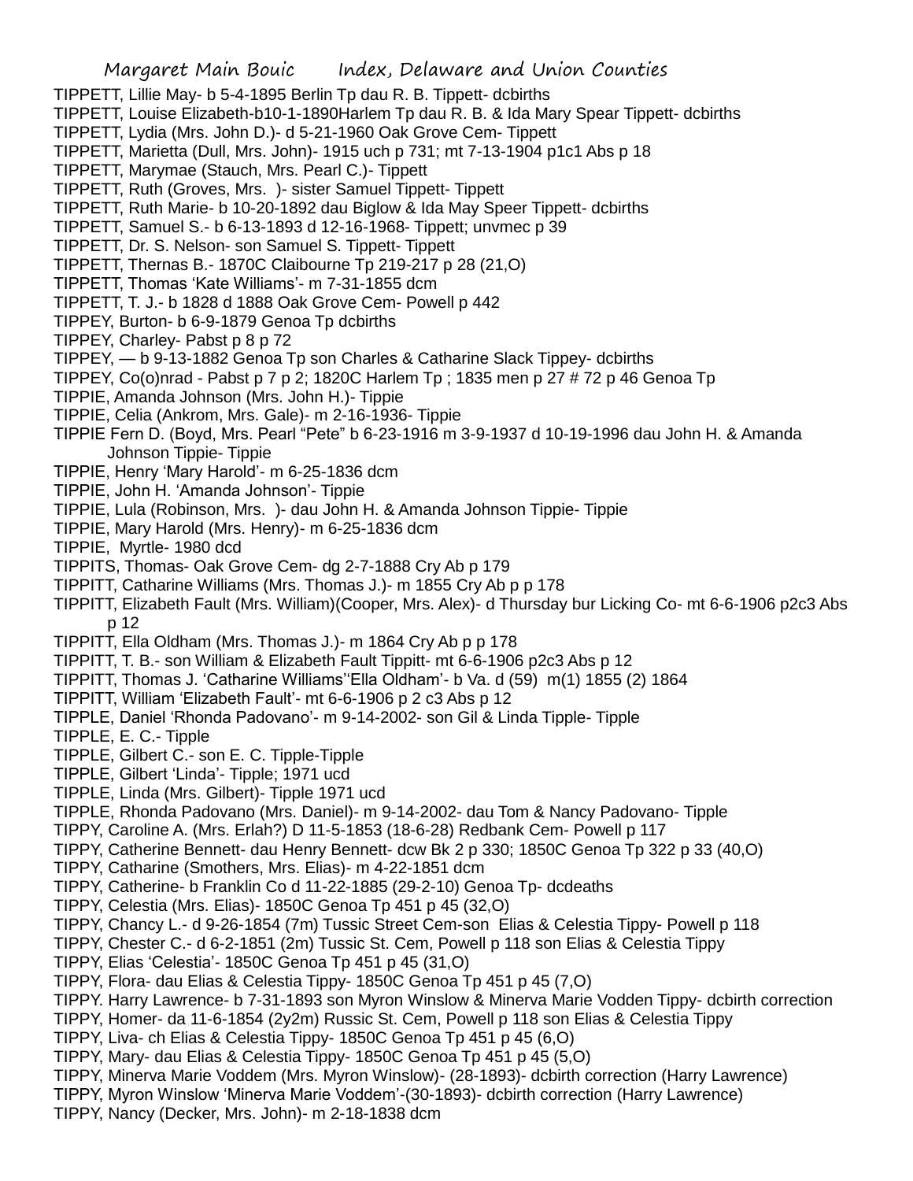TIPPETT, Lillie May- b 5-4-1895 Berlin Tp dau R. B. Tippett- dcbirths
TIPPETT, Louise Elizabeth-b10-1-1890Harlem Tp dau R. B. & Ida Mary Spear Tippett- dcbirths
TIPPETT, Lydia (Mrs. John D.)- d 5-21-1960 Oak Grove Cem- Tippett
TIPPETT, Marietta (Dull, Mrs. John)- 1915 uch p 731; mt 7-13-1904 p1c1 Abs p 18
TIPPETT, Marymae (Stauch, Mrs. Pearl C.)- Tippett
TIPPETT, Ruth (Groves, Mrs. )- sister Samuel Tippett- Tippett
TIPPETT, Ruth Marie- b 10-20-1892 dau Biglow & Ida May Speer Tippett- dcbirths
TIPPETT, Samuel S.- b 6-13-1893 d 12-16-1968- Tippett; unvmec p 39
TIPPETT, Dr. S. Nelson- son Samuel S. Tippett- Tippett
TIPPETT, Thernas B.- 1870C Claibourne Tp 219-217 p 28 (21,O)
TIPPETT, Thomas 'Kate Williams'- m 7-31-1855 dcm
TIPPETT, T. J.- b 1828 d 1888 Oak Grove Cem- Powell p 442
TIPPEY, Burton- b 6-9-1879 Genoa Tp dcbirths
TIPPEY, Charley- Pabst p 8 p 72
TIPPEY, — b 9-13-1882 Genoa Tp son Charles & Catharine Slack Tippey- dcbirths
TIPPEY, Co(o)nrad - Pabst p 7 p 2; 1820C Harlem Tp ; 1835 men p 27 # 72 p 46 Genoa Tp
TIPPIE, Amanda Johnson (Mrs. John H.)- Tippie
TIPPIE, Celia (Ankrom, Mrs. Gale)- m 2-16-1936- Tippie
TIPPIE Fern D. (Boyd, Mrs. Pearl "Pete" b 6-23-1916 m 3-9-1937 d 10-19-1996 dau John H. & Amanda Johnson Tippie- Tippie
TIPPIE, Henry 'Mary Harold'- m 6-25-1836 dcm
TIPPIE, John H. 'Amanda Johnson'- Tippie
TIPPIE, Lula (Robinson, Mrs. )- dau John H. & Amanda Johnson Tippie- Tippie
TIPPIE, Mary Harold (Mrs. Henry)- m 6-25-1836 dcm
TIPPIE, Myrtle- 1980 dcd
TIPPITS, Thomas- Oak Grove Cem- dg 2-7-1888 Cry Ab p 179
TIPPITT, Catharine Williams (Mrs. Thomas J.)- m 1855 Cry Ab p p 178
TIPPITT, Elizabeth Fault (Mrs. William)(Cooper, Mrs. Alex)- d Thursday bur Licking Co- mt 6-6-1906 p2c3 Abs p 12
TIPPITT, Ella Oldham (Mrs. Thomas J.)- m 1864 Cry Ab p p 178
TIPPITT, T. B.- son William & Elizabeth Fault Tippitt- mt 6-6-1906 p2c3 Abs p 12
TIPPITT, Thomas J. 'Catharine Williams''Ella Oldham'- b Va. d (59) m(1) 1855 (2) 1864
TIPPITT, William 'Elizabeth Fault'- mt 6-6-1906 p 2 c3 Abs p 12
TIPPLE, Daniel 'Rhonda Padovano'- m 9-14-2002- son Gil & Linda Tipple- Tipple
TIPPLE, E. C.- Tipple
TIPPLE, Gilbert C.- son E. C. Tipple-Tipple
TIPPLE, Gilbert 'Linda'- Tipple; 1971 ucd
TIPPLE, Linda (Mrs. Gilbert)- Tipple 1971 ucd
TIPPLE, Rhonda Padovano (Mrs. Daniel)- m 9-14-2002- dau Tom & Nancy Padovano- Tipple
TIPPY, Caroline A. (Mrs. Erlah?) D 11-5-1853 (18-6-28) Redbank Cem- Powell p 117
TIPPY, Catherine Bennett- dau Henry Bennett- dcw Bk 2 p 330; 1850C Genoa Tp 322 p 33 (40,O)
TIPPY, Catharine (Smothers, Mrs. Elias)- m 4-22-1851 dcm
TIPPY, Catherine- b Franklin Co d 11-22-1885 (29-2-10) Genoa Tp- dcdeaths
TIPPY, Celestia (Mrs. Elias)- 1850C Genoa Tp 451 p 45 (32,O)
TIPPY, Chancy L.- d 9-26-1854 (7m) Tussic Street Cem-son Elias & Celestia Tippy- Powell p 118
TIPPY, Chester C.- d 6-2-1851 (2m) Tussic St. Cem, Powell p 118 son Elias & Celestia Tippy
TIPPY, Elias 'Celestia'- 1850C Genoa Tp 451 p 45 (31,O)
TIPPY, Flora- dau Elias & Celestia Tippy- 1850C Genoa Tp 451 p 45 (7,O)
TIPPY. Harry Lawrence- b 7-31-1893 son Myron Winslow & Minerva Marie Vodden Tippy- dcbirth correction
TIPPY, Homer- da 11-6-1854 (2y2m) Russic St. Cem, Powell p 118 son Elias & Celestia Tippy
TIPPY, Liva- ch Elias & Celestia Tippy- 1850C Genoa Tp 451 p 45 (6,O)
TIPPY, Mary- dau Elias & Celestia Tippy- 1850C Genoa Tp 451 p 45 (5,O)
TIPPY, Minerva Marie Voddem (Mrs. Myron Winslow)- (28-1893)- dcbirth correction (Harry Lawrence)
TIPPY, Myron Winslow 'Minerva Marie Voddem'-(30-1893)- dcbirth correction (Harry Lawrence)
TIPPY, Nancy (Decker, Mrs. John)- m 2-18-1838 dcm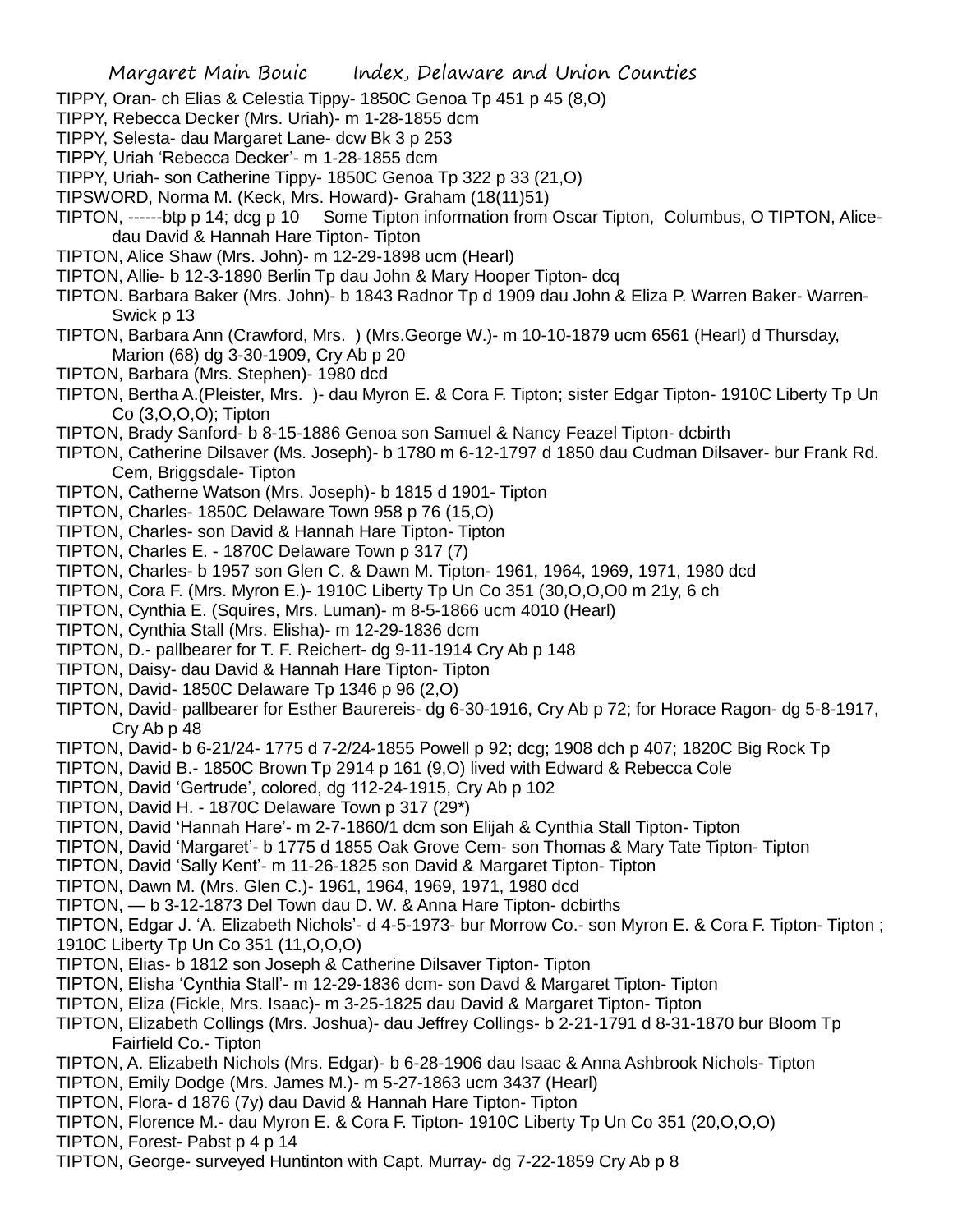TIPPY, Oran- ch Elias & Celestia Tippy- 1850C Genoa Tp 451 p 45 (8,O)

TIPPY, Rebecca Decker (Mrs. Uriah)- m 1-28-1855 dcm

TIPPY, Selesta- dau Margaret Lane- dcw Bk 3 p 253

TIPPY, Uriah 'Rebecca Decker'- m 1-28-1855 dcm

TIPPY, Uriah- son Catherine Tippy- 1850C Genoa Tp 322 p 33 (21,O)

TIPSWORD, Norma M. (Keck, Mrs. Howard)- Graham (18(11)51)

TIPTON, ------btp p 14; dcg p 10 Some Tipton information from Oscar Tipton, Columbus, O TIPTON, Alice- dau David & Hannah Hare Tipton- Tipton

TIPTON, Alice Shaw (Mrs. John)- m 12-29-1898 ucm (Hearl)

TIPTON, Allie- b 12-3-1890 Berlin Tp dau John & Mary Hooper Tipton- dcq

TIPTON. Barbara Baker (Mrs. John)- b 1843 Radnor Tp d 1909 dau John & Eliza P. Warren Baker- Warren-Swick p 13

TIPTON, Barbara Ann (Crawford, Mrs. ) (Mrs.George W.)- m 10-10-1879 ucm 6561 (Hearl) d Thursday, Marion (68) dg 3-30-1909, Cry Ab p 20

TIPTON, Barbara (Mrs. Stephen)- 1980 dcd

TIPTON, Bertha A.(Pleister, Mrs. )- dau Myron E. & Cora F. Tipton; sister Edgar Tipton- 1910C Liberty Tp Un Co (3,O,O,O); Tipton

TIPTON, Brady Sanford- b 8-15-1886 Genoa son Samuel & Nancy Feazel Tipton- dcbirth

TIPTON, Catherine Dilsaver (Ms. Joseph)- b 1780 m 6-12-1797 d 1850 dau Cudman Dilsaver- bur Frank Rd. Cem, Briggsdale- Tipton

TIPTON, Catherne Watson (Mrs. Joseph)- b 1815 d 1901- Tipton

TIPTON, Charles- 1850C Delaware Town 958 p 76 (15,O)

TIPTON, Charles- son David & Hannah Hare Tipton- Tipton

TIPTON, Charles E. - 1870C Delaware Town p 317 (7)

TIPTON, Charles- b 1957 son Glen C. & Dawn M. Tipton- 1961, 1964, 1969, 1971, 1980 dcd

TIPTON, Cora F. (Mrs. Myron E.)- 1910C Liberty Tp Un Co 351 (30,O,O,O0 m 21y, 6 ch

TIPTON, Cynthia E. (Squires, Mrs. Luman)- m 8-5-1866 ucm 4010 (Hearl)

TIPTON, Cynthia Stall (Mrs. Elisha)- m 12-29-1836 dcm

TIPTON, D.- pallbearer for T. F. Reichert- dg 9-11-1914 Cry Ab p 148

TIPTON, Daisy- dau David & Hannah Hare Tipton- Tipton

TIPTON, David- 1850C Delaware Tp 1346 p 96 (2,O)

TIPTON, David- pallbearer for Esther Baurereis- dg 6-30-1916, Cry Ab p 72; for Horace Ragon- dg 5-8-1917, Cry Ab p 48

TIPTON, David- b 6-21/24- 1775 d 7-2/24-1855 Powell p 92; dcg; 1908 dch p 407; 1820C Big Rock Tp

TIPTON, David B.- 1850C Brown Tp 2914 p 161 (9,O) lived with Edward & Rebecca Cole

TIPTON, David 'Gertrude', colored, dg 112-24-1915, Cry Ab p 102

TIPTON, David H. - 1870C Delaware Town p 317 (29*)

TIPTON, David 'Hannah Hare'- m 2-7-1860/1 dcm son Elijah & Cynthia Stall Tipton- Tipton

TIPTON, David 'Margaret'- b 1775 d 1855 Oak Grove Cem- son Thomas & Mary Tate Tipton- Tipton

TIPTON, David 'Sally Kent'- m 11-26-1825 son David & Margaret Tipton- Tipton

TIPTON, Dawn M. (Mrs. Glen C.)- 1961, 1964, 1969, 1971, 1980 dcd

TIPTON, — b 3-12-1873 Del Town dau D. W. & Anna Hare Tipton- dcbirths

TIPTON, Edgar J. 'A. Elizabeth Nichols'- d 4-5-1973- bur Morrow Co.- son Myron E. & Cora F. Tipton- Tipton ; 1910C Liberty Tp Un Co 351 (11,O,O,O)

TIPTON, Elias- b 1812 son Joseph & Catherine Dilsaver Tipton- Tipton

TIPTON, Elisha 'Cynthia Stall'- m 12-29-1836 dcm- son Davd & Margaret Tipton- Tipton

TIPTON, Eliza (Fickle, Mrs. Isaac)- m 3-25-1825 dau David & Margaret Tipton- Tipton

TIPTON, Elizabeth Collings (Mrs. Joshua)- dau Jeffrey Collings- b 2-21-1791 d 8-31-1870 bur Bloom Tp Fairfield Co.- Tipton

TIPTON, A. Elizabeth Nichols (Mrs. Edgar)- b 6-28-1906 dau Isaac & Anna Ashbrook Nichols- Tipton

TIPTON, Emily Dodge (Mrs. James M.)- m 5-27-1863 ucm 3437 (Hearl)

TIPTON, Flora- d 1876 (7y) dau David & Hannah Hare Tipton- Tipton

TIPTON, Florence M.- dau Myron E. & Cora F. Tipton- 1910C Liberty Tp Un Co 351 (20,O,O,O)

TIPTON, Forest- Pabst p 4 p 14

TIPTON, George- surveyed Huntinton with Capt. Murray- dg 7-22-1859 Cry Ab p 8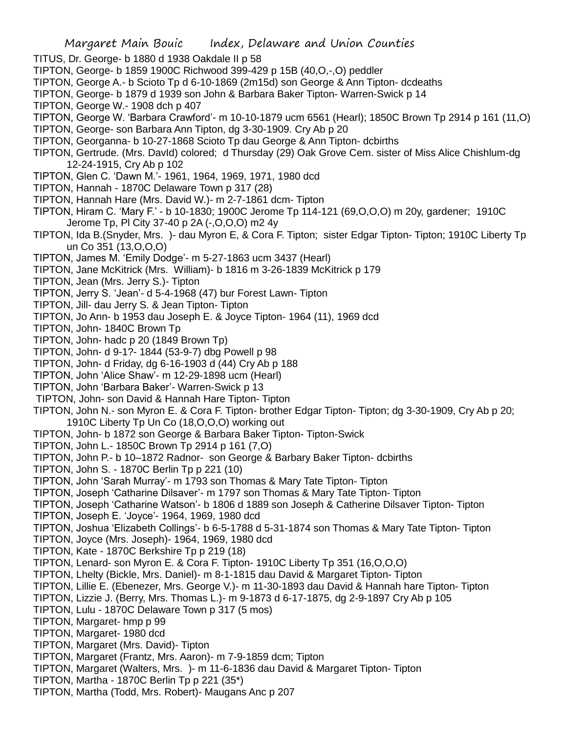TITUS, Dr. George- b 1880 d 1938 Oakdale II p 58

TIPTON, George- b 1859 1900C Richwood 399-429 p 15B (40,O,-,O) peddler

TIPTON, George A.- b Scioto Tp d 6-10-1869 (2m15d) son George & Ann Tipton- dcdeaths

TIPTON, George- b 1879 d 1939 son John & Barbara Baker Tipton- Warren-Swick p 14

TIPTON, George W.- 1908 dch p 407

TIPTON, George W. 'Barbara Crawford'- m 10-10-1879 ucm 6561 (Hearl); 1850C Brown Tp 2914 p 161 (11,O)

TIPTON, George- son Barbara Ann Tipton, dg 3-30-1909. Cry Ab p 20

TIPTON, Georganna- b 10-27-1868 Scioto Tp dau George & Ann Tipton- dcbirths

TIPTON, Gertrude. (Mrs. DavId) colored; d Thursday (29) Oak Grove Cem. sister of Miss Alice Chishlum-dg 12-24-1915, Cry Ab p 102

TIPTON, Glen C. 'Dawn M.'- 1961, 1964, 1969, 1971, 1980 dcd

TIPTON, Hannah - 1870C Delaware Town p 317 (28)

TIPTON, Hannah Hare (Mrs. David W.)- m 2-7-1861 dcm- Tipton

TIPTON, Hiram C. 'Mary F.' - b 10-1830; 1900C Jerome Tp 114-121 (69,O,O,O) m 20y, gardener; 1910C Jerome Tp, Pl City 37-40 p 2A (-,O,O,O) m2 4y

TIPTON, Ida B.(Snyder, Mrs. )- dau Myron E, & Cora F. Tipton; sister Edgar Tipton- Tipton; 1910C Liberty Tp un Co 351 (13,O,O,O)

TIPTON, James M. 'Emily Dodge'- m 5-27-1863 ucm 3437 (Hearl)

TIPTON, Jane McKitrick (Mrs. William)- b 1816 m 3-26-1839 McKitrick p 179

TIPTON, Jean (Mrs. Jerry S.)- Tipton

TIPTON, Jerry S. 'Jean'- d 5-4-1968 (47) bur Forest Lawn- Tipton

TIPTON, Jill- dau Jerry S. & Jean Tipton- Tipton

TIPTON, Jo Ann- b 1953 dau Joseph E. & Joyce Tipton- 1964 (11), 1969 dcd

TIPTON, John- 1840C Brown Tp

TIPTON, John- hadc p 20 (1849 Brown Tp)

TIPTON, John- d 9-1?- 1844 (53-9-7) dbg Powell p 98

TIPTON, John- d Friday, dg 6-16-1903 d (44) Cry Ab p 188

TIPTON, John 'Alice Shaw'- m 12-29-1898 ucm (Hearl)

TIPTON, John 'Barbara Baker'- Warren-Swick p 13

TIPTON, John- son David & Hannah Hare Tipton- Tipton

TIPTON, John N.- son Myron E. & Cora F. Tipton- brother Edgar Tipton- Tipton; dg 3-30-1909, Cry Ab p 20; 1910C Liberty Tp Un Co (18,O,O,O) working out

TIPTON, John- b 1872 son George & Barbara Baker Tipton- Tipton-Swick

TIPTON, John L.- 1850C Brown Tp 2914 p 161 (7,O)

TIPTON, John P.- b 10–1872 Radnor- son George & Barbary Baker Tipton- dcbirths

TIPTON, John S. - 1870C Berlin Tp p 221 (10)

TIPTON, John 'Sarah Murray'- m 1793 son Thomas & Mary Tate Tipton- Tipton

TIPTON, Joseph 'Catharine Dilsaver'- m 1797 son Thomas & Mary Tate Tipton- Tipton

TIPTON, Joseph 'Catharine Watson'- b 1806 d 1889 son Joseph & Catherine Dilsaver Tipton- Tipton

TIPTON, Joseph E. 'Joyce'- 1964, 1969, 1980 dcd

TIPTON, Joshua 'Elizabeth Collings'- b 6-5-1788 d 5-31-1874 son Thomas & Mary Tate Tipton- Tipton

TIPTON, Joyce (Mrs. Joseph)- 1964, 1969, 1980 dcd

TIPTON, Kate - 1870C Berkshire Tp p 219 (18)

TIPTON, Lenard- son Myron E. & Cora F. Tipton- 1910C Liberty Tp 351 (16,O,O,O)

TIPTON, Lhelty (Bickle, Mrs. Daniel)- m 8-1-1815 dau David & Margaret Tipton- Tipton

TIPTON, Lillie E. (Ebenezer, Mrs. George V.)- m 11-30-1893 dau David & Hannah hare Tipton- Tipton

TIPTON, Lizzie J. (Berry, Mrs. Thomas L.)- m 9-1873 d 6-17-1875, dg 2-9-1897 Cry Ab p 105

TIPTON, Lulu - 1870C Delaware Town p 317 (5 mos)

TIPTON, Margaret- hmp p 99

TIPTON, Margaret- 1980 dcd

TIPTON, Margaret (Mrs. David)- Tipton

TIPTON, Margaret (Frantz, Mrs. Aaron)- m 7-9-1859 dcm; Tipton

TIPTON, Margaret (Walters, Mrs. )- m 11-6-1836 dau David & Margaret Tipton- Tipton

TIPTON, Martha - 1870C Berlin Tp p 221 (35*)

TIPTON, Martha (Todd, Mrs. Robert)- Maugans Anc p 207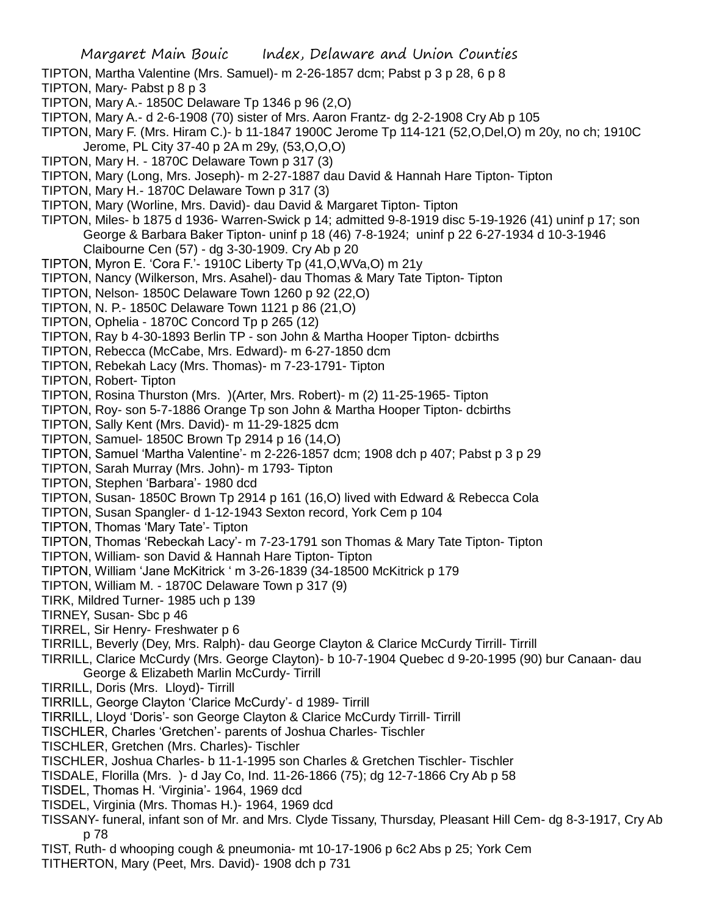TIPTON, Martha Valentine (Mrs. Samuel)- m 2-26-1857 dcm; Pabst p 3 p 28, 6 p 8

TIPTON, Mary- Pabst p 8 p 3

TIPTON, Mary A.- 1850C Delaware Tp 1346 p 96 (2,O)

TIPTON, Mary A.- d 2-6-1908 (70) sister of Mrs. Aaron Frantz- dg 2-2-1908 Cry Ab p 105

TIPTON, Mary F. (Mrs. Hiram C.)- b 11-1847 1900C Jerome Tp 114-121 (52,O,Del,O) m 20y, no ch; 1910C Jerome, PL City 37-40 p 2A m 29y, (53,O,O,O)

TIPTON, Mary H. - 1870C Delaware Town p 317 (3)

TIPTON, Mary (Long, Mrs. Joseph)- m 2-27-1887 dau David & Hannah Hare Tipton- Tipton

TIPTON, Mary H.- 1870C Delaware Town p 317 (3)

TIPTON, Mary (Worline, Mrs. David)- dau David & Margaret Tipton- Tipton

TIPTON, Miles- b 1875 d 1936- Warren-Swick p 14; admitted 9-8-1919 disc 5-19-1926 (41) uninf p 17; son George & Barbara Baker Tipton- uninf p 18 (46) 7-8-1924; uninf p 22 6-27-1934 d 10-3-1946 Claibourne Cen (57) - dg 3-30-1909. Cry Ab p 20

TIPTON, Myron E. 'Cora F.'- 1910C Liberty Tp (41,O,WVa,O) m 21y

TIPTON, Nancy (Wilkerson, Mrs. Asahel)- dau Thomas & Mary Tate Tipton- Tipton

TIPTON, Nelson- 1850C Delaware Town 1260 p 92 (22,O)

TIPTON, N. P.- 1850C Delaware Town 1121 p 86 (21,O)

TIPTON, Ophelia - 1870C Concord Tp p 265 (12)

TIPTON, Ray b 4-30-1893 Berlin TP - son John & Martha Hooper Tipton- dcbirths

TIPTON, Rebecca (McCabe, Mrs. Edward)- m 6-27-1850 dcm

TIPTON, Rebekah Lacy (Mrs. Thomas)- m 7-23-1791- Tipton

TIPTON, Robert- Tipton

TIPTON, Rosina Thurston (Mrs. )(Arter, Mrs. Robert)- m (2) 11-25-1965- Tipton

TIPTON, Roy- son 5-7-1886 Orange Tp son John & Martha Hooper Tipton- dcbirths

TIPTON, Sally Kent (Mrs. David)- m 11-29-1825 dcm

TIPTON, Samuel- 1850C Brown Tp 2914 p 16 (14,O)

TIPTON, Samuel 'Martha Valentine'- m 2-226-1857 dcm; 1908 dch p 407; Pabst p 3 p 29

TIPTON, Sarah Murray (Mrs. John)- m 1793- Tipton

TIPTON, Stephen 'Barbara'- 1980 dcd

TIPTON, Susan- 1850C Brown Tp 2914 p 161 (16,O) lived with Edward & Rebecca Cola

TIPTON, Susan Spangler- d 1-12-1943 Sexton record, York Cem p 104

TIPTON, Thomas 'Mary Tate'- Tipton

TIPTON, Thomas 'Rebeckah Lacy'- m 7-23-1791 son Thomas & Mary Tate Tipton- Tipton

TIPTON, William- son David & Hannah Hare Tipton- Tipton

TIPTON, William 'Jane McKitrick ' m 3-26-1839 (34-18500 McKitrick p 179

TIPTON, William M. - 1870C Delaware Town p 317 (9)

TIRK, Mildred Turner- 1985 uch p 139

TIRNEY, Susan- Sbc p 46

TIRREL, Sir Henry- Freshwater p 6

TIRRILL, Beverly (Dey, Mrs. Ralph)- dau George Clayton & Clarice McCurdy Tirrill- Tirrill

TIRRILL, Clarice McCurdy (Mrs. George Clayton)- b 10-7-1904 Quebec d 9-20-1995 (90) bur Canaan- dau George & Elizabeth Marlin McCurdy- Tirrill

TIRRILL, Doris (Mrs. Lloyd)- Tirrill

TIRRILL, George Clayton 'Clarice McCurdy'- d 1989- Tirrill

TIRRILL, Lloyd 'Doris'- son George Clayton & Clarice McCurdy Tirrill- Tirrill

TISCHLER, Charles 'Gretchen'- parents of Joshua Charles- Tischler

TISCHLER, Gretchen (Mrs. Charles)- Tischler

TISCHLER, Joshua Charles- b 11-1-1995 son Charles & Gretchen Tischler- Tischler

TISDALE, Florilla (Mrs. )- d Jay Co, Ind. 11-26-1866 (75); dg 12-7-1866 Cry Ab p 58

TISDEL, Thomas H. 'Virginia'- 1964, 1969 dcd

TISDEL, Virginia (Mrs. Thomas H.)- 1964, 1969 dcd

TISSANY- funeral, infant son of Mr. and Mrs. Clyde Tissany, Thursday, Pleasant Hill Cem- dg 8-3-1917, Cry Ab p 78

TIST, Ruth- d whooping cough & pneumonia- mt 10-17-1906 p 6c2 Abs p 25; York Cem

TITHERTON, Mary (Peet, Mrs. David)- 1908 dch p 731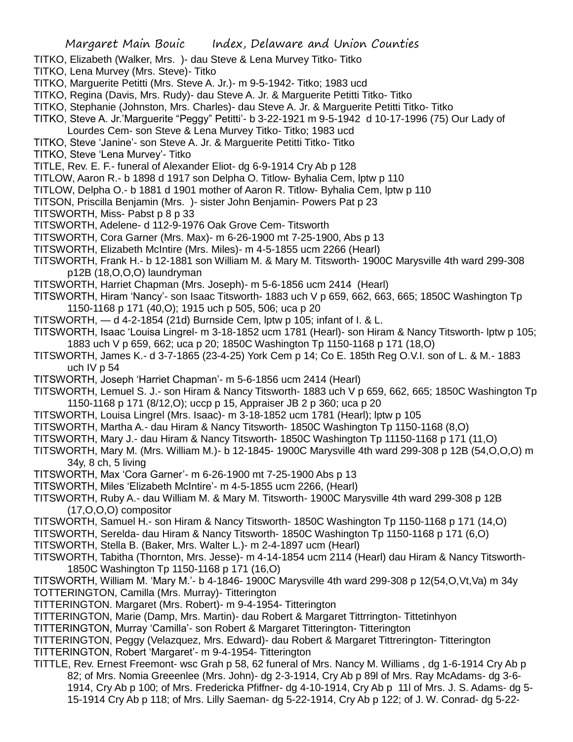TITKO, Elizabeth (Walker, Mrs. )- dau Steve & Lena Murvey Titko- Titko
TITKO, Lena Murvey (Mrs. Steve)- Titko
TITKO, Marguerite Petitti (Mrs. Steve A. Jr.)- m 9-5-1942- Titko; 1983 ucd
TITKO, Regina (Davis, Mrs. Rudy)- dau Steve A. Jr. & Marguerite Petitti Titko- Titko
TITKO, Stephanie (Johnston, Mrs. Charles)- dau Steve A. Jr. & Marguerite Petitti Titko- Titko
TITKO, Steve A. Jr.'Marguerite "Peggy" Petitti'- b 3-22-1921 m 9-5-1942 d 10-17-1996 (75) Our Lady of Lourdes Cem- son Steve & Lena Murvey Titko- Titko; 1983 ucd
TITKO, Steve 'Janine'- son Steve A. Jr. & Marguerite Petitti Titko- Titko
TITKO, Steve 'Lena Murvey'- Titko
TITLE, Rev. E. F.- funeral of Alexander Eliot- dg 6-9-1914 Cry Ab p 128
TITLOW, Aaron R.- b 1898 d 1917 son Delpha O. Titlow- Byhalia Cem, lptw p 110
TITLOW, Delpha O.- b 1881 d 1901 mother of Aaron R. Titlow- Byhalia Cem, lptw p 110
TITSON, Priscilla Benjamin (Mrs. )- sister John Benjamin- Powers Pat p 23
TITSWORTH, Miss- Pabst p 8 p 33
TITSWORTH, Adelene- d 112-9-1976 Oak Grove Cem- Titsworth
TITSWORTH, Cora Garner (Mrs. Max)- m 6-26-1900 mt 7-25-1900, Abs p 13
TITSWORTH, Elizabeth McIntire (Mrs. Miles)- m 4-5-1855 ucm 2266 (Hearl)
TITSWORTH, Frank H.- b 12-1881 son William M. & Mary M. Titsworth- 1900C Marysville 4th ward 299-308 p12B (18,O,O,O) laundryman
TITSWORTH, Harriet Chapman (Mrs. Joseph)- m 5-6-1856 ucm 2414 (Hearl)
TITSWORTH, Hiram 'Nancy'- son Isaac Titsworth- 1883 uch V p 659, 662, 663, 665; 1850C Washington Tp 1150-1168 p 171 (40,O); 1915 uch p 505, 506; uca p 20
TITSWORTH, — d 4-2-1854 (21d) Burnside Cem, lptw p 105; infant of I. & L.
TITSWORTH, Isaac 'Louisa Lingrel- m 3-18-1852 ucm 1781 (Hearl)- son Hiram & Nancy Titsworth- lptw p 105; 1883 uch V p 659, 662; uca p 20; 1850C Washington Tp 1150-1168 p 171 (18,O)
TITSWORTH, James K.- d 3-7-1865 (23-4-25) York Cem p 14; Co E. 185th Reg O.V.I. son of L. & M.- 1883 uch IV p 54
TITSWORTH, Joseph 'Harriet Chapman'- m 5-6-1856 ucm 2414 (Hearl)
TITSWORTH, Lemuel S. J.- son Hiram & Nancy Titsworth- 1883 uch V p 659, 662, 665; 1850C Washington Tp 1150-1168 p 171 (8/12,O); uccp p 15, Appraiser JB 2 p 360; uca p 20
TITSWORTH, Louisa Lingrel (Mrs. Isaac)- m 3-18-1852 ucm 1781 (Hearl); lptw p 105
TITSWORTH, Martha A.- dau Hiram & Nancy Titsworth- 1850C Washington Tp 1150-1168 (8,O)
TITSWORTH, Mary J.- dau Hiram & Nancy Titsworth- 1850C Washington Tp 11150-1168 p 171 (11,O)
TITSWORTH, Mary M. (Mrs. William M.)- b 12-1845- 1900C Marysville 4th ward 299-308 p 12B (54,O,O,O) m 34y, 8 ch, 5 living
TITSWORTH, Max 'Cora Garner'- m 6-26-1900 mt 7-25-1900 Abs p 13
TITSWORTH, Miles 'Elizabeth McIntire'- m 4-5-1855 ucm 2266, (Hearl)
TITSWORTH, Ruby A.- dau William M. & Mary M. Titsworth- 1900C Marysville 4th ward 299-308 p 12B (17,O,O,O) compositor
TITSWORTH, Samuel H.- son Hiram & Nancy Titsworth- 1850C Washington Tp 1150-1168 p 171 (14,O)
TITSWORTH, Serelda- dau Hiram & Nancy Titsworth- 1850C Washington Tp 1150-1168 p 171 (6,O)
TITSWORTH, Stella B. (Baker, Mrs. Walter L.)- m 2-4-1897 ucm (Hearl)
TITSWORTH, Tabitha (Thornton, Mrs. Jesse)- m 4-14-1854 ucm 2114 (Hearl) dau Hiram & Nancy Titsworth- 1850C Washington Tp 1150-1168 p 171 (16,O)
TITSWORTH, William M. 'Mary M.'- b 4-1846- 1900C Marysville 4th ward 299-308 p 12(54,O,Vt,Va) m 34y
TOTTERINGTON, Camilla (Mrs. Murray)- Titterington
TITTERINGTON. Margaret (Mrs. Robert)- m 9-4-1954- Titterington
TITTERINGTON, Marie (Damp, Mrs. Martin)- dau Robert & Margaret Tittrrington- Tittetinhyon
TITTERINGTON, Murray 'Camilla'- son Robert & Margaret Titterington- Titterington
TITTERINGTON, Peggy (Velazquez, Mrs. Edward)- dau Robert & Margaret Tittrerington- Titterington
TITTERINGTON, Robert 'Margaret'- m 9-4-1954- Titterington
TITTLE, Rev. Ernest Freemont- wsc Grah p 58, 62 funeral of Mrs. Nancy M. Williams , dg 1-6-1914 Cry Ab p 82; of Mrs. Nomia Greeenlee (Mrs. John)- dg 2-3-1914, Cry Ab p 89l of Mrs. Ray McAdams- dg 3-6-1914, Cry Ab p 100; of Mrs. Fredericka Pfiffner- dg 4-10-1914, Cry Ab p 11l of Mrs. J. S. Adams- dg 5-15-1914 Cry Ab p 118; of Mrs. Lilly Saeman- dg 5-22-1914, Cry Ab p 122; of J. W. Conrad- dg 5-22-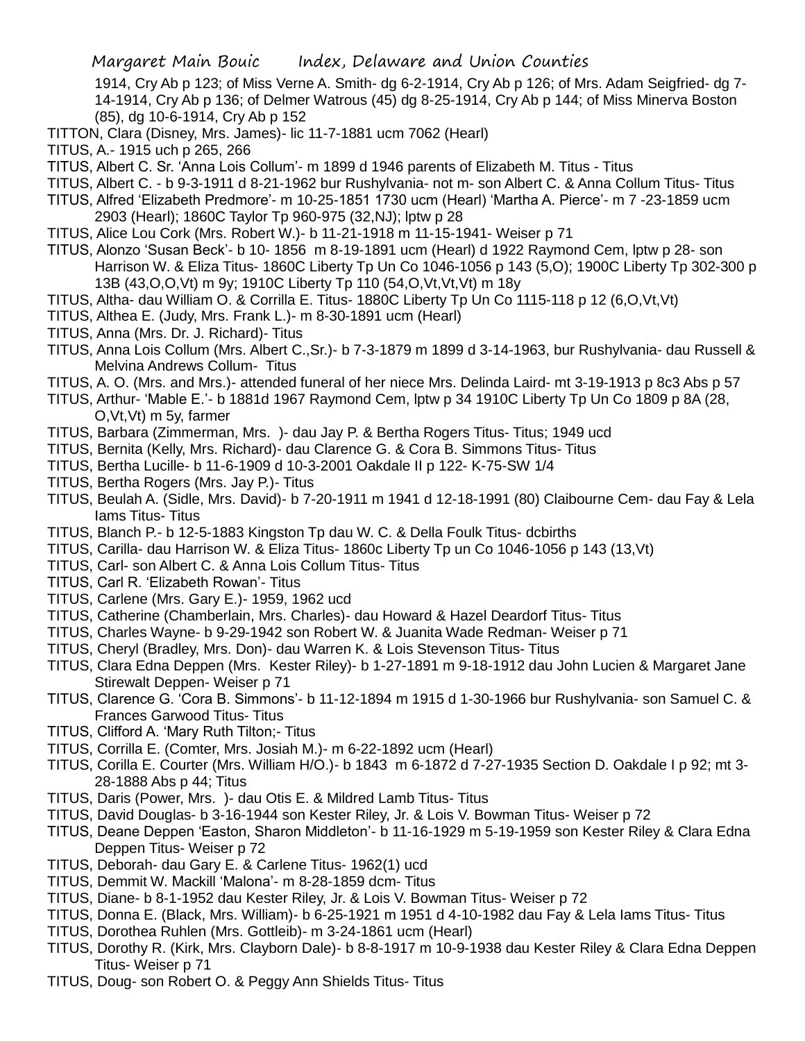1914, Cry Ab p 123; of Miss Verne A. Smith- dg 6-2-1914, Cry Ab p 126; of Mrs. Adam Seigfried- dg 7-14-1914, Cry Ab p 136; of Delmer Watrous (45) dg 8-25-1914, Cry Ab p 144; of Miss Minerva Boston (85), dg 10-6-1914, Cry Ab p 152

TITTON, Clara (Disney, Mrs. James)- lic 11-7-1881 ucm 7062 (Hearl)

TITUS, A.- 1915 uch p 265, 266

TITUS, Albert C. Sr. 'Anna Lois Collum'- m 1899 d 1946 parents of Elizabeth M. Titus - Titus

TITUS, Albert C. - b 9-3-1911 d 8-21-1962 bur Rushylvania- not m- son Albert C. & Anna Collum Titus- Titus

TITUS, Alfred 'Elizabeth Predmore'- m 10-25-1851 1730 ucm (Hearl) 'Martha A. Pierce'- m 7 -23-1859 ucm 2903 (Hearl); 1860C Taylor Tp 960-975 (32,NJ); lptw p 28

TITUS, Alice Lou Cork (Mrs. Robert W.)- b 11-21-1918 m 11-15-1941- Weiser p 71

TITUS, Alonzo 'Susan Beck'- b 10- 1856 m 8-19-1891 ucm (Hearl) d 1922 Raymond Cem, lptw p 28- son Harrison W. & Eliza Titus- 1860C Liberty Tp Un Co 1046-1056 p 143 (5,O); 1900C Liberty Tp 302-300 p 13B (43,O,O,Vt) m 9y; 1910C Liberty Tp 110 (54,O,Vt,Vt,Vt) m 18y

TITUS, Altha- dau William O. & Corrilla E. Titus- 1880C Liberty Tp Un Co 1115-118 p 12 (6,O,Vt,Vt)

TITUS, Althea E. (Judy, Mrs. Frank L.)- m 8-30-1891 ucm (Hearl)

TITUS, Anna (Mrs. Dr. J. Richard)- Titus

TITUS, Anna Lois Collum (Mrs. Albert C.,Sr.)- b 7-3-1879 m 1899 d 3-14-1963, bur Rushylvania- dau Russell & Melvina Andrews Collum- Titus

TITUS, A. O. (Mrs. and Mrs.)- attended funeral of her niece Mrs. Delinda Laird- mt 3-19-1913 p 8c3 Abs p 57

TITUS, Arthur- 'Mable E.'- b 1881d 1967 Raymond Cem, lptw p 34 1910C Liberty Tp Un Co 1809 p 8A (28, O,Vt,Vt) m 5y, farmer

TITUS, Barbara (Zimmerman, Mrs. )- dau Jay P. & Bertha Rogers Titus- Titus; 1949 ucd

TITUS, Bernita (Kelly, Mrs. Richard)- dau Clarence G. & Cora B. Simmons Titus- Titus

TITUS, Bertha Lucille- b 11-6-1909 d 10-3-2001 Oakdale II p 122- K-75-SW 1/4

TITUS, Bertha Rogers (Mrs. Jay P.)- Titus

TITUS, Beulah A. (Sidle, Mrs. David)- b 7-20-1911 m 1941 d 12-18-1991 (80) Claibourne Cem- dau Fay & Lela Iams Titus- Titus

TITUS, Blanch P.- b 12-5-1883 Kingston Tp dau W. C. & Della Foulk Titus- dcbirths

TITUS, Carilla- dau Harrison W. & Eliza Titus- 1860c Liberty Tp un Co 1046-1056 p 143 (13,Vt)

TITUS, Carl- son Albert C. & Anna Lois Collum Titus- Titus

TITUS, Carl R. 'Elizabeth Rowan'- Titus

TITUS, Carlene (Mrs. Gary E.)- 1959, 1962 ucd

TITUS, Catherine (Chamberlain, Mrs. Charles)- dau Howard & Hazel Deardorf Titus- Titus

TITUS, Charles Wayne- b 9-29-1942 son Robert W. & Juanita Wade Redman- Weiser p 71

TITUS, Cheryl (Bradley, Mrs. Don)- dau Warren K. & Lois Stevenson Titus- Titus

TITUS, Clara Edna Deppen (Mrs. Kester Riley)- b 1-27-1891 m 9-18-1912 dau John Lucien & Margaret Jane Stirewalt Deppen- Weiser p 71

TITUS, Clarence G. 'Cora B. Simmons'- b 11-12-1894 m 1915 d 1-30-1966 bur Rushylvania- son Samuel C. & Frances Garwood Titus- Titus

TITUS, Clifford A. 'Mary Ruth Tilton;- Titus

TITUS, Corrilla E. (Comter, Mrs. Josiah M.)- m 6-22-1892 ucm (Hearl)

TITUS, Corilla E. Courter (Mrs. William H/O.)- b 1843 m 6-1872 d 7-27-1935 Section D. Oakdale I p 92; mt 3-28-1888 Abs p 44; Titus

TITUS, Daris (Power, Mrs. )- dau Otis E. & Mildred Lamb Titus- Titus

TITUS, David Douglas- b 3-16-1944 son Kester Riley, Jr. & Lois V. Bowman Titus- Weiser p 72

TITUS, Deane Deppen 'Easton, Sharon Middleton'- b 11-16-1929 m 5-19-1959 son Kester Riley & Clara Edna Deppen Titus- Weiser p 72

TITUS, Deborah- dau Gary E. & Carlene Titus- 1962(1) ucd

TITUS, Demmit W. Mackill 'Malona'- m 8-28-1859 dcm- Titus

TITUS, Diane- b 8-1-1952 dau Kester Riley, Jr. & Lois V. Bowman Titus- Weiser p 72

TITUS, Donna E. (Black, Mrs. William)- b 6-25-1921 m 1951 d 4-10-1982 dau Fay & Lela Iams Titus- Titus

TITUS, Dorothea Ruhlen (Mrs. Gottleib)- m 3-24-1861 ucm (Hearl)

TITUS, Dorothy R. (Kirk, Mrs. Clayborn Dale)- b 8-8-1917 m 10-9-1938 dau Kester Riley & Clara Edna Deppen Titus- Weiser p 71

TITUS, Doug- son Robert O. & Peggy Ann Shields Titus- Titus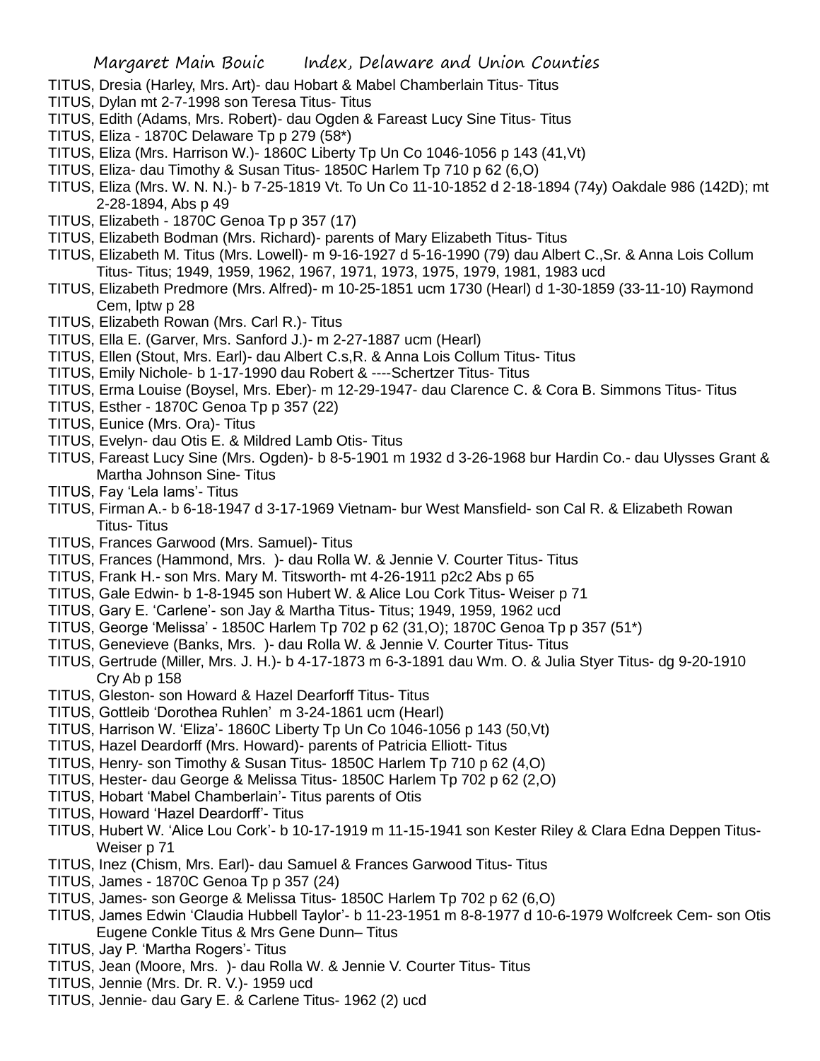TITUS, Dresia (Harley, Mrs. Art)- dau Hobart & Mabel Chamberlain Titus- Titus

TITUS, Dylan mt 2-7-1998 son Teresa Titus- Titus

TITUS, Edith (Adams, Mrs. Robert)- dau Ogden & Fareast Lucy Sine Titus- Titus

TITUS, Eliza - 1870C Delaware Tp p 279 (58*)

TITUS, Eliza (Mrs. Harrison W.)- 1860C Liberty Tp Un Co 1046-1056 p 143 (41,Vt)

TITUS, Eliza- dau Timothy & Susan Titus- 1850C Harlem Tp 710 p 62 (6,O)

TITUS, Eliza (Mrs. W. N. N.)- b 7-25-1819 Vt. To Un Co 11-10-1852 d 2-18-1894 (74y) Oakdale 986 (142D); mt 2-28-1894, Abs p 49

TITUS, Elizabeth - 1870C Genoa Tp p 357 (17)

TITUS, Elizabeth Bodman (Mrs. Richard)- parents of Mary Elizabeth Titus- Titus

TITUS, Elizabeth M. Titus (Mrs. Lowell)- m 9-16-1927 d 5-16-1990 (79) dau Albert C.,Sr. & Anna Lois Collum Titus- Titus; 1949, 1959, 1962, 1967, 1971, 1973, 1975, 1979, 1981, 1983 ucd

TITUS, Elizabeth Predmore (Mrs. Alfred)- m 10-25-1851 ucm 1730 (Hearl) d 1-30-1859 (33-11-10) Raymond Cem, lptw p 28

TITUS, Elizabeth Rowan (Mrs. Carl R.)- Titus

TITUS, Ella E. (Garver, Mrs. Sanford J.)- m 2-27-1887 ucm (Hearl)

TITUS, Ellen (Stout, Mrs. Earl)- dau Albert C.s,R. & Anna Lois Collum Titus- Titus

TITUS, Emily Nichole- b 1-17-1990 dau Robert & ----Schertzer Titus- Titus

TITUS, Erma Louise (Boysel, Mrs. Eber)- m 12-29-1947- dau Clarence C. & Cora B. Simmons Titus- Titus

TITUS, Esther - 1870C Genoa Tp p 357 (22)

TITUS, Eunice (Mrs. Ora)- Titus

TITUS, Evelyn- dau Otis E. & Mildred Lamb Otis- Titus

TITUS, Fareast Lucy Sine (Mrs. Ogden)- b 8-5-1901 m 1932 d 3-26-1968 bur Hardin Co.- dau Ulysses Grant & Martha Johnson Sine- Titus

TITUS, Fay 'Lela Iams'- Titus

TITUS, Firman A.- b 6-18-1947 d 3-17-1969 Vietnam- bur West Mansfield- son Cal R. & Elizabeth Rowan Titus- Titus

TITUS, Frances Garwood (Mrs. Samuel)- Titus

TITUS, Frances (Hammond, Mrs. )- dau Rolla W. & Jennie V. Courter Titus- Titus

TITUS, Frank H.- son Mrs. Mary M. Titsworth- mt 4-26-1911 p2c2 Abs p 65

TITUS, Gale Edwin- b 1-8-1945 son Hubert W. & Alice Lou Cork Titus- Weiser p 71

TITUS, Gary E. 'Carlene'- son Jay & Martha Titus- Titus; 1949, 1959, 1962 ucd

TITUS, George 'Melissa' - 1850C Harlem Tp 702 p 62 (31,O); 1870C Genoa Tp p 357 (51*)

TITUS, Genevieve (Banks, Mrs. )- dau Rolla W. & Jennie V. Courter Titus- Titus

TITUS, Gertrude (Miller, Mrs. J. H.)- b 4-17-1873 m 6-3-1891 dau Wm. O. & Julia Styer Titus- dg 9-20-1910 Cry Ab p 158

TITUS, Gleston- son Howard & Hazel Dearforff Titus- Titus

TITUS, Gottleib 'Dorothea Ruhlen' m 3-24-1861 ucm (Hearl)

TITUS, Harrison W. 'Eliza'- 1860C Liberty Tp Un Co 1046-1056 p 143 (50,Vt)

TITUS, Hazel Deardorff (Mrs. Howard)- parents of Patricia Elliott- Titus

TITUS, Henry- son Timothy & Susan Titus- 1850C Harlem Tp 710 p 62 (4,O)

TITUS, Hester- dau George & Melissa Titus- 1850C Harlem Tp 702 p 62 (2,O)

TITUS, Hobart 'Mabel Chamberlain'- Titus parents of Otis

TITUS, Howard 'Hazel Deardorff'- Titus

TITUS, Hubert W. 'Alice Lou Cork'- b 10-17-1919 m 11-15-1941 son Kester Riley & Clara Edna Deppen Titus- Weiser p 71

TITUS, Inez (Chism, Mrs. Earl)- dau Samuel & Frances Garwood Titus- Titus

TITUS, James - 1870C Genoa Tp p 357 (24)

TITUS, James- son George & Melissa Titus- 1850C Harlem Tp 702 p 62 (6,O)

TITUS, James Edwin 'Claudia Hubbell Taylor'- b 11-23-1951 m 8-8-1977 d 10-6-1979 Wolfcreek Cem- son Otis Eugene Conkle Titus & Mrs Gene Dunn– Titus

TITUS, Jay P. 'Martha Rogers'- Titus

TITUS, Jean (Moore, Mrs. )- dau Rolla W. & Jennie V. Courter Titus- Titus

TITUS, Jennie (Mrs. Dr. R. V.)- 1959 ucd

TITUS, Jennie- dau Gary E. & Carlene Titus- 1962 (2) ucd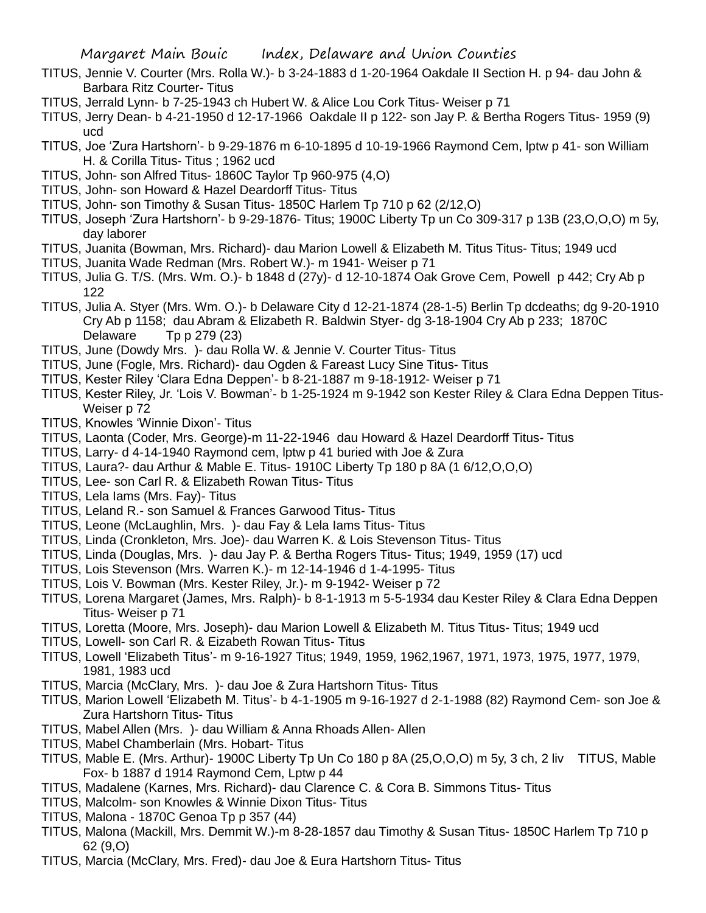TITUS, Jennie V. Courter (Mrs. Rolla W.)- b 3-24-1883 d 1-20-1964 Oakdale II Section H. p 94- dau John & Barbara Ritz Courter- Titus

TITUS, Jerrald Lynn- b 7-25-1943 ch Hubert W. & Alice Lou Cork Titus- Weiser p 71

TITUS, Jerry Dean- b 4-21-1950 d 12-17-1966 Oakdale II p 122- son Jay P. & Bertha Rogers Titus- 1959 (9) ucd

TITUS, Joe 'Zura Hartshorn'- b 9-29-1876 m 6-10-1895 d 10-19-1966 Raymond Cem, lptw p 41- son William H. & Corilla Titus- Titus ; 1962 ucd

TITUS, John- son Alfred Titus- 1860C Taylor Tp 960-975 (4,O)

TITUS, John- son Howard & Hazel Deardorff Titus- Titus

TITUS, John- son Timothy & Susan Titus- 1850C Harlem Tp 710 p 62 (2/12,O)

TITUS, Joseph 'Zura Hartshorn'- b 9-29-1876- Titus; 1900C Liberty Tp un Co 309-317 p 13B (23,O,O,O) m 5y, day laborer

TITUS, Juanita (Bowman, Mrs. Richard)- dau Marion Lowell & Elizabeth M. Titus Titus- Titus; 1949 ucd

TITUS, Juanita Wade Redman (Mrs. Robert W.)- m 1941- Weiser p 71

TITUS, Julia G. T/S. (Mrs. Wm. O.)- b 1848 d (27y)- d 12-10-1874 Oak Grove Cem, Powell p 442; Cry Ab p 122

TITUS, Julia A. Styer (Mrs. Wm. O.)- b Delaware City d 12-21-1874 (28-1-5) Berlin Tp dcdeaths; dg 9-20-1910 Cry Ab p 1158; dau Abram & Elizabeth R. Baldwin Styer- dg 3-18-1904 Cry Ab p 233; 1870C Delaware Tp p 279 (23)

TITUS, June (Dowdy Mrs. )- dau Rolla W. & Jennie V. Courter Titus- Titus

TITUS, June (Fogle, Mrs. Richard)- dau Ogden & Fareast Lucy Sine Titus- Titus

TITUS, Kester Riley 'Clara Edna Deppen'- b 8-21-1887 m 9-18-1912- Weiser p 71

TITUS, Kester Riley, Jr. 'Lois V. Bowman'- b 1-25-1924 m 9-1942 son Kester Riley & Clara Edna Deppen Titus- Weiser p 72

TITUS, Knowles 'Winnie Dixon'- Titus

TITUS, Laonta (Coder, Mrs. George)-m 11-22-1946 dau Howard & Hazel Deardorff Titus- Titus

TITUS, Larry- d 4-14-1940 Raymond cem, lptw p 41 buried with Joe & Zura

TITUS, Laura?- dau Arthur & Mable E. Titus- 1910C Liberty Tp 180 p 8A (1 6/12,O,O,O)

TITUS, Lee- son Carl R. & Elizabeth Rowan Titus- Titus

TITUS, Lela Iams (Mrs. Fay)- Titus

TITUS, Leland R.- son Samuel & Frances Garwood Titus- Titus

TITUS, Leone (McLaughlin, Mrs. )- dau Fay & Lela Iams Titus- Titus

TITUS, Linda (Cronkleton, Mrs. Joe)- dau Warren K. & Lois Stevenson Titus- Titus

TITUS, Linda (Douglas, Mrs. )- dau Jay P. & Bertha Rogers Titus- Titus; 1949, 1959 (17) ucd

TITUS, Lois Stevenson (Mrs. Warren K.)- m 12-14-1946 d 1-4-1995- Titus

TITUS, Lois V. Bowman (Mrs. Kester Riley, Jr.)- m 9-1942- Weiser p 72

TITUS, Lorena Margaret (James, Mrs. Ralph)- b 8-1-1913 m 5-5-1934 dau Kester Riley & Clara Edna Deppen Titus- Weiser p 71

TITUS, Loretta (Moore, Mrs. Joseph)- dau Marion Lowell & Elizabeth M. Titus Titus- Titus; 1949 ucd

TITUS, Lowell- son Carl R. & Eizabeth Rowan Titus- Titus

TITUS, Lowell 'Elizabeth Titus'- m 9-16-1927 Titus; 1949, 1959, 1962,1967, 1971, 1973, 1975, 1977, 1979, 1981, 1983 ucd

TITUS, Marcia (McClary, Mrs. )- dau Joe & Zura Hartshorn Titus- Titus

TITUS, Marion Lowell 'Elizabeth M. Titus'- b 4-1-1905 m 9-16-1927 d 2-1-1988 (82) Raymond Cem- son Joe & Zura Hartshorn Titus- Titus

TITUS, Mabel Allen (Mrs. )- dau William & Anna Rhoads Allen- Allen

TITUS, Mabel Chamberlain (Mrs. Hobart- Titus

TITUS, Mable E. (Mrs. Arthur)- 1900C Liberty Tp Un Co 180 p 8A (25,O,O,O) m 5y, 3 ch, 2 liv

TITUS, Mable Fox- b 1887 d 1914 Raymond Cem, Lptw p 44

TITUS, Madalene (Karnes, Mrs. Richard)- dau Clarence C. & Cora B. Simmons Titus- Titus

TITUS, Malcolm- son Knowles & Winnie Dixon Titus- Titus

TITUS, Malona - 1870C Genoa Tp p 357 (44)

TITUS, Malona (Mackill, Mrs. Demmit W.)-m 8-28-1857 dau Timothy & Susan Titus- 1850C Harlem Tp 710 p 62 (9,O)

TITUS, Marcia (McClary, Mrs. Fred)- dau Joe & Eura Hartshorn Titus- Titus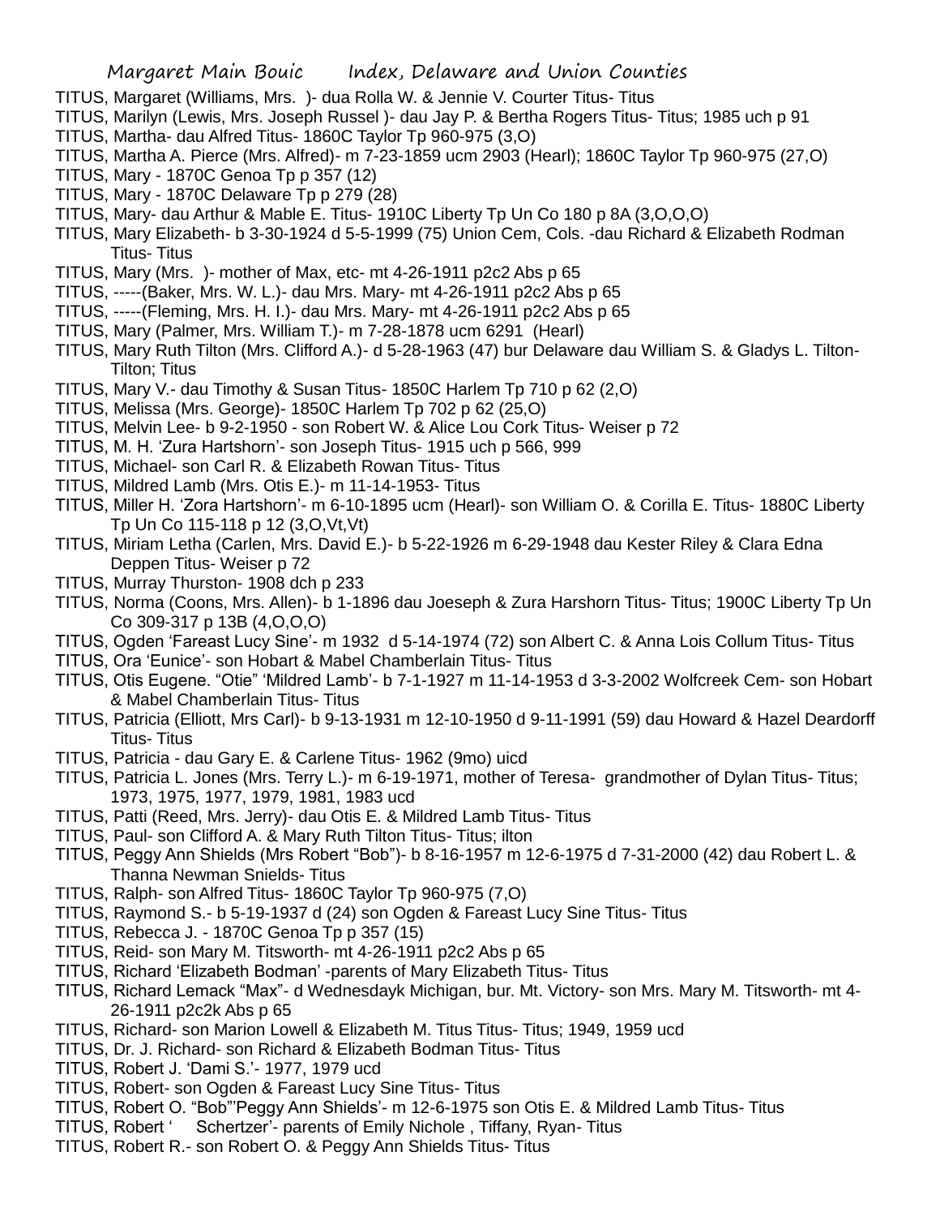TITUS, Margaret (Williams, Mrs. )- dua Rolla W. & Jennie V. Courter Titus- Titus

TITUS, Marilyn (Lewis, Mrs. Joseph Russel )- dau Jay P. & Bertha Rogers Titus- Titus; 1985 uch p 91

TITUS, Martha- dau Alfred Titus- 1860C Taylor Tp 960-975 (3,O)

TITUS, Martha A. Pierce (Mrs. Alfred)- m 7-23-1859 ucm 2903 (Hearl); 1860C Taylor Tp 960-975 (27,O)

TITUS, Mary - 1870C Genoa Tp p 357 (12)

TITUS, Mary - 1870C Delaware Tp p 279 (28)

TITUS, Mary- dau Arthur & Mable E. Titus- 1910C Liberty Tp Un Co 180 p 8A (3,O,O,O)

TITUS, Mary Elizabeth- b 3-30-1924 d 5-5-1999 (75) Union Cem, Cols. -dau Richard & Elizabeth Rodman Titus- Titus

TITUS, Mary (Mrs. )- mother of Max, etc- mt 4-26-1911 p2c2 Abs p 65

TITUS, -----(Baker, Mrs. W. L.)- dau Mrs. Mary- mt 4-26-1911 p2c2 Abs p 65

TITUS, -----(Fleming, Mrs. H. I.)- dau Mrs. Mary- mt 4-26-1911 p2c2 Abs p 65

TITUS, Mary (Palmer, Mrs. William T.)- m 7-28-1878 ucm 6291 (Hearl)

TITUS, Mary Ruth Tilton (Mrs. Clifford A.)- d 5-28-1963 (47) bur Delaware dau William S. & Gladys L. Tilton- Tilton; Titus

TITUS, Mary V.- dau Timothy & Susan Titus- 1850C Harlem Tp 710 p 62 (2,O)

TITUS, Melissa (Mrs. George)- 1850C Harlem Tp 702 p 62 (25,O)

TITUS, Melvin Lee- b 9-2-1950 - son Robert W. & Alice Lou Cork Titus- Weiser p 72

TITUS, M. H. 'Zura Hartshorn'- son Joseph Titus- 1915 uch p 566, 999

TITUS, Michael- son Carl R. & Elizabeth Rowan Titus- Titus

TITUS, Mildred Lamb (Mrs. Otis E.)- m 11-14-1953- Titus

TITUS, Miller H. 'Zora Hartshorn'- m 6-10-1895 ucm (Hearl)- son William O. & Corilla E. Titus- 1880C Liberty Tp Un Co 115-118 p 12 (3,O,Vt,Vt)

TITUS, Miriam Letha (Carlen, Mrs. David E.)- b 5-22-1926 m 6-29-1948 dau Kester Riley & Clara Edna Deppen Titus- Weiser p 72

TITUS, Murray Thurston- 1908 dch p 233

TITUS, Norma (Coons, Mrs. Allen)- b 1-1896 dau Joeseph & Zura Harshorn Titus- Titus; 1900C Liberty Tp Un Co 309-317 p 13B (4,O,O,O)

TITUS, Ogden 'Fareast Lucy Sine'- m 1932 d 5-14-1974 (72) son Albert C. & Anna Lois Collum Titus- Titus

TITUS, Ora 'Eunice'- son Hobart & Mabel Chamberlain Titus- Titus

TITUS, Otis Eugene. "Otie" 'Mildred Lamb'- b 7-1-1927 m 11-14-1953 d 3-3-2002 Wolfcreek Cem- son Hobart & Mabel Chamberlain Titus- Titus

TITUS, Patricia (Elliott, Mrs Carl)- b 9-13-1931 m 12-10-1950 d 9-11-1991 (59) dau Howard & Hazel Deardorff Titus- Titus

TITUS, Patricia - dau Gary E. & Carlene Titus- 1962 (9mo) uicd

TITUS, Patricia L. Jones (Mrs. Terry L.)- m 6-19-1971, mother of Teresa- grandmother of Dylan Titus- Titus; 1973, 1975, 1977, 1979, 1981, 1983 ucd

TITUS, Patti (Reed, Mrs. Jerry)- dau Otis E. & Mildred Lamb Titus- Titus

TITUS, Paul- son Clifford A. & Mary Ruth Tilton Titus- Titus; ilton

TITUS, Peggy Ann Shields (Mrs Robert "Bob")- b 8-16-1957 m 12-6-1975 d 7-31-2000 (42) dau Robert L. & Thanna Newman Snields- Titus

TITUS, Ralph- son Alfred Titus- 1860C Taylor Tp 960-975 (7,O)

TITUS, Raymond S.- b 5-19-1937 d (24) son Ogden & Fareast Lucy Sine Titus- Titus

TITUS, Rebecca J. - 1870C Genoa Tp p 357 (15)

TITUS, Reid- son Mary M. Titsworth- mt 4-26-1911 p2c2 Abs p 65

TITUS, Richard 'Elizabeth Bodman' -parents of Mary Elizabeth Titus- Titus

TITUS, Richard Lemack "Max"- d Wednesdayk Michigan, bur. Mt. Victory- son Mrs. Mary M. Titsworth- mt 4-26-1911 p2c2k Abs p 65

TITUS, Richard- son Marion Lowell & Elizabeth M. Titus Titus- Titus; 1949, 1959 ucd

TITUS, Dr. J. Richard- son Richard & Elizabeth Bodman Titus- Titus

TITUS, Robert J. 'Dami S.'- 1977, 1979 ucd

TITUS, Robert- son Ogden & Fareast Lucy Sine Titus- Titus

TITUS, Robert O. "Bob"'Peggy Ann Shields'- m 12-6-1975 son Otis E. & Mildred Lamb Titus- Titus

TITUS, Robert ' Schertzer'- parents of Emily Nichole , Tiffany, Ryan- Titus

TITUS, Robert R.- son Robert O. & Peggy Ann Shields Titus- Titus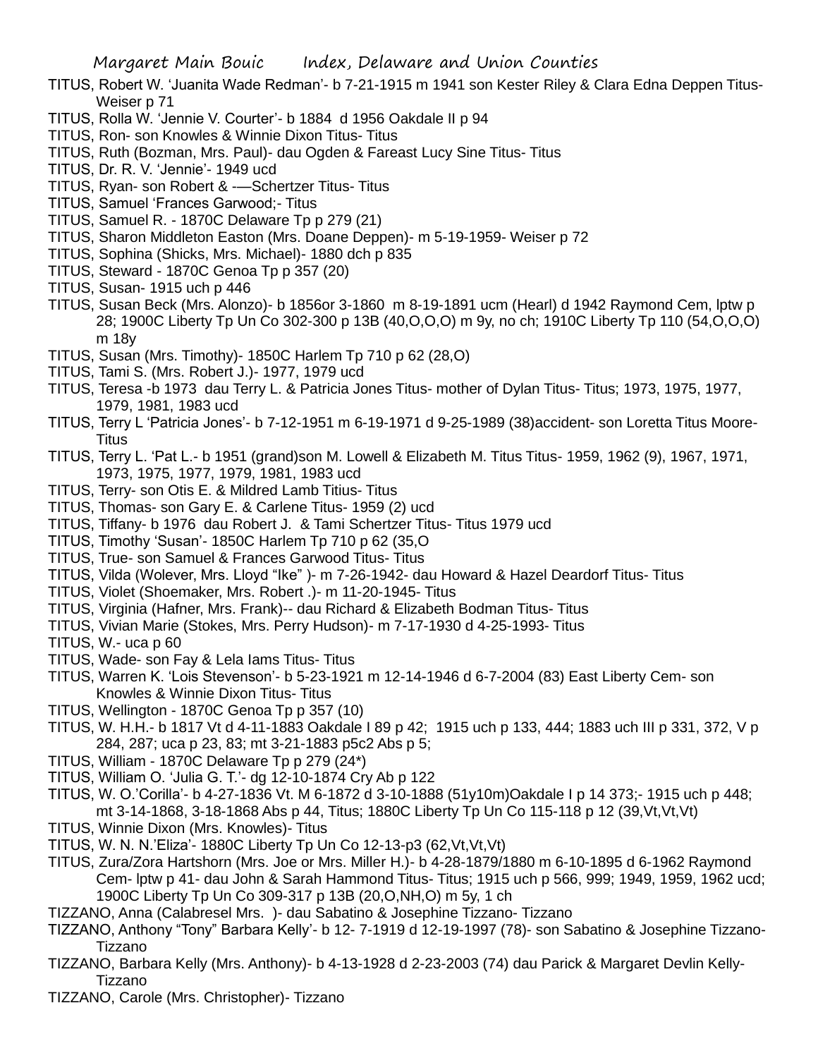TITUS, Robert W. 'Juanita Wade Redman'- b 7-21-1915 m 1941 son Kester Riley & Clara Edna Deppen Titus- Weiser p 71

TITUS, Rolla W. 'Jennie V. Courter'- b 1884 d 1956 Oakdale II p 94

TITUS, Ron- son Knowles & Winnie Dixon Titus- Titus

TITUS, Ruth (Bozman, Mrs. Paul)- dau Ogden & Fareast Lucy Sine Titus- Titus

TITUS, Dr. R. V. 'Jennie'- 1949 ucd

TITUS, Ryan- son Robert & -—Schertzer Titus- Titus

TITUS, Samuel 'Frances Garwood;- Titus

TITUS, Samuel R. - 1870C Delaware Tp p 279 (21)

TITUS, Sharon Middleton Easton (Mrs. Doane Deppen)- m 5-19-1959- Weiser p 72

TITUS, Sophina (Shicks, Mrs. Michael)- 1880 dch p 835

TITUS, Steward - 1870C Genoa Tp p 357 (20)

TITUS, Susan- 1915 uch p 446

TITUS, Susan Beck (Mrs. Alonzo)- b 1856or 3-1860 m 8-19-1891 ucm (Hearl) d 1942 Raymond Cem, lptw p 28; 1900C Liberty Tp Un Co 302-300 p 13B (40,O,O,O) m 9y, no ch; 1910C Liberty Tp 110 (54,O,O,O) m 18y

TITUS, Susan (Mrs. Timothy)- 1850C Harlem Tp 710 p 62 (28,O)

TITUS, Tami S. (Mrs. Robert J.)- 1977, 1979 ucd

TITUS, Teresa -b 1973 dau Terry L. & Patricia Jones Titus- mother of Dylan Titus- Titus; 1973, 1975, 1977, 1979, 1981, 1983 ucd

TITUS, Terry L 'Patricia Jones'- b 7-12-1951 m 6-19-1971 d 9-25-1989 (38)accident- son Loretta Titus Moore- Titus

TITUS, Terry L. 'Pat L.- b 1951 (grand)son M. Lowell & Elizabeth M. Titus Titus- 1959, 1962 (9), 1967, 1971, 1973, 1975, 1977, 1979, 1981, 1983 ucd

TITUS, Terry- son Otis E. & Mildred Lamb Titius- Titus

TITUS, Thomas- son Gary E. & Carlene Titus- 1959 (2) ucd

TITUS, Tiffany- b 1976 dau Robert J. & Tami Schertzer Titus- Titus 1979 ucd

TITUS, Timothy 'Susan'- 1850C Harlem Tp 710 p 62 (35,O

TITUS, True- son Samuel & Frances Garwood Titus- Titus

TITUS, Vilda (Wolever, Mrs. Lloyd "Ike" )- m 7-26-1942- dau Howard & Hazel Deardorf Titus- Titus

TITUS, Violet (Shoemaker, Mrs. Robert .)- m 11-20-1945- Titus

TITUS, Virginia (Hafner, Mrs. Frank)-- dau Richard & Elizabeth Bodman Titus- Titus

TITUS, Vivian Marie (Stokes, Mrs. Perry Hudson)- m 7-17-1930 d 4-25-1993- Titus

TITUS, W.- uca p 60

TITUS, Wade- son Fay & Lela Iams Titus- Titus

TITUS, Warren K. 'Lois Stevenson'- b 5-23-1921 m 12-14-1946 d 6-7-2004 (83) East Liberty Cem- son Knowles & Winnie Dixon Titus- Titus

TITUS, Wellington - 1870C Genoa Tp p 357 (10)

TITUS, W. H.H.- b 1817 Vt d 4-11-1883 Oakdale I 89 p 42; 1915 uch p 133, 444; 1883 uch III p 331, 372, V p 284, 287; uca p 23, 83; mt 3-21-1883 p5c2 Abs p 5;

TITUS, William - 1870C Delaware Tp p 279 (24*)

TITUS, William O. 'Julia G. T.'- dg 12-10-1874 Cry Ab p 122

TITUS, W. O.'Corilla'- b 4-27-1836 Vt. M 6-1872 d 3-10-1888 (51y10m)Oakdale I p 14 373;- 1915 uch p 448; mt 3-14-1868, 3-18-1868 Abs p 44, Titus; 1880C Liberty Tp Un Co 115-118 p 12 (39,Vt,Vt,Vt)

TITUS, Winnie Dixon (Mrs. Knowles)- Titus

TITUS, W. N. N.'Eliza'- 1880C Liberty Tp Un Co 12-13-p3 (62,Vt,Vt,Vt)

TITUS, Zura/Zora Hartshorn (Mrs. Joe or Mrs. Miller H.)- b 4-28-1879/1880 m 6-10-1895 d 6-1962 Raymond Cem- lptw p 41- dau John & Sarah Hammond Titus- Titus; 1915 uch p 566, 999; 1949, 1959, 1962 ucd; 1900C Liberty Tp Un Co 309-317 p 13B (20,O,NH,O) m 5y, 1 ch

TIZZANO, Anna (Calabresel Mrs. )- dau Sabatino & Josephine Tizzano- Tizzano

TIZZANO, Anthony "Tony" Barbara Kelly'- b 12- 7-1919 d 12-19-1997 (78)- son Sabatino & Josephine Tizzano- Tizzano

TIZZANO, Barbara Kelly (Mrs. Anthony)- b 4-13-1928 d 2-23-2003 (74) dau Parick & Margaret Devlin Kelly- Tizzano

TIZZANO, Carole (Mrs. Christopher)- Tizzano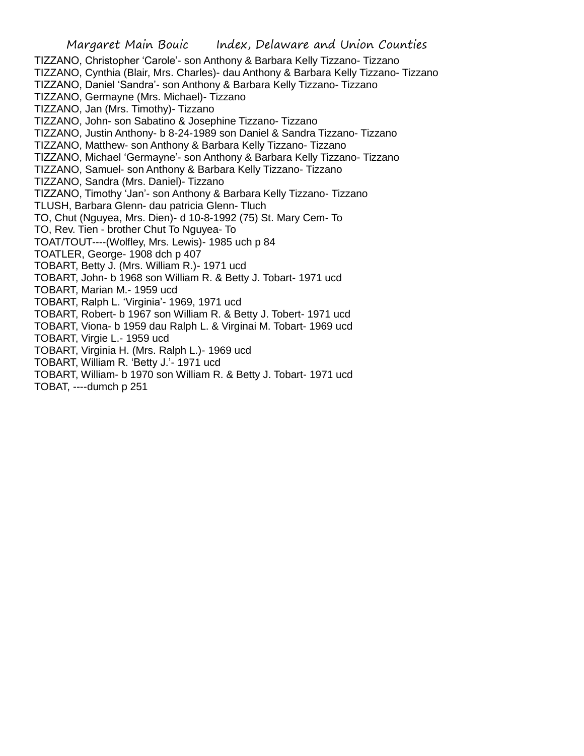TIZZANO, Christopher 'Carole'- son Anthony & Barbara Kelly Tizzano- Tizzano
TIZZANO, Cynthia (Blair, Mrs. Charles)- dau Anthony & Barbara Kelly Tizzano- Tizzano
TIZZANO, Daniel 'Sandra'- son Anthony & Barbara Kelly Tizzano- Tizzano
TIZZANO, Germayne (Mrs. Michael)- Tizzano
TIZZANO, Jan (Mrs. Timothy)- Tizzano
TIZZANO, John- son Sabatino & Josephine Tizzano- Tizzano
TIZZANO, Justin Anthony- b 8-24-1989 son Daniel & Sandra Tizzano- Tizzano
TIZZANO, Matthew- son Anthony & Barbara Kelly Tizzano- Tizzano
TIZZANO, Michael 'Germayne'- son Anthony & Barbara Kelly Tizzano- Tizzano
TIZZANO, Samuel- son Anthony & Barbara Kelly Tizzano- Tizzano
TIZZANO, Sandra (Mrs. Daniel)- Tizzano
TIZZANO, Timothy 'Jan'- son Anthony & Barbara Kelly Tizzano- Tizzano
TLUSH, Barbara Glenn- dau patricia Glenn- Tluch
TO, Chut (Nguyea, Mrs. Dien)- d 10-8-1992 (75) St. Mary Cem- To
TO, Rev. Tien - brother Chut To Nguyea- To
TOAT/TOUT----(Wolfley, Mrs. Lewis)- 1985 uch p 84
TOATLER, George- 1908 dch p 407
TOBART, Betty J. (Mrs. William R.)- 1971 ucd
TOBART, John- b 1968 son William R. & Betty J. Tobart- 1971 ucd
TOBART, Marian M.- 1959 ucd
TOBART, Ralph L. 'Virginia'- 1969, 1971 ucd
TOBART, Robert- b 1967 son William R. & Betty J. Tobert- 1971 ucd
TOBART, Viona- b 1959 dau Ralph L. & Virginai M. Tobart- 1969 ucd
TOBART, Virgie L.- 1959 ucd
TOBART, Virginia H. (Mrs. Ralph L.)- 1969 ucd
TOBART, William R. 'Betty J.'- 1971 ucd
TOBART, William- b 1970 son William R. & Betty J. Tobart- 1971 ucd
TOBAT, ----dumch p 251